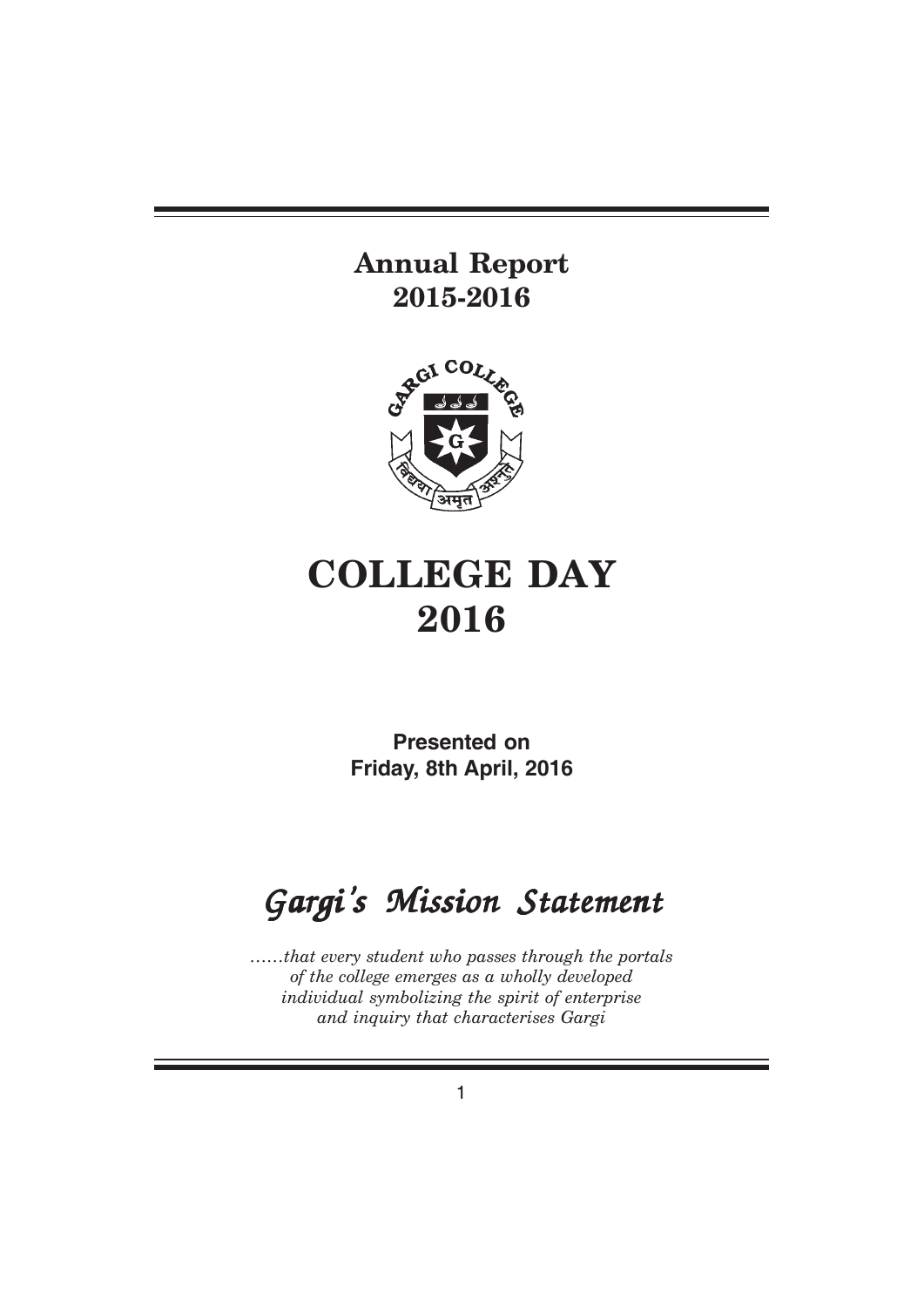# Annual Report 2015-2016

# COLLEGE DAY 2016

**Presented on**
**Friday, 8th April, 2016**

## *Gargi's Mission Statement*

*……that every student who passes through the portals of the college emerges as a wholly developed individual symbolizing the spirit of enterprise and inquiry that characterises Gargi*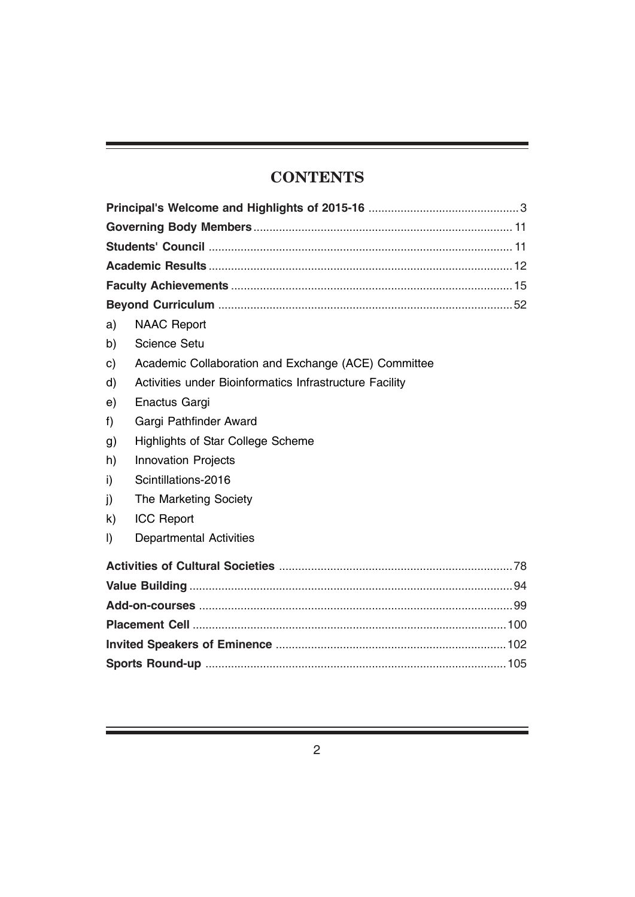# CONTENTS

**Principal's Welcome and Highlights of 2015-16** ........................................ 3

**Governing Body Members** ........................................ 11

**Students' Council** ........................................ 11

**Academic Results** ........................................ 12

**Faculty Achievements** ........................................ 15

**Beyond Curriculum** ........................................ 52

a) NAAC Report
b) Science Setu
c) Academic Collaboration and Exchange (ACE) Committee
d) Activities under Bioinformatics Infrastructure Facility
e) Enactus Gargi
f) Gargi Pathfinder Award
g) Highlights of Star College Scheme
h) Innovation Projects
i) Scintillations-2016
j) The Marketing Society
k) ICC Report
l) Departmental Activities

**Activities of Cultural Societies** ........................................ 78

**Value Building** ........................................ 94

**Add-on-courses** ........................................ 99

**Placement Cell** ........................................ 100

**Invited Speakers of Eminence** ........................................ 102

**Sports Round-up** ........................................ 105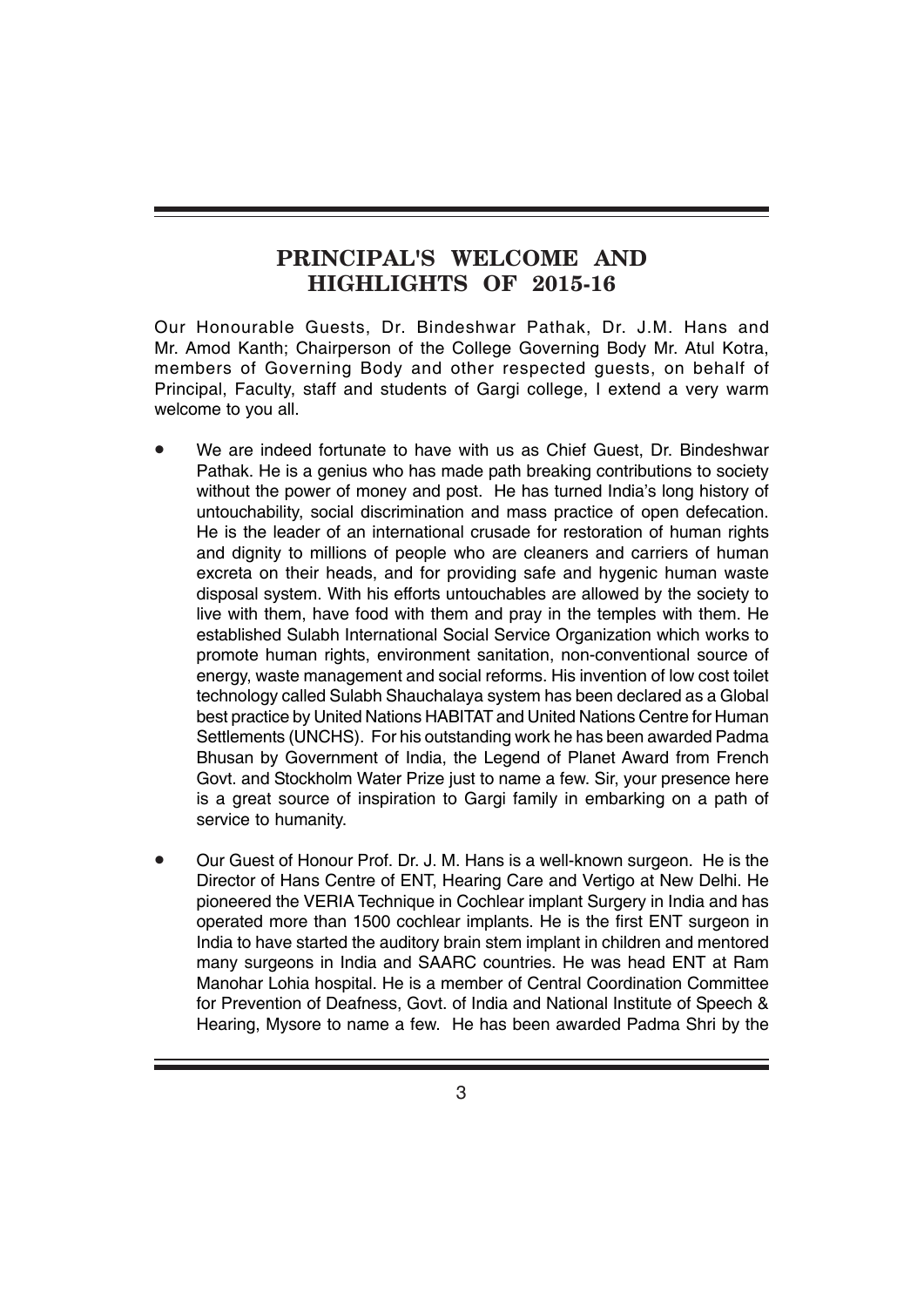# PRINCIPAL'S WELCOME AND HIGHLIGHTS OF 2015-16

Our Honourable Guests, Dr. Bindeshwar Pathak, Dr. J.M. Hans and Mr. Amod Kanth; Chairperson of the College Governing Body Mr. Atul Kotra, members of Governing Body and other respected guests, on behalf of Principal, Faculty, staff and students of Gargi college, I extend a very warm welcome to you all.

- We are indeed fortunate to have with us as Chief Guest, Dr. Bindeshwar Pathak. He is a genius who has made path breaking contributions to society without the power of money and post. He has turned India's long history of untouchability, social discrimination and mass practice of open defecation. He is the leader of an international crusade for restoration of human rights and dignity to millions of people who are cleaners and carriers of human excreta on their heads, and for providing safe and hygenic human waste disposal system. With his efforts untouchables are allowed by the society to live with them, have food with them and pray in the temples with them. He established Sulabh International Social Service Organization which works to promote human rights, environment sanitation, non-conventional source of energy, waste management and social reforms. His invention of low cost toilet technology called Sulabh Shauchalaya system has been declared as a Global best practice by United Nations HABITAT and United Nations Centre for Human Settlements (UNCHS). For his outstanding work he has been awarded Padma Bhusan by Government of India, the Legend of Planet Award from French Govt. and Stockholm Water Prize just to name a few. Sir, your presence here is a great source of inspiration to Gargi family in embarking on a path of service to humanity.

- Our Guest of Honour Prof. Dr. J. M. Hans is a well-known surgeon. He is the Director of Hans Centre of ENT, Hearing Care and Vertigo at New Delhi. He pioneered the VERIA Technique in Cochlear implant Surgery in India and has operated more than 1500 cochlear implants. He is the first ENT surgeon in India to have started the auditory brain stem implant in children and mentored many surgeons in India and SAARC countries. He was head ENT at Ram Manohar Lohia hospital. He is a member of Central Coordination Committee for Prevention of Deafness, Govt. of India and National Institute of Speech & Hearing, Mysore to name a few. He has been awarded Padma Shri by the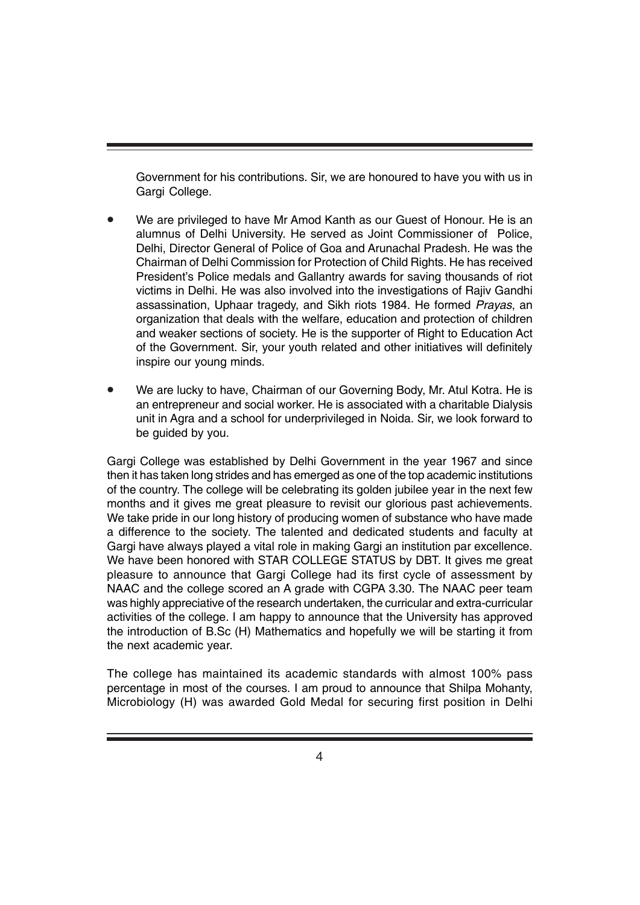Government for his contributions. Sir, we are honoured to have you with us in Gargi College.

- We are privileged to have Mr Amod Kanth as our Guest of Honour. He is an alumnus of Delhi University. He served as Joint Commissioner of Police, Delhi, Director General of Police of Goa and Arunachal Pradesh. He was the Chairman of Delhi Commission for Protection of Child Rights. He has received President's Police medals and Gallantry awards for saving thousands of riot victims in Delhi. He was also involved into the investigations of Rajiv Gandhi assassination, Uphaar tragedy, and Sikh riots 1984. He formed *Prayas*, an organization that deals with the welfare, education and protection of children and weaker sections of society. He is the supporter of Right to Education Act of the Government. Sir, your youth related and other initiatives will definitely inspire our young minds.

- We are lucky to have, Chairman of our Governing Body, Mr. Atul Kotra. He is an entrepreneur and social worker. He is associated with a charitable Dialysis unit in Agra and a school for underprivileged in Noida. Sir, we look forward to be guided by you.

Gargi College was established by Delhi Government in the year 1967 and since then it has taken long strides and has emerged as one of the top academic institutions of the country. The college will be celebrating its golden jubilee year in the next few months and it gives me great pleasure to revisit our glorious past achievements. We take pride in our long history of producing women of substance who have made a difference to the society. The talented and dedicated students and faculty at Gargi have always played a vital role in making Gargi an institution par excellence. We have been honored with STAR COLLEGE STATUS by DBT. It gives me great pleasure to announce that Gargi College had its first cycle of assessment by NAAC and the college scored an A grade with CGPA 3.30. The NAAC peer team was highly appreciative of the research undertaken, the curricular and extra-curricular activities of the college. I am happy to announce that the University has approved the introduction of B.Sc (H) Mathematics and hopefully we will be starting it from the next academic year.

The college has maintained its academic standards with almost 100% pass percentage in most of the courses. I am proud to announce that Shilpa Mohanty, Microbiology (H) was awarded Gold Medal for securing first position in Delhi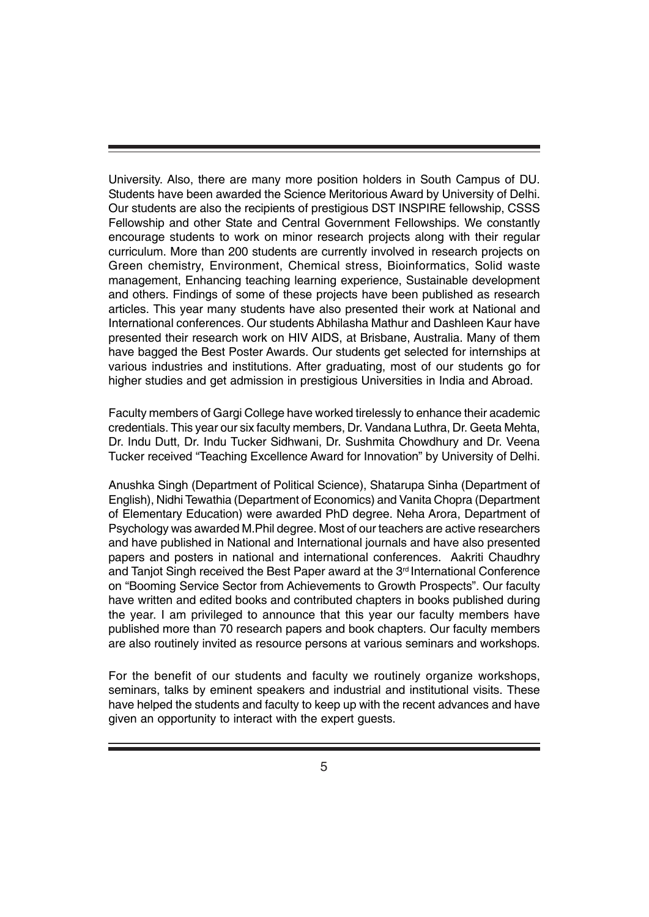University. Also, there are many more position holders in South Campus of DU. Students have been awarded the Science Meritorious Award by University of Delhi. Our students are also the recipients of prestigious DST INSPIRE fellowship, CSSS Fellowship and other State and Central Government Fellowships. We constantly encourage students to work on minor research projects along with their regular curriculum. More than 200 students are currently involved in research projects on Green chemistry, Environment, Chemical stress, Bioinformatics, Solid waste management, Enhancing teaching learning experience, Sustainable development and others. Findings of some of these projects have been published as research articles. This year many students have also presented their work at National and International conferences. Our students Abhilasha Mathur and Dashleen Kaur have presented their research work on HIV AIDS, at Brisbane, Australia. Many of them have bagged the Best Poster Awards. Our students get selected for internships at various industries and institutions. After graduating, most of our students go for higher studies and get admission in prestigious Universities in India and Abroad.

Faculty members of Gargi College have worked tirelessly to enhance their academic credentials. This year our six faculty members, Dr. Vandana Luthra, Dr. Geeta Mehta, Dr. Indu Dutt, Dr. Indu Tucker Sidhwani, Dr. Sushmita Chowdhury and Dr. Veena Tucker received "Teaching Excellence Award for Innovation" by University of Delhi.

Anushka Singh (Department of Political Science), Shatarupa Sinha (Department of English), Nidhi Tewathia (Department of Economics) and Vanita Chopra (Department of Elementary Education) were awarded PhD degree. Neha Arora, Department of Psychology was awarded M.Phil degree. Most of our teachers are active researchers and have published in National and International journals and have also presented papers and posters in national and international conferences. Aakriti Chaudhry and Tanjot Singh received the Best Paper award at the 3rd International Conference on "Booming Service Sector from Achievements to Growth Prospects". Our faculty have written and edited books and contributed chapters in books published during the year. I am privileged to announce that this year our faculty members have published more than 70 research papers and book chapters. Our faculty members are also routinely invited as resource persons at various seminars and workshops.

For the benefit of our students and faculty we routinely organize workshops, seminars, talks by eminent speakers and industrial and institutional visits. These have helped the students and faculty to keep up with the recent advances and have given an opportunity to interact with the expert guests.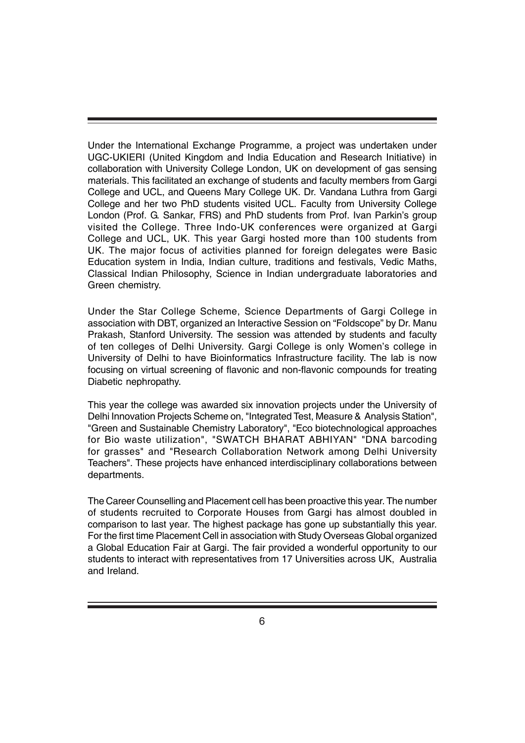Under the International Exchange Programme, a project was undertaken under UGC-UKIERI (United Kingdom and India Education and Research Initiative) in collaboration with University College London, UK on development of gas sensing materials. This facilitated an exchange of students and faculty members from Gargi College and UCL, and Queens Mary College UK. Dr. Vandana Luthra from Gargi College and her two PhD students visited UCL. Faculty from University College London (Prof. G. Sankar, FRS) and PhD students from Prof. Ivan Parkin's group visited the College. Three Indo-UK conferences were organized at Gargi College and UCL, UK. This year Gargi hosted more than 100 students from UK. The major focus of activities planned for foreign delegates were Basic Education system in India, Indian culture, traditions and festivals, Vedic Maths, Classical Indian Philosophy, Science in Indian undergraduate laboratories and Green chemistry.

Under the Star College Scheme, Science Departments of Gargi College in association with DBT, organized an Interactive Session on "Foldscope" by Dr. Manu Prakash, Stanford University. The session was attended by students and faculty of ten colleges of Delhi University. Gargi College is only Women's college in University of Delhi to have Bioinformatics Infrastructure facility. The lab is now focusing on virtual screening of flavonic and non-flavonic compounds for treating Diabetic nephropathy.

This year the college was awarded six innovation projects under the University of Delhi Innovation Projects Scheme on, "Integrated Test, Measure & Analysis Station", "Green and Sustainable Chemistry Laboratory", "Eco biotechnological approaches for Bio waste utilization", "SWATCH BHARAT ABHIYAN" "DNA barcoding for grasses" and "Research Collaboration Network among Delhi University Teachers". These projects have enhanced interdisciplinary collaborations between departments.

The Career Counselling and Placement cell has been proactive this year. The number of students recruited to Corporate Houses from Gargi has almost doubled in comparison to last year. The highest package has gone up substantially this year. For the first time Placement Cell in association with Study Overseas Global organized a Global Education Fair at Gargi. The fair provided a wonderful opportunity to our students to interact with representatives from 17 Universities across UK, Australia and Ireland.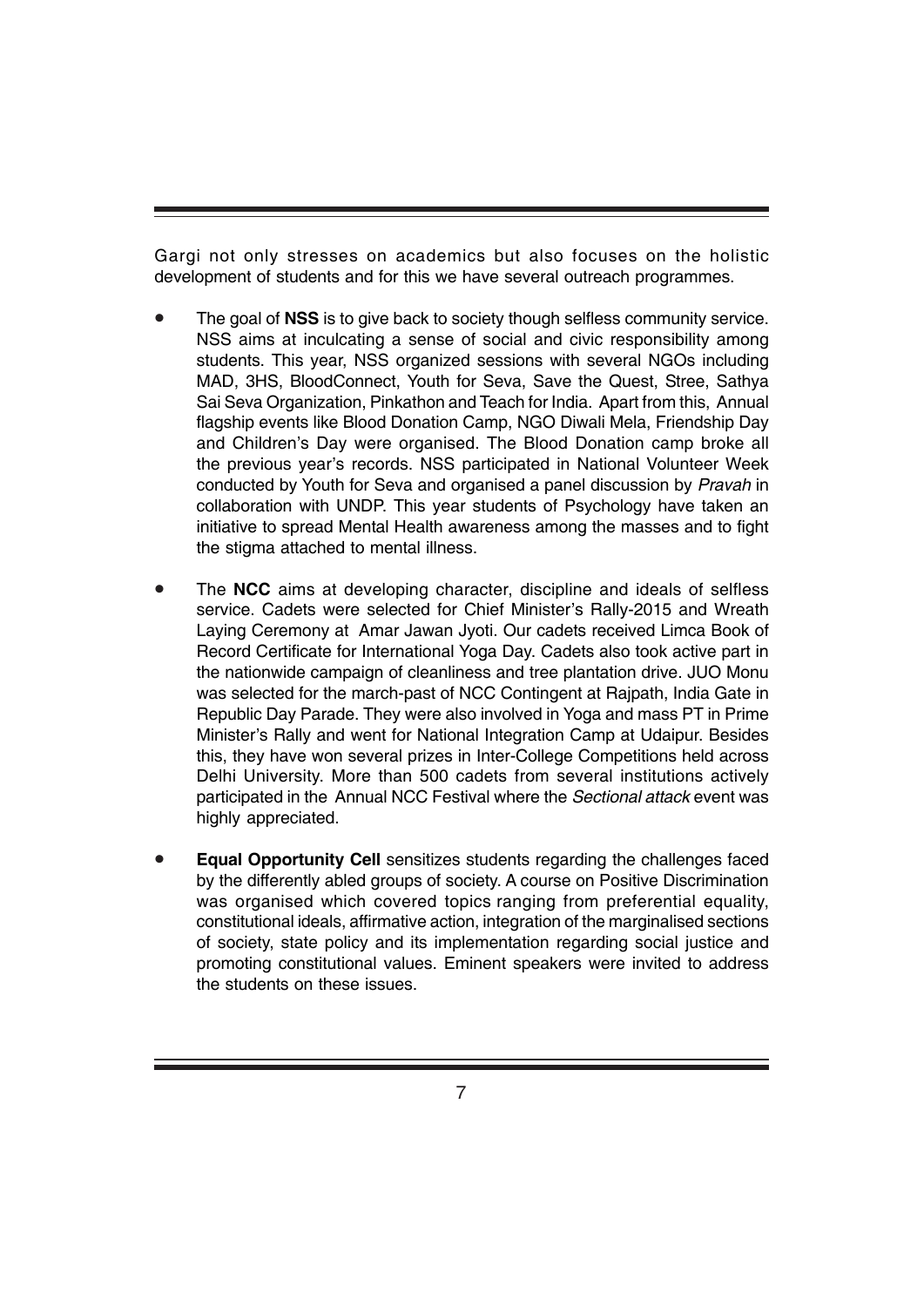Gargi not only stresses on academics but also focuses on the holistic development of students and for this we have several outreach programmes.

- The goal of **NSS** is to give back to society though selfless community service. NSS aims at inculcating a sense of social and civic responsibility among students. This year, NSS organized sessions with several NGOs including MAD, 3HS, BloodConnect, Youth for Seva, Save the Quest, Stree, Sathya Sai Seva Organization, Pinkathon and Teach for India. Apart from this, Annual flagship events like Blood Donation Camp, NGO Diwali Mela, Friendship Day and Children's Day were organised. The Blood Donation camp broke all the previous year's records. NSS participated in National Volunteer Week conducted by Youth for Seva and organised a panel discussion by *Pravah* in collaboration with UNDP. This year students of Psychology have taken an initiative to spread Mental Health awareness among the masses and to fight the stigma attached to mental illness.

- The **NCC** aims at developing character, discipline and ideals of selfless service. Cadets were selected for Chief Minister's Rally-2015 and Wreath Laying Ceremony at Amar Jawan Jyoti. Our cadets received Limca Book of Record Certificate for International Yoga Day. Cadets also took active part in the nationwide campaign of cleanliness and tree plantation drive. JUO Monu was selected for the march-past of NCC Contingent at Rajpath, India Gate in Republic Day Parade. They were also involved in Yoga and mass PT in Prime Minister's Rally and went for National Integration Camp at Udaipur. Besides this, they have won several prizes in Inter-College Competitions held across Delhi University. More than 500 cadets from several institutions actively participated in the Annual NCC Festival where the *Sectional attack* event was highly appreciated.

- **Equal Opportunity Cell** sensitizes students regarding the challenges faced by the differently abled groups of society. A course on Positive Discrimination was organised which covered topics ranging from preferential equality, constitutional ideals, affirmative action, integration of the marginalised sections of society, state policy and its implementation regarding social justice and promoting constitutional values. Eminent speakers were invited to address the students on these issues.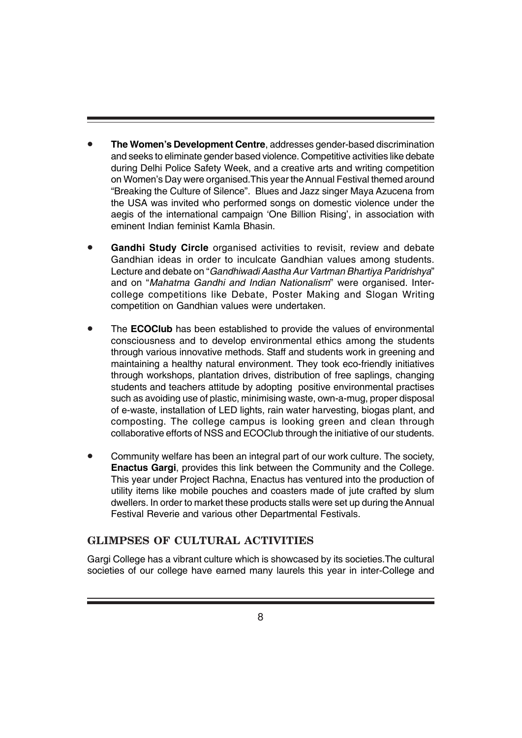- **The Women's Development Centre**, addresses gender-based discrimination and seeks to eliminate gender based violence. Competitive activities like debate during Delhi Police Safety Week, and a creative arts and writing competition on Women's Day were organised.This year the Annual Festival themed around "Breaking the Culture of Silence". Blues and Jazz singer Maya Azucena from the USA was invited who performed songs on domestic violence under the aegis of the international campaign 'One Billion Rising', in association with eminent Indian feminist Kamla Bhasin.

- **Gandhi Study Circle** organised activities to revisit, review and debate Gandhian ideas in order to inculcate Gandhian values among students. Lecture and debate on "*Gandhiwadi Aastha Aur Vartman Bhartiya Paridrishya*" and on "*Mahatma Gandhi and Indian Nationalism*" were organised. Inter-college competitions like Debate, Poster Making and Slogan Writing competition on Gandhian values were undertaken.

- The **ECOClub** has been established to provide the values of environmental consciousness and to develop environmental ethics among the students through various innovative methods. Staff and students work in greening and maintaining a healthy natural environment. They took eco-friendly initiatives through workshops, plantation drives, distribution of free saplings, changing students and teachers attitude by adopting positive environmental practises such as avoiding use of plastic, minimising waste, own-a-mug, proper disposal of e-waste, installation of LED lights, rain water harvesting, biogas plant, and composting. The college campus is looking green and clean through collaborative efforts of NSS and ECOClub through the initiative of our students.

- Community welfare has been an integral part of our work culture. The society, **Enactus Gargi**, provides this link between the Community and the College. This year under Project Rachna, Enactus has ventured into the production of utility items like mobile pouches and coasters made of jute crafted by slum dwellers. In order to market these products stalls were set up during the Annual Festival Reverie and various other Departmental Festivals.

## GLIMPSES OF CULTURAL ACTIVITIES

Gargi College has a vibrant culture which is showcased by its societies.The cultural societies of our college have earned many laurels this year in inter-College and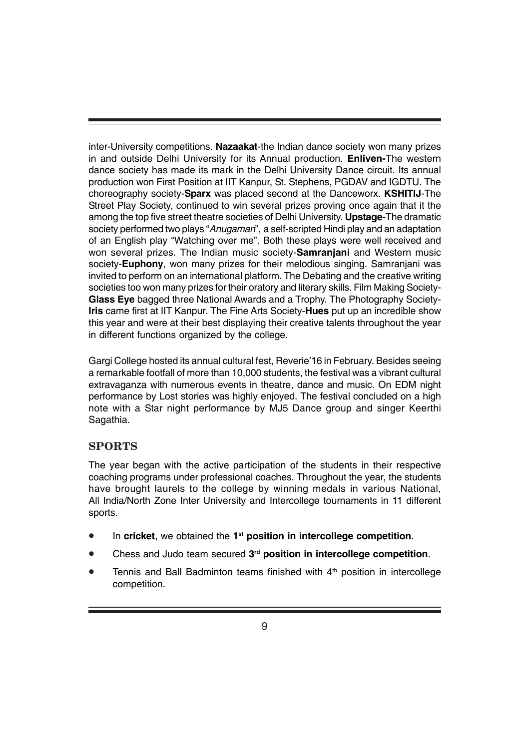inter-University competitions. **Nazaakat**-the Indian dance society won many prizes in and outside Delhi University for its Annual production. **Enliven-**The western dance society has made its mark in the Delhi University Dance circuit. Its annual production won First Position at IIT Kanpur, St. Stephens, PGDAV and IGDTU. The choreography society-**Sparx** was placed second at the Danceworx. **KSHITIJ**-The Street Play Society, continued to win several prizes proving once again that it the among the top five street theatre societies of Delhi University. **Upstage-**The dramatic society performed two plays "*Anugaman*", a self-scripted Hindi play and an adaptation of an English play "Watching over me". Both these plays were well received and won several prizes. The Indian music society-**Samranjani** and Western music society-**Euphony**, won many prizes for their melodious singing. Samranjani was invited to perform on an international platform. The Debating and the creative writing societies too won many prizes for their oratory and literary skills. Film Making Society-**Glass Eye** bagged three National Awards and a Trophy. The Photography Society-**Iris** came first at IIT Kanpur. The Fine Arts Society-**Hues** put up an incredible show this year and were at their best displaying their creative talents throughout the year in different functions organized by the college.

Gargi College hosted its annual cultural fest, Reverie'16 in February. Besides seeing a remarkable footfall of more than 10,000 students, the festival was a vibrant cultural extravaganza with numerous events in theatre, dance and music. On EDM night performance by Lost stories was highly enjoyed. The festival concluded on a high note with a Star night performance by MJ5 Dance group and singer Keerthi Sagathia.

## SPORTS

The year began with the active participation of the students in their respective coaching programs under professional coaches. Throughout the year, the students have brought laurels to the college by winning medals in various National, All India/North Zone Inter University and Intercollege tournaments in 11 different sports.

- In **cricket**, we obtained the **1st position in intercollege competition**.
- Chess and Judo team secured **3rd position in intercollege competition**.
- Tennis and Ball Badminton teams finished with 4th position in intercollege competition.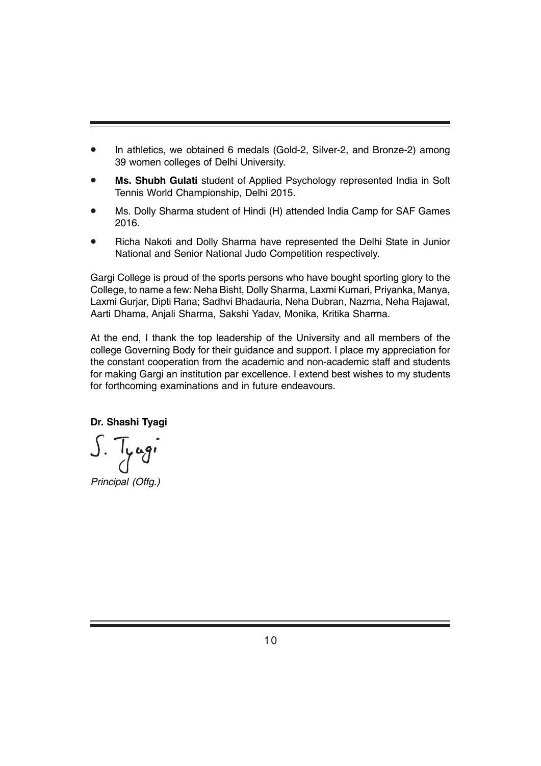- In athletics, we obtained 6 medals (Gold-2, Silver-2, and Bronze-2) among 39 women colleges of Delhi University.
- **Ms. Shubh Gulati** student of Applied Psychology represented India in Soft Tennis World Championship, Delhi 2015.
- Ms. Dolly Sharma student of Hindi (H) attended India Camp for SAF Games 2016.
- Richa Nakoti and Dolly Sharma have represented the Delhi State in Junior National and Senior National Judo Competition respectively.

Gargi College is proud of the sports persons who have bought sporting glory to the College, to name a few: Neha Bisht, Dolly Sharma, Laxmi Kumari, Priyanka, Manya, Laxmi Gurjar, Dipti Rana; Sadhvi Bhadauria, Neha Dubran, Nazma, Neha Rajawat, Aarti Dhama, Anjali Sharma, Sakshi Yadav, Monika, Kritika Sharma.

At the end, I thank the top leadership of the University and all members of the college Governing Body for their guidance and support. I place my appreciation for the constant cooperation from the academic and non-academic staff and students for making Gargi an institution par excellence. I extend best wishes to my students for forthcoming examinations and in future endeavours.

**Dr. Shashi Tyagi**

S. Tyagi

*Principal (Offg.)*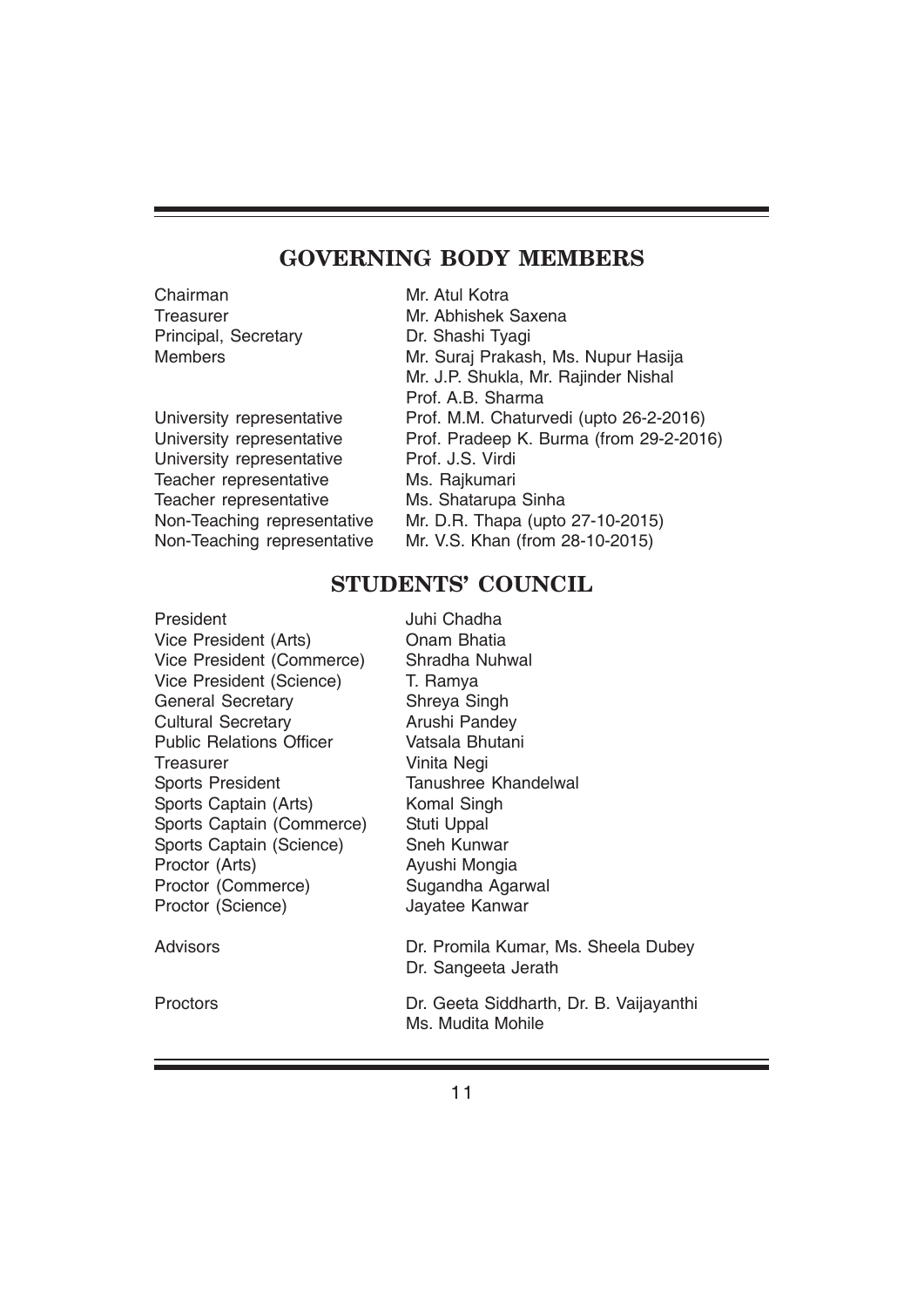## GOVERNING BODY MEMBERS

| | |
|---|---|
| Chairman | Mr. Atul Kotra |
| Treasurer | Mr. Abhishek Saxena |
| Principal, Secretary | Dr. Shashi Tyagi |
| Members | Mr. Suraj Prakash, Ms. Nupur Hasija<br>Mr. J.P. Shukla, Mr. Rajinder Nishal<br>Prof. A.B. Sharma |
| University representative | Prof. M.M. Chaturvedi (upto 26-2-2016) |
| University representative | Prof. Pradeep K. Burma (from 29-2-2016) |
| University representative | Prof. J.S. Virdi |
| Teacher representative | Ms. Rajkumari |
| Teacher representative | Ms. Shatarupa Sinha |
| Non-Teaching representative | Mr. D.R. Thapa (upto 27-10-2015) |
| Non-Teaching representative | Mr. V.S. Khan (from 28-10-2015) |

## STUDENTS' COUNCIL

| | |
|---|---|
| President | Juhi Chadha |
| Vice President (Arts) | Onam Bhatia |
| Vice President (Commerce) | Shradha Nuhwal |
| Vice President (Science) | T. Ramya |
| General Secretary | Shreya Singh |
| Cultural Secretary | Arushi Pandey |
| Public Relations Officer | Vatsala Bhutani |
| Treasurer | Vinita Negi |
| Sports President | Tanushree Khandelwal |
| Sports Captain (Arts) | Komal Singh |
| Sports Captain (Commerce) | Stuti Uppal |
| Sports Captain (Science) | Sneh Kunwar |
| Proctor (Arts) | Ayushi Mongia |
| Proctor (Commerce) | Sugandha Agarwal |
| Proctor (Science) | Jayatee Kanwar |
| Advisors | Dr. Promila Kumar, Ms. Sheela Dubey<br>Dr. Sangeeta Jerath |
| Proctors | Dr. Geeta Siddharth, Dr. B. Vaijayanthi<br>Ms. Mudita Mohile |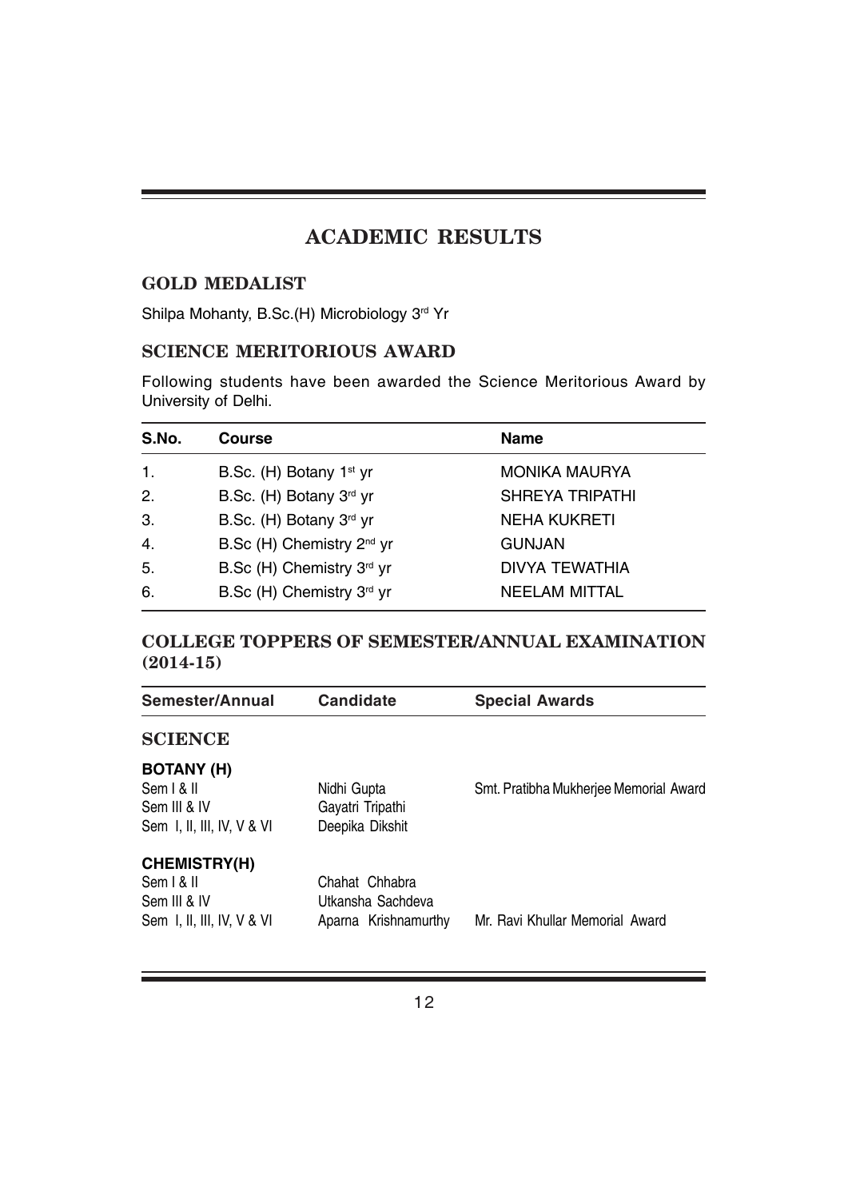# ACADEMIC RESULTS

## GOLD MEDALIST

Shilpa Mohanty, B.Sc.(H) Microbiology 3rd Yr

## SCIENCE MERITORIOUS AWARD

Following students have been awarded the Science Meritorious Award by University of Delhi.

| S.No. | Course | Name |
|---|---|---|
| 1. | B.Sc. (H) Botany 1st yr | MONIKA MAURYA |
| 2. | B.Sc. (H) Botany 3rd yr | SHREYA TRIPATHI |
| 3. | B.Sc. (H) Botany 3rd yr | NEHA KUKRETI |
| 4. | B.Sc (H) Chemistry 2nd yr | GUNJAN |
| 5. | B.Sc (H) Chemistry 3rd yr | DIVYA TEWATHIA |
| 6. | B.Sc (H) Chemistry 3rd yr | NEELAM MITTAL |

## COLLEGE TOPPERS OF SEMESTER/ANNUAL EXAMINATION (2014-15)

| Semester/Annual | Candidate | Special Awards |
|---|---|---|
| **SCIENCE** | | |
| **BOTANY (H)** | | |
| Sem I & II | Nidhi Gupta | Smt. Pratibha Mukherjee Memorial Award |
| Sem III & IV | Gayatri Tripathi | |
| Sem I, II, III, IV, V & VI | Deepika Dikshit | |
| **CHEMISTRY(H)** | | |
| Sem I & II | Chahat Chhabra | |
| Sem III & IV | Utkansha Sachdeva | |
| Sem I, II, III, IV, V & VI | Aparna Krishnamurthy | Mr. Ravi Khullar Memorial Award |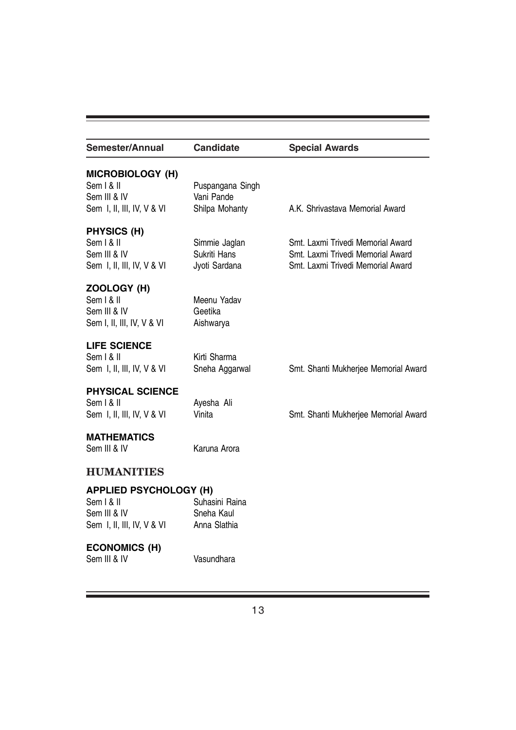| Semester/Annual | Candidate | Special Awards |
|---|---|---|
| **MICROBIOLOGY (H)** | | |
| Sem I & II | Puspangana Singh | |
| Sem III & IV | Vani Pande | |
| Sem I, II, III, IV, V & VI | Shilpa Mohanty | A.K. Shrivastava Memorial Award |
| **PHYSICS (H)** | | |
| Sem I & II | Simmie Jaglan | Smt. Laxmi Trivedi Memorial Award |
| Sem III & IV | Sukriti Hans | Smt. Laxmi Trivedi Memorial Award |
| Sem I, II, III, IV, V & VI | Jyoti Sardana | Smt. Laxmi Trivedi Memorial Award |
| **ZOOLOGY (H)** | | |
| Sem I & II | Meenu Yadav | |
| Sem III & IV | Geetika | |
| Sem I, II, III, IV, V & VI | Aishwarya | |
| **LIFE SCIENCE** | | |
| Sem I & II | Kirti Sharma | |
| Sem I, II, III, IV, V & VI | Sneha Aggarwal | Smt. Shanti Mukherjee Memorial Award |
| **PHYSICAL SCIENCE** | | |
| Sem I & II | Ayesha Ali | |
| Sem I, II, III, IV, V & VI | Vinita | Smt. Shanti Mukherjee Memorial Award |
| **MATHEMATICS** | | |
| Sem III & IV | Karuna Arora | |

## HUMANITIES

| Semester/Annual | Candidate | Special Awards |
|---|---|---|
| **APPLIED PSYCHOLOGY (H)** | | |
| Sem I & II | Suhasini Raina | |
| Sem III & IV | Sneha Kaul | |
| Sem I, II, III, IV, V & VI | Anna Slathia | |
| **ECONOMICS (H)** | | |
| Sem III & IV | Vasundhara | |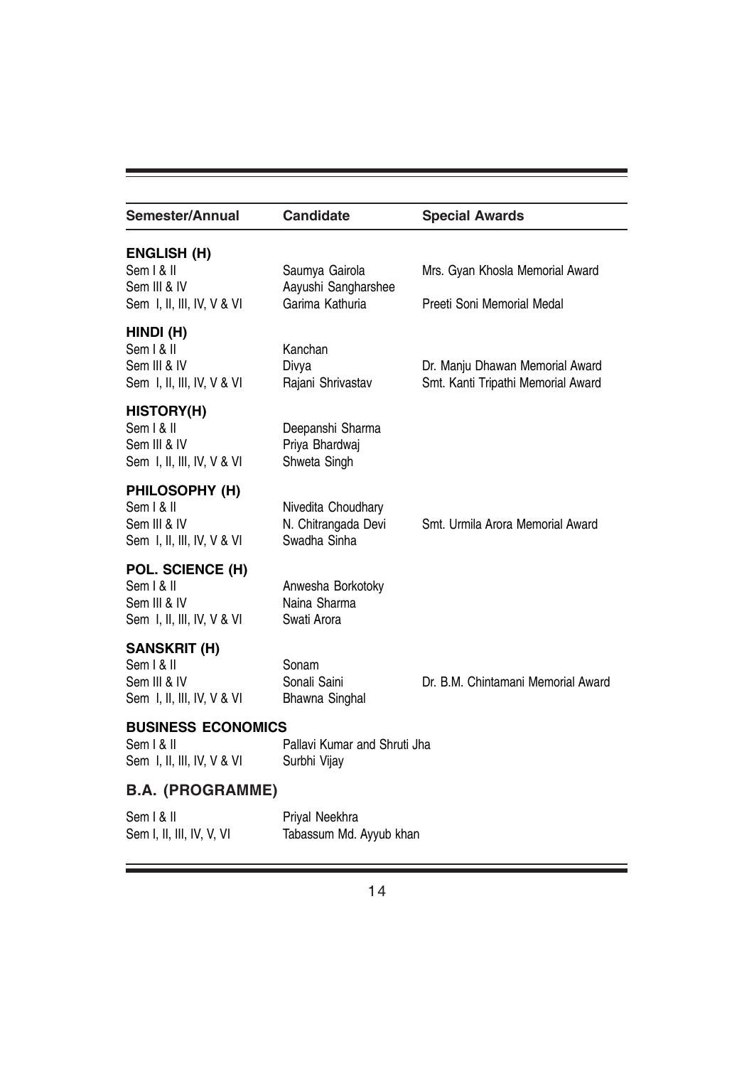| Semester/Annual | Candidate | Special Awards |
|---|---|---|
| **ENGLISH (H)** | | |
| Sem I & II | Saumya Gairola | Mrs. Gyan Khosla Memorial Award |
| Sem III & IV | Aayushi Sangharshee | |
| Sem I, II, III, IV, V & VI | Garima Kathuria | Preeti Soni Memorial Medal |
| **HINDI (H)** | | |
| Sem I & II | Kanchan | |
| Sem III & IV | Divya | Dr. Manju Dhawan Memorial Award |
| Sem I, II, III, IV, V & VI | Rajani Shrivastav | Smt. Kanti Tripathi Memorial Award |
| **HISTORY(H)** | | |
| Sem I & II | Deepanshi Sharma | |
| Sem III & IV | Priya Bhardwaj | |
| Sem I, II, III, IV, V & VI | Shweta Singh | |
| **PHILOSOPHY (H)** | | |
| Sem I & II | Nivedita Choudhary | |
| Sem III & IV | N. Chitrangada Devi | Smt. Urmila Arora Memorial Award |
| Sem I, II, III, IV, V & VI | Swadha Sinha | |
| **POL. SCIENCE (H)** | | |
| Sem I & II | Anwesha Borkotoky | |
| Sem III & IV | Naina Sharma | |
| Sem I, II, III, IV, V & VI | Swati Arora | |
| **SANSKRIT (H)** | | |
| Sem I & II | Sonam | |
| Sem III & IV | Sonali Saini | Dr. B.M. Chintamani Memorial Award |
| Sem I, II, III, IV, V & VI | Bhawna Singhal | |
| **BUSINESS ECONOMICS** | | |
| Sem I & II | Pallavi Kumar and Shruti Jha | |
| Sem I, II, III, IV, V & VI | Surbhi Vijay | |
| **B.A. (PROGRAMME)** | | |
| Sem I & II | Priyal Neekhra | |
| Sem I, II, III, IV, V, VI | Tabassum Md. Ayyub khan | |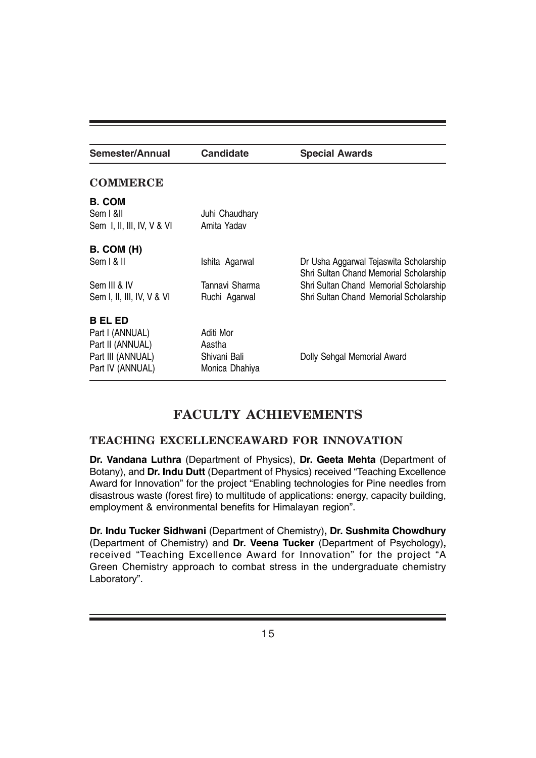| Semester/Annual | Candidate | Special Awards |
|---|---|---|
| **COMMERCE** | | |
| **B. COM** | | |
| Sem I &II | Juhi Chaudhary | |
| Sem I, II, III, IV, V & VI | Amita Yadav | |
| **B. COM (H)** | | |
| Sem I & II | Ishita Agarwal | Dr Usha Aggarwal Tejaswita Scholarship<br>Shri Sultan Chand Memorial Scholarship |
| Sem III & IV | Tannavi Sharma | Shri Sultan Chand Memorial Scholarship |
| Sem I, II, III, IV, V & VI | Ruchi Agarwal | Shri Sultan Chand Memorial Scholarship |
| **B EL ED** | | |
| Part I (ANNUAL) | Aditi Mor | |
| Part II (ANNUAL) | Aastha | |
| Part III (ANNUAL) | Shivani Bali | Dolly Sehgal Memorial Award |
| Part IV (ANNUAL) | Monica Dhahiya | |

# FACULTY ACHIEVEMENTS

## TEACHING EXCELLENCEAWARD FOR INNOVATION

**Dr. Vandana Luthra** (Department of Physics), **Dr. Geeta Mehta** (Department of Botany), and **Dr. Indu Dutt** (Department of Physics) received "Teaching Excellence Award for Innovation" for the project "Enabling technologies for Pine needles from disastrous waste (forest fire) to multitude of applications: energy, capacity building, employment & environmental benefits for Himalayan region".

**Dr. Indu Tucker Sidhwani** (Department of Chemistry)**, Dr. Sushmita Chowdhury** (Department of Chemistry) and **Dr. Veena Tucker** (Department of Psychology)**,** received "Teaching Excellence Award for Innovation" for the project "A Green Chemistry approach to combat stress in the undergraduate chemistry Laboratory".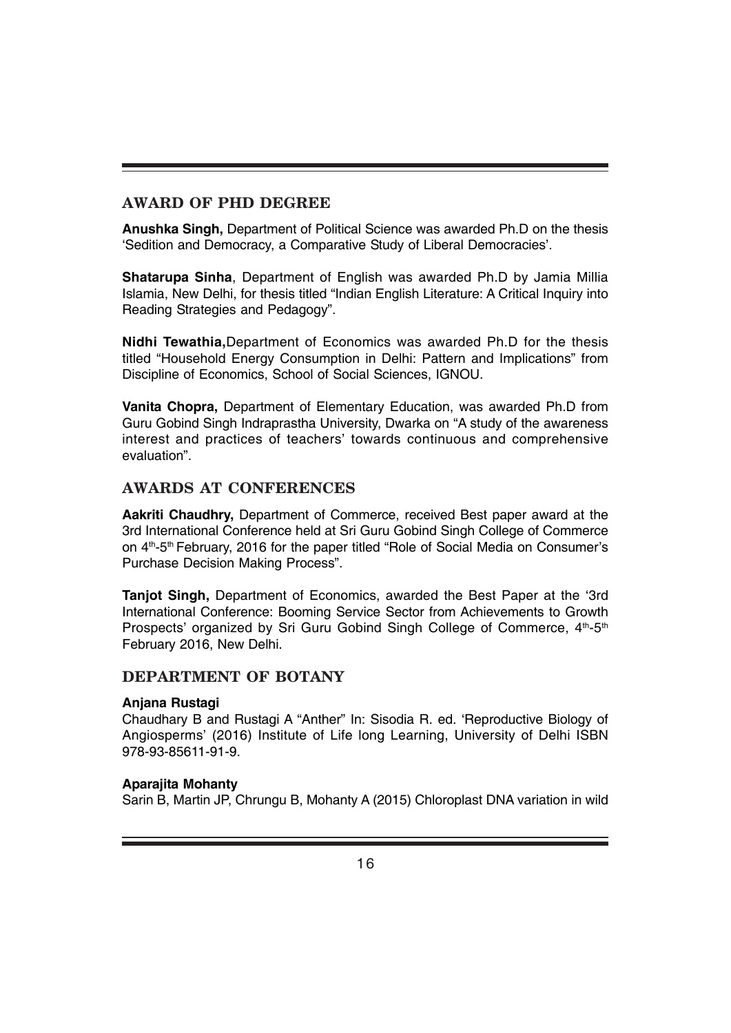## AWARD OF PHD DEGREE

**Anushka Singh,** Department of Political Science was awarded Ph.D on the thesis 'Sedition and Democracy, a Comparative Study of Liberal Democracies'.

**Shatarupa Sinha**, Department of English was awarded Ph.D by Jamia Millia Islamia, New Delhi, for thesis titled "Indian English Literature: A Critical Inquiry into Reading Strategies and Pedagogy".

**Nidhi Tewathia,**Department of Economics was awarded Ph.D for the thesis titled "Household Energy Consumption in Delhi: Pattern and Implications" from Discipline of Economics, School of Social Sciences, IGNOU.

**Vanita Chopra,** Department of Elementary Education, was awarded Ph.D from Guru Gobind Singh Indraprastha University, Dwarka on "A study of the awareness interest and practices of teachers' towards continuous and comprehensive evaluation".

## AWARDS AT CONFERENCES

**Aakriti Chaudhry,** Department of Commerce, received Best paper award at the 3rd International Conference held at Sri Guru Gobind Singh College of Commerce on 4th-5th February, 2016 for the paper titled "Role of Social Media on Consumer's Purchase Decision Making Process".

**Tanjot Singh,** Department of Economics, awarded the Best Paper at the '3rd International Conference: Booming Service Sector from Achievements to Growth Prospects' organized by Sri Guru Gobind Singh College of Commerce, 4th-5th February 2016, New Delhi.

## DEPARTMENT OF BOTANY

**Anjana Rustagi**

Chaudhary B and Rustagi A "Anther" In: Sisodia R. ed. 'Reproductive Biology of Angiosperms' (2016) Institute of Life long Learning, University of Delhi ISBN 978-93-85611-91-9.

**Aparajita Mohanty**

Sarin B, Martin JP, Chrungu B, Mohanty A (2015) Chloroplast DNA variation in wild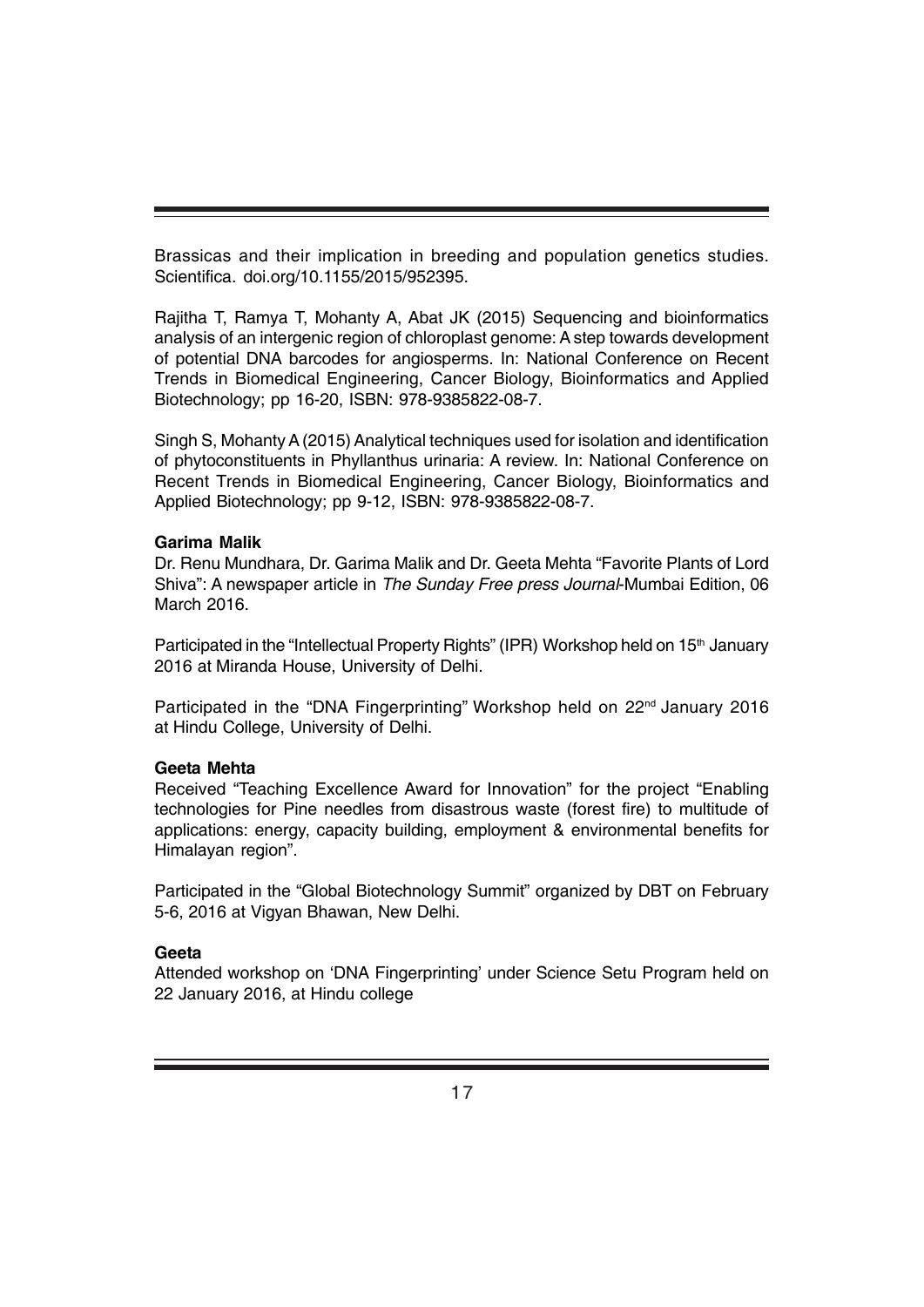Brassicas and their implication in breeding and population genetics studies. Scientifica. doi.org/10.1155/2015/952395.

Rajitha T, Ramya T, Mohanty A, Abat JK (2015) Sequencing and bioinformatics analysis of an intergenic region of chloroplast genome: A step towards development of potential DNA barcodes for angiosperms. In: National Conference on Recent Trends in Biomedical Engineering, Cancer Biology, Bioinformatics and Applied Biotechnology; pp 16-20, ISBN: 978-9385822-08-7.

Singh S, Mohanty A (2015) Analytical techniques used for isolation and identification of phytoconstituents in Phyllanthus urinaria: A review. In: National Conference on Recent Trends in Biomedical Engineering, Cancer Biology, Bioinformatics and Applied Biotechnology; pp 9-12, ISBN: 978-9385822-08-7.

**Garima Malik**

Dr. Renu Mundhara, Dr. Garima Malik and Dr. Geeta Mehta "Favorite Plants of Lord Shiva": A newspaper article in *The Sunday Free press Journal*-Mumbai Edition, 06 March 2016.

Participated in the "Intellectual Property Rights" (IPR) Workshop held on 15th January 2016 at Miranda House, University of Delhi.

Participated in the "DNA Fingerprinting" Workshop held on 22nd January 2016 at Hindu College, University of Delhi.

**Geeta Mehta**

Received "Teaching Excellence Award for Innovation" for the project "Enabling technologies for Pine needles from disastrous waste (forest fire) to multitude of applications: energy, capacity building, employment & environmental benefits for Himalayan region".

Participated in the "Global Biotechnology Summit" organized by DBT on February 5-6, 2016 at Vigyan Bhawan, New Delhi.

**Geeta**

Attended workshop on 'DNA Fingerprinting' under Science Setu Program held on 22 January 2016, at Hindu college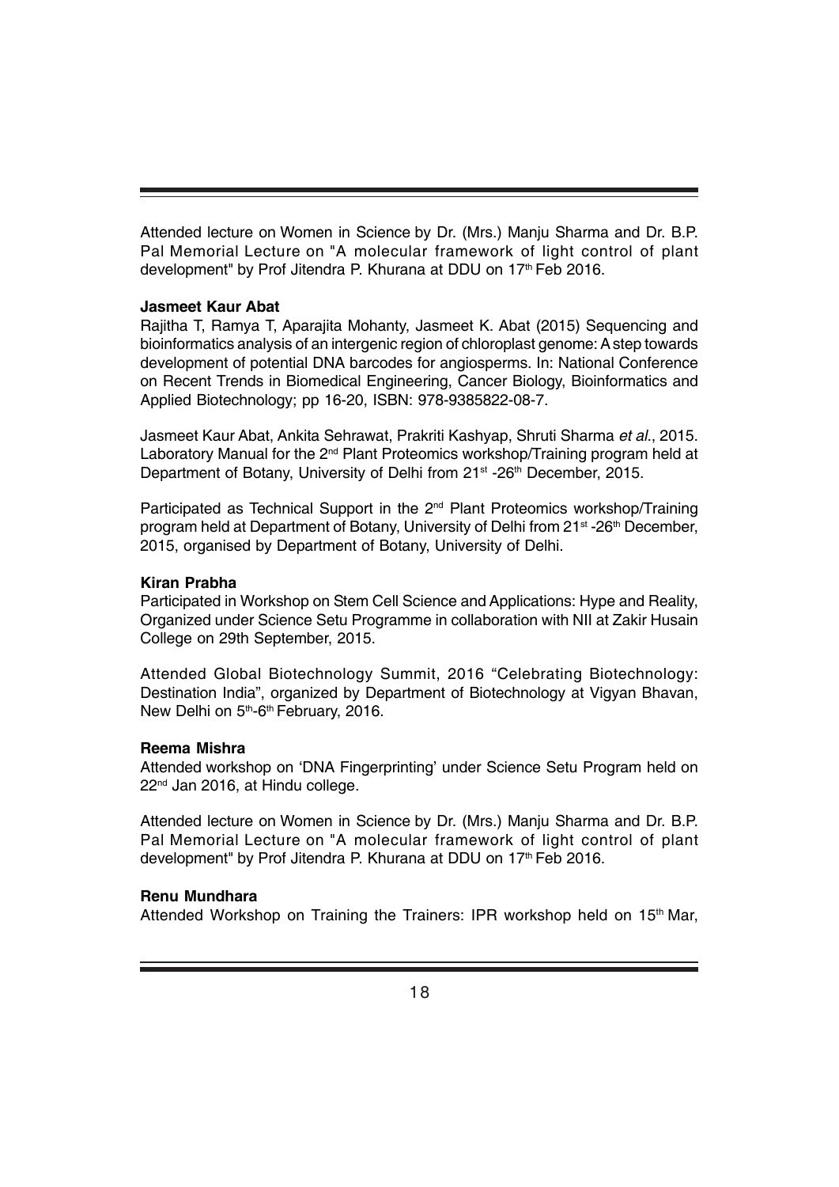Attended lecture on Women in Science by Dr. (Mrs.) Manju Sharma and Dr. B.P. Pal Memorial Lecture on "A molecular framework of light control of plant development" by Prof Jitendra P. Khurana at DDU on 17th Feb 2016.

**Jasmeet Kaur Abat**

Rajitha T, Ramya T, Aparajita Mohanty, Jasmeet K. Abat (2015) Sequencing and bioinformatics analysis of an intergenic region of chloroplast genome: A step towards development of potential DNA barcodes for angiosperms. In: National Conference on Recent Trends in Biomedical Engineering, Cancer Biology, Bioinformatics and Applied Biotechnology; pp 16-20, ISBN: 978-9385822-08-7.

Jasmeet Kaur Abat, Ankita Sehrawat, Prakriti Kashyap, Shruti Sharma *et al*., 2015. Laboratory Manual for the 2nd Plant Proteomics workshop/Training program held at Department of Botany, University of Delhi from 21st -26th December, 2015.

Participated as Technical Support in the 2nd Plant Proteomics workshop/Training program held at Department of Botany, University of Delhi from 21st -26th December, 2015, organised by Department of Botany, University of Delhi.

**Kiran Prabha**

Participated in Workshop on Stem Cell Science and Applications: Hype and Reality, Organized under Science Setu Programme in collaboration with NII at Zakir Husain College on 29th September, 2015.

Attended Global Biotechnology Summit, 2016 "Celebrating Biotechnology: Destination India", organized by Department of Biotechnology at Vigyan Bhavan, New Delhi on 5th-6th February, 2016.

**Reema Mishra**

Attended workshop on 'DNA Fingerprinting' under Science Setu Program held on 22nd Jan 2016, at Hindu college.

Attended lecture on Women in Science by Dr. (Mrs.) Manju Sharma and Dr. B.P. Pal Memorial Lecture on "A molecular framework of light control of plant development" by Prof Jitendra P. Khurana at DDU on 17th Feb 2016.

**Renu Mundhara**

Attended Workshop on Training the Trainers: IPR workshop held on 15th Mar,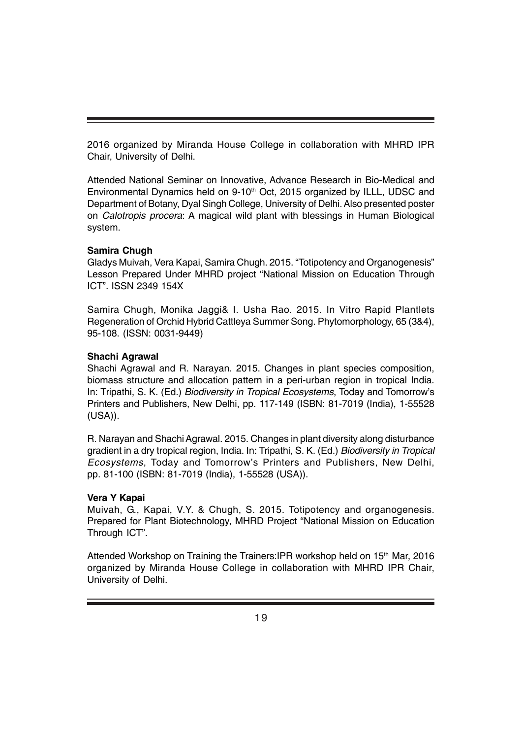2016 organized by Miranda House College in collaboration with MHRD IPR Chair, University of Delhi.

Attended National Seminar on Innovative, Advance Research in Bio-Medical and Environmental Dynamics held on 9-10th Oct, 2015 organized by ILLL, UDSC and Department of Botany, Dyal Singh College, University of Delhi. Also presented poster on *Calotropis procera*: A magical wild plant with blessings in Human Biological system.

**Samira Chugh**

Gladys Muivah, Vera Kapai, Samira Chugh. 2015. "Totipotency and Organogenesis" Lesson Prepared Under MHRD project "National Mission on Education Through ICT". ISSN 2349 154X

Samira Chugh, Monika Jaggi& I. Usha Rao. 2015. In Vitro Rapid Plantlets Regeneration of Orchid Hybrid Cattleya Summer Song. Phytomorphology, 65 (3&4), 95-108. (ISSN: 0031-9449)

**Shachi Agrawal**

Shachi Agrawal and R. Narayan. 2015. Changes in plant species composition, biomass structure and allocation pattern in a peri-urban region in tropical India. In: Tripathi, S. K. (Ed.) *Biodiversity in Tropical Ecosystems*, Today and Tomorrow's Printers and Publishers, New Delhi, pp. 117-149 (ISBN: 81-7019 (India), 1-55528 (USA)).

R. Narayan and Shachi Agrawal. 2015. Changes in plant diversity along disturbance gradient in a dry tropical region, India. In: Tripathi, S. K. (Ed.) *Biodiversity in Tropical Ecosystems*, Today and Tomorrow's Printers and Publishers, New Delhi, pp. 81-100 (ISBN: 81-7019 (India), 1-55528 (USA)).

**Vera Y Kapai**

Muivah, G., Kapai, V.Y. & Chugh, S. 2015. Totipotency and organogenesis. Prepared for Plant Biotechnology, MHRD Project "National Mission on Education Through ICT".

Attended Workshop on Training the Trainers:IPR workshop held on 15th Mar, 2016 organized by Miranda House College in collaboration with MHRD IPR Chair, University of Delhi.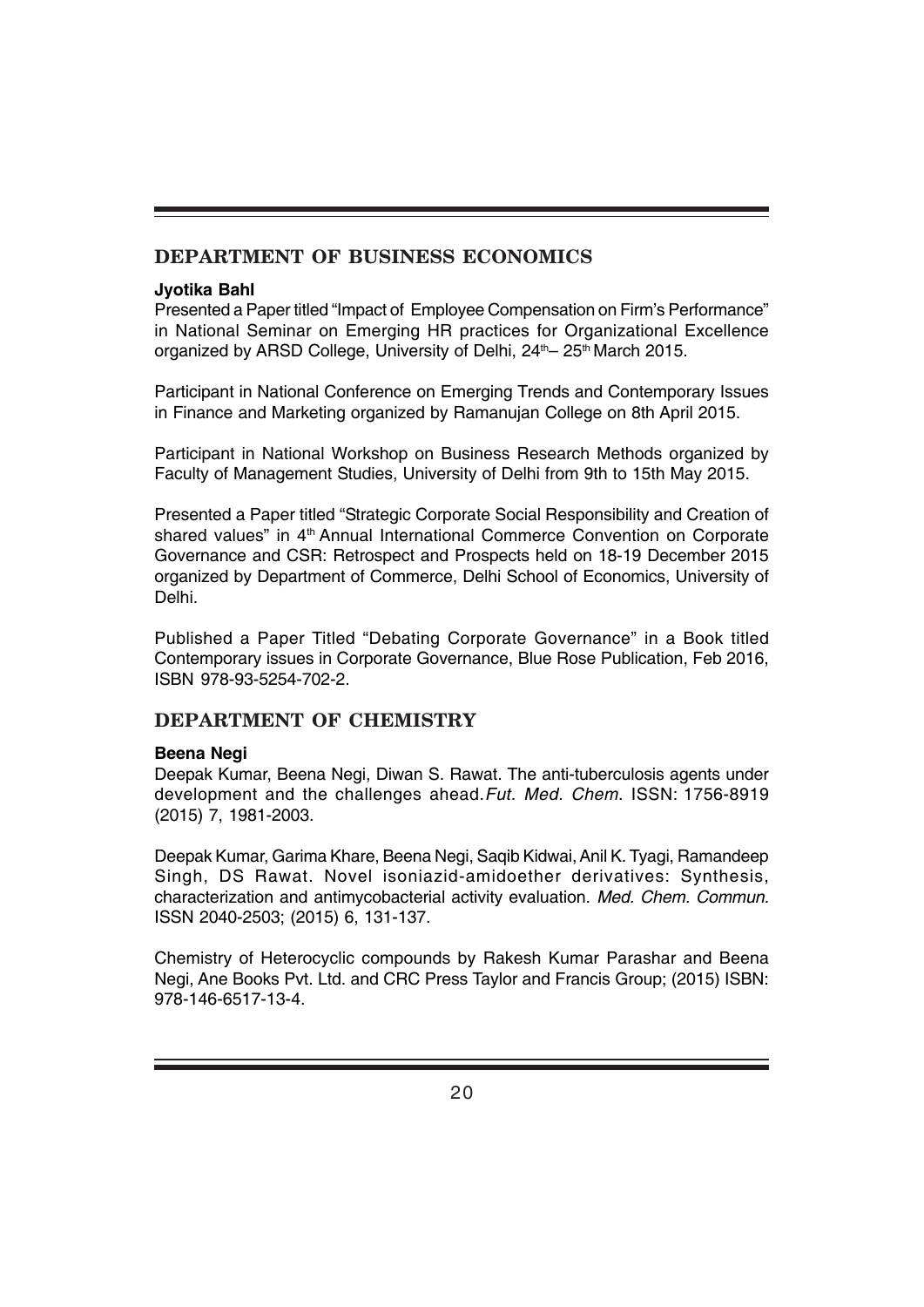## DEPARTMENT OF BUSINESS ECONOMICS

**Jyotika Bahl**

Presented a Paper titled "Impact of Employee Compensation on Firm's Performance" in National Seminar on Emerging HR practices for Organizational Excellence organized by ARSD College, University of Delhi, 24th– 25th March 2015.

Participant in National Conference on Emerging Trends and Contemporary Issues in Finance and Marketing organized by Ramanujan College on 8th April 2015.

Participant in National Workshop on Business Research Methods organized by Faculty of Management Studies, University of Delhi from 9th to 15th May 2015.

Presented a Paper titled "Strategic Corporate Social Responsibility and Creation of shared values" in 4th Annual International Commerce Convention on Corporate Governance and CSR: Retrospect and Prospects held on 18-19 December 2015 organized by Department of Commerce, Delhi School of Economics, University of Delhi.

Published a Paper Titled "Debating Corporate Governance" in a Book titled Contemporary issues in Corporate Governance, Blue Rose Publication, Feb 2016, ISBN 978-93-5254-702-2.

## DEPARTMENT OF CHEMISTRY

**Beena Negi**

Deepak Kumar, Beena Negi, Diwan S. Rawat. The anti-tuberculosis agents under development and the challenges ahead. *Fut. Med. Chem.* ISSN: 1756-8919 (2015) 7, 1981-2003.

Deepak Kumar, Garima Khare, Beena Negi, Saqib Kidwai, Anil K. Tyagi, Ramandeep Singh, DS Rawat. Novel isoniazid-amidoether derivatives: Synthesis, characterization and antimycobacterial activity evaluation. *Med. Chem. Commun.* ISSN 2040-2503; (2015) 6, 131-137.

Chemistry of Heterocyclic compounds by Rakesh Kumar Parashar and Beena Negi, Ane Books Pvt. Ltd. and CRC Press Taylor and Francis Group; (2015) ISBN: 978-146-6517-13-4.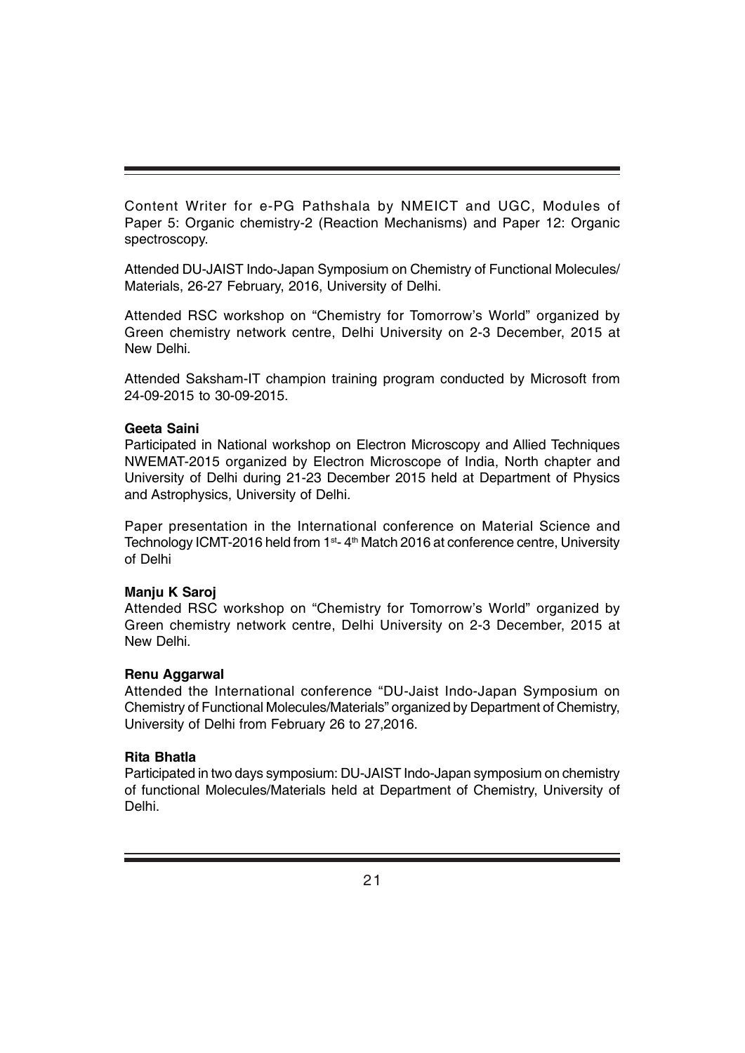Content Writer for e-PG Pathshala by NMEICT and UGC, Modules of Paper 5: Organic chemistry-2 (Reaction Mechanisms) and Paper 12: Organic spectroscopy.

Attended DU-JAIST Indo-Japan Symposium on Chemistry of Functional Molecules/ Materials, 26-27 February, 2016, University of Delhi.

Attended RSC workshop on "Chemistry for Tomorrow's World" organized by Green chemistry network centre, Delhi University on 2-3 December, 2015 at New Delhi.

Attended Saksham-IT champion training program conducted by Microsoft from 24-09-2015 to 30-09-2015.

**Geeta Saini**

Participated in National workshop on Electron Microscopy and Allied Techniques NWEMAT-2015 organized by Electron Microscope of India, North chapter and University of Delhi during 21-23 December 2015 held at Department of Physics and Astrophysics, University of Delhi.

Paper presentation in the International conference on Material Science and Technology ICMT-2016 held from 1st- 4th Match 2016 at conference centre, University of Delhi

**Manju K Saroj**

Attended RSC workshop on "Chemistry for Tomorrow's World" organized by Green chemistry network centre, Delhi University on 2-3 December, 2015 at New Delhi.

**Renu Aggarwal**

Attended the International conference "DU-Jaist Indo-Japan Symposium on Chemistry of Functional Molecules/Materials" organized by Department of Chemistry, University of Delhi from February 26 to 27,2016.

**Rita Bhatla**

Participated in two days symposium: DU-JAIST Indo-Japan symposium on chemistry of functional Molecules/Materials held at Department of Chemistry, University of Delhi.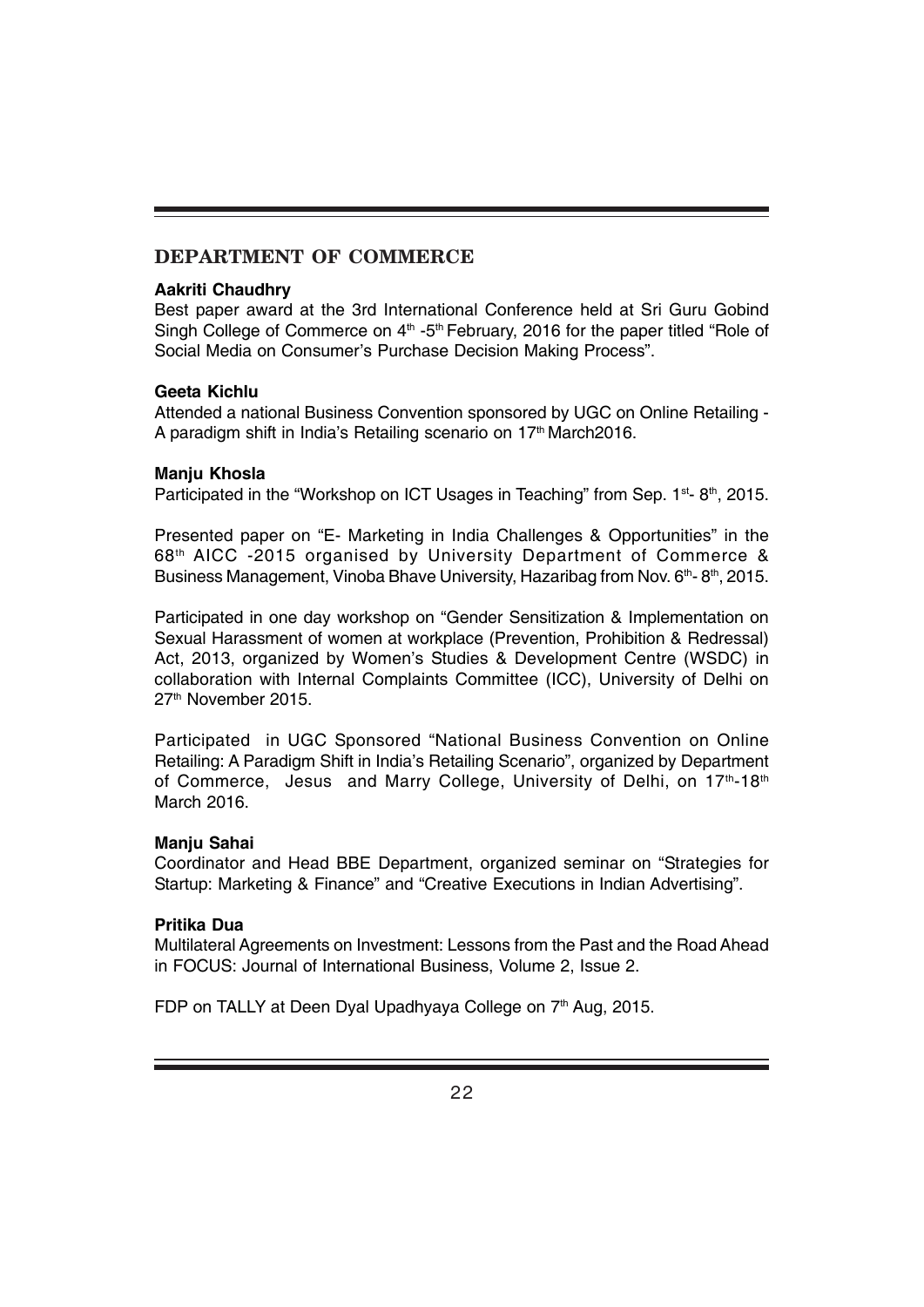## DEPARTMENT OF COMMERCE

**Aakriti Chaudhry**

Best paper award at the 3rd International Conference held at Sri Guru Gobind Singh College of Commerce on 4th -5th February, 2016 for the paper titled "Role of Social Media on Consumer's Purchase Decision Making Process".

**Geeta Kichlu**

Attended a national Business Convention sponsored by UGC on Online Retailing - A paradigm shift in India's Retailing scenario on 17th March2016.

**Manju Khosla**

Participated in the "Workshop on ICT Usages in Teaching" from Sep. 1st- 8th, 2015.

Presented paper on "E- Marketing in India Challenges & Opportunities" in the 68th AICC -2015 organised by University Department of Commerce & Business Management, Vinoba Bhave University, Hazaribag from Nov. 6th- 8th, 2015.

Participated in one day workshop on "Gender Sensitization & Implementation on Sexual Harassment of women at workplace (Prevention, Prohibition & Redressal) Act, 2013, organized by Women's Studies & Development Centre (WSDC) in collaboration with Internal Complaints Committee (ICC), University of Delhi on 27th November 2015.

Participated in UGC Sponsored "National Business Convention on Online Retailing: A Paradigm Shift in India's Retailing Scenario", organized by Department of Commerce, Jesus and Marry College, University of Delhi, on 17th-18th March 2016.

**Manju Sahai**

Coordinator and Head BBE Department, organized seminar on "Strategies for Startup: Marketing & Finance" and "Creative Executions in Indian Advertising".

**Pritika Dua**

Multilateral Agreements on Investment: Lessons from the Past and the Road Ahead in FOCUS: Journal of International Business, Volume 2, Issue 2.

FDP on TALLY at Deen Dyal Upadhyaya College on 7th Aug, 2015.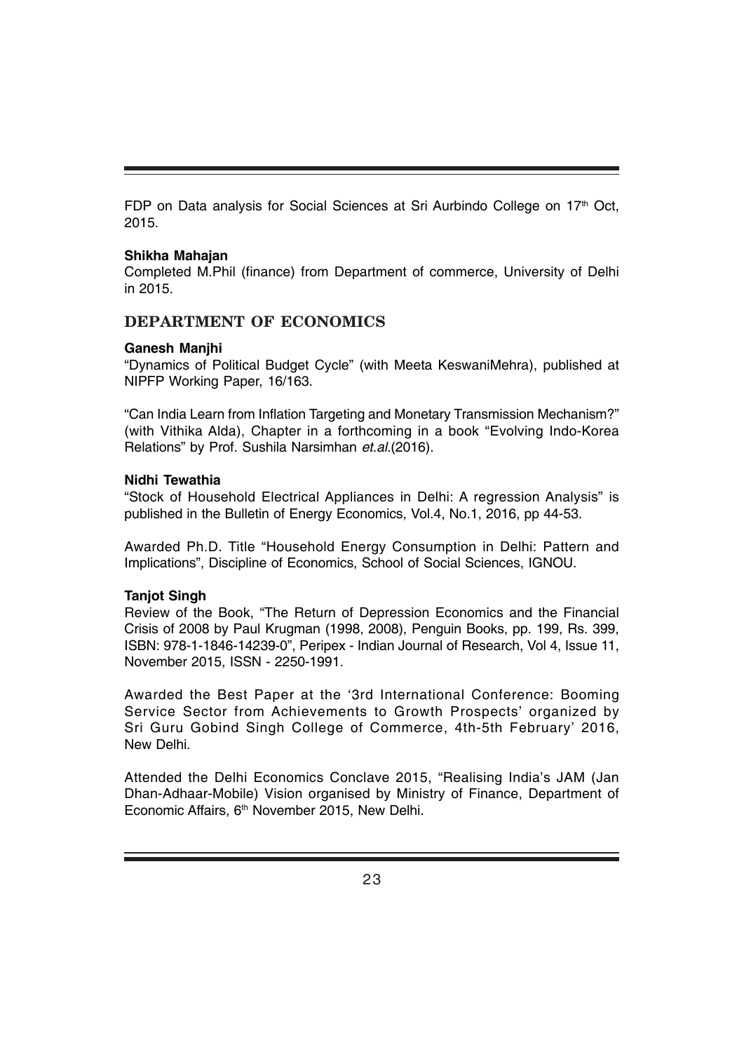FDP on Data analysis for Social Sciences at Sri Aurbindo College on 17th Oct, 2015.

**Shikha Mahajan**

Completed M.Phil (finance) from Department of commerce, University of Delhi in 2015.

## DEPARTMENT OF ECONOMICS

**Ganesh Manjhi**

"Dynamics of Political Budget Cycle" (with Meeta KeswaniMehra), published at NIPFP Working Paper, 16/163.

"Can India Learn from Inflation Targeting and Monetary Transmission Mechanism?" (with Vithika Alda), Chapter in a forthcoming in a book "Evolving Indo-Korea Relations" by Prof. Sushila Narsimhan *et.al.*(2016).

**Nidhi Tewathia**

"Stock of Household Electrical Appliances in Delhi: A regression Analysis" is published in the Bulletin of Energy Economics, Vol.4, No.1, 2016, pp 44-53.

Awarded Ph.D. Title "Household Energy Consumption in Delhi: Pattern and Implications", Discipline of Economics, School of Social Sciences, IGNOU.

**Tanjot Singh**

Review of the Book, "The Return of Depression Economics and the Financial Crisis of 2008 by Paul Krugman (1998, 2008), Penguin Books, pp. 199, Rs. 399, ISBN: 978-1-1846-14239-0", Peripex - Indian Journal of Research, Vol 4, Issue 11, November 2015, ISSN - 2250-1991.

Awarded the Best Paper at the '3rd International Conference: Booming Service Sector from Achievements to Growth Prospects' organized by Sri Guru Gobind Singh College of Commerce, 4th-5th February' 2016, New Delhi.

Attended the Delhi Economics Conclave 2015, "Realising India's JAM (Jan Dhan-Adhaar-Mobile) Vision organised by Ministry of Finance, Department of Economic Affairs, 6th November 2015, New Delhi.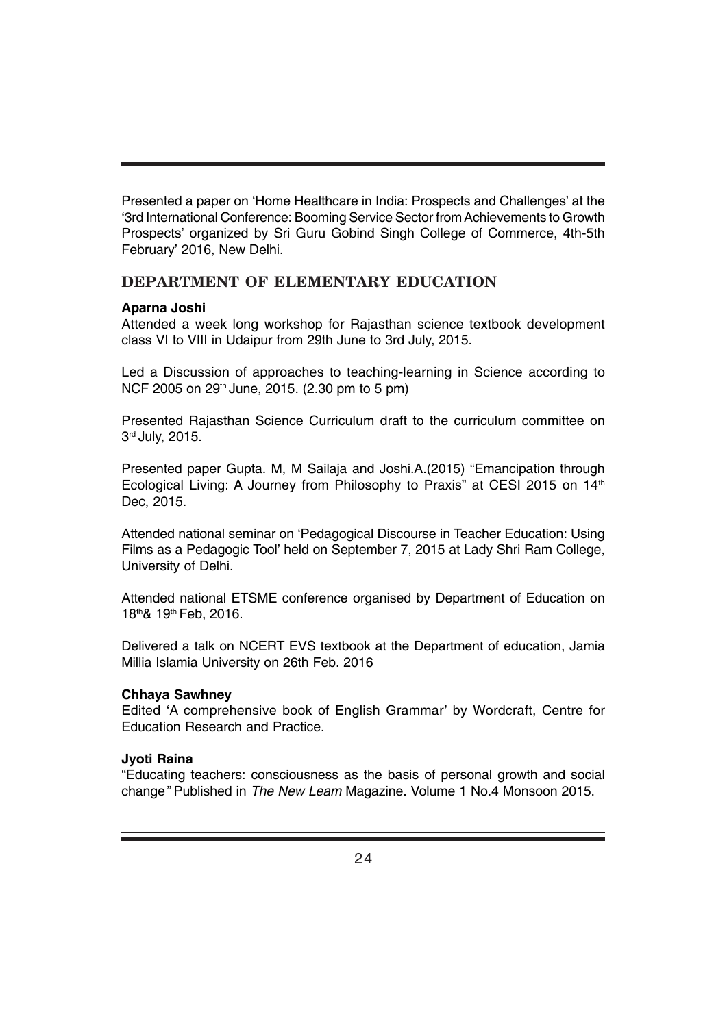Presented a paper on 'Home Healthcare in India: Prospects and Challenges' at the '3rd International Conference: Booming Service Sector from Achievements to Growth Prospects' organized by Sri Guru Gobind Singh College of Commerce, 4th-5th February' 2016, New Delhi.

## DEPARTMENT OF ELEMENTARY EDUCATION

**Aparna Joshi**

Attended a week long workshop for Rajasthan science textbook development class VI to VIII in Udaipur from 29th June to 3rd July, 2015.

Led a Discussion of approaches to teaching-learning in Science according to NCF 2005 on 29th June, 2015. (2.30 pm to 5 pm)

Presented Rajasthan Science Curriculum draft to the curriculum committee on 3rd July, 2015.

Presented paper Gupta. M, M Sailaja and Joshi.A.(2015) "Emancipation through Ecological Living: A Journey from Philosophy to Praxis" at CESI 2015 on 14th Dec, 2015.

Attended national seminar on 'Pedagogical Discourse in Teacher Education: Using Films as a Pedagogic Tool' held on September 7, 2015 at Lady Shri Ram College, University of Delhi.

Attended national ETSME conference organised by Department of Education on 18th& 19th Feb, 2016.

Delivered a talk on NCERT EVS textbook at the Department of education, Jamia Millia Islamia University on 26th Feb. 2016

**Chhaya Sawhney**

Edited 'A comprehensive book of English Grammar' by Wordcraft, Centre for Education Research and Practice.

**Jyoti Raina**

"Educating teachers: consciousness as the basis of personal growth and social change" Published in *The New Leam* Magazine. Volume 1 No.4 Monsoon 2015.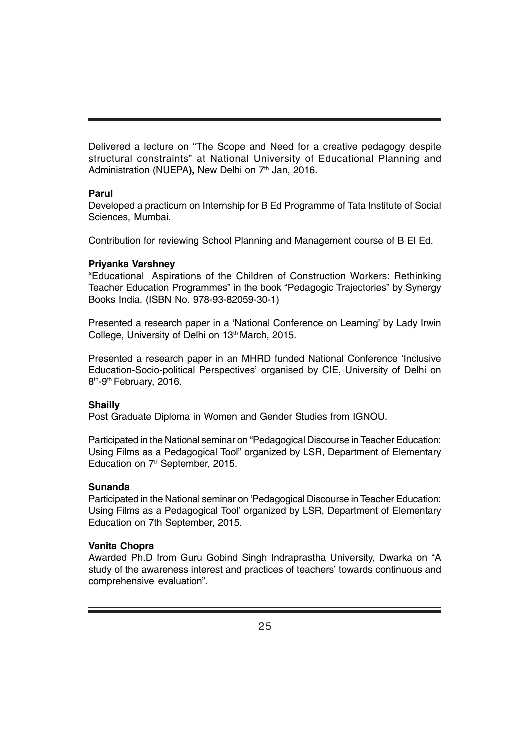Delivered a lecture on "The Scope and Need for a creative pedagogy despite structural constraints" at National University of Educational Planning and Administration (NUEPA**),** New Delhi on 7th Jan, 2016.

**Parul**

Developed a practicum on Internship for B Ed Programme of Tata Institute of Social Sciences, Mumbai.

Contribution for reviewing School Planning and Management course of B El Ed.

**Priyanka Varshney**

"Educational Aspirations of the Children of Construction Workers: Rethinking Teacher Education Programmes" in the book "Pedagogic Trajectories" by Synergy Books India. (ISBN No. 978-93-82059-30-1)

Presented a research paper in a 'National Conference on Learning' by Lady Irwin College, University of Delhi on 13th March, 2015.

Presented a research paper in an MHRD funded National Conference 'Inclusive Education-Socio-political Perspectives' organised by CIE, University of Delhi on 8th-9th February, 2016.

**Shailly**

Post Graduate Diploma in Women and Gender Studies from IGNOU.

Participated in the National seminar on "Pedagogical Discourse in Teacher Education: Using Films as a Pedagogical Tool" organized by LSR, Department of Elementary Education on 7th September, 2015.

**Sunanda**

Participated in the National seminar on 'Pedagogical Discourse in Teacher Education: Using Films as a Pedagogical Tool' organized by LSR, Department of Elementary Education on 7th September, 2015.

**Vanita Chopra**

Awarded Ph.D from Guru Gobind Singh Indraprastha University, Dwarka on "A study of the awareness interest and practices of teachers' towards continuous and comprehensive evaluation".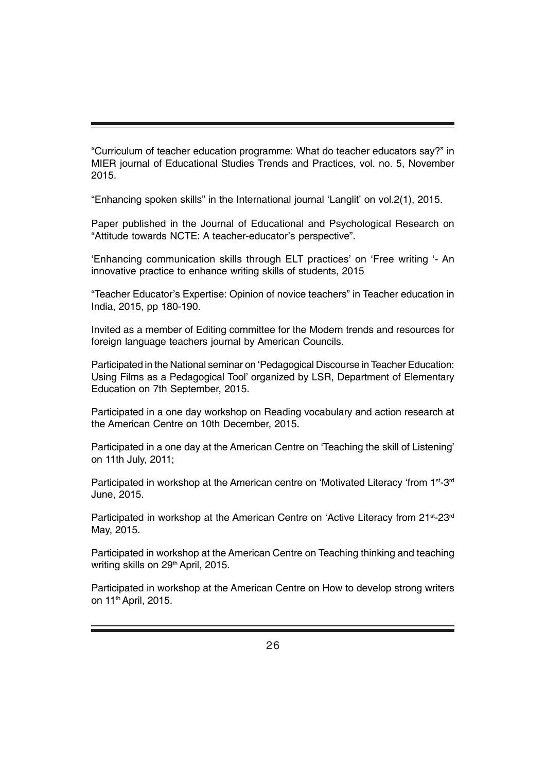"Curriculum of teacher education programme: What do teacher educators say?" in MIER journal of Educational Studies Trends and Practices, vol. no. 5, November 2015.

"Enhancing spoken skills" in the International journal 'Langlit' on vol.2(1), 2015.

Paper published in the Journal of Educational and Psychological Research on "Attitude towards NCTE: A teacher-educator's perspective".

'Enhancing communication skills through ELT practices' on 'Free writing '- An innovative practice to enhance writing skills of students, 2015

"Teacher Educator's Expertise: Opinion of novice teachers" in Teacher education in India, 2015, pp 180-190.

Invited as a member of Editing committee for the Modern trends and resources for foreign language teachers journal by American Councils.

Participated in the National seminar on 'Pedagogical Discourse in Teacher Education: Using Films as a Pedagogical Tool' organized by LSR, Department of Elementary Education on 7th September, 2015.

Participated in a one day workshop on Reading vocabulary and action research at the American Centre on 10th December, 2015.

Participated in a one day at the American Centre on 'Teaching the skill of Listening' on 11th July, 2011;

Participated in workshop at the American centre on 'Motivated Literacy 'from 1st-3rd June, 2015.

Participated in workshop at the American Centre on 'Active Literacy from 21st-23rd May, 2015.

Participated in workshop at the American Centre on Teaching thinking and teaching writing skills on 29th April, 2015.

Participated in workshop at the American Centre on How to develop strong writers on 11th April, 2015.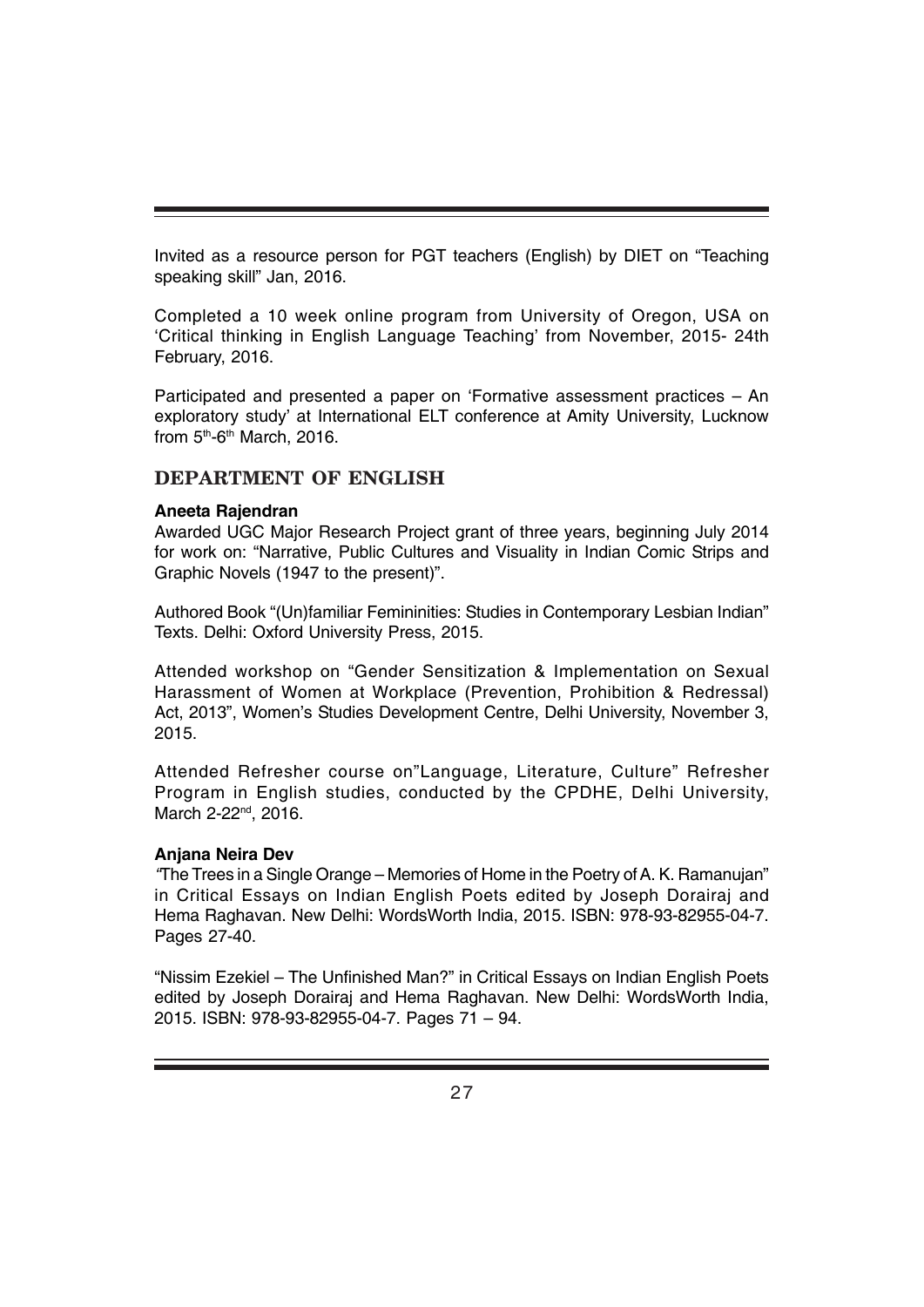Invited as a resource person for PGT teachers (English) by DIET on "Teaching speaking skill" Jan, 2016.

Completed a 10 week online program from University of Oregon, USA on 'Critical thinking in English Language Teaching' from November, 2015- 24th February, 2016.

Participated and presented a paper on 'Formative assessment practices – An exploratory study' at International ELT conference at Amity University, Lucknow from 5th-6th March, 2016.

## DEPARTMENT OF ENGLISH

**Aneeta Rajendran**

Awarded UGC Major Research Project grant of three years, beginning July 2014 for work on: "Narrative, Public Cultures and Visuality in Indian Comic Strips and Graphic Novels (1947 to the present)".

Authored Book "(Un)familiar Femininities: Studies in Contemporary Lesbian Indian" Texts. Delhi: Oxford University Press, 2015.

Attended workshop on "Gender Sensitization & Implementation on Sexual Harassment of Women at Workplace (Prevention, Prohibition & Redressal) Act, 2013", Women's Studies Development Centre, Delhi University, November 3, 2015.

Attended Refresher course on"Language, Literature, Culture" Refresher Program in English studies, conducted by the CPDHE, Delhi University, March 2-22nd, 2016.

**Anjana Neira Dev**

"The Trees in a Single Orange – Memories of Home in the Poetry of A. K. Ramanujan" in Critical Essays on Indian English Poets edited by Joseph Dorairaj and Hema Raghavan. New Delhi: WordsWorth India, 2015. ISBN: 978-93-82955-04-7. Pages 27-40.

"Nissim Ezekiel – The Unfinished Man?" in Critical Essays on Indian English Poets edited by Joseph Dorairaj and Hema Raghavan. New Delhi: WordsWorth India, 2015. ISBN: 978-93-82955-04-7. Pages 71 – 94.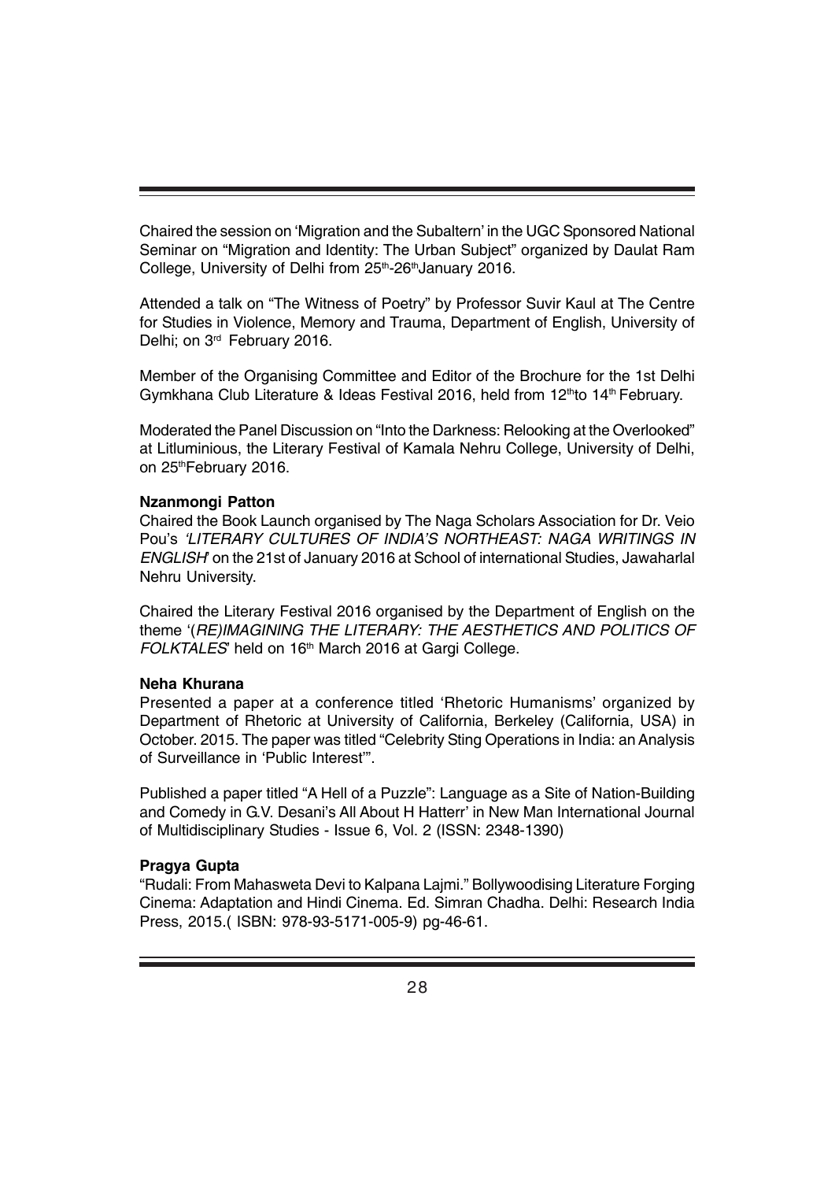Chaired the session on 'Migration and the Subaltern' in the UGC Sponsored National Seminar on "Migration and Identity: The Urban Subject" organized by Daulat Ram College, University of Delhi from 25th-26th January 2016.

Attended a talk on "The Witness of Poetry" by Professor Suvir Kaul at The Centre for Studies in Violence, Memory and Trauma, Department of English, University of Delhi; on 3rd February 2016.

Member of the Organising Committee and Editor of the Brochure for the 1st Delhi Gymkhana Club Literature & Ideas Festival 2016, held from 12th to 14th February.

Moderated the Panel Discussion on "Into the Darkness: Relooking at the Overlooked" at Litluminious, the Literary Festival of Kamala Nehru College, University of Delhi, on 25th February 2016.

**Nzanmongi Patton**

Chaired the Book Launch organised by The Naga Scholars Association for Dr. Veio Pou's *'LITERARY CULTURES OF INDIA'S NORTHEAST: NAGA WRITINGS IN ENGLISH'* on the 21st of January 2016 at School of international Studies, Jawaharlal Nehru University.

Chaired the Literary Festival 2016 organised by the Department of English on the theme '*(RE)IMAGINING THE LITERARY: THE AESTHETICS AND POLITICS OF FOLKTALES*' held on 16th March 2016 at Gargi College.

**Neha Khurana**

Presented a paper at a conference titled 'Rhetoric Humanisms' organized by Department of Rhetoric at University of California, Berkeley (California, USA) in October. 2015. The paper was titled "Celebrity Sting Operations in India: an Analysis of Surveillance in 'Public Interest'".

Published a paper titled "A Hell of a Puzzle": Language as a Site of Nation-Building and Comedy in G.V. Desani's All About H Hatterr' in New Man International Journal of Multidisciplinary Studies - Issue 6, Vol. 2 (ISSN: 2348-1390)

**Pragya Gupta**

"Rudali: From Mahasweta Devi to Kalpana Lajmi." Bollywoodising Literature Forging Cinema: Adaptation and Hindi Cinema. Ed. Simran Chadha. Delhi: Research India Press, 2015.( ISBN: 978-93-5171-005-9) pg-46-61.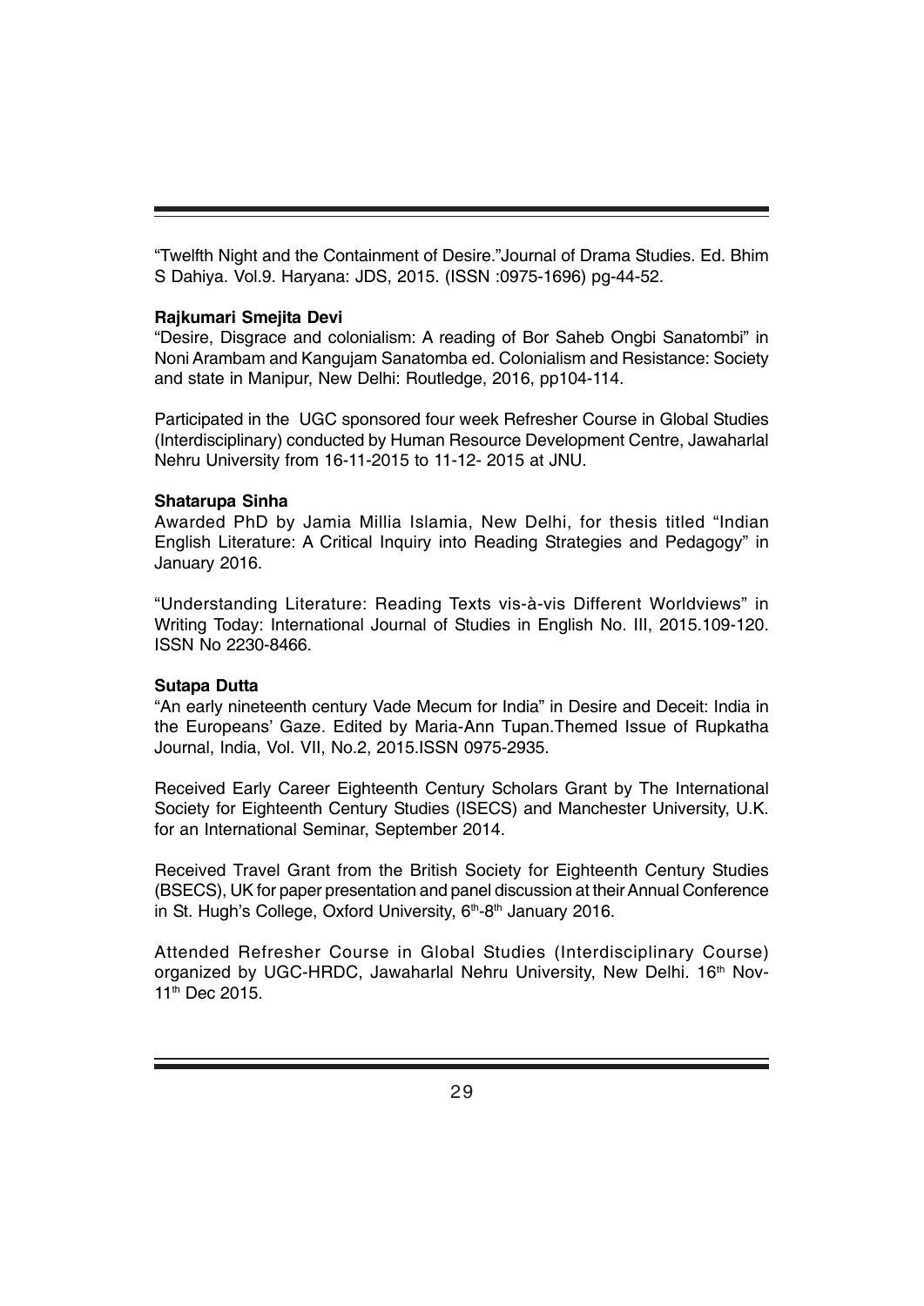"Twelfth Night and the Containment of Desire."Journal of Drama Studies. Ed. Bhim S Dahiya. Vol.9. Haryana: JDS, 2015. (ISSN :0975-1696) pg-44-52.

**Rajkumari Smejita Devi**

"Desire, Disgrace and colonialism: A reading of Bor Saheb Ongbi Sanatombi" in Noni Arambam and Kangujam Sanatomba ed. Colonialism and Resistance: Society and state in Manipur, New Delhi: Routledge, 2016, pp104-114.

Participated in the UGC sponsored four week Refresher Course in Global Studies (Interdisciplinary) conducted by Human Resource Development Centre, Jawaharlal Nehru University from 16-11-2015 to 11-12- 2015 at JNU.

**Shatarupa Sinha**

Awarded PhD by Jamia Millia Islamia, New Delhi, for thesis titled "Indian English Literature: A Critical Inquiry into Reading Strategies and Pedagogy" in January 2016.

"Understanding Literature: Reading Texts vis-à-vis Different Worldviews" in Writing Today: International Journal of Studies in English No. III, 2015.109-120. ISSN No 2230-8466.

**Sutapa Dutta**

"An early nineteenth century Vade Mecum for India" in Desire and Deceit: India in the Europeans' Gaze. Edited by Maria-Ann Tupan.Themed Issue of Rupkatha Journal, India, Vol. VII, No.2, 2015.ISSN 0975-2935.

Received Early Career Eighteenth Century Scholars Grant by The International Society for Eighteenth Century Studies (ISECS) and Manchester University, U.K. for an International Seminar, September 2014.

Received Travel Grant from the British Society for Eighteenth Century Studies (BSECS), UK for paper presentation and panel discussion at their Annual Conference in St. Hugh's College, Oxford University, 6th-8th January 2016.

Attended Refresher Course in Global Studies (Interdisciplinary Course) organized by UGC-HRDC, Jawaharlal Nehru University, New Delhi. 16th Nov-11th Dec 2015.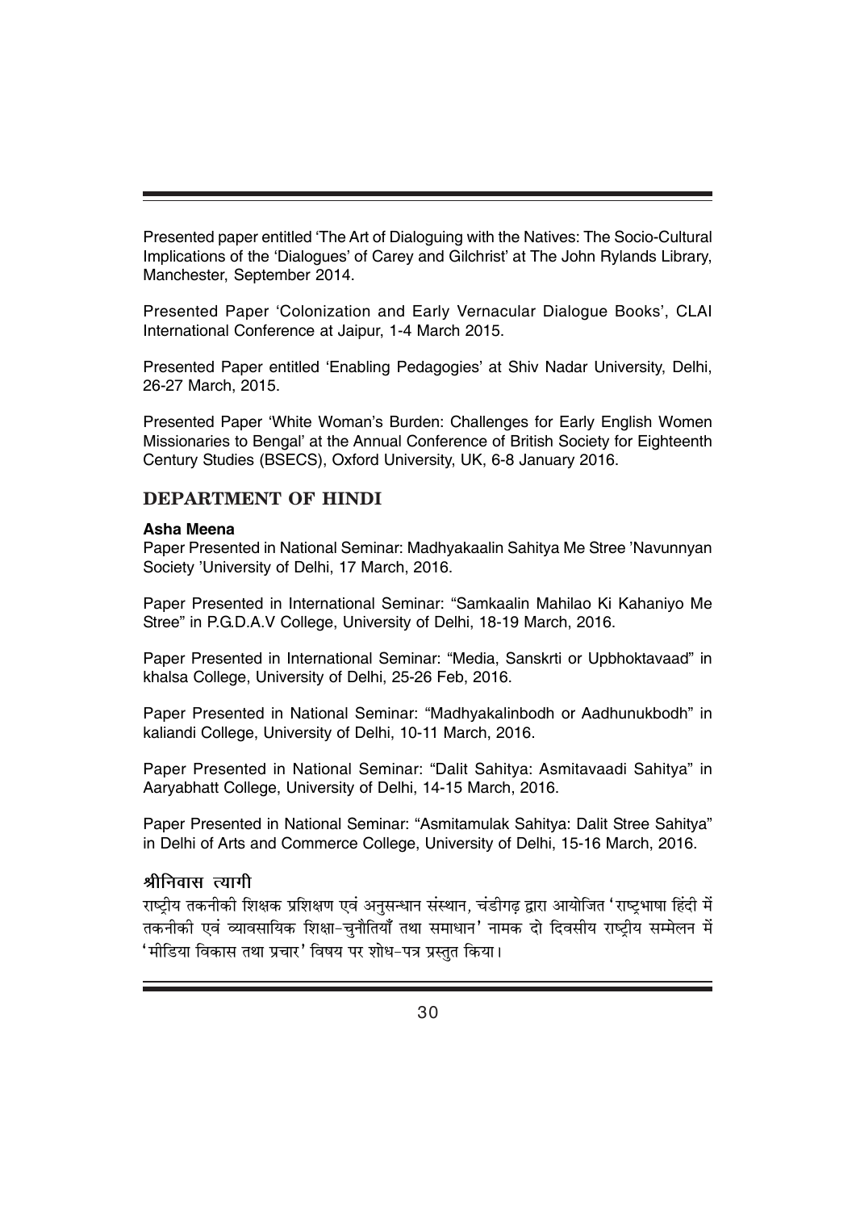Presented paper entitled 'The Art of Dialoguing with the Natives: The Socio-Cultural Implications of the 'Dialogues' of Carey and Gilchrist' at The John Rylands Library, Manchester, September 2014.

Presented Paper 'Colonization and Early Vernacular Dialogue Books', CLAI International Conference at Jaipur, 1-4 March 2015.

Presented Paper entitled 'Enabling Pedagogies' at Shiv Nadar University, Delhi, 26-27 March, 2015.

Presented Paper 'White Woman's Burden: Challenges for Early English Women Missionaries to Bengal' at the Annual Conference of British Society for Eighteenth Century Studies (BSECS), Oxford University, UK, 6-8 January 2016.

## DEPARTMENT OF HINDI

**Asha Meena**

Paper Presented in National Seminar: Madhyakaalin Sahitya Me Stree 'Navunnyan Society 'University of Delhi, 17 March, 2016.

Paper Presented in International Seminar: "Samkaalin Mahilao Ki Kahaniyo Me Stree" in P.G.D.A.V College, University of Delhi, 18-19 March, 2016.

Paper Presented in International Seminar: "Media, Sanskrti or Upbhoktavaad" in khalsa College, University of Delhi, 25-26 Feb, 2016.

Paper Presented in National Seminar: "Madhyakalinbodh or Aadhunukbodh" in kaliandi College, University of Delhi, 10-11 March, 2016.

Paper Presented in National Seminar: "Dalit Sahitya: Asmitavaadi Sahitya" in Aaryabhatt College, University of Delhi, 14-15 March, 2016.

Paper Presented in National Seminar: "Asmitamulak Sahitya: Dalit Stree Sahitya" in Delhi of Arts and Commerce College, University of Delhi, 15-16 March, 2016.

**श्रीनिवास त्यागी**

राष्ट्रीय तकनीकी शिक्षक प्रशिक्षण एवं अनुसन्धान संस्थान, चंडीगढ़ द्वारा आयोजित 'राष्ट्रभाषा हिंदी में तकनीकी एवं व्यावसायिक शिक्षा-चुनौतियाँ तथा समाधान' नामक दो दिवसीय राष्ट्रीय सम्मेलन में 'मीडिया विकास तथा प्रचार' विषय पर शोध-पत्र प्रस्तुत किया।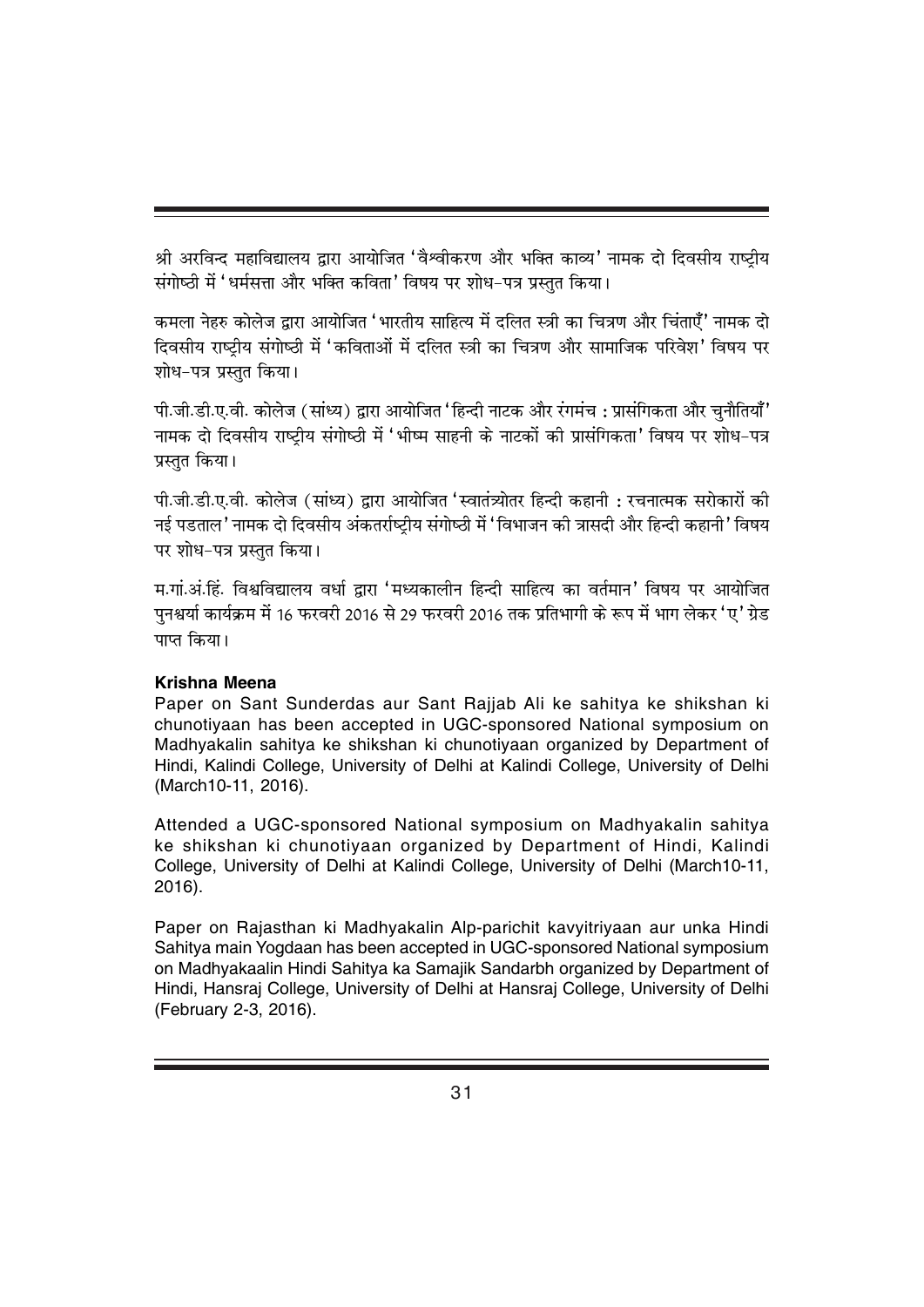श्री अरविन्द महाविद्यालय द्वारा आयोजित 'वैश्वीकरण और भक्ति काव्य' नामक दो दिवसीय राष्ट्रीय संगोष्ठी में 'धर्मसत्ता और भक्ति कविता' विषय पर शोध-पत्र प्रस्तुत किया।

कमला नेहरु कोलेज द्वारा आयोजित 'भारतीय साहित्य में दलित स्त्री का चित्रण और चिंताएँ' नामक दो दिवसीय राष्ट्रीय संगोष्ठी में 'कविताओं में दलित स्त्री का चित्रण और सामाजिक परिवेश' विषय पर शोध-पत्र प्रस्तुत किया।

पी.जी.डी.ए.वी. कोलेज (सांध्य) द्वारा आयोजित 'हिन्दी नाटक और रंगमंच : प्रासंगिकता और चुनौतियाँ' नामक दो दिवसीय राष्ट्रीय संगोष्ठी में 'भीष्म साहनी के नाटकों की प्रासंगिकता' विषय पर शोध-पत्र प्रस्तुत किया।

पी.जी.डी.ए.वी. कोलेज (सांध्य) द्वारा आयोजित 'स्वातंत्र्योतर हिन्दी कहानी : रचनात्मक सरोकारों की नई पडताल' नामक दो दिवसीय अंकतर्राष्ट्रीय संगोष्ठी में 'विभाजन की त्रासदी और हिन्दी कहानी' विषय पर शोध-पत्र प्रस्तुत किया।

म.गां.अं.हिं. विश्वविद्यालय वर्धा द्वारा 'मध्यकालीन हिन्दी साहित्य का वर्तमान' विषय पर आयोजित पुनश्चर्या कार्यक्रम में 16 फरवरी 2016 से 29 फरवरी 2016 तक प्रतिभागी के रूप में भाग लेकर 'ए' ग्रेड पाप्त किया।

**Krishna Meena**

Paper on Sant Sunderdas aur Sant Rajjab Ali ke sahitya ke shikshan ki chunotiyaan has been accepted in UGC-sponsored National symposium on Madhyakalin sahitya ke shikshan ki chunotiyaan organized by Department of Hindi, Kalindi College, University of Delhi at Kalindi College, University of Delhi (March10-11, 2016).

Attended a UGC-sponsored National symposium on Madhyakalin sahitya ke shikshan ki chunotiyaan organized by Department of Hindi, Kalindi College, University of Delhi at Kalindi College, University of Delhi (March10-11, 2016).

Paper on Rajasthan ki Madhyakalin Alp-parichit kavyitriyaan aur unka Hindi Sahitya main Yogdaan has been accepted in UGC-sponsored National symposium on Madhyakaalin Hindi Sahitya ka Samajik Sandarbh organized by Department of Hindi, Hansraj College, University of Delhi at Hansraj College, University of Delhi (February 2-3, 2016).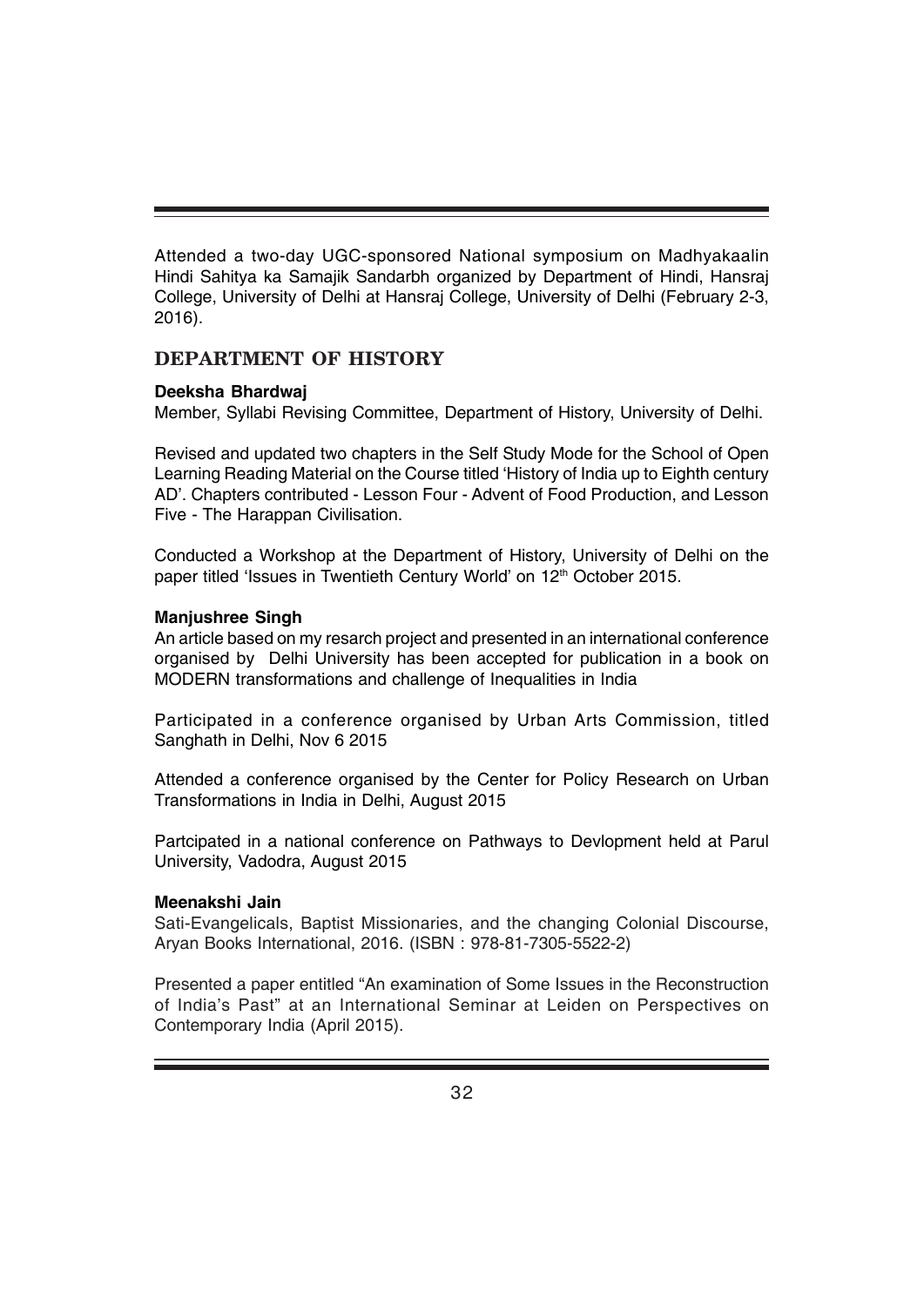Attended a two-day UGC-sponsored National symposium on Madhyakaalin Hindi Sahitya ka Samajik Sandarbh organized by Department of Hindi, Hansraj College, University of Delhi at Hansraj College, University of Delhi (February 2-3, 2016).

## DEPARTMENT OF HISTORY

**Deeksha Bhardwaj**

Member, Syllabi Revising Committee, Department of History, University of Delhi.

Revised and updated two chapters in the Self Study Mode for the School of Open Learning Reading Material on the Course titled 'History of India up to Eighth century AD'. Chapters contributed - Lesson Four - Advent of Food Production, and Lesson Five - The Harappan Civilisation.

Conducted a Workshop at the Department of History, University of Delhi on the paper titled 'Issues in Twentieth Century World' on 12th October 2015.

**Manjushree Singh**

An article based on my resarch project and presented in an international conference organised by Delhi University has been accepted for publication in a book on MODERN transformations and challenge of Inequalities in India

Participated in a conference organised by Urban Arts Commission, titled Sanghath in Delhi, Nov 6 2015

Attended a conference organised by the Center for Policy Research on Urban Transformations in India in Delhi, August 2015

Partcipated in a national conference on Pathways to Devlopment held at Parul University, Vadodra, August 2015

**Meenakshi Jain**

Sati-Evangelicals, Baptist Missionaries, and the changing Colonial Discourse, Aryan Books International, 2016. (ISBN : 978-81-7305-5522-2)

Presented a paper entitled "An examination of Some Issues in the Reconstruction of India's Past" at an International Seminar at Leiden on Perspectives on Contemporary India (April 2015).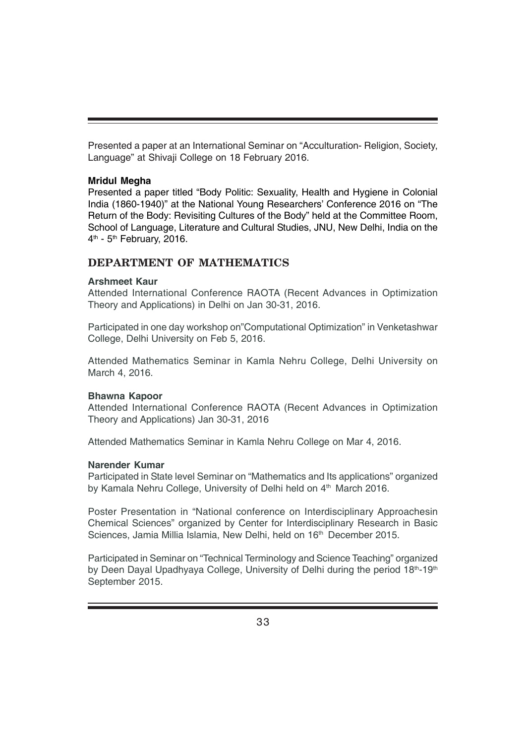Presented a paper at an International Seminar on "Acculturation- Religion, Society, Language" at Shivaji College on 18 February 2016.

**Mridul Megha**

Presented a paper titled "Body Politic: Sexuality, Health and Hygiene in Colonial India (1860-1940)" at the National Young Researchers' Conference 2016 on "The Return of the Body: Revisiting Cultures of the Body" held at the Committee Room, School of Language, Literature and Cultural Studies, JNU, New Delhi, India on the 4th - 5th February, 2016.

## DEPARTMENT OF MATHEMATICS

**Arshmeet Kaur**

Attended International Conference RAOTA (Recent Advances in Optimization Theory and Applications) in Delhi on Jan 30-31, 2016.

Participated in one day workshop on"Computational Optimization" in Venketashwar College, Delhi University on Feb 5, 2016.

Attended Mathematics Seminar in Kamla Nehru College, Delhi University on March 4, 2016.

**Bhawna Kapoor**

Attended International Conference RAOTA (Recent Advances in Optimization Theory and Applications) Jan 30-31, 2016

Attended Mathematics Seminar in Kamla Nehru College on Mar 4, 2016.

**Narender Kumar**

Participated in State level Seminar on "Mathematics and Its applications" organized by Kamala Nehru College, University of Delhi held on 4th March 2016.

Poster Presentation in "National conference on Interdisciplinary Approachesin Chemical Sciences" organized by Center for Interdisciplinary Research in Basic Sciences, Jamia Millia Islamia, New Delhi, held on 16th December 2015.

Participated in Seminar on "Technical Terminology and Science Teaching" organized by Deen Dayal Upadhyaya College, University of Delhi during the period 18th-19th September 2015.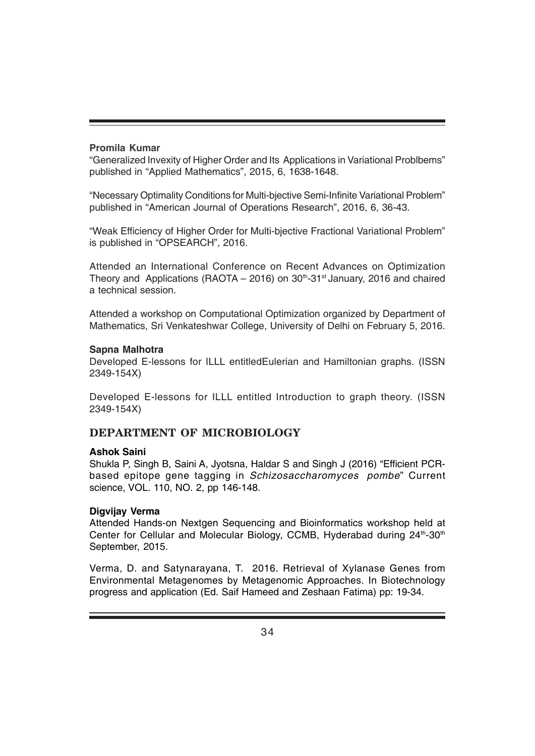**Promila Kumar**

"Generalized Invexity of Higher Order and Its Applications in Variational Problbems" published in "Applied Mathematics", 2015, 6, 1638-1648.

"Necessary Optimality Conditions for Multi-bjective Semi-Infinite Variational Problem" published in "American Journal of Operations Research", 2016, 6, 36-43.

"Weak Efficiency of Higher Order for Multi-bjective Fractional Variational Problem" is published in "OPSEARCH", 2016.

Attended an International Conference on Recent Advances on Optimization Theory and Applications (RAOTA – 2016) on 30th-31st January, 2016 and chaired a technical session.

Attended a workshop on Computational Optimization organized by Department of Mathematics, Sri Venkateshwar College, University of Delhi on February 5, 2016.

**Sapna Malhotra**

Developed E-lessons for ILLL entitledEulerian and Hamiltonian graphs. (ISSN 2349-154X)

Developed E-lessons for ILLL entitled Introduction to graph theory. (ISSN 2349-154X)

## DEPARTMENT OF MICROBIOLOGY

**Ashok Saini**

Shukla P, Singh B, Saini A, Jyotsna, Haldar S and Singh J (2016) "Efficient PCR-based epitope gene tagging in *Schizosaccharomyces pombe*" Current science, VOL. 110, NO. 2, pp 146-148.

**Digvijay Verma**

Attended Hands-on Nextgen Sequencing and Bioinformatics workshop held at Center for Cellular and Molecular Biology, CCMB, Hyderabad during 24th-30th September, 2015.

Verma, D. and Satynarayana, T. 2016. Retrieval of Xylanase Genes from Environmental Metagenomes by Metagenomic Approaches. In Biotechnology progress and application (Ed. Saif Hameed and Zeshaan Fatima) pp: 19-34.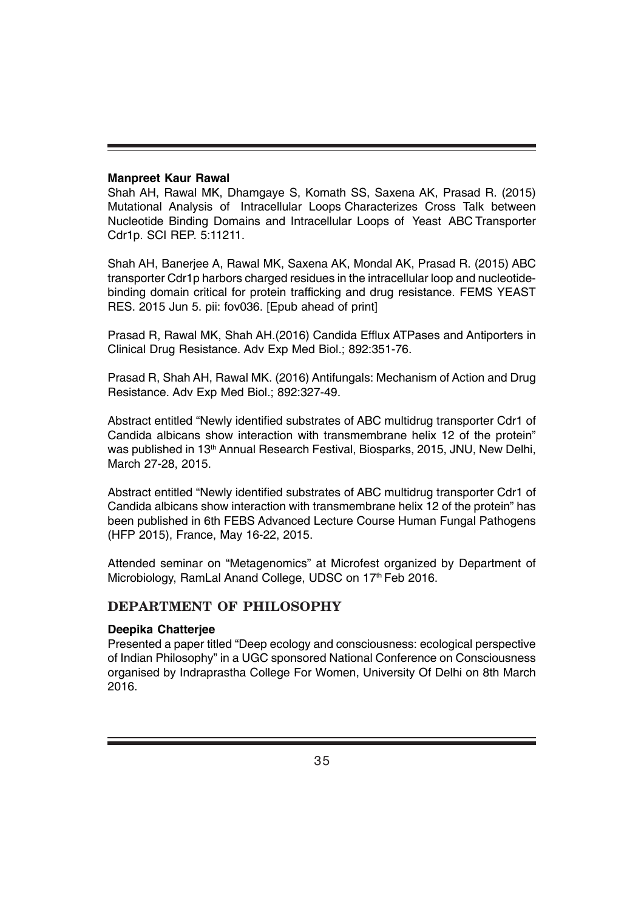**Manpreet Kaur Rawal**

Shah AH, Rawal MK, Dhamgaye S, Komath SS, Saxena AK, Prasad R. (2015) Mutational Analysis of Intracellular Loops Characterizes Cross Talk between Nucleotide Binding Domains and Intracellular Loops of Yeast ABC Transporter Cdr1p. SCI REP. 5:11211.

Shah AH, Banerjee A, Rawal MK, Saxena AK, Mondal AK, Prasad R. (2015) ABC transporter Cdr1p harbors charged residues in the intracellular loop and nucleotide-binding domain critical for protein trafficking and drug resistance. FEMS YEAST RES. 2015 Jun 5. pii: fov036. [Epub ahead of print]

Prasad R, Rawal MK, Shah AH.(2016) Candida Efflux ATPases and Antiporters in Clinical Drug Resistance. Adv Exp Med Biol.; 892:351-76.

Prasad R, Shah AH, Rawal MK. (2016) Antifungals: Mechanism of Action and Drug Resistance. Adv Exp Med Biol.; 892:327-49.

Abstract entitled "Newly identified substrates of ABC multidrug transporter Cdr1 of Candida albicans show interaction with transmembrane helix 12 of the protein" was published in 13th Annual Research Festival, Biosparks, 2015, JNU, New Delhi, March 27-28, 2015.

Abstract entitled "Newly identified substrates of ABC multidrug transporter Cdr1 of Candida albicans show interaction with transmembrane helix 12 of the protein" has been published in 6th FEBS Advanced Lecture Course Human Fungal Pathogens (HFP 2015), France, May 16-22, 2015.

Attended seminar on "Metagenomics" at Microfest organized by Department of Microbiology, RamLal Anand College, UDSC on 17th Feb 2016.

## DEPARTMENT OF PHILOSOPHY

**Deepika Chatterjee**

Presented a paper titled "Deep ecology and consciousness: ecological perspective of Indian Philosophy" in a UGC sponsored National Conference on Consciousness organised by Indraprastha College For Women, University Of Delhi on 8th March 2016.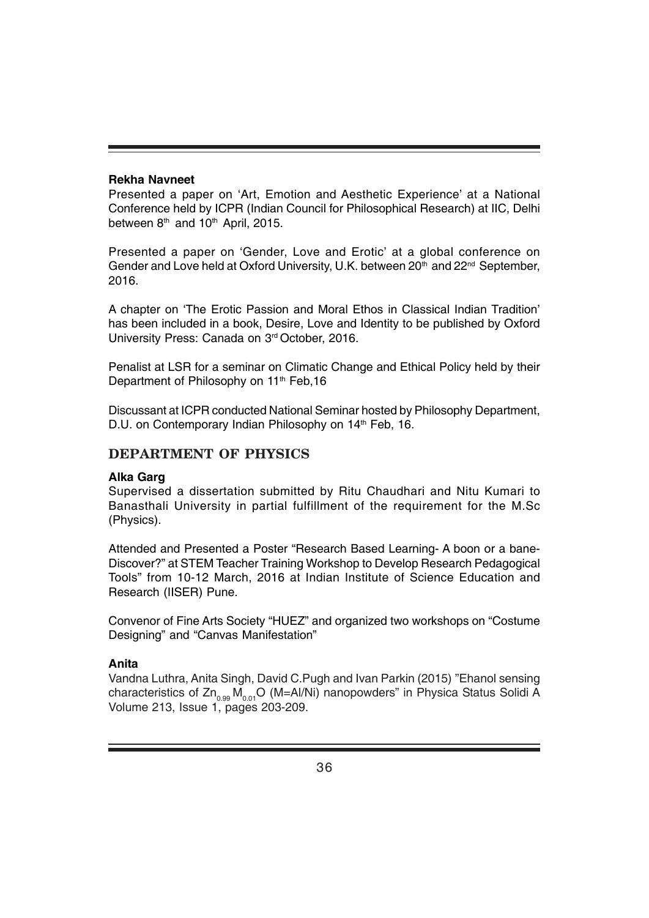**Rekha Navneet**

Presented a paper on 'Art, Emotion and Aesthetic Experience' at a National Conference held by ICPR (Indian Council for Philosophical Research) at IIC, Delhi between 8th and 10th April, 2015.

Presented a paper on 'Gender, Love and Erotic' at a global conference on Gender and Love held at Oxford University, U.K. between 20th and 22nd September, 2016.

A chapter on 'The Erotic Passion and Moral Ethos in Classical Indian Tradition' has been included in a book, Desire, Love and Identity to be published by Oxford University Press: Canada on 3rd October, 2016.

Penalist at LSR for a seminar on Climatic Change and Ethical Policy held by their Department of Philosophy on 11th Feb,16

Discussant at ICPR conducted National Seminar hosted by Philosophy Department, D.U. on Contemporary Indian Philosophy on 14th Feb, 16.

## DEPARTMENT OF PHYSICS

**Alka Garg**

Supervised a dissertation submitted by Ritu Chaudhari and Nitu Kumari to Banasthali University in partial fulfillment of the requirement for the M.Sc (Physics).

Attended and Presented a Poster "Research Based Learning- A boon or a bane-Discover?" at STEM Teacher Training Workshop to Develop Research Pedagogical Tools" from 10-12 March, 2016 at Indian Institute of Science Education and Research (IISER) Pune.

Convenor of Fine Arts Society "HUEZ" and organized two workshops on "Costume Designing" and "Canvas Manifestation"

**Anita**

Vandna Luthra, Anita Singh, David C.Pugh and Ivan Parkin (2015) "Ehanol sensing characteristics of $Zn_{0.99}M_{0.01}O$ (M=Al/Ni) nanopowders" in Physica Status Solidi A Volume 213, Issue 1, pages 203-209.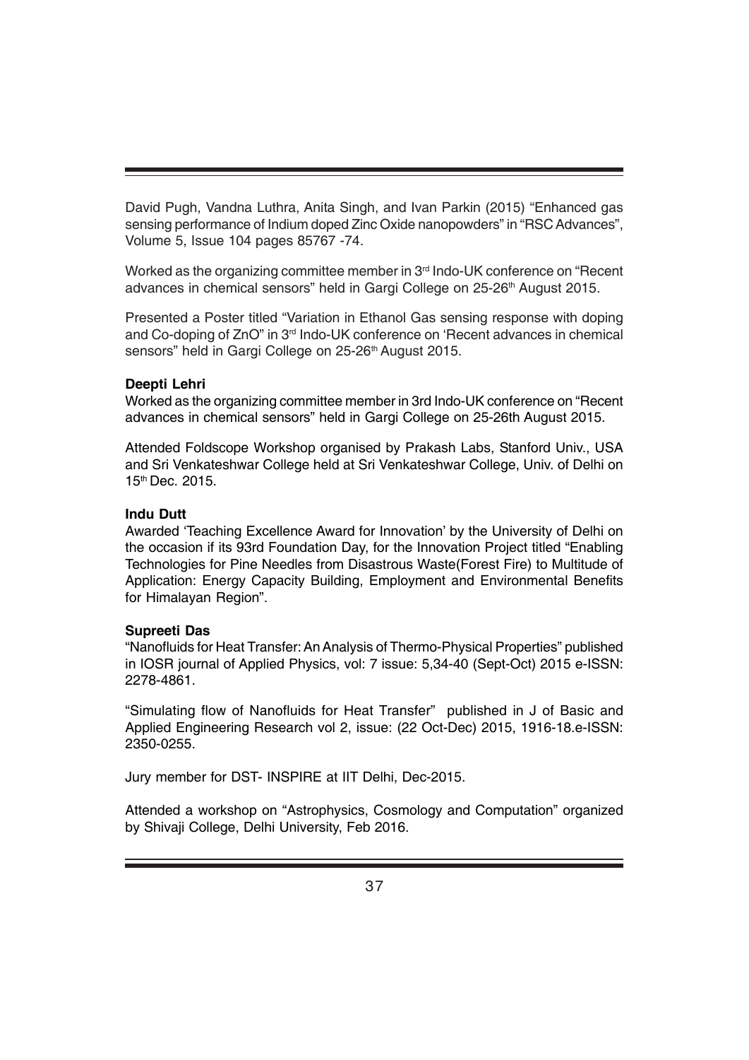David Pugh, Vandna Luthra, Anita Singh, and Ivan Parkin (2015) "Enhanced gas sensing performance of Indium doped Zinc Oxide nanopowders" in "RSC Advances", Volume 5, Issue 104 pages 85767 -74.

Worked as the organizing committee member in 3rd Indo-UK conference on "Recent advances in chemical sensors" held in Gargi College on 25-26th August 2015.

Presented a Poster titled "Variation in Ethanol Gas sensing response with doping and Co-doping of ZnO" in 3rd Indo-UK conference on 'Recent advances in chemical sensors" held in Gargi College on 25-26th August 2015.

**Deepti Lehri**

Worked as the organizing committee member in 3rd Indo-UK conference on "Recent advances in chemical sensors" held in Gargi College on 25-26th August 2015.

Attended Foldscope Workshop organised by Prakash Labs, Stanford Univ., USA and Sri Venkateshwar College held at Sri Venkateshwar College, Univ. of Delhi on 15th Dec. 2015.

**Indu Dutt**

Awarded 'Teaching Excellence Award for Innovation' by the University of Delhi on the occasion if its 93rd Foundation Day, for the Innovation Project titled "Enabling Technologies for Pine Needles from Disastrous Waste(Forest Fire) to Multitude of Application: Energy Capacity Building, Employment and Environmental Benefits for Himalayan Region".

**Supreeti Das**

"Nanofluids for Heat Transfer: An Analysis of Thermo-Physical Properties" published in IOSR journal of Applied Physics, vol: 7 issue: 5,34-40 (Sept-Oct) 2015 e-ISSN: 2278-4861.

"Simulating flow of Nanofluids for Heat Transfer" published in J of Basic and Applied Engineering Research vol 2, issue: (22 Oct-Dec) 2015, 1916-18.e-ISSN: 2350-0255.

Jury member for DST- INSPIRE at IIT Delhi, Dec-2015.

Attended a workshop on "Astrophysics, Cosmology and Computation" organized by Shivaji College, Delhi University, Feb 2016.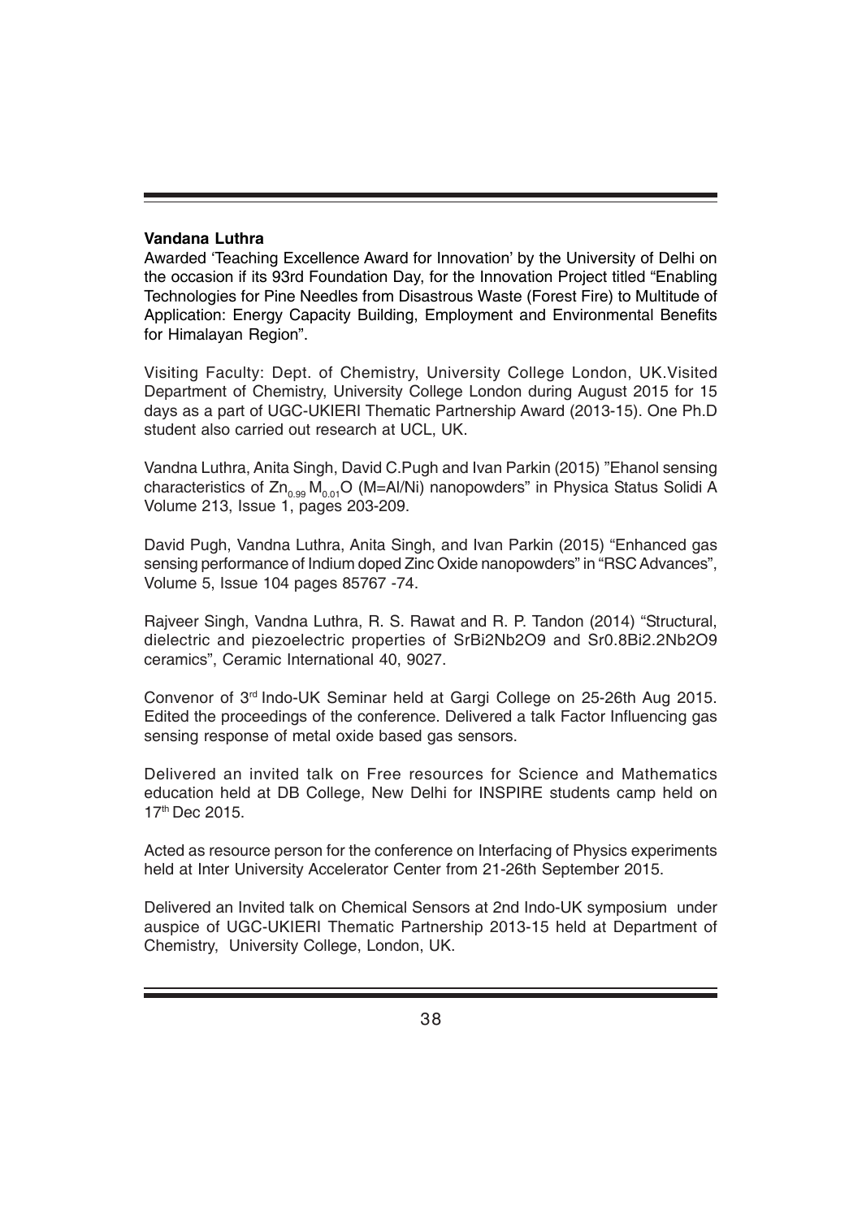**Vandana Luthra**

Awarded 'Teaching Excellence Award for Innovation' by the University of Delhi on the occasion if its 93rd Foundation Day, for the Innovation Project titled "Enabling Technologies for Pine Needles from Disastrous Waste (Forest Fire) to Multitude of Application: Energy Capacity Building, Employment and Environmental Benefits for Himalayan Region".

Visiting Faculty: Dept. of Chemistry, University College London, UK.Visited Department of Chemistry, University College London during August 2015 for 15 days as a part of UGC-UKIERI Thematic Partnership Award (2013-15). One Ph.D student also carried out research at UCL, UK.

Vandna Luthra, Anita Singh, David C.Pugh and Ivan Parkin (2015) "Ehanol sensing characteristics of $Zn_{0.99}M_{0.01}O$ (M=Al/Ni) nanopowders" in Physica Status Solidi A Volume 213, Issue 1, pages 203-209.

David Pugh, Vandna Luthra, Anita Singh, and Ivan Parkin (2015) "Enhanced gas sensing performance of Indium doped Zinc Oxide nanopowders" in "RSC Advances", Volume 5, Issue 104 pages 85767 -74.

Rajveer Singh, Vandna Luthra, R. S. Rawat and R. P. Tandon (2014) "Structural, dielectric and piezoelectric properties of $SrBi_2Nb_2O_9$ and $Sr_{0.8}Bi_{2.2}Nb_2O_9$ ceramics", Ceramic International 40, 9027.

Convenor of 3rd Indo-UK Seminar held at Gargi College on 25-26th Aug 2015. Edited the proceedings of the conference. Delivered a talk Factor Influencing gas sensing response of metal oxide based gas sensors.

Delivered an invited talk on Free resources for Science and Mathematics education held at DB College, New Delhi for INSPIRE students camp held on 17th Dec 2015.

Acted as resource person for the conference on Interfacing of Physics experiments held at Inter University Accelerator Center from 21-26th September 2015.

Delivered an Invited talk on Chemical Sensors at 2nd Indo-UK symposium under auspice of UGC-UKIERI Thematic Partnership 2013-15 held at Department of Chemistry, University College, London, UK.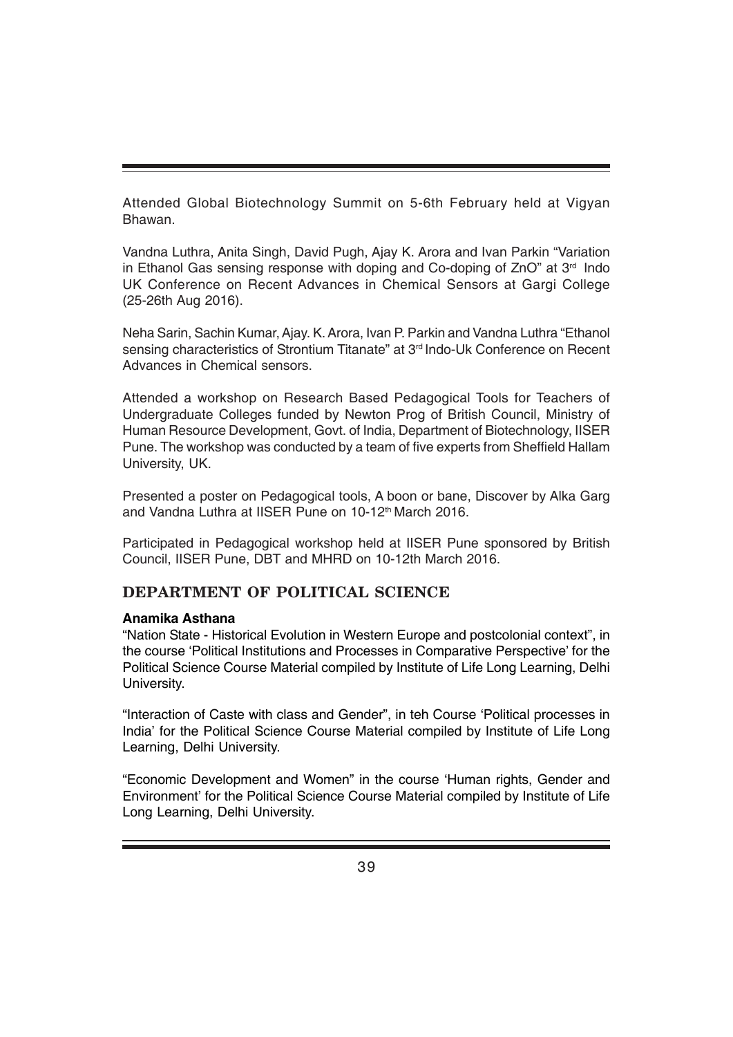Attended Global Biotechnology Summit on 5-6th February held at Vigyan Bhawan.

Vandna Luthra, Anita Singh, David Pugh, Ajay K. Arora and Ivan Parkin "Variation in Ethanol Gas sensing response with doping and Co-doping of ZnO" at 3rd Indo UK Conference on Recent Advances in Chemical Sensors at Gargi College (25-26th Aug 2016).

Neha Sarin, Sachin Kumar, Ajay. K. Arora, Ivan P. Parkin and Vandna Luthra "Ethanol sensing characteristics of Strontium Titanate" at 3rd Indo-Uk Conference on Recent Advances in Chemical sensors.

Attended a workshop on Research Based Pedagogical Tools for Teachers of Undergraduate Colleges funded by Newton Prog of British Council, Ministry of Human Resource Development, Govt. of India, Department of Biotechnology, IISER Pune. The workshop was conducted by a team of five experts from Sheffield Hallam University, UK.

Presented a poster on Pedagogical tools, A boon or bane, Discover by Alka Garg and Vandna Luthra at IISER Pune on 10-12th March 2016.

Participated in Pedagogical workshop held at IISER Pune sponsored by British Council, IISER Pune, DBT and MHRD on 10-12th March 2016.

## DEPARTMENT OF POLITICAL SCIENCE

**Anamika Asthana**

"Nation State - Historical Evolution in Western Europe and postcolonial context", in the course 'Political Institutions and Processes in Comparative Perspective' for the Political Science Course Material compiled by Institute of Life Long Learning, Delhi University.

"Interaction of Caste with class and Gender", in teh Course 'Political processes in India' for the Political Science Course Material compiled by Institute of Life Long Learning, Delhi University.

"Economic Development and Women" in the course 'Human rights, Gender and Environment' for the Political Science Course Material compiled by Institute of Life Long Learning, Delhi University.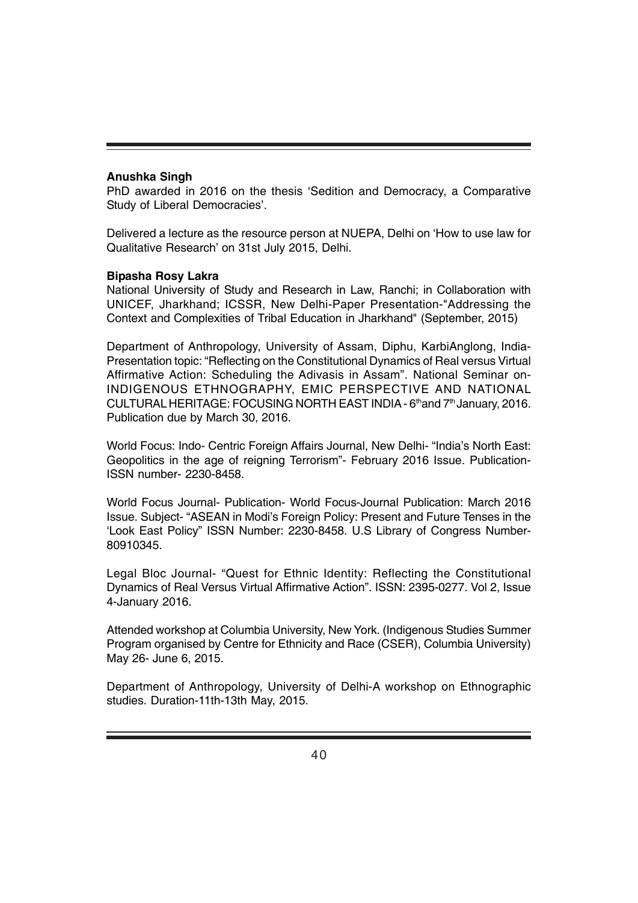**Anushka Singh**

PhD awarded in 2016 on the thesis 'Sedition and Democracy, a Comparative Study of Liberal Democracies'.

Delivered a lecture as the resource person at NUEPA, Delhi on 'How to use law for Qualitative Research' on 31st July 2015, Delhi.

**Bipasha Rosy Lakra**

National University of Study and Research in Law, Ranchi; in Collaboration with UNICEF, Jharkhand; ICSSR, New Delhi-Paper Presentation-"Addressing the Context and Complexities of Tribal Education in Jharkhand" (September, 2015)

Department of Anthropology, University of Assam, Diphu, KarbiAnglong, India-Presentation topic: "Reflecting on the Constitutional Dynamics of Real versus Virtual Affirmative Action: Scheduling the Adivasis in Assam". National Seminar on-INDIGENOUS ETHNOGRAPHY, EMIC PERSPECTIVE AND NATIONAL CULTURAL HERITAGE: FOCUSING NORTH EAST INDIA - 6thand 7th January, 2016. Publication due by March 30, 2016.

World Focus: Indo- Centric Foreign Affairs Journal, New Delhi- "India's North East: Geopolitics in the age of reigning Terrorism"- February 2016 Issue. Publication-ISSN number- 2230-8458.

World Focus Journal- Publication- World Focus-Journal Publication: March 2016 Issue. Subject- "ASEAN in Modi's Foreign Policy: Present and Future Tenses in the 'Look East Policy" ISSN Number: 2230-8458. U.S Library of Congress Number-80910345.

Legal Bloc Journal- "Quest for Ethnic Identity: Reflecting the Constitutional Dynamics of Real Versus Virtual Affirmative Action". ISSN: 2395-0277. Vol 2, Issue 4-January 2016.

Attended workshop at Columbia University, New York. (Indigenous Studies Summer Program organised by Centre for Ethnicity and Race (CSER), Columbia University) May 26- June 6, 2015.

Department of Anthropology, University of Delhi-A workshop on Ethnographic studies. Duration-11th-13th May, 2015.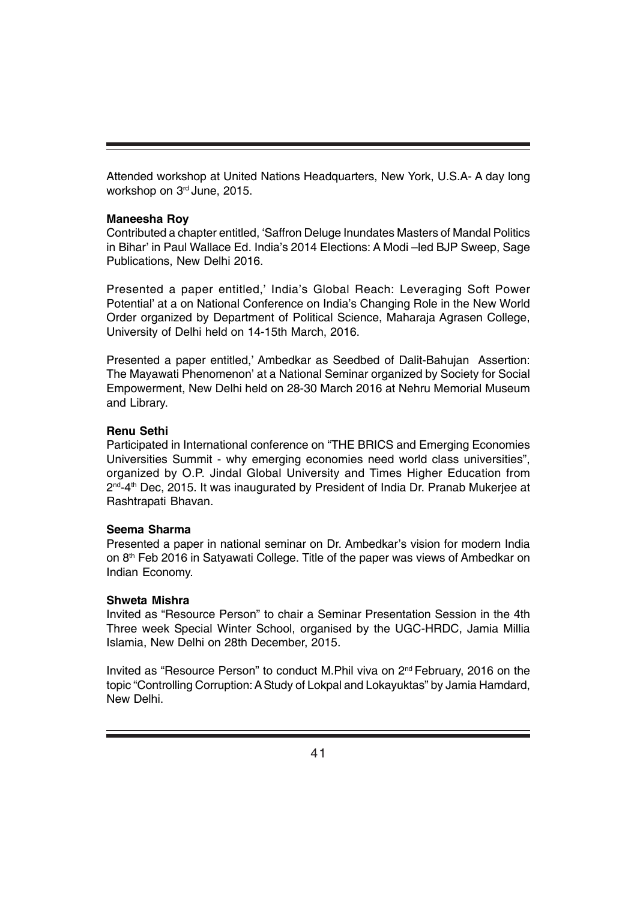Attended workshop at United Nations Headquarters, New York, U.S.A- A day long workshop on 3rd June, 2015.

**Maneesha Roy**

Contributed a chapter entitled, 'Saffron Deluge Inundates Masters of Mandal Politics in Bihar' in Paul Wallace Ed. India's 2014 Elections: A Modi –led BJP Sweep, Sage Publications, New Delhi 2016.

Presented a paper entitled,' India's Global Reach: Leveraging Soft Power Potential' at a on National Conference on India's Changing Role in the New World Order organized by Department of Political Science, Maharaja Agrasen College, University of Delhi held on 14-15th March, 2016.

Presented a paper entitled,' Ambedkar as Seedbed of Dalit-Bahujan Assertion: The Mayawati Phenomenon' at a National Seminar organized by Society for Social Empowerment, New Delhi held on 28-30 March 2016 at Nehru Memorial Museum and Library.

**Renu Sethi**

Participated in International conference on "THE BRICS and Emerging Economies Universities Summit - why emerging economies need world class universities", organized by O.P. Jindal Global University and Times Higher Education from 2nd-4th Dec, 2015. It was inaugurated by President of India Dr. Pranab Mukerjee at Rashtrapati Bhavan.

**Seema Sharma**

Presented a paper in national seminar on Dr. Ambedkar's vision for modern India on 8th Feb 2016 in Satyawati College. Title of the paper was views of Ambedkar on Indian Economy.

**Shweta Mishra**

Invited as "Resource Person" to chair a Seminar Presentation Session in the 4th Three week Special Winter School, organised by the UGC-HRDC, Jamia Millia Islamia, New Delhi on 28th December, 2015.

Invited as "Resource Person" to conduct M.Phil viva on 2nd February, 2016 on the topic "Controlling Corruption: A Study of Lokpal and Lokayuktas" by Jamia Hamdard, New Delhi.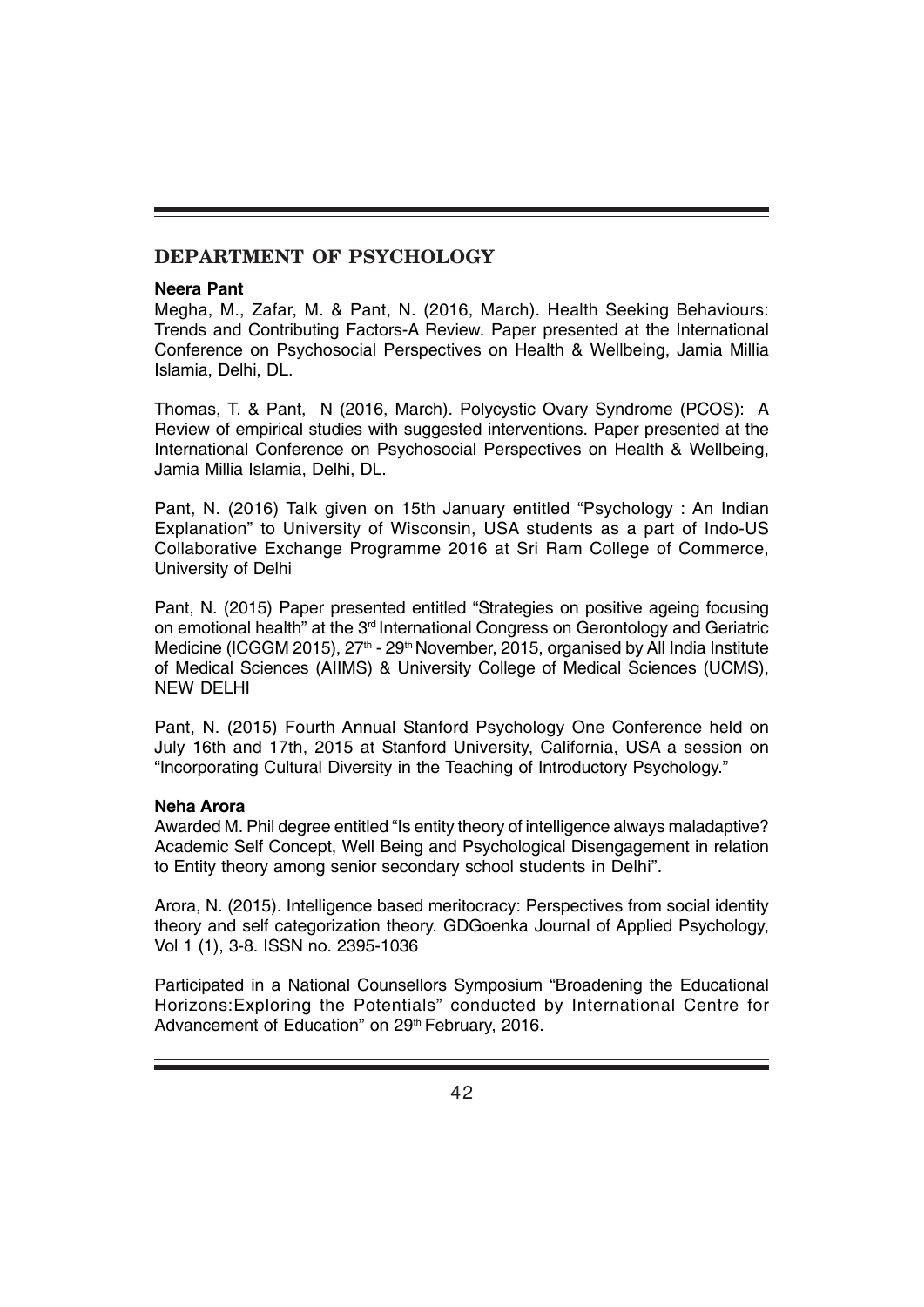## DEPARTMENT OF PSYCHOLOGY

**Neera Pant**

Megha, M., Zafar, M. & Pant, N. (2016, March). Health Seeking Behaviours: Trends and Contributing Factors-A Review. Paper presented at the International Conference on Psychosocial Perspectives on Health & Wellbeing, Jamia Millia Islamia, Delhi, DL.

Thomas, T. & Pant, N (2016, March). Polycystic Ovary Syndrome (PCOS): A Review of empirical studies with suggested interventions. Paper presented at the International Conference on Psychosocial Perspectives on Health & Wellbeing, Jamia Millia Islamia, Delhi, DL.

Pant, N. (2016) Talk given on 15th January entitled "Psychology : An Indian Explanation" to University of Wisconsin, USA students as a part of Indo-US Collaborative Exchange Programme 2016 at Sri Ram College of Commerce, University of Delhi

Pant, N. (2015) Paper presented entitled "Strategies on positive ageing focusing on emotional health" at the 3rd International Congress on Gerontology and Geriatric Medicine (ICGGM 2015), 27th - 29th November, 2015, organised by All India Institute of Medical Sciences (AIIMS) & University College of Medical Sciences (UCMS), NEW DELHI

Pant, N. (2015) Fourth Annual Stanford Psychology One Conference held on July 16th and 17th, 2015 at Stanford University, California, USA a session on "Incorporating Cultural Diversity in the Teaching of Introductory Psychology."

**Neha Arora**

Awarded M. Phil degree entitled "Is entity theory of intelligence always maladaptive? Academic Self Concept, Well Being and Psychological Disengagement in relation to Entity theory among senior secondary school students in Delhi".

Arora, N. (2015). Intelligence based meritocracy: Perspectives from social identity theory and self categorization theory. GDGoenka Journal of Applied Psychology, Vol 1 (1), 3-8. ISSN no. 2395-1036

Participated in a National Counsellors Symposium "Broadening the Educational Horizons:Exploring the Potentials" conducted by International Centre for Advancement of Education" on 29th February, 2016.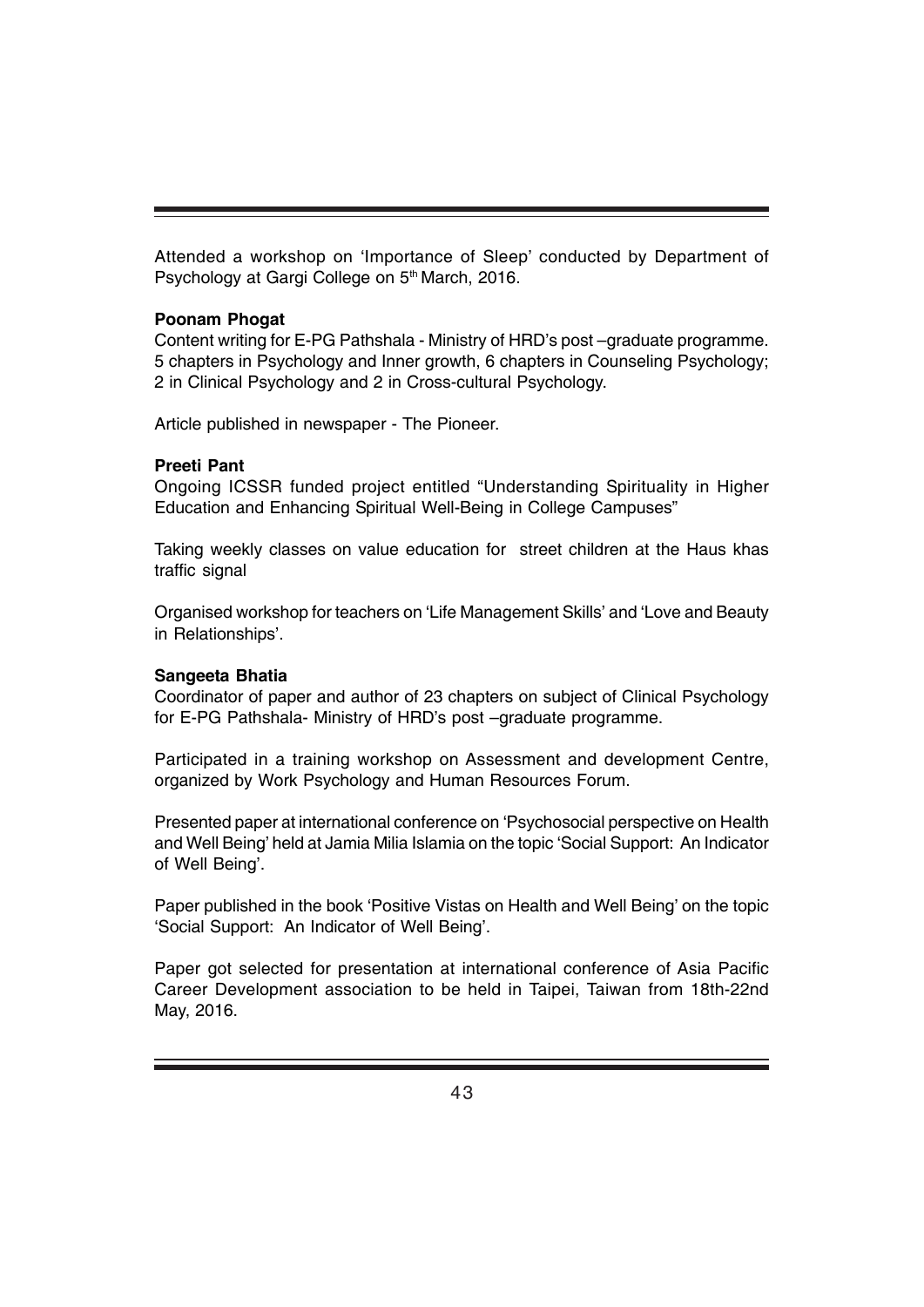Attended a workshop on 'Importance of Sleep' conducted by Department of Psychology at Gargi College on 5th March, 2016.

**Poonam Phogat**

Content writing for E-PG Pathshala - Ministry of HRD's post –graduate programme. 5 chapters in Psychology and Inner growth, 6 chapters in Counseling Psychology; 2 in Clinical Psychology and 2 in Cross-cultural Psychology.

Article published in newspaper - The Pioneer.

**Preeti Pant**

Ongoing ICSSR funded project entitled "Understanding Spirituality in Higher Education and Enhancing Spiritual Well-Being in College Campuses"

Taking weekly classes on value education for street children at the Haus khas traffic signal

Organised workshop for teachers on 'Life Management Skills' and 'Love and Beauty in Relationships'.

**Sangeeta Bhatia**

Coordinator of paper and author of 23 chapters on subject of Clinical Psychology for E-PG Pathshala- Ministry of HRD's post –graduate programme.

Participated in a training workshop on Assessment and development Centre, organized by Work Psychology and Human Resources Forum.

Presented paper at international conference on 'Psychosocial perspective on Health and Well Being' held at Jamia Milia Islamia on the topic 'Social Support: An Indicator of Well Being'.

Paper published in the book 'Positive Vistas on Health and Well Being' on the topic 'Social Support: An Indicator of Well Being'.

Paper got selected for presentation at international conference of Asia Pacific Career Development association to be held in Taipei, Taiwan from 18th-22nd May, 2016.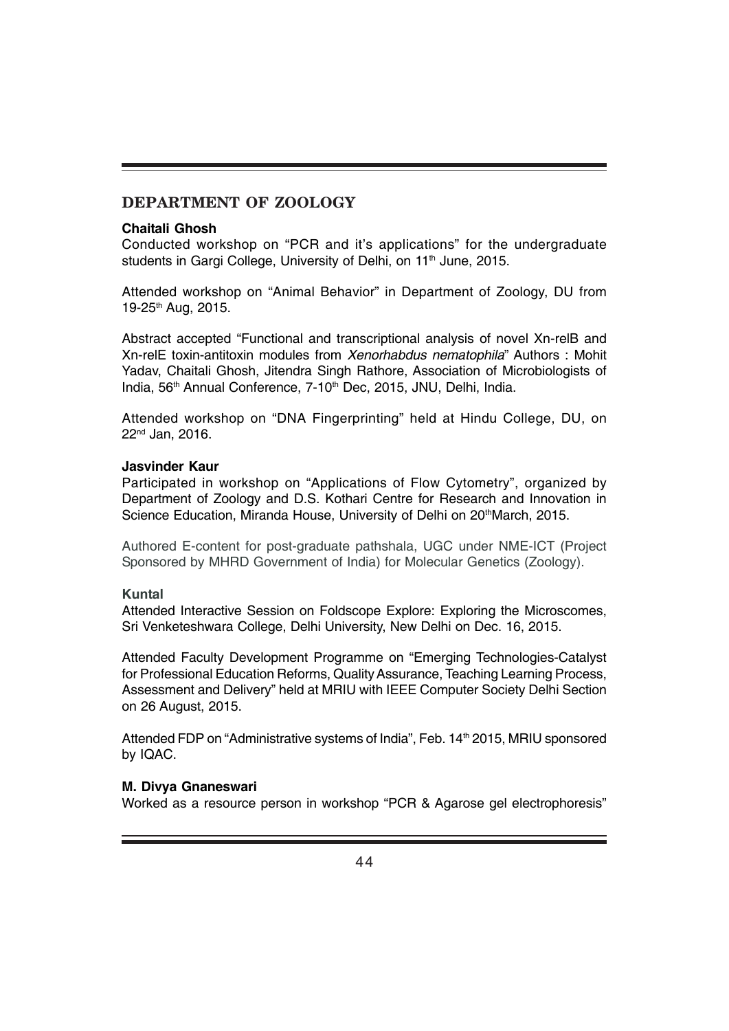## DEPARTMENT OF ZOOLOGY

**Chaitali Ghosh**

Conducted workshop on "PCR and it's applications" for the undergraduate students in Gargi College, University of Delhi, on 11th June, 2015.

Attended workshop on "Animal Behavior" in Department of Zoology, DU from 19-25th Aug, 2015.

Abstract accepted "Functional and transcriptional analysis of novel Xn-relB and Xn-relE toxin-antitoxin modules from *Xenorhabdus nematophila*" Authors : Mohit Yadav, Chaitali Ghosh, Jitendra Singh Rathore, Association of Microbiologists of India, 56th Annual Conference, 7-10th Dec, 2015, JNU, Delhi, India.

Attended workshop on "DNA Fingerprinting" held at Hindu College, DU, on 22nd Jan, 2016.

**Jasvinder Kaur**

Participated in workshop on "Applications of Flow Cytometry", organized by Department of Zoology and D.S. Kothari Centre for Research and Innovation in Science Education, Miranda House, University of Delhi on 20thMarch, 2015.

Authored E-content for post-graduate pathshala, UGC under NME-ICT (Project Sponsored by MHRD Government of India) for Molecular Genetics (Zoology).

**Kuntal**

Attended Interactive Session on Foldscope Explore: Exploring the Microscomes, Sri Venketeshwara College, Delhi University, New Delhi on Dec. 16, 2015.

Attended Faculty Development Programme on "Emerging Technologies-Catalyst for Professional Education Reforms, Quality Assurance, Teaching Learning Process, Assessment and Delivery" held at MRIU with IEEE Computer Society Delhi Section on 26 August, 2015.

Attended FDP on "Administrative systems of India", Feb. 14th 2015, MRIU sponsored by IQAC.

**M. Divya Gnaneswari**

Worked as a resource person in workshop "PCR & Agarose gel electrophoresis"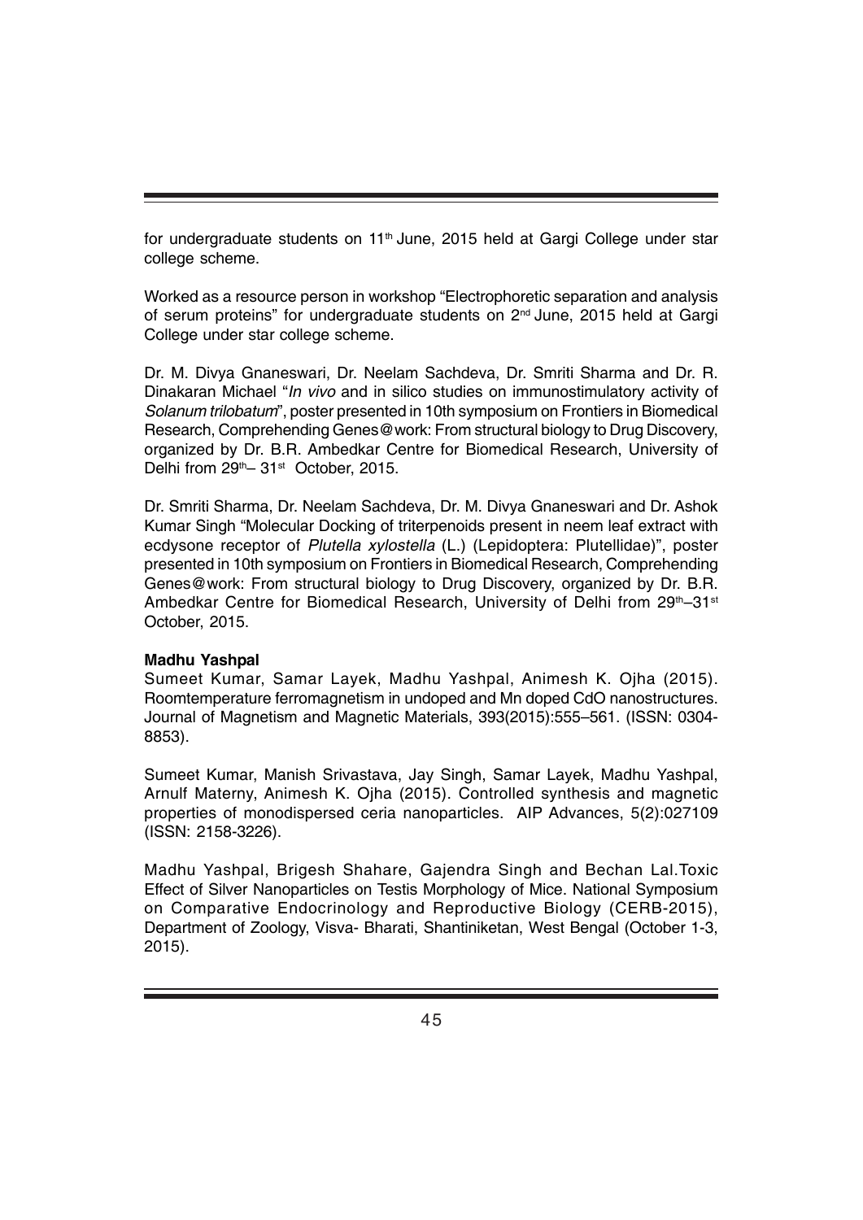for undergraduate students on 11th June, 2015 held at Gargi College under star college scheme.

Worked as a resource person in workshop "Electrophoretic separation and analysis of serum proteins" for undergraduate students on 2nd June, 2015 held at Gargi College under star college scheme.

Dr. M. Divya Gnaneswari, Dr. Neelam Sachdeva, Dr. Smriti Sharma and Dr. R. Dinakaran Michael "*In vivo* and in silico studies on immunostimulatory activity of *Solanum trilobatum*", poster presented in 10th symposium on Frontiers in Biomedical Research, Comprehending Genes@work: From structural biology to Drug Discovery, organized by Dr. B.R. Ambedkar Centre for Biomedical Research, University of Delhi from 29th– 31st October, 2015.

Dr. Smriti Sharma, Dr. Neelam Sachdeva, Dr. M. Divya Gnaneswari and Dr. Ashok Kumar Singh "Molecular Docking of triterpenoids present in neem leaf extract with ecdysone receptor of *Plutella xylostella* (L.) (Lepidoptera: Plutellidae)", poster presented in 10th symposium on Frontiers in Biomedical Research, Comprehending Genes@work: From structural biology to Drug Discovery, organized by Dr. B.R. Ambedkar Centre for Biomedical Research, University of Delhi from 29th–31st October, 2015.

**Madhu Yashpal**

Sumeet Kumar, Samar Layek, Madhu Yashpal, Animesh K. Ojha (2015). Roomtemperature ferromagnetism in undoped and Mn doped CdO nanostructures. Journal of Magnetism and Magnetic Materials, 393(2015):555–561. (ISSN: 0304-8853).

Sumeet Kumar, Manish Srivastava, Jay Singh, Samar Layek, Madhu Yashpal, Arnulf Materny, Animesh K. Ojha (2015). Controlled synthesis and magnetic properties of monodispersed ceria nanoparticles. AIP Advances, 5(2):027109 (ISSN: 2158-3226).

Madhu Yashpal, Brigesh Shahare, Gajendra Singh and Bechan Lal.Toxic Effect of Silver Nanoparticles on Testis Morphology of Mice. National Symposium on Comparative Endocrinology and Reproductive Biology (CERB-2015), Department of Zoology, Visva- Bharati, Shantiniketan, West Bengal (October 1-3, 2015).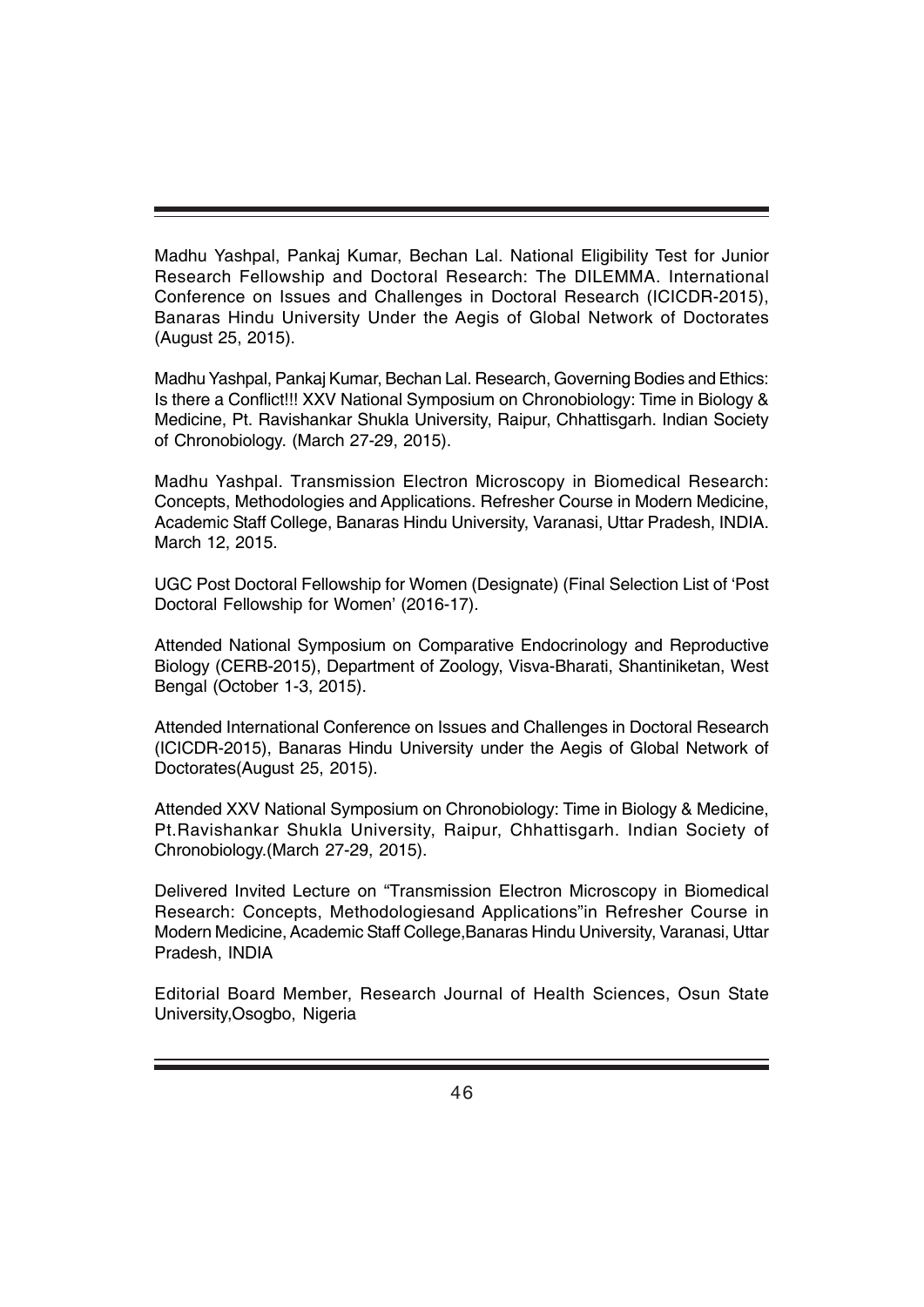Madhu Yashpal, Pankaj Kumar, Bechan Lal. National Eligibility Test for Junior Research Fellowship and Doctoral Research: The DILEMMA. International Conference on Issues and Challenges in Doctoral Research (ICICDR-2015), Banaras Hindu University Under the Aegis of Global Network of Doctorates (August 25, 2015).

Madhu Yashpal, Pankaj Kumar, Bechan Lal. Research, Governing Bodies and Ethics: Is there a Conflict!!! XXV National Symposium on Chronobiology: Time in Biology & Medicine, Pt. Ravishankar Shukla University, Raipur, Chhattisgarh. Indian Society of Chronobiology. (March 27-29, 2015).

Madhu Yashpal. Transmission Electron Microscopy in Biomedical Research: Concepts, Methodologies and Applications. Refresher Course in Modern Medicine, Academic Staff College, Banaras Hindu University, Varanasi, Uttar Pradesh, INDIA. March 12, 2015.

UGC Post Doctoral Fellowship for Women (Designate) (Final Selection List of 'Post Doctoral Fellowship for Women' (2016-17).

Attended National Symposium on Comparative Endocrinology and Reproductive Biology (CERB-2015), Department of Zoology, Visva-Bharati, Shantiniketan, West Bengal (October 1-3, 2015).

Attended International Conference on Issues and Challenges in Doctoral Research (ICICDR-2015), Banaras Hindu University under the Aegis of Global Network of Doctorates(August 25, 2015).

Attended XXV National Symposium on Chronobiology: Time in Biology & Medicine, Pt.Ravishankar Shukla University, Raipur, Chhattisgarh. Indian Society of Chronobiology.(March 27-29, 2015).

Delivered Invited Lecture on "Transmission Electron Microscopy in Biomedical Research: Concepts, Methodologiesand Applications"in Refresher Course in Modern Medicine, Academic Staff College,Banaras Hindu University, Varanasi, Uttar Pradesh, INDIA

Editorial Board Member, Research Journal of Health Sciences, Osun State University,Osogbo, Nigeria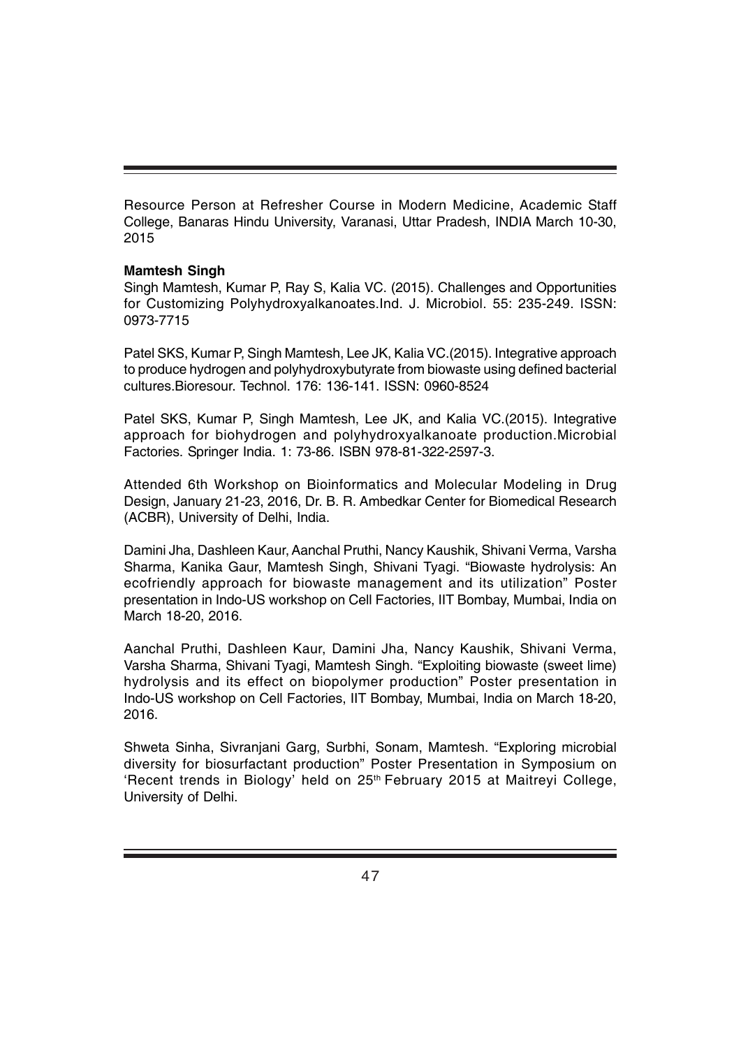Resource Person at Refresher Course in Modern Medicine, Academic Staff College, Banaras Hindu University, Varanasi, Uttar Pradesh, INDIA March 10-30, 2015

**Mamtesh Singh**

Singh Mamtesh, Kumar P, Ray S, Kalia VC. (2015). Challenges and Opportunities for Customizing Polyhydroxyalkanoates.Ind. J. Microbiol. 55: 235-249. ISSN: 0973-7715

Patel SKS, Kumar P, Singh Mamtesh, Lee JK, Kalia VC.(2015). Integrative approach to produce hydrogen and polyhydroxybutyrate from biowaste using defined bacterial cultures.Bioresour. Technol. 176: 136-141. ISSN: 0960-8524

Patel SKS, Kumar P, Singh Mamtesh, Lee JK, and Kalia VC.(2015). Integrative approach for biohydrogen and polyhydroxyalkanoate production.Microbial Factories. Springer India. 1: 73-86. ISBN 978-81-322-2597-3.

Attended 6th Workshop on Bioinformatics and Molecular Modeling in Drug Design, January 21-23, 2016, Dr. B. R. Ambedkar Center for Biomedical Research (ACBR), University of Delhi, India.

Damini Jha, Dashleen Kaur, Aanchal Pruthi, Nancy Kaushik, Shivani Verma, Varsha Sharma, Kanika Gaur, Mamtesh Singh, Shivani Tyagi. "Biowaste hydrolysis: An ecofriendly approach for biowaste management and its utilization" Poster presentation in Indo-US workshop on Cell Factories, IIT Bombay, Mumbai, India on March 18-20, 2016.

Aanchal Pruthi, Dashleen Kaur, Damini Jha, Nancy Kaushik, Shivani Verma, Varsha Sharma, Shivani Tyagi, Mamtesh Singh. "Exploiting biowaste (sweet lime) hydrolysis and its effect on biopolymer production" Poster presentation in Indo-US workshop on Cell Factories, IIT Bombay, Mumbai, India on March 18-20, 2016.

Shweta Sinha, Sivranjani Garg, Surbhi, Sonam, Mamtesh. "Exploring microbial diversity for biosurfactant production" Poster Presentation in Symposium on 'Recent trends in Biology' held on 25th February 2015 at Maitreyi College, University of Delhi.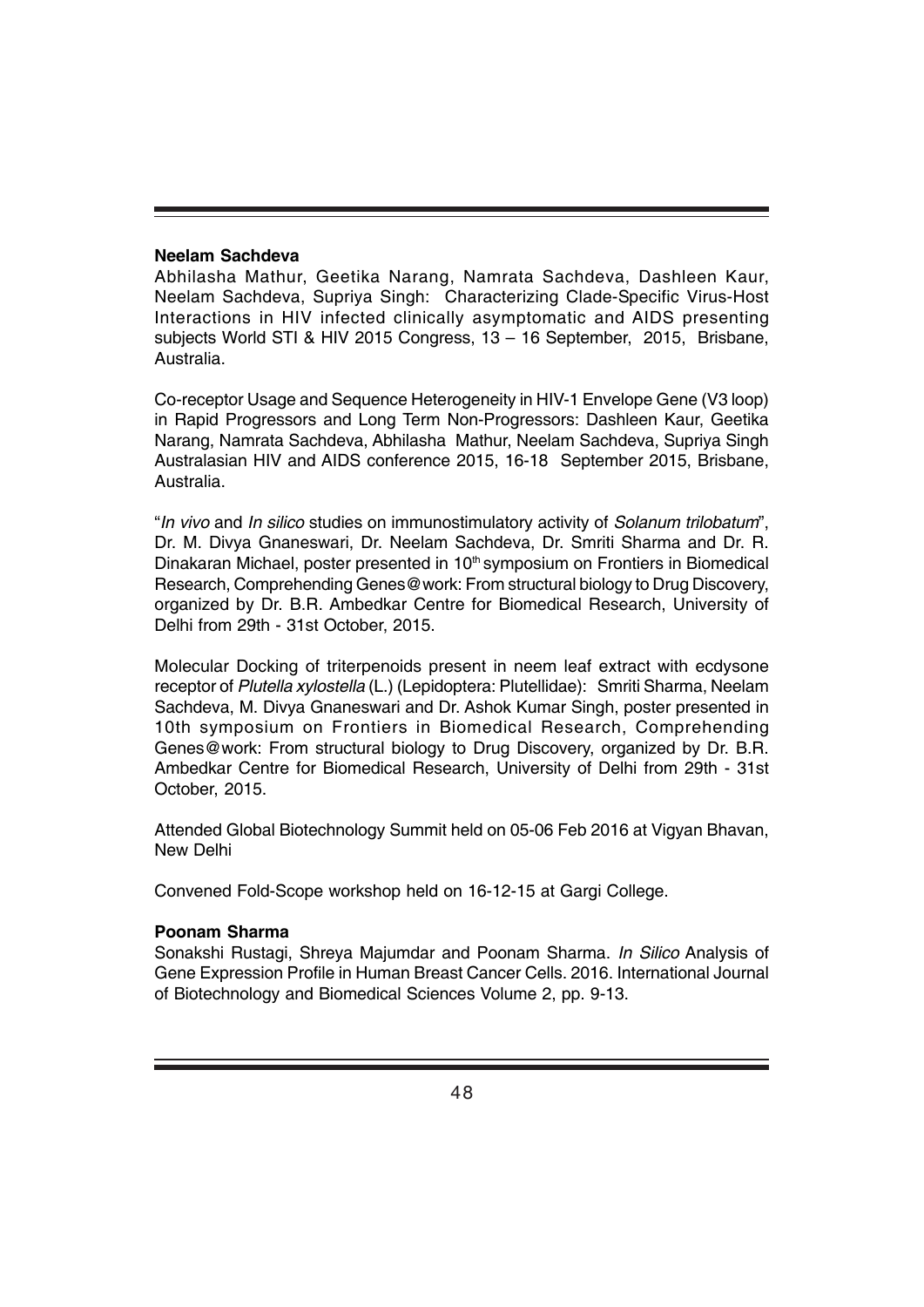**Neelam Sachdeva**

Abhilasha Mathur, Geetika Narang, Namrata Sachdeva, Dashleen Kaur, Neelam Sachdeva, Supriya Singh: Characterizing Clade-Specific Virus-Host Interactions in HIV infected clinically asymptomatic and AIDS presenting subjects World STI & HIV 2015 Congress, 13 – 16 September, 2015, Brisbane, Australia.

Co-receptor Usage and Sequence Heterogeneity in HIV-1 Envelope Gene (V3 loop) in Rapid Progressors and Long Term Non-Progressors: Dashleen Kaur, Geetika Narang, Namrata Sachdeva, Abhilasha Mathur, Neelam Sachdeva, Supriya Singh Australasian HIV and AIDS conference 2015, 16-18 September 2015, Brisbane, Australia.

"*In vivo* and *In silico* studies on immunostimulatory activity of *Solanum trilobatum*", Dr. M. Divya Gnaneswari, Dr. Neelam Sachdeva, Dr. Smriti Sharma and Dr. R. Dinakaran Michael, poster presented in 10th symposium on Frontiers in Biomedical Research, Comprehending Genes@work: From structural biology to Drug Discovery, organized by Dr. B.R. Ambedkar Centre for Biomedical Research, University of Delhi from 29th - 31st October, 2015.

Molecular Docking of triterpenoids present in neem leaf extract with ecdysone receptor of *Plutella xylostella* (L.) (Lepidoptera: Plutellidae): Smriti Sharma, Neelam Sachdeva, M. Divya Gnaneswari and Dr. Ashok Kumar Singh, poster presented in 10th symposium on Frontiers in Biomedical Research, Comprehending Genes@work: From structural biology to Drug Discovery, organized by Dr. B.R. Ambedkar Centre for Biomedical Research, University of Delhi from 29th - 31st October, 2015.

Attended Global Biotechnology Summit held on 05-06 Feb 2016 at Vigyan Bhavan, New Delhi

Convened Fold-Scope workshop held on 16-12-15 at Gargi College.

**Poonam Sharma**

Sonakshi Rustagi, Shreya Majumdar and Poonam Sharma. *In Silico* Analysis of Gene Expression Profile in Human Breast Cancer Cells. 2016. International Journal of Biotechnology and Biomedical Sciences Volume 2, pp. 9-13.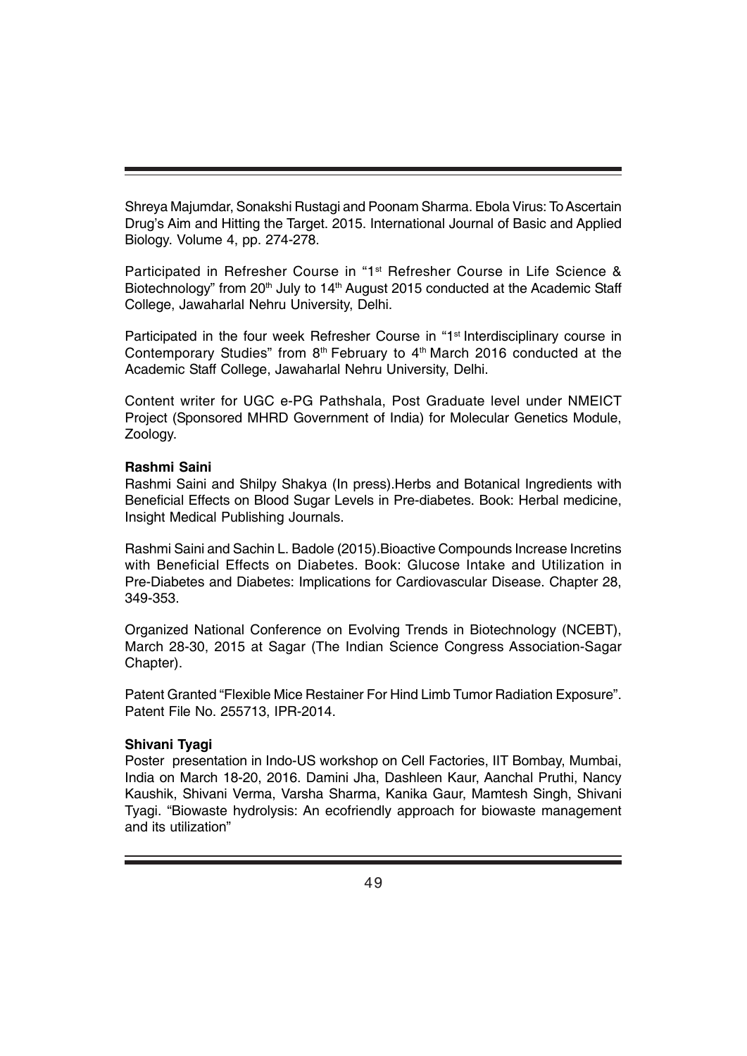Shreya Majumdar, Sonakshi Rustagi and Poonam Sharma. Ebola Virus: To Ascertain Drug's Aim and Hitting the Target. 2015. International Journal of Basic and Applied Biology. Volume 4, pp. 274-278.

Participated in Refresher Course in "1st Refresher Course in Life Science & Biotechnology" from 20th July to 14th August 2015 conducted at the Academic Staff College, Jawaharlal Nehru University, Delhi.

Participated in the four week Refresher Course in "1st Interdisciplinary course in Contemporary Studies" from 8th February to 4th March 2016 conducted at the Academic Staff College, Jawaharlal Nehru University, Delhi.

Content writer for UGC e-PG Pathshala, Post Graduate level under NMEICT Project (Sponsored MHRD Government of India) for Molecular Genetics Module, Zoology.

**Rashmi Saini**

Rashmi Saini and Shilpy Shakya (In press).Herbs and Botanical Ingredients with Beneficial Effects on Blood Sugar Levels in Pre-diabetes. Book: Herbal medicine, Insight Medical Publishing Journals.

Rashmi Saini and Sachin L. Badole (2015).Bioactive Compounds Increase Incretins with Beneficial Effects on Diabetes. Book: Glucose Intake and Utilization in Pre-Diabetes and Diabetes: Implications for Cardiovascular Disease. Chapter 28, 349-353.

Organized National Conference on Evolving Trends in Biotechnology (NCEBT), March 28-30, 2015 at Sagar (The Indian Science Congress Association-Sagar Chapter).

Patent Granted "Flexible Mice Restainer For Hind Limb Tumor Radiation Exposure". Patent File No. 255713, IPR-2014.

**Shivani Tyagi**

Poster presentation in Indo-US workshop on Cell Factories, IIT Bombay, Mumbai, India on March 18-20, 2016. Damini Jha, Dashleen Kaur, Aanchal Pruthi, Nancy Kaushik, Shivani Verma, Varsha Sharma, Kanika Gaur, Mamtesh Singh, Shivani Tyagi. "Biowaste hydrolysis: An ecofriendly approach for biowaste management and its utilization"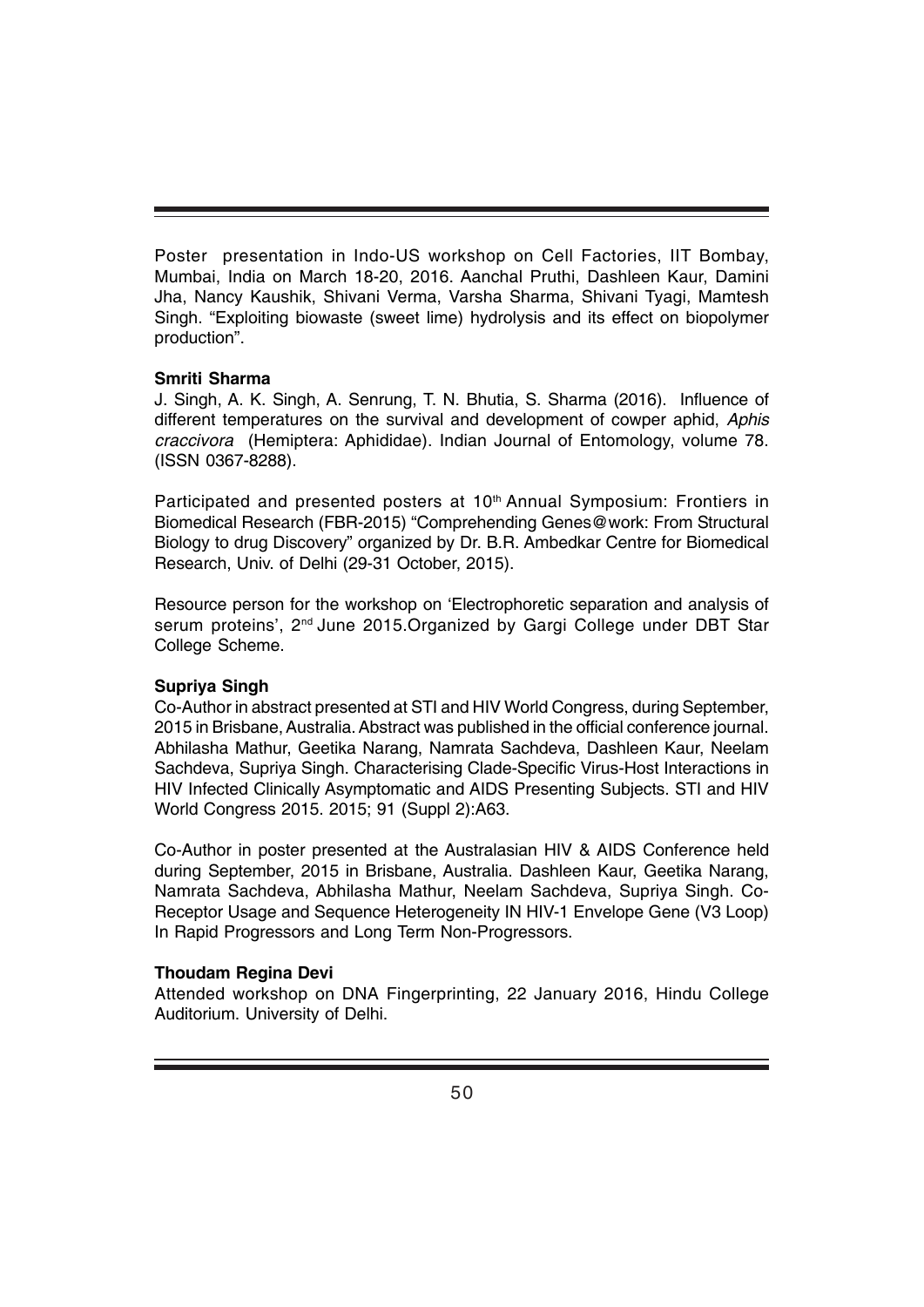Poster presentation in Indo-US workshop on Cell Factories, IIT Bombay, Mumbai, India on March 18-20, 2016. Aanchal Pruthi, Dashleen Kaur, Damini Jha, Nancy Kaushik, Shivani Verma, Varsha Sharma, Shivani Tyagi, Mamtesh Singh. "Exploiting biowaste (sweet lime) hydrolysis and its effect on biopolymer production".

**Smriti Sharma**

J. Singh, A. K. Singh, A. Senrung, T. N. Bhutia, S. Sharma (2016). Influence of different temperatures on the survival and development of cowper aphid, *Aphis craccivora* (Hemiptera: Aphididae). Indian Journal of Entomology, volume 78. (ISSN 0367-8288).

Participated and presented posters at 10th Annual Symposium: Frontiers in Biomedical Research (FBR-2015) "Comprehending Genes@work: From Structural Biology to drug Discovery" organized by Dr. B.R. Ambedkar Centre for Biomedical Research, Univ. of Delhi (29-31 October, 2015).

Resource person for the workshop on 'Electrophoretic separation and analysis of serum proteins', 2nd June 2015.Organized by Gargi College under DBT Star College Scheme.

**Supriya Singh**

Co-Author in abstract presented at STI and HIV World Congress, during September, 2015 in Brisbane, Australia. Abstract was published in the official conference journal. Abhilasha Mathur, Geetika Narang, Namrata Sachdeva, Dashleen Kaur, Neelam Sachdeva, Supriya Singh. Characterising Clade-Specific Virus-Host Interactions in HIV Infected Clinically Asymptomatic and AIDS Presenting Subjects. STI and HIV World Congress 2015. 2015; 91 (Suppl 2):A63.

Co-Author in poster presented at the Australasian HIV & AIDS Conference held during September, 2015 in Brisbane, Australia. Dashleen Kaur, Geetika Narang, Namrata Sachdeva, Abhilasha Mathur, Neelam Sachdeva, Supriya Singh. Co-Receptor Usage and Sequence Heterogeneity IN HIV-1 Envelope Gene (V3 Loop) In Rapid Progressors and Long Term Non-Progressors.

**Thoudam Regina Devi**

Attended workshop on DNA Fingerprinting, 22 January 2016, Hindu College Auditorium. University of Delhi.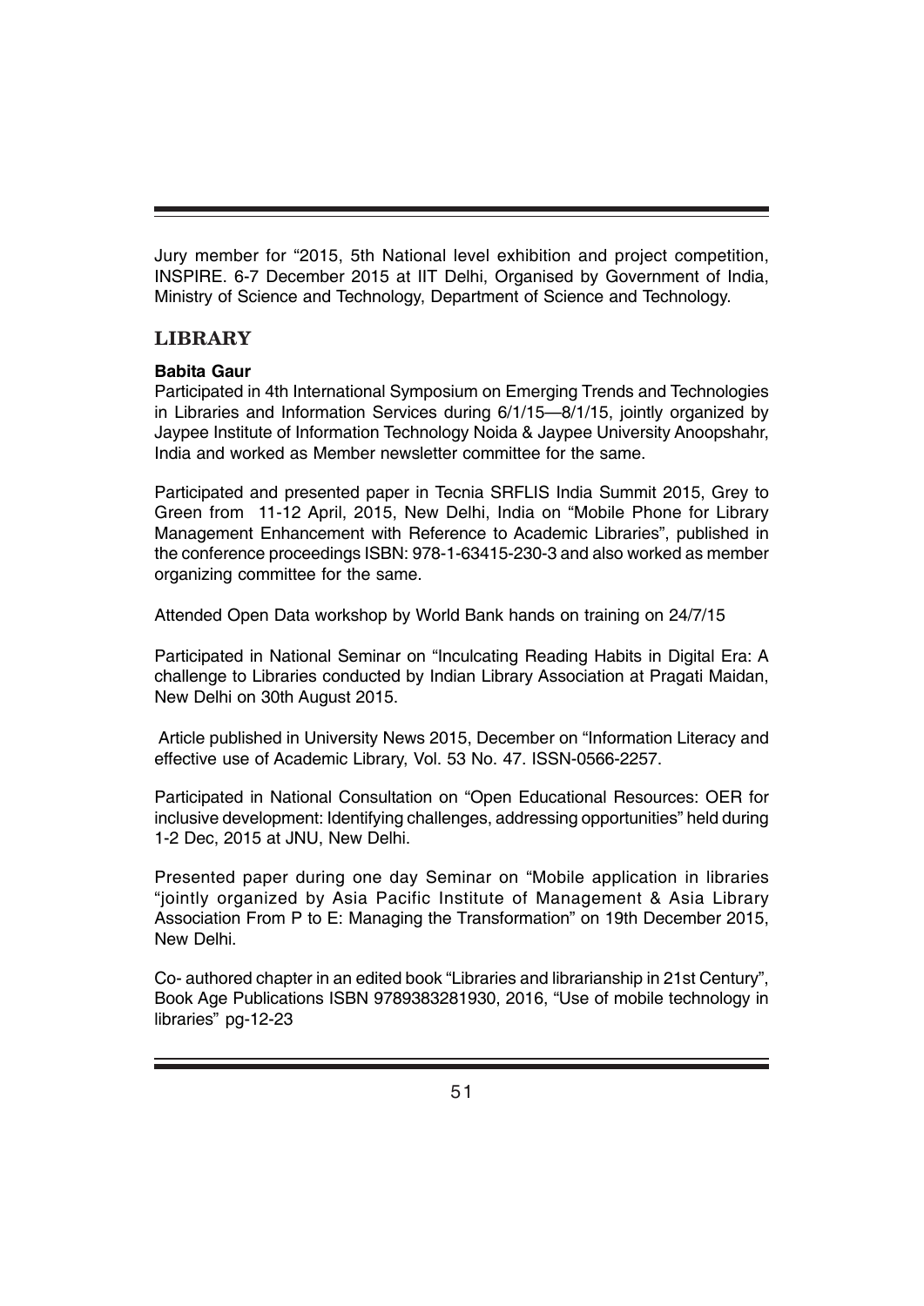Jury member for "2015, 5th National level exhibition and project competition, INSPIRE. 6-7 December 2015 at IIT Delhi, Organised by Government of India, Ministry of Science and Technology, Department of Science and Technology.

## LIBRARY

**Babita Gaur**

Participated in 4th International Symposium on Emerging Trends and Technologies in Libraries and Information Services during 6/1/15—8/1/15, jointly organized by Jaypee Institute of Information Technology Noida & Jaypee University Anoopshahr, India and worked as Member newsletter committee for the same.

Participated and presented paper in Tecnia SRFLIS India Summit 2015, Grey to Green from 11-12 April, 2015, New Delhi, India on "Mobile Phone for Library Management Enhancement with Reference to Academic Libraries", published in the conference proceedings ISBN: 978-1-63415-230-3 and also worked as member organizing committee for the same.

Attended Open Data workshop by World Bank hands on training on 24/7/15

Participated in National Seminar on "Inculcating Reading Habits in Digital Era: A challenge to Libraries conducted by Indian Library Association at Pragati Maidan, New Delhi on 30th August 2015.

Article published in University News 2015, December on "Information Literacy and effective use of Academic Library, Vol. 53 No. 47. ISSN-0566-2257.

Participated in National Consultation on "Open Educational Resources: OER for inclusive development: Identifying challenges, addressing opportunities" held during 1-2 Dec, 2015 at JNU, New Delhi.

Presented paper during one day Seminar on "Mobile application in libraries "jointly organized by Asia Pacific Institute of Management & Asia Library Association From P to E: Managing the Transformation" on 19th December 2015, New Delhi.

Co- authored chapter in an edited book "Libraries and librarianship in 21st Century", Book Age Publications ISBN 9789383281930, 2016, "Use of mobile technology in libraries" pg-12-23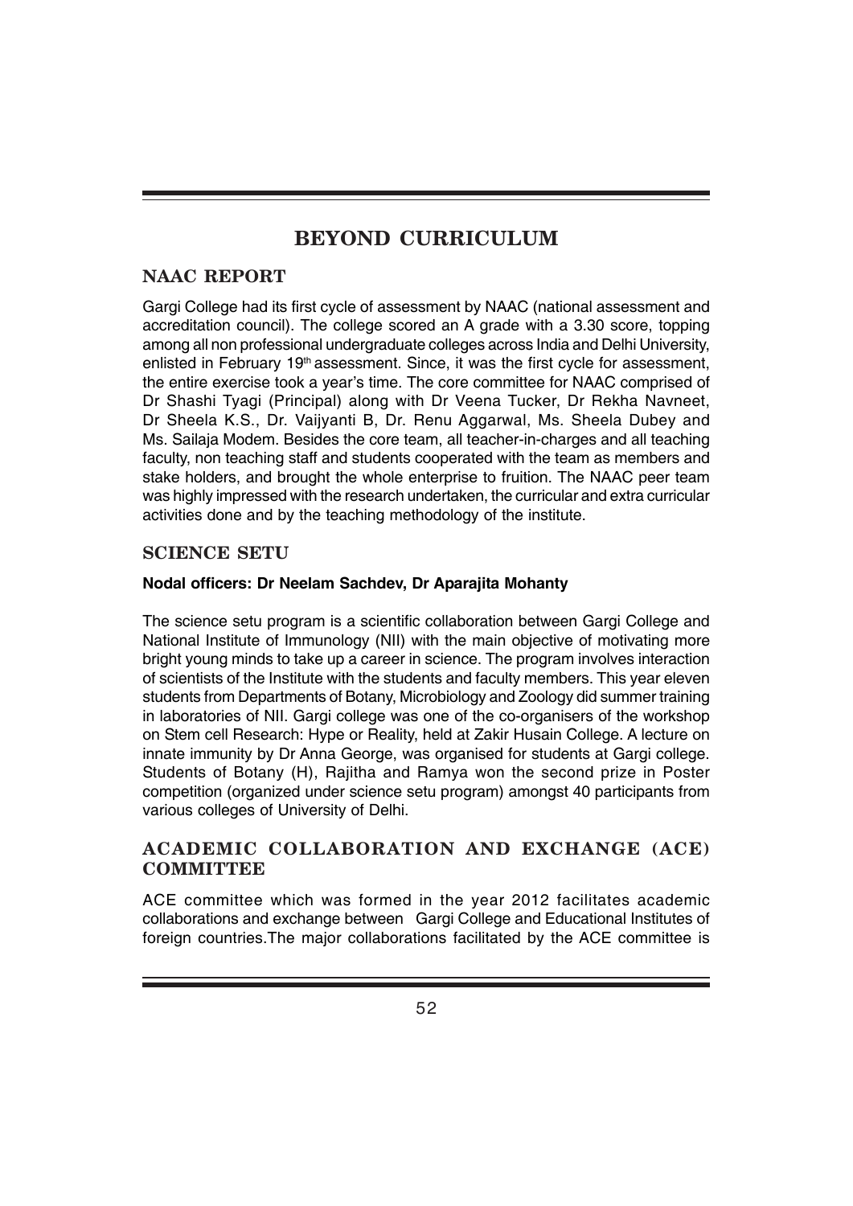# BEYOND CURRICULUM

## NAAC REPORT

Gargi College had its first cycle of assessment by NAAC (national assessment and accreditation council). The college scored an A grade with a 3.30 score, topping among all non professional undergraduate colleges across India and Delhi University, enlisted in February 19th assessment. Since, it was the first cycle for assessment, the entire exercise took a year's time. The core committee for NAAC comprised of Dr Shashi Tyagi (Principal) along with Dr Veena Tucker, Dr Rekha Navneet, Dr Sheela K.S., Dr. Vaijyanti B, Dr. Renu Aggarwal, Ms. Sheela Dubey and Ms. Sailaja Modem. Besides the core team, all teacher-in-charges and all teaching faculty, non teaching staff and students cooperated with the team as members and stake holders, and brought the whole enterprise to fruition. The NAAC peer team was highly impressed with the research undertaken, the curricular and extra curricular activities done and by the teaching methodology of the institute.

## SCIENCE SETU

**Nodal officers: Dr Neelam Sachdev, Dr Aparajita Mohanty**

The science setu program is a scientific collaboration between Gargi College and National Institute of Immunology (NII) with the main objective of motivating more bright young minds to take up a career in science. The program involves interaction of scientists of the Institute with the students and faculty members. This year eleven students from Departments of Botany, Microbiology and Zoology did summer training in laboratories of NII. Gargi college was one of the co-organisers of the workshop on Stem cell Research: Hype or Reality, held at Zakir Husain College. A lecture on innate immunity by Dr Anna George, was organised for students at Gargi college. Students of Botany (H), Rajitha and Ramya won the second prize in Poster competition (organized under science setu program) amongst 40 participants from various colleges of University of Delhi.

## ACADEMIC COLLABORATION AND EXCHANGE (ACE) COMMITTEE

ACE committee which was formed in the year 2012 facilitates academic collaborations and exchange between Gargi College and Educational Institutes of foreign countries.The major collaborations facilitated by the ACE committee is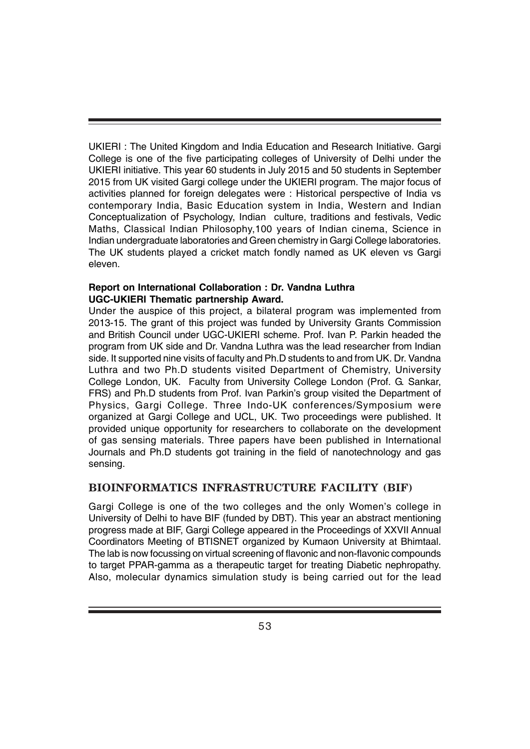UKIERI : The United Kingdom and India Education and Research Initiative. Gargi College is one of the five participating colleges of University of Delhi under the UKIERI initiative. This year 60 students in July 2015 and 50 students in September 2015 from UK visited Gargi college under the UKIERI program. The major focus of activities planned for foreign delegates were : Historical perspective of India vs contemporary India, Basic Education system in India, Western and Indian Conceptualization of Psychology, Indian culture, traditions and festivals, Vedic Maths, Classical Indian Philosophy,100 years of Indian cinema, Science in Indian undergraduate laboratories and Green chemistry in Gargi College laboratories. The UK students played a cricket match fondly named as UK eleven vs Gargi eleven.

**Report on International Collaboration : Dr. Vandna Luthra**
**UGC-UKIERI Thematic partnership Award.**

Under the auspice of this project, a bilateral program was implemented from 2013-15. The grant of this project was funded by University Grants Commission and British Council under UGC-UKIERI scheme. Prof. Ivan P. Parkin headed the program from UK side and Dr. Vandna Luthra was the lead researcher from Indian side. It supported nine visits of faculty and Ph.D students to and from UK. Dr. Vandna Luthra and two Ph.D students visited Department of Chemistry, University College London, UK. Faculty from University College London (Prof. G. Sankar, FRS) and Ph.D students from Prof. Ivan Parkin's group visited the Department of Physics, Gargi College. Three Indo-UK conferences/Symposium were organized at Gargi College and UCL, UK. Two proceedings were published. It provided unique opportunity for researchers to collaborate on the development of gas sensing materials. Three papers have been published in International Journals and Ph.D students got training in the field of nanotechnology and gas sensing.

## BIOINFORMATICS INFRASTRUCTURE FACILITY (BIF)

Gargi College is one of the two colleges and the only Women's college in University of Delhi to have BIF (funded by DBT). This year an abstract mentioning progress made at BIF, Gargi College appeared in the Proceedings of XXVII Annual Coordinators Meeting of BTISNET organized by Kumaon University at Bhimtaal. The lab is now focussing on virtual screening of flavonic and non-flavonic compounds to target PPAR-gamma as a therapeutic target for treating Diabetic nephropathy. Also, molecular dynamics simulation study is being carried out for the lead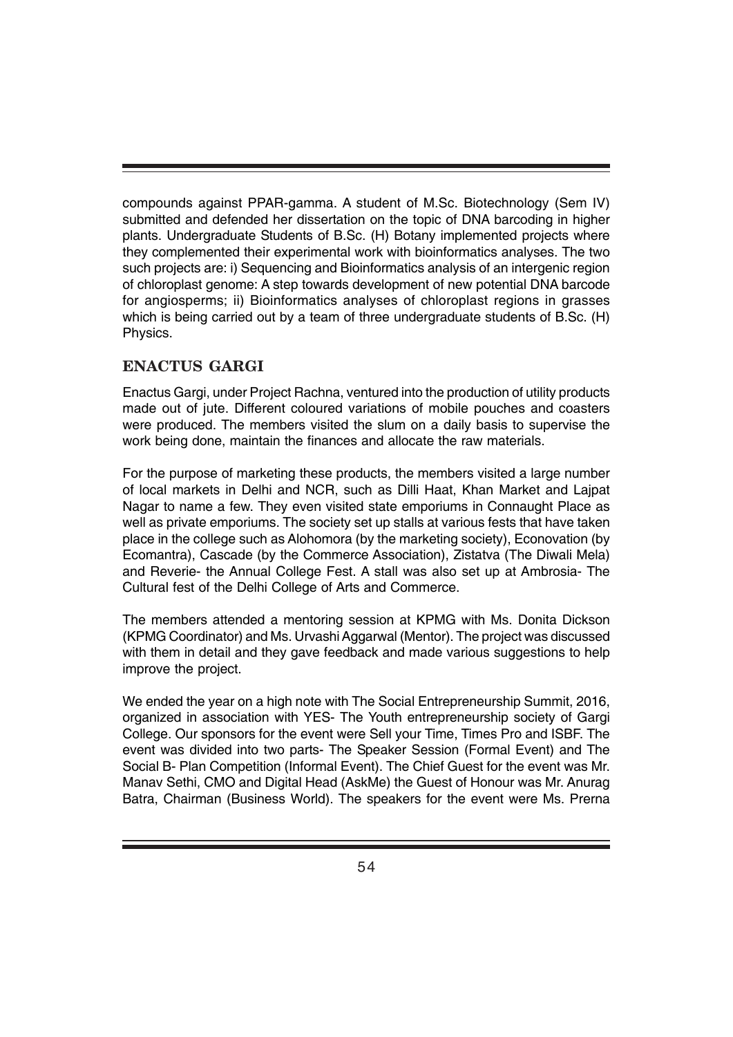compounds against PPAR-gamma. A student of M.Sc. Biotechnology (Sem IV) submitted and defended her dissertation on the topic of DNA barcoding in higher plants. Undergraduate Students of B.Sc. (H) Botany implemented projects where they complemented their experimental work with bioinformatics analyses. The two such projects are: i) Sequencing and Bioinformatics analysis of an intergenic region of chloroplast genome: A step towards development of new potential DNA barcode for angiosperms; ii) Bioinformatics analyses of chloroplast regions in grasses which is being carried out by a team of three undergraduate students of B.Sc. (H) Physics.

## ENACTUS GARGI

Enactus Gargi, under Project Rachna, ventured into the production of utility products made out of jute. Different coloured variations of mobile pouches and coasters were produced. The members visited the slum on a daily basis to supervise the work being done, maintain the finances and allocate the raw materials.

For the purpose of marketing these products, the members visited a large number of local markets in Delhi and NCR, such as Dilli Haat, Khan Market and Lajpat Nagar to name a few. They even visited state emporiums in Connaught Place as well as private emporiums. The society set up stalls at various fests that have taken place in the college such as Alohomora (by the marketing society), Econovation (by Ecomantra), Cascade (by the Commerce Association), Zistatva (The Diwali Mela) and Reverie- the Annual College Fest. A stall was also set up at Ambrosia- The Cultural fest of the Delhi College of Arts and Commerce.

The members attended a mentoring session at KPMG with Ms. Donita Dickson (KPMG Coordinator) and Ms. Urvashi Aggarwal (Mentor). The project was discussed with them in detail and they gave feedback and made various suggestions to help improve the project.

We ended the year on a high note with The Social Entrepreneurship Summit, 2016, organized in association with YES- The Youth entrepreneurship society of Gargi College. Our sponsors for the event were Sell your Time, Times Pro and ISBF. The event was divided into two parts- The Speaker Session (Formal Event) and The Social B- Plan Competition (Informal Event). The Chief Guest for the event was Mr. Manav Sethi, CMO and Digital Head (AskMe) the Guest of Honour was Mr. Anurag Batra, Chairman (Business World). The speakers for the event were Ms. Prerna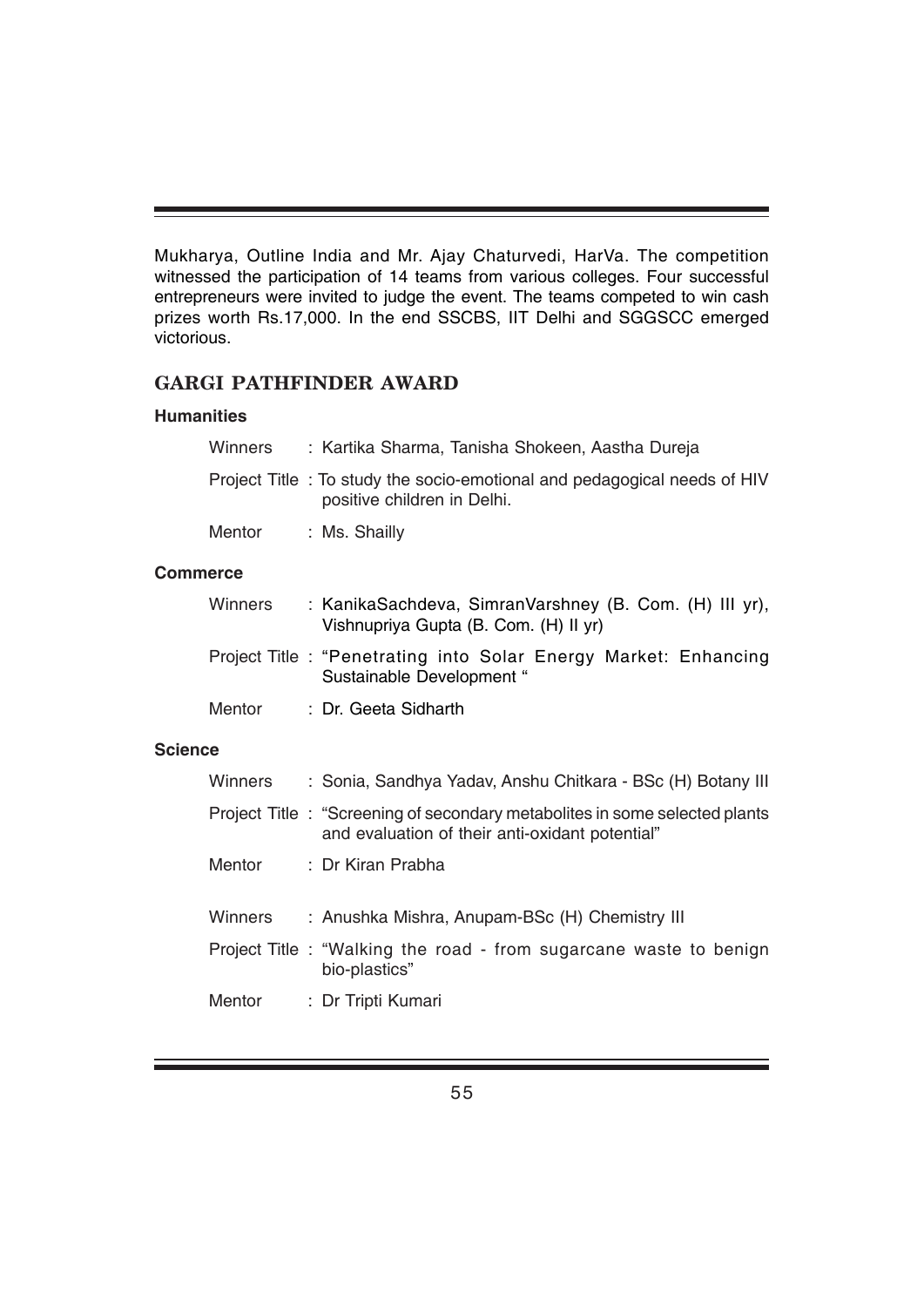Mukharya, Outline India and Mr. Ajay Chaturvedi, HarVa. The competition witnessed the participation of 14 teams from various colleges. Four successful entrepreneurs were invited to judge the event. The teams competed to win cash prizes worth Rs.17,000. In the end SSCBS, IIT Delhi and SGGSCC emerged victorious.

## GARGI PATHFINDER AWARD

### Humanities

Winners : Kartika Sharma, Tanisha Shokeen, Aastha Dureja

Project Title : To study the socio-emotional and pedagogical needs of HIV positive children in Delhi.

Mentor : Ms. Shailly

### Commerce

Winners : KanikaSachdeva, SimranVarshney (B. Com. (H) III yr), Vishnupriya Gupta (B. Com. (H) II yr)

Project Title : "Penetrating into Solar Energy Market: Enhancing Sustainable Development "

Mentor : Dr. Geeta Sidharth

### Science

Winners : Sonia, Sandhya Yadav, Anshu Chitkara - BSc (H) Botany III

Project Title : "Screening of secondary metabolites in some selected plants and evaluation of their anti-oxidant potential"

Mentor : Dr Kiran Prabha

Winners : Anushka Mishra, Anupam-BSc (H) Chemistry III

Project Title : "Walking the road - from sugarcane waste to benign bio-plastics"

Mentor : Dr Tripti Kumari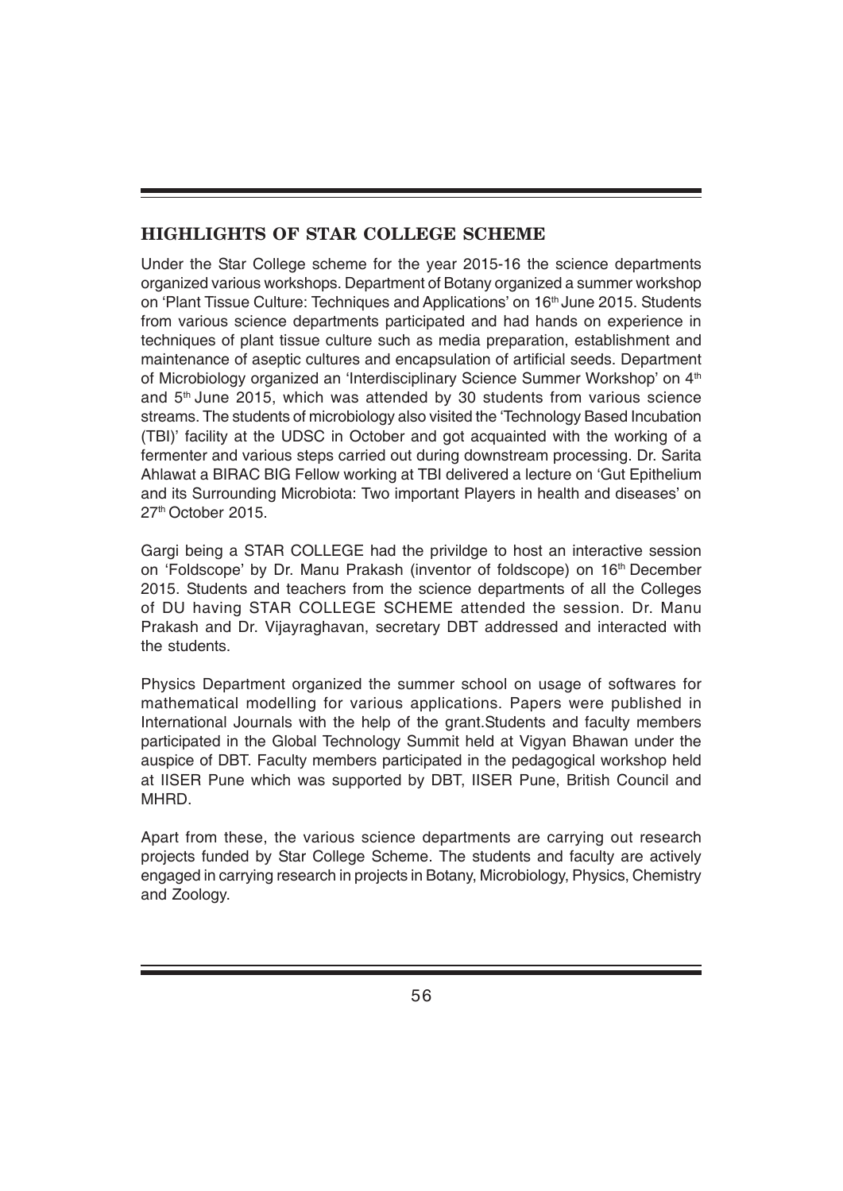## HIGHLIGHTS OF STAR COLLEGE SCHEME

Under the Star College scheme for the year 2015-16 the science departments organized various workshops. Department of Botany organized a summer workshop on 'Plant Tissue Culture: Techniques and Applications' on 16th June 2015. Students from various science departments participated and had hands on experience in techniques of plant tissue culture such as media preparation, establishment and maintenance of aseptic cultures and encapsulation of artificial seeds. Department of Microbiology organized an 'Interdisciplinary Science Summer Workshop' on 4th and 5th June 2015, which was attended by 30 students from various science streams. The students of microbiology also visited the 'Technology Based Incubation (TBI)' facility at the UDSC in October and got acquainted with the working of a fermenter and various steps carried out during downstream processing. Dr. Sarita Ahlawat a BIRAC BIG Fellow working at TBI delivered a lecture on 'Gut Epithelium and its Surrounding Microbiota: Two important Players in health and diseases' on 27th October 2015.

Gargi being a STAR COLLEGE had the privildge to host an interactive session on 'Foldscope' by Dr. Manu Prakash (inventor of foldscope) on 16th December 2015. Students and teachers from the science departments of all the Colleges of DU having STAR COLLEGE SCHEME attended the session. Dr. Manu Prakash and Dr. Vijayraghavan, secretary DBT addressed and interacted with the students.

Physics Department organized the summer school on usage of softwares for mathematical modelling for various applications. Papers were published in International Journals with the help of the grant.Students and faculty members participated in the Global Technology Summit held at Vigyan Bhawan under the auspice of DBT. Faculty members participated in the pedagogical workshop held at IISER Pune which was supported by DBT, IISER Pune, British Council and MHRD.

Apart from these, the various science departments are carrying out research projects funded by Star College Scheme. The students and faculty are actively engaged in carrying research in projects in Botany, Microbiology, Physics, Chemistry and Zoology.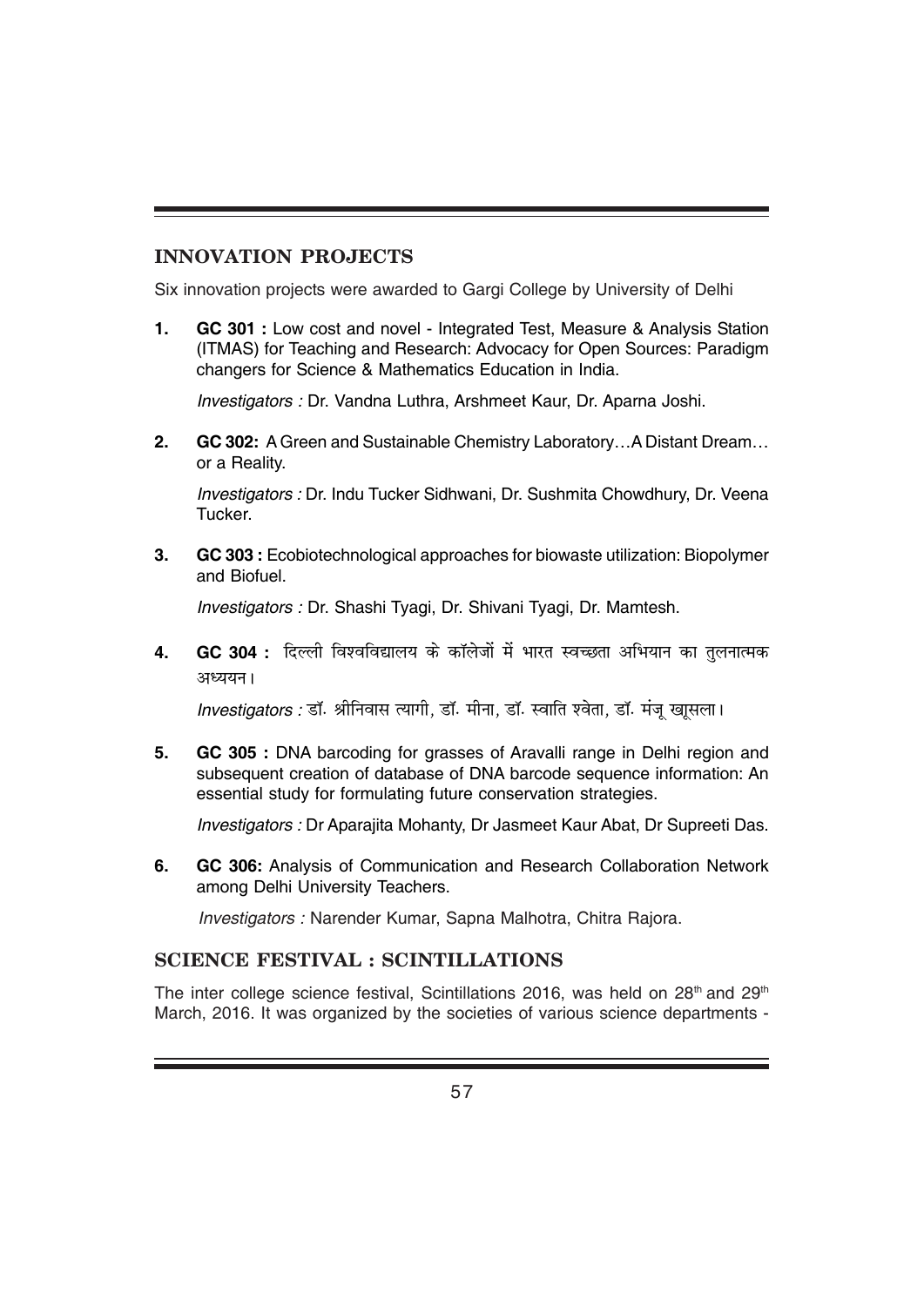## INNOVATION PROJECTS

Six innovation projects were awarded to Gargi College by University of Delhi

1. **GC 301 :** Low cost and novel - Integrated Test, Measure & Analysis Station (ITMAS) for Teaching and Research: Advocacy for Open Sources: Paradigm changers for Science & Mathematics Education in India.

   *Investigators :* Dr. Vandna Luthra, Arshmeet Kaur, Dr. Aparna Joshi.

2. **GC 302:** A Green and Sustainable Chemistry Laboratory…A Distant Dream… or a Reality.

   *Investigators :* Dr. Indu Tucker Sidhwani, Dr. Sushmita Chowdhury, Dr. Veena Tucker.

3. **GC 303 :** Ecobiotechnological approaches for biowaste utilization: Biopolymer and Biofuel.

   *Investigators :* Dr. Shashi Tyagi, Dr. Shivani Tyagi, Dr. Mamtesh.

4. **GC 304 :** दिल्ली विश्वविद्यालय के कॉलेजों में भारत स्वच्छता अभियान का तुलनात्मक अध्ययन।

   *Investigators :* डॉ. श्रीनिवास त्यागी, डॉ. मीना, डॉ. स्वाति श्वेता, डॉ. मंजू खूसला।

5. **GC 305 :** DNA barcoding for grasses of Aravalli range in Delhi region and subsequent creation of database of DNA barcode sequence information: An essential study for formulating future conservation strategies.

   *Investigators :* Dr Aparajita Mohanty, Dr Jasmeet Kaur Abat, Dr Supreeti Das.

6. **GC 306:** Analysis of Communication and Research Collaboration Network among Delhi University Teachers.

   *Investigators :* Narender Kumar, Sapna Malhotra, Chitra Rajora.

## SCIENCE FESTIVAL : SCINTILLATIONS

The inter college science festival, Scintillations 2016, was held on 28th and 29th March, 2016. It was organized by the societies of various science departments -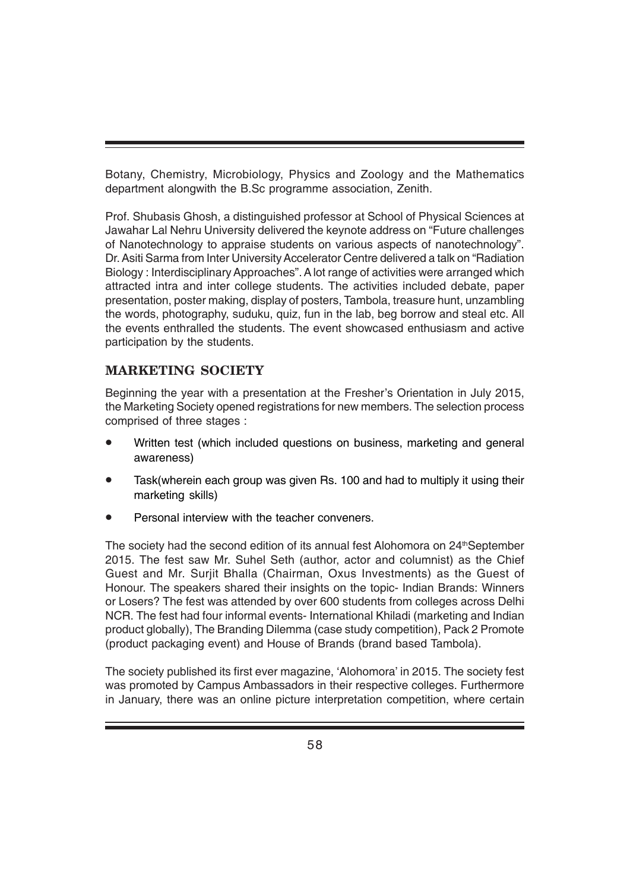Botany, Chemistry, Microbiology, Physics and Zoology and the Mathematics department alongwith the B.Sc programme association, Zenith.

Prof. Shubasis Ghosh, a distinguished professor at School of Physical Sciences at Jawahar Lal Nehru University delivered the keynote address on "Future challenges of Nanotechnology to appraise students on various aspects of nanotechnology". Dr. Asiti Sarma from Inter University Accelerator Centre delivered a talk on "Radiation Biology : Interdisciplinary Approaches". A lot range of activities were arranged which attracted intra and inter college students. The activities included debate, paper presentation, poster making, display of posters, Tambola, treasure hunt, unzambling the words, photography, suduku, quiz, fun in the lab, beg borrow and steal etc. All the events enthralled the students. The event showcased enthusiasm and active participation by the students.

## MARKETING SOCIETY

Beginning the year with a presentation at the Fresher's Orientation in July 2015, the Marketing Society opened registrations for new members. The selection process comprised of three stages :

- Written test (which included questions on business, marketing and general awareness)
- Task(wherein each group was given Rs. 100 and had to multiply it using their marketing skills)
- Personal interview with the teacher conveners.

The society had the second edition of its annual fest Alohomora on 24th September 2015. The fest saw Mr. Suhel Seth (author, actor and columnist) as the Chief Guest and Mr. Surjit Bhalla (Chairman, Oxus Investments) as the Guest of Honour. The speakers shared their insights on the topic- Indian Brands: Winners or Losers? The fest was attended by over 600 students from colleges across Delhi NCR. The fest had four informal events- International Khiladi (marketing and Indian product globally), The Branding Dilemma (case study competition), Pack 2 Promote (product packaging event) and House of Brands (brand based Tambola).

The society published its first ever magazine, 'Alohomora' in 2015. The society fest was promoted by Campus Ambassadors in their respective colleges. Furthermore in January, there was an online picture interpretation competition, where certain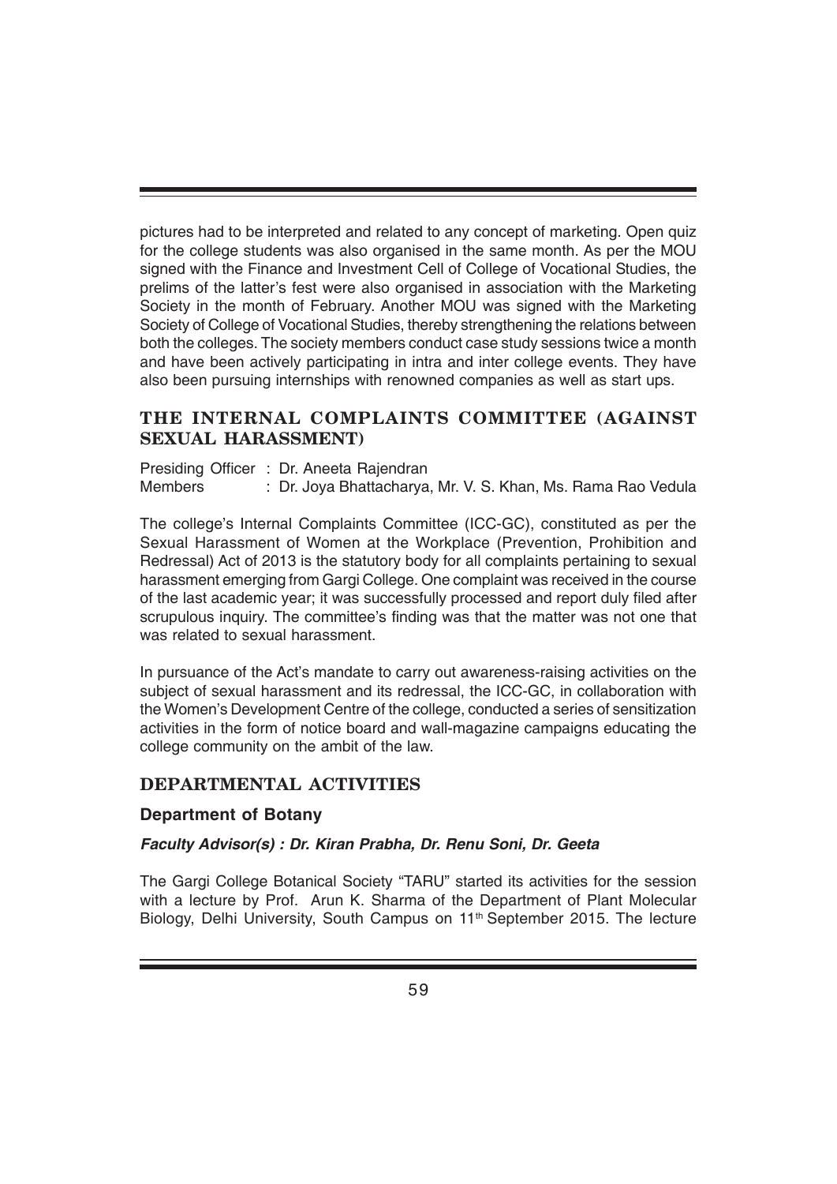pictures had to be interpreted and related to any concept of marketing. Open quiz for the college students was also organised in the same month. As per the MOU signed with the Finance and Investment Cell of College of Vocational Studies, the prelims of the latter's fest were also organised in association with the Marketing Society in the month of February. Another MOU was signed with the Marketing Society of College of Vocational Studies, thereby strengthening the relations between both the colleges. The society members conduct case study sessions twice a month and have been actively participating in intra and inter college events. They have also been pursuing internships with renowned companies as well as start ups.

## THE INTERNAL COMPLAINTS COMMITTEE (AGAINST SEXUAL HARASSMENT)

Presiding Officer : Dr. Aneeta Rajendran
Members : Dr. Joya Bhattacharya, Mr. V. S. Khan, Ms. Rama Rao Vedula

The college's Internal Complaints Committee (ICC-GC), constituted as per the Sexual Harassment of Women at the Workplace (Prevention, Prohibition and Redressal) Act of 2013 is the statutory body for all complaints pertaining to sexual harassment emerging from Gargi College. One complaint was received in the course of the last academic year; it was successfully processed and report duly filed after scrupulous inquiry. The committee's finding was that the matter was not one that was related to sexual harassment.

In pursuance of the Act's mandate to carry out awareness-raising activities on the subject of sexual harassment and its redressal, the ICC-GC, in collaboration with the Women's Development Centre of the college, conducted a series of sensitization activities in the form of notice board and wall-magazine campaigns educating the college community on the ambit of the law.

## DEPARTMENTAL ACTIVITIES

### Department of Botany

***Faculty Advisor(s) : Dr. Kiran Prabha, Dr. Renu Soni, Dr. Geeta***

The Gargi College Botanical Society "TARU" started its activities for the session with a lecture by Prof. Arun K. Sharma of the Department of Plant Molecular Biology, Delhi University, South Campus on 11th September 2015. The lecture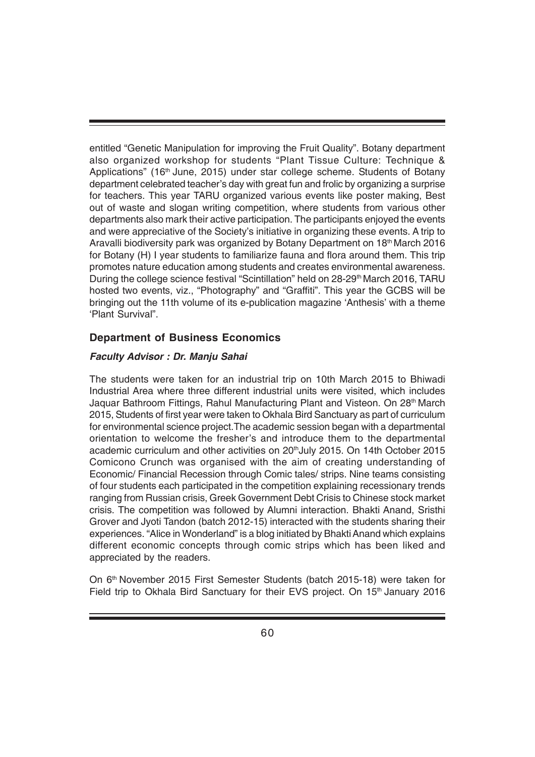entitled "Genetic Manipulation for improving the Fruit Quality". Botany department also organized workshop for students "Plant Tissue Culture: Technique & Applications" (16th June, 2015) under star college scheme. Students of Botany department celebrated teacher's day with great fun and frolic by organizing a surprise for teachers. This year TARU organized various events like poster making, Best out of waste and slogan writing competition, where students from various other departments also mark their active participation. The participants enjoyed the events and were appreciative of the Society's initiative in organizing these events. A trip to Aravalli biodiversity park was organized by Botany Department on 18th March 2016 for Botany (H) I year students to familiarize fauna and flora around them. This trip promotes nature education among students and creates environmental awareness. During the college science festival "Scintillation" held on 28-29th March 2016, TARU hosted two events, viz., "Photography" and "Graffiti". This year the GCBS will be bringing out the 11th volume of its e-publication magazine 'Anthesis' with a theme 'Plant Survival".

### Department of Business Economics

***Faculty Advisor : Dr. Manju Sahai***

The students were taken for an industrial trip on 10th March 2015 to Bhiwadi Industrial Area where three different industrial units were visited, which includes Jaquar Bathroom Fittings, Rahul Manufacturing Plant and Visteon. On 28th March 2015, Students of first year were taken to Okhala Bird Sanctuary as part of curriculum for environmental science project.The academic session began with a departmental orientation to welcome the fresher's and introduce them to the departmental academic curriculum and other activities on 20thJuly 2015. On 14th October 2015 Comicono Crunch was organised with the aim of creating understanding of Economic/ Financial Recession through Comic tales/ strips. Nine teams consisting of four students each participated in the competition explaining recessionary trends ranging from Russian crisis, Greek Government Debt Crisis to Chinese stock market crisis. The competition was followed by Alumni interaction. Bhakti Anand, Sristhi Grover and Jyoti Tandon (batch 2012-15) interacted with the students sharing their experiences. "Alice in Wonderland" is a blog initiated by Bhakti Anand which explains different economic concepts through comic strips which has been liked and appreciated by the readers.

On 6th November 2015 First Semester Students (batch 2015-18) were taken for Field trip to Okhala Bird Sanctuary for their EVS project. On 15th January 2016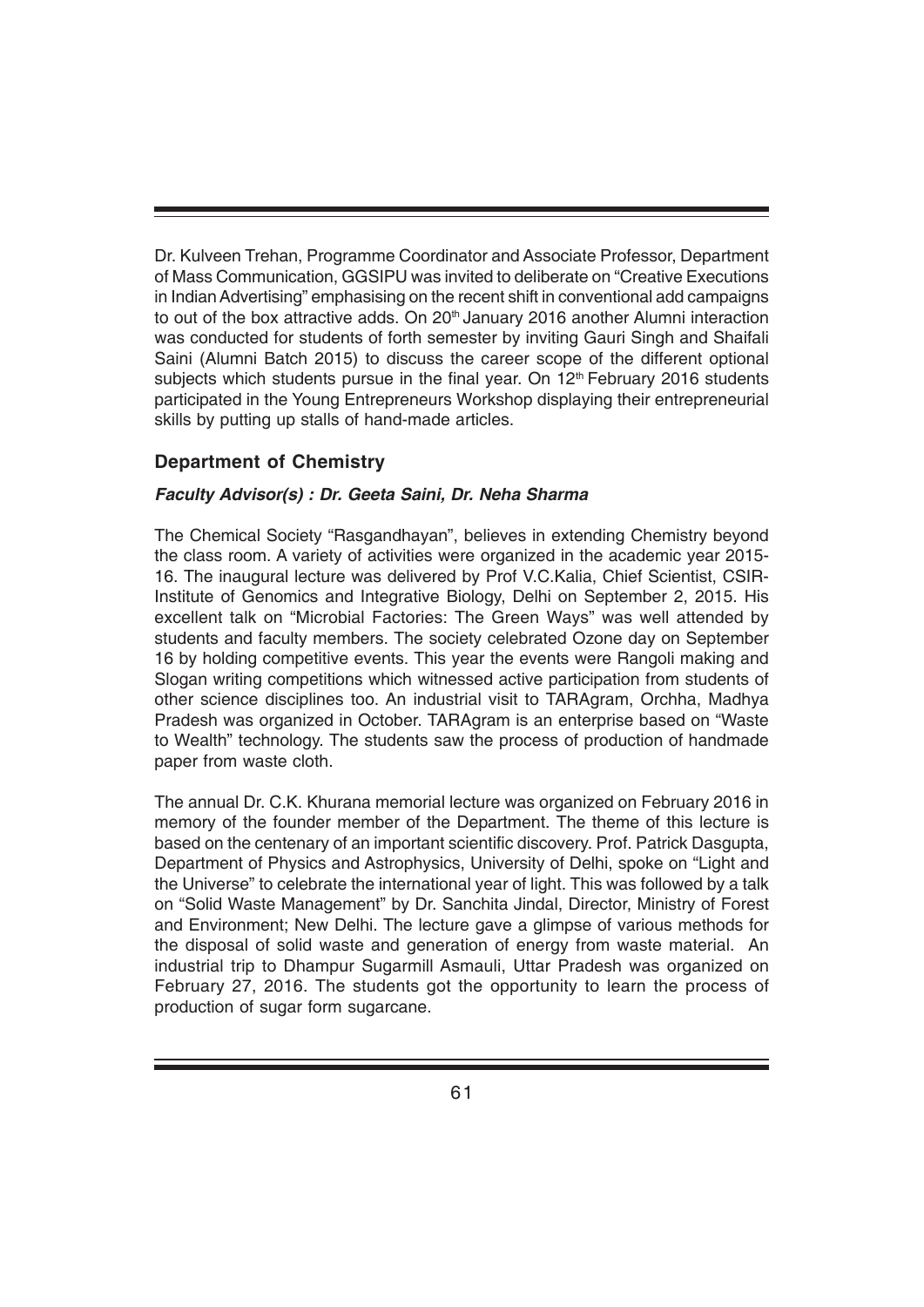Dr. Kulveen Trehan, Programme Coordinator and Associate Professor, Department of Mass Communication, GGSIPU was invited to deliberate on "Creative Executions in Indian Advertising" emphasising on the recent shift in conventional add campaigns to out of the box attractive adds. On 20th January 2016 another Alumni interaction was conducted for students of forth semester by inviting Gauri Singh and Shaifali Saini (Alumni Batch 2015) to discuss the career scope of the different optional subjects which students pursue in the final year. On 12th February 2016 students participated in the Young Entrepreneurs Workshop displaying their entrepreneurial skills by putting up stalls of hand-made articles.

## Department of Chemistry

***Faculty Advisor(s) : Dr. Geeta Saini, Dr. Neha Sharma***

The Chemical Society "Rasgandhayan", believes in extending Chemistry beyond the class room. A variety of activities were organized in the academic year 2015-16. The inaugural lecture was delivered by Prof V.C.Kalia, Chief Scientist, CSIR-Institute of Genomics and Integrative Biology, Delhi on September 2, 2015. His excellent talk on "Microbial Factories: The Green Ways" was well attended by students and faculty members. The society celebrated Ozone day on September 16 by holding competitive events. This year the events were Rangoli making and Slogan writing competitions which witnessed active participation from students of other science disciplines too. An industrial visit to TARAgram, Orchha, Madhya Pradesh was organized in October. TARAgram is an enterprise based on "Waste to Wealth" technology. The students saw the process of production of handmade paper from waste cloth.

The annual Dr. C.K. Khurana memorial lecture was organized on February 2016 in memory of the founder member of the Department. The theme of this lecture is based on the centenary of an important scientific discovery. Prof. Patrick Dasgupta, Department of Physics and Astrophysics, University of Delhi, spoke on "Light and the Universe" to celebrate the international year of light. This was followed by a talk on "Solid Waste Management" by Dr. Sanchita Jindal, Director, Ministry of Forest and Environment; New Delhi. The lecture gave a glimpse of various methods for the disposal of solid waste and generation of energy from waste material. An industrial trip to Dhampur Sugarmill Asmauli, Uttar Pradesh was organized on February 27, 2016. The students got the opportunity to learn the process of production of sugar form sugarcane.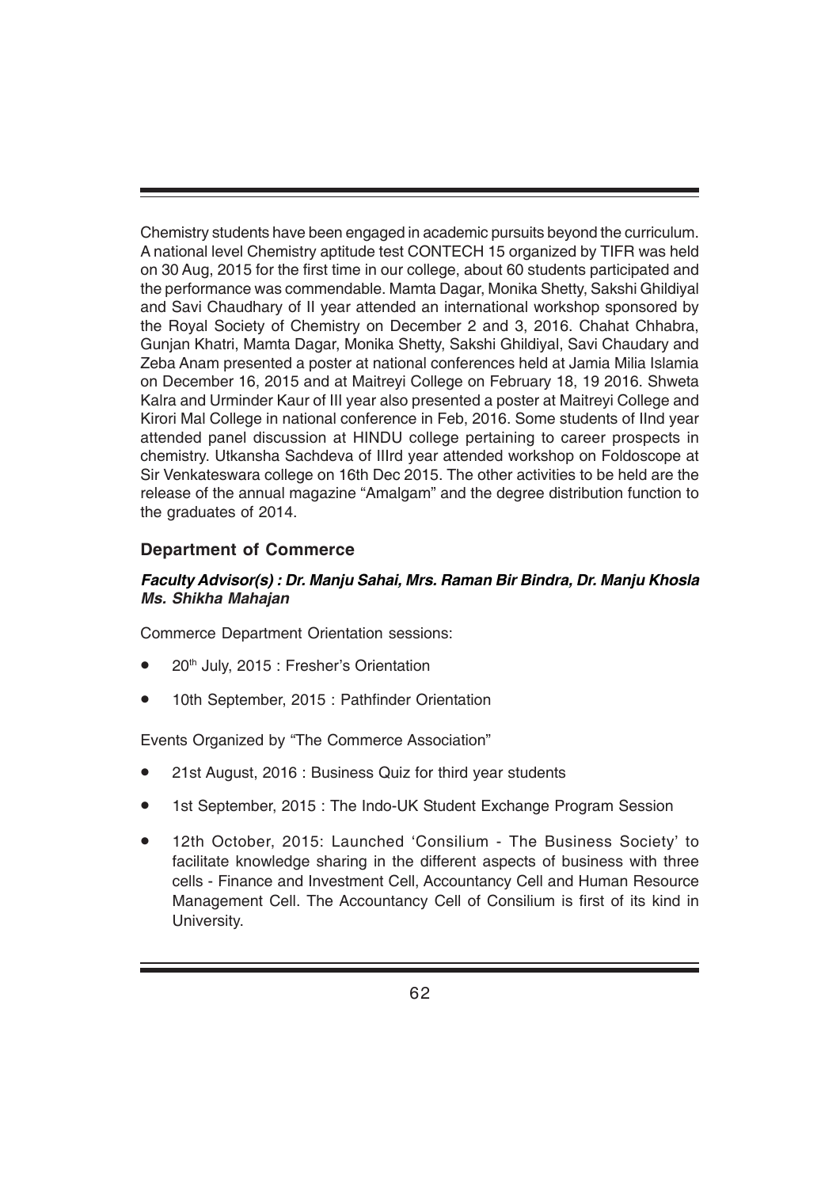Chemistry students have been engaged in academic pursuits beyond the curriculum. A national level Chemistry aptitude test CONTECH 15 organized by TIFR was held on 30 Aug, 2015 for the first time in our college, about 60 students participated and the performance was commendable. Mamta Dagar, Monika Shetty, Sakshi Ghildiyal and Savi Chaudhary of II year attended an international workshop sponsored by the Royal Society of Chemistry on December 2 and 3, 2016. Chahat Chhabra, Gunjan Khatri, Mamta Dagar, Monika Shetty, Sakshi Ghildiyal, Savi Chaudary and Zeba Anam presented a poster at national conferences held at Jamia Milia Islamia on December 16, 2015 and at Maitreyi College on February 18, 19 2016. Shweta Kalra and Urminder Kaur of III year also presented a poster at Maitreyi College and Kirori Mal College in national conference in Feb, 2016. Some students of IInd year attended panel discussion at HINDU college pertaining to career prospects in chemistry. Utkansha Sachdeva of IIIrd year attended workshop on Foldoscope at Sir Venkateswara college on 16th Dec 2015. The other activities to be held are the release of the annual magazine "Amalgam" and the degree distribution function to the graduates of 2014.

## Department of Commerce

***Faculty Advisor(s) : Dr. Manju Sahai, Mrs. Raman Bir Bindra, Dr. Manju Khosla Ms. Shikha Mahajan***

Commerce Department Orientation sessions:

- 20th July, 2015 : Fresher's Orientation
- 10th September, 2015 : Pathfinder Orientation

Events Organized by "The Commerce Association"

- 21st August, 2016 : Business Quiz for third year students
- 1st September, 2015 : The Indo-UK Student Exchange Program Session
- 12th October, 2015: Launched 'Consilium - The Business Society' to facilitate knowledge sharing in the different aspects of business with three cells - Finance and Investment Cell, Accountancy Cell and Human Resource Management Cell. The Accountancy Cell of Consilium is first of its kind in University.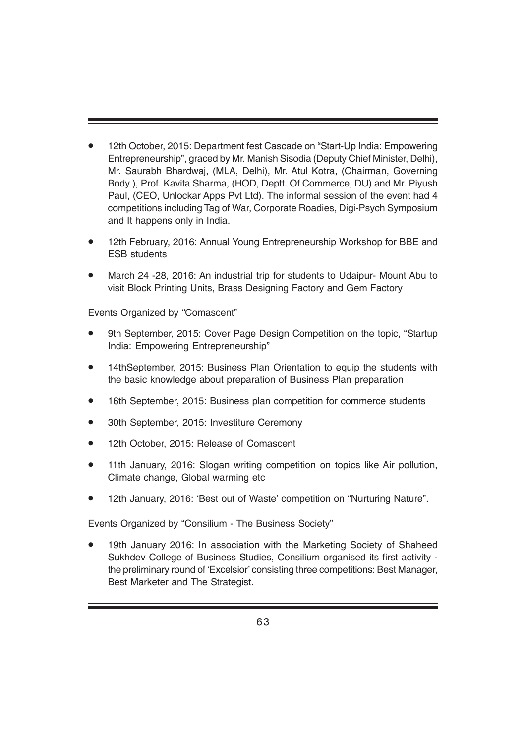- 12th October, 2015: Department fest Cascade on "Start-Up India: Empowering Entrepreneurship", graced by Mr. Manish Sisodia (Deputy Chief Minister, Delhi), Mr. Saurabh Bhardwaj, (MLA, Delhi), Mr. Atul Kotra, (Chairman, Governing Body ), Prof. Kavita Sharma, (HOD, Deptt. Of Commerce, DU) and Mr. Piyush Paul, (CEO, Unlockar Apps Pvt Ltd). The informal session of the event had 4 competitions including Tag of War, Corporate Roadies, Digi-Psych Symposium and It happens only in India.
- 12th February, 2016: Annual Young Entrepreneurship Workshop for BBE and ESB students
- March 24 -28, 2016: An industrial trip for students to Udaipur- Mount Abu to visit Block Printing Units, Brass Designing Factory and Gem Factory

Events Organized by "Comascent"

- 9th September, 2015: Cover Page Design Competition on the topic, "Startup India: Empowering Entrepreneurship"
- 14thSeptember, 2015: Business Plan Orientation to equip the students with the basic knowledge about preparation of Business Plan preparation
- 16th September, 2015: Business plan competition for commerce students
- 30th September, 2015: Investiture Ceremony
- 12th October, 2015: Release of Comascent
- 11th January, 2016: Slogan writing competition on topics like Air pollution, Climate change, Global warming etc
- 12th January, 2016: 'Best out of Waste' competition on "Nurturing Nature".

Events Organized by "Consilium - The Business Society"

- 19th January 2016: In association with the Marketing Society of Shaheed Sukhdev College of Business Studies, Consilium organised its first activity - the preliminary round of 'Excelsior' consisting three competitions: Best Manager, Best Marketer and The Strategist.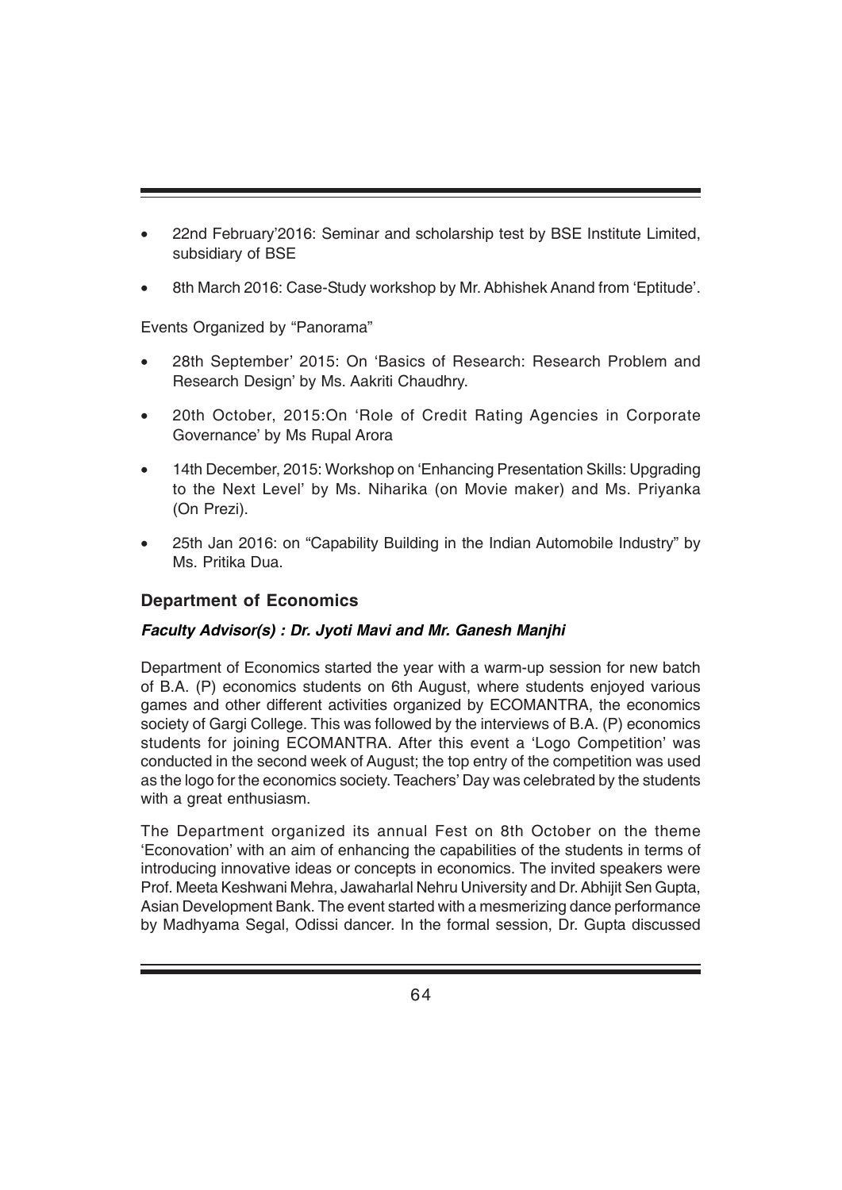- 22nd February'2016: Seminar and scholarship test by BSE Institute Limited, subsidiary of BSE
- 8th March 2016: Case-Study workshop by Mr. Abhishek Anand from 'Eptitude'.

Events Organized by "Panorama"

- 28th September' 2015: On 'Basics of Research: Research Problem and Research Design' by Ms. Aakriti Chaudhry.
- 20th October, 2015:On 'Role of Credit Rating Agencies in Corporate Governance' by Ms Rupal Arora
- 14th December, 2015: Workshop on 'Enhancing Presentation Skills: Upgrading to the Next Level' by Ms. Niharika (on Movie maker) and Ms. Priyanka (On Prezi).
- 25th Jan 2016: on "Capability Building in the Indian Automobile Industry" by Ms. Pritika Dua.

## Department of Economics

***Faculty Advisor(s) : Dr. Jyoti Mavi and Mr. Ganesh Manjhi***

Department of Economics started the year with a warm-up session for new batch of B.A. (P) economics students on 6th August, where students enjoyed various games and other different activities organized by ECOMANTRA, the economics society of Gargi College. This was followed by the interviews of B.A. (P) economics students for joining ECOMANTRA. After this event a 'Logo Competition' was conducted in the second week of August; the top entry of the competition was used as the logo for the economics society. Teachers' Day was celebrated by the students with a great enthusiasm.

The Department organized its annual Fest on 8th October on the theme 'Econovation' with an aim of enhancing the capabilities of the students in terms of introducing innovative ideas or concepts in economics. The invited speakers were Prof. Meeta Keshwani Mehra, Jawaharlal Nehru University and Dr. Abhijit Sen Gupta, Asian Development Bank. The event started with a mesmerizing dance performance by Madhyama Segal, Odissi dancer. In the formal session, Dr. Gupta discussed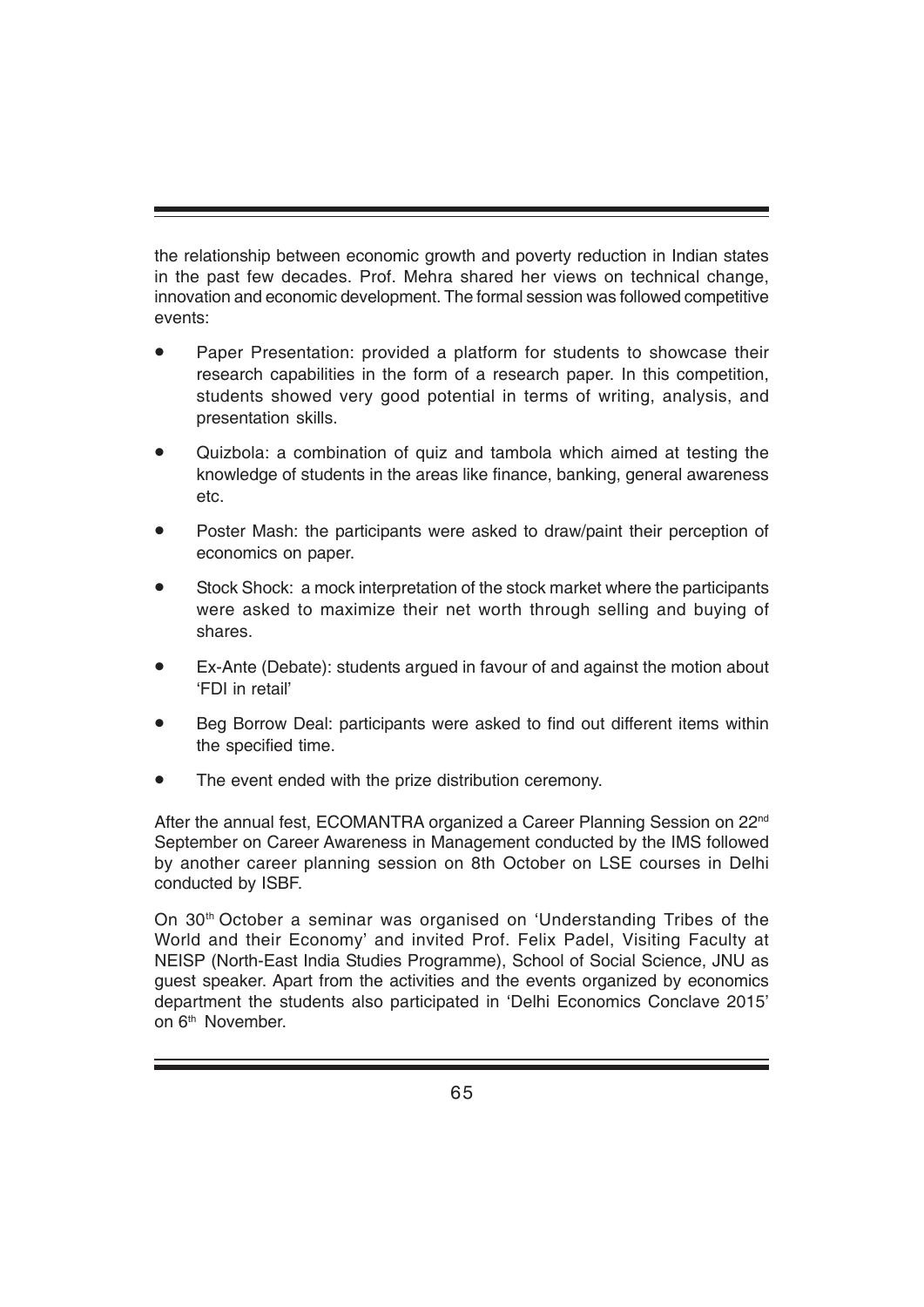the relationship between economic growth and poverty reduction in Indian states in the past few decades. Prof. Mehra shared her views on technical change, innovation and economic development. The formal session was followed competitive events:

- Paper Presentation: provided a platform for students to showcase their research capabilities in the form of a research paper. In this competition, students showed very good potential in terms of writing, analysis, and presentation skills.
- Quizbola: a combination of quiz and tambola which aimed at testing the knowledge of students in the areas like finance, banking, general awareness etc.
- Poster Mash: the participants were asked to draw/paint their perception of economics on paper.
- Stock Shock: a mock interpretation of the stock market where the participants were asked to maximize their net worth through selling and buying of shares.
- Ex-Ante (Debate): students argued in favour of and against the motion about 'FDI in retail'
- Beg Borrow Deal: participants were asked to find out different items within the specified time.
- The event ended with the prize distribution ceremony.

After the annual fest, ECOMANTRA organized a Career Planning Session on 22nd September on Career Awareness in Management conducted by the IMS followed by another career planning session on 8th October on LSE courses in Delhi conducted by ISBF.

On 30th October a seminar was organised on 'Understanding Tribes of the World and their Economy' and invited Prof. Felix Padel, Visiting Faculty at NEISP (North-East India Studies Programme), School of Social Science, JNU as guest speaker. Apart from the activities and the events organized by economics department the students also participated in 'Delhi Economics Conclave 2015' on 6th November.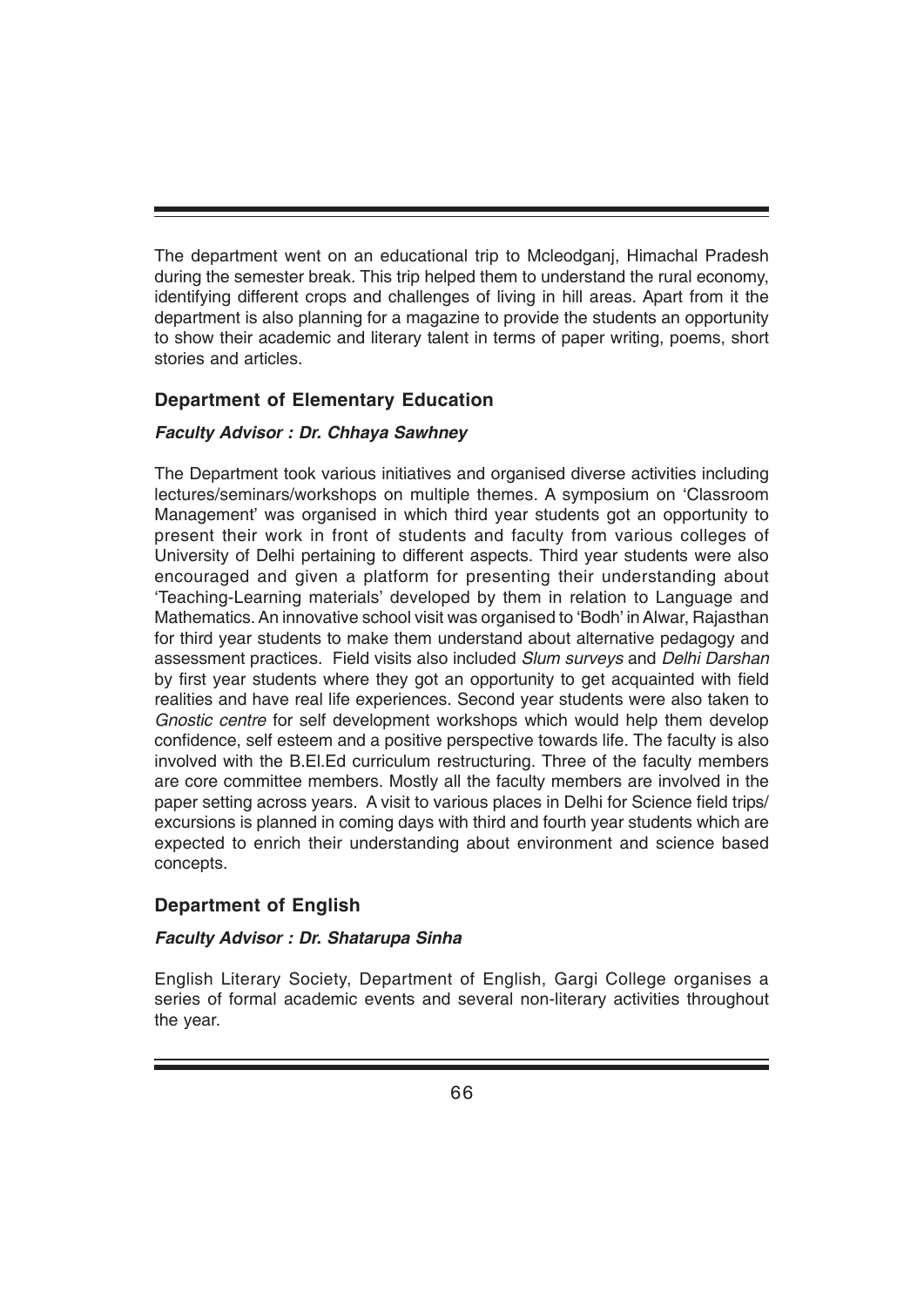The department went on an educational trip to Mcleodganj, Himachal Pradesh during the semester break. This trip helped them to understand the rural economy, identifying different crops and challenges of living in hill areas. Apart from it the department is also planning for a magazine to provide the students an opportunity to show their academic and literary talent in terms of paper writing, poems, short stories and articles.

## Department of Elementary Education

***Faculty Advisor : Dr. Chhaya Sawhney***

The Department took various initiatives and organised diverse activities including lectures/seminars/workshops on multiple themes. A symposium on 'Classroom Management' was organised in which third year students got an opportunity to present their work in front of students and faculty from various colleges of University of Delhi pertaining to different aspects. Third year students were also encouraged and given a platform for presenting their understanding about 'Teaching-Learning materials' developed by them in relation to Language and Mathematics. An innovative school visit was organised to 'Bodh' in Alwar, Rajasthan for third year students to make them understand about alternative pedagogy and assessment practices. Field visits also included *Slum surveys* and *Delhi Darshan* by first year students where they got an opportunity to get acquainted with field realities and have real life experiences. Second year students were also taken to *Gnostic centre* for self development workshops which would help them develop confidence, self esteem and a positive perspective towards life. The faculty is also involved with the B.El.Ed curriculum restructuring. Three of the faculty members are core committee members. Mostly all the faculty members are involved in the paper setting across years. A visit to various places in Delhi for Science field trips/ excursions is planned in coming days with third and fourth year students which are expected to enrich their understanding about environment and science based concepts.

## Department of English

***Faculty Advisor : Dr. Shatarupa Sinha***

English Literary Society, Department of English, Gargi College organises a series of formal academic events and several non-literary activities throughout the year.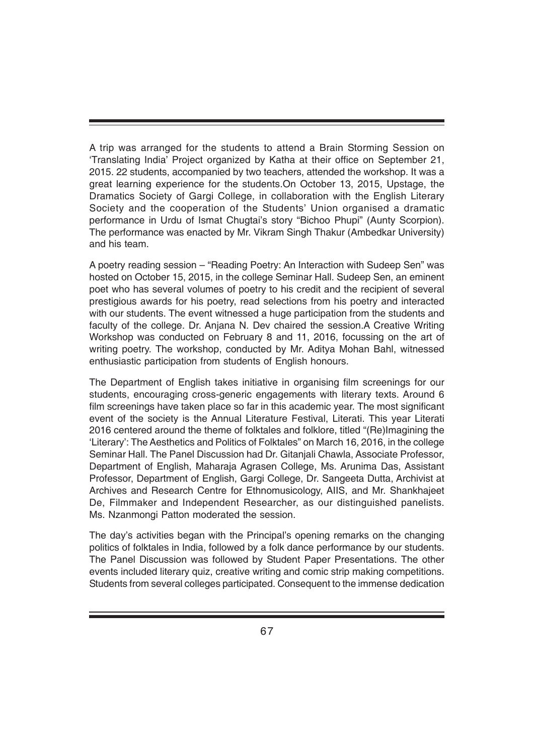A trip was arranged for the students to attend a Brain Storming Session on 'Translating India' Project organized by Katha at their office on September 21, 2015. 22 students, accompanied by two teachers, attended the workshop. It was a great learning experience for the students.On October 13, 2015, Upstage, the Dramatics Society of Gargi College, in collaboration with the English Literary Society and the cooperation of the Students' Union organised a dramatic performance in Urdu of Ismat Chugtai's story "Bichoo Phupi" (Aunty Scorpion). The performance was enacted by Mr. Vikram Singh Thakur (Ambedkar University) and his team.

A poetry reading session – "Reading Poetry: An Interaction with Sudeep Sen" was hosted on October 15, 2015, in the college Seminar Hall. Sudeep Sen, an eminent poet who has several volumes of poetry to his credit and the recipient of several prestigious awards for his poetry, read selections from his poetry and interacted with our students. The event witnessed a huge participation from the students and faculty of the college. Dr. Anjana N. Dev chaired the session.A Creative Writing Workshop was conducted on February 8 and 11, 2016, focussing on the art of writing poetry. The workshop, conducted by Mr. Aditya Mohan Bahl, witnessed enthusiastic participation from students of English honours.

The Department of English takes initiative in organising film screenings for our students, encouraging cross-generic engagements with literary texts. Around 6 film screenings have taken place so far in this academic year. The most significant event of the society is the Annual Literature Festival, Literati. This year Literati 2016 centered around the theme of folktales and folklore, titled "(Re)Imagining the 'Literary': The Aesthetics and Politics of Folktales" on March 16, 2016, in the college Seminar Hall. The Panel Discussion had Dr. Gitanjali Chawla, Associate Professor, Department of English, Maharaja Agrasen College, Ms. Arunima Das, Assistant Professor, Department of English, Gargi College, Dr. Sangeeta Dutta, Archivist at Archives and Research Centre for Ethnomusicology, AIIS, and Mr. Shankhajeet De, Filmmaker and Independent Researcher, as our distinguished panelists. Ms. Nzanmongi Patton moderated the session.

The day's activities began with the Principal's opening remarks on the changing politics of folktales in India, followed by a folk dance performance by our students. The Panel Discussion was followed by Student Paper Presentations. The other events included literary quiz, creative writing and comic strip making competitions. Students from several colleges participated. Consequent to the immense dedication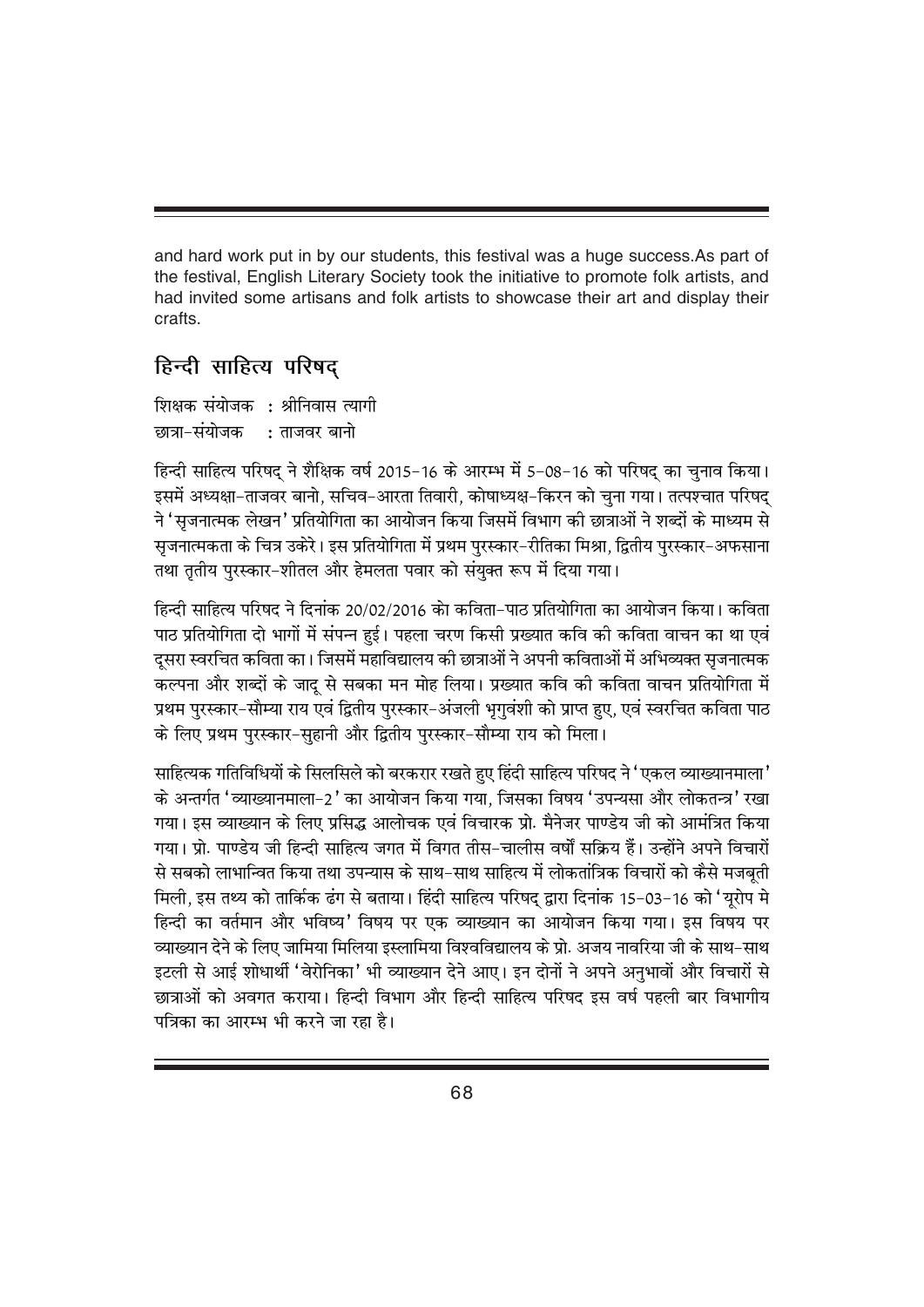and hard work put in by our students, this festival was a huge success.As part of the festival, English Literary Society took the initiative to promote folk artists, and had invited some artisans and folk artists to showcase their art and display their crafts.

## हिन्दी साहित्य परिषद्

शिक्षक संयोजक : श्रीनिवास त्यागी
छात्रा-संयोजक : ताजवर बानो

हिन्दी साहित्य परिषद् ने शैक्षिक वर्ष 2015-16 के आरम्भ में 5-08-16 को परिषद् का चुनाव किया। इसमें अध्यक्षा-ताजवर बानो, सचिव-आरता तिवारी, कोषाध्यक्ष-किरन को चुना गया। तत्पश्चात परिषद् ने 'सृजनात्मक लेखन' प्रतियोगिता का आयोजन किया जिसमें विभाग की छात्राओं ने शब्दों के माध्यम से सृजनात्मकता के चित्र उकेरे। इस प्रतियोगिता में प्रथम पुरस्कार-रीतिका मिश्रा, द्वितीय पुरस्कार-अफसाना तथा तृतीय पुरस्कार-शीतल और हेमलता पवार को संयुक्त रूप में दिया गया।

हिन्दी साहित्य परिषद ने दिनांक 20/02/2016 को कविता-पाठ प्रतियोगिता का आयोजन किया। कविता पाठ प्रतियोगिता दो भागों में संपन्न हुई। पहला चरण किसी प्रख्यात कवि की कविता वाचन का था एवं दूसरा स्वरचित कविता का। जिसमें महाविद्यालय की छात्राओं ने अपनी कविताओं में अभिव्यक्त सृजनात्मक कल्पना और शब्दों के जादू से सबका मन मोह लिया। प्रख्यात कवि की कविता वाचन प्रतियोगिता में प्रथम पुरस्कार-सौम्या राय एवं द्वितीय पुरस्कार-अंजली भृगुवंशी को प्राप्त हुए, एवं स्वरचित कविता पाठ के लिए प्रथम पुरस्कार-सुहानी और द्वितीय पुरस्कार-सौम्या राय को मिला।

साहित्यक गतिविधियों के सिलसिले को बरकरार रखते हुए हिंदी साहित्य परिषद ने 'एकल व्याख्यानमाला' के अन्तर्गत 'व्याख्यानमाला-2' का आयोजन किया गया, जिसका विषय 'उपन्यसा और लोकतन्त्र' रखा गया। इस व्याख्यान के लिए प्रसिद्ध आलोचक एवं विचारक प्रो. मैनेजर पाण्डेय जी को आमंत्रित किया गया। प्रो. पाण्डेय जी हिन्दी साहित्य जगत में विगत तीस-चालीस वर्षों सक्रिय हैं। उन्होंने अपने विचारों से सबको लाभान्वित किया तथा उपन्यास के साथ-साथ साहित्य में लोकतांत्रिक विचारों को कैसे मजबूती मिली, इस तथ्य को तार्किक ढंग से बताया। हिंदी साहित्य परिषद् द्वारा दिनांक 15-03-16 को 'यूरोप मे हिन्दी का वर्तमान और भविष्य' विषय पर एक व्याख्यान का आयोजन किया गया। इस विषय पर व्याख्यान देने के लिए जामिया मिलिया इस्लामिया विश्वविद्यालय के प्रो. अजय नावरिया जी के साथ-साथ इटली से आई शोधार्थी 'वेरोनिका' भी व्याख्यान देने आए। इन दोनों ने अपने अनुभावों और विचारों से छात्राओं को अवगत कराया। हिन्दी विभाग और हिन्दी साहित्य परिषद इस वर्ष पहली बार विभागीय पत्रिका का आरम्भ भी करने जा रहा है।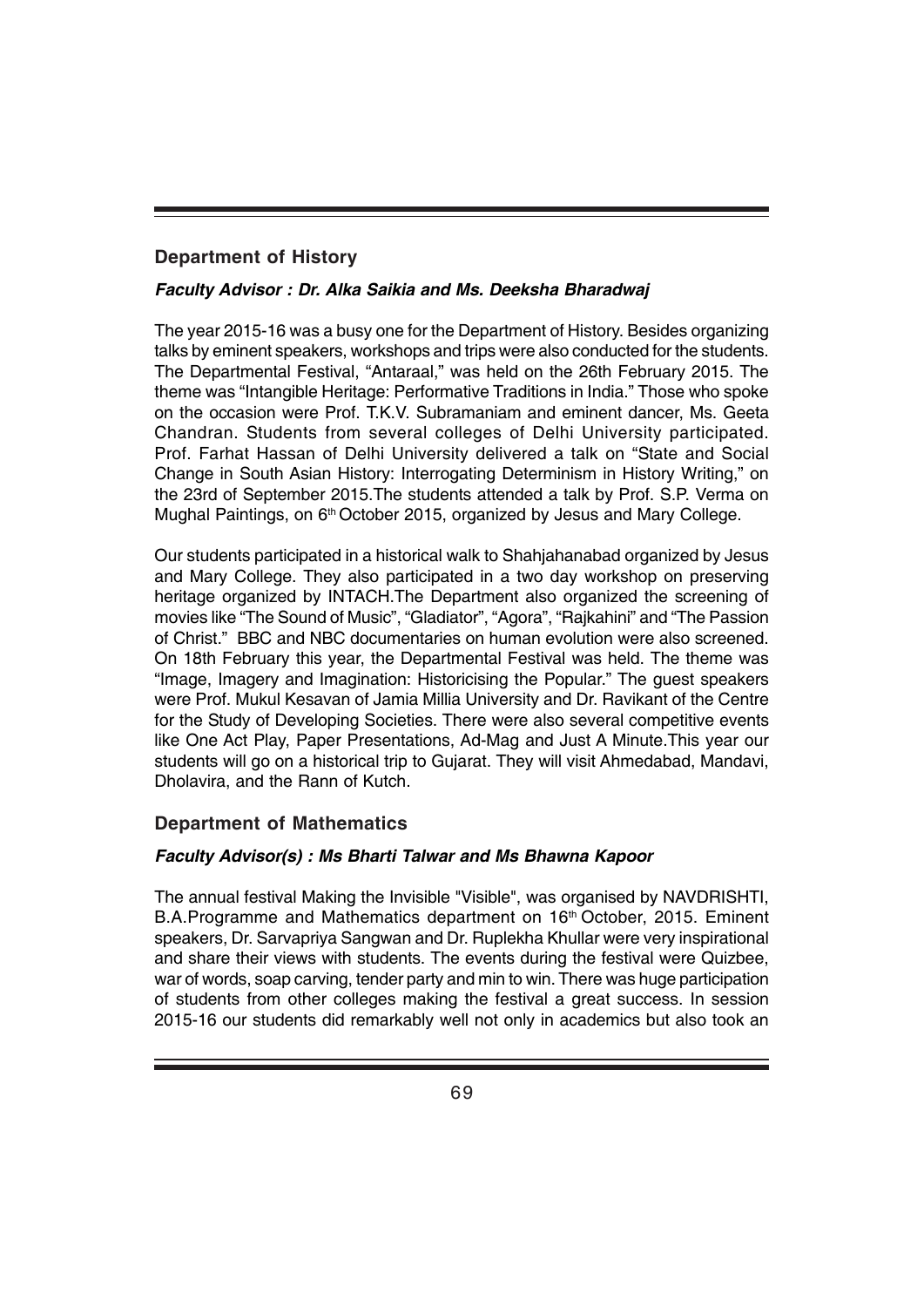## Department of History

***Faculty Advisor : Dr. Alka Saikia and Ms. Deeksha Bharadwaj***

The year 2015-16 was a busy one for the Department of History. Besides organizing talks by eminent speakers, workshops and trips were also conducted for the students. The Departmental Festival, "Antaraal," was held on the 26th February 2015. The theme was "Intangible Heritage: Performative Traditions in India." Those who spoke on the occasion were Prof. T.K.V. Subramaniam and eminent dancer, Ms. Geeta Chandran. Students from several colleges of Delhi University participated. Prof. Farhat Hassan of Delhi University delivered a talk on "State and Social Change in South Asian History: Interrogating Determinism in History Writing," on the 23rd of September 2015.The students attended a talk by Prof. S.P. Verma on Mughal Paintings, on 6th October 2015, organized by Jesus and Mary College.

Our students participated in a historical walk to Shahjahanabad organized by Jesus and Mary College. They also participated in a two day workshop on preserving heritage organized by INTACH.The Department also organized the screening of movies like "The Sound of Music", "Gladiator", "Agora", "Rajkahini" and "The Passion of Christ." BBC and NBC documentaries on human evolution were also screened. On 18th February this year, the Departmental Festival was held. The theme was "Image, Imagery and Imagination: Historicising the Popular." The guest speakers were Prof. Mukul Kesavan of Jamia Millia University and Dr. Ravikant of the Centre for the Study of Developing Societies. There were also several competitive events like One Act Play, Paper Presentations, Ad-Mag and Just A Minute.This year our students will go on a historical trip to Gujarat. They will visit Ahmedabad, Mandavi, Dholavira, and the Rann of Kutch.

## Department of Mathematics

***Faculty Advisor(s) : Ms Bharti Talwar and Ms Bhawna Kapoor***

The annual festival Making the Invisible "Visible", was organised by NAVDRISHTI, B.A.Programme and Mathematics department on 16th October, 2015. Eminent speakers, Dr. Sarvapriya Sangwan and Dr. Ruplekha Khullar were very inspirational and share their views with students. The events during the festival were Quizbee, war of words, soap carving, tender party and min to win. There was huge participation of students from other colleges making the festival a great success. In session 2015-16 our students did remarkably well not only in academics but also took an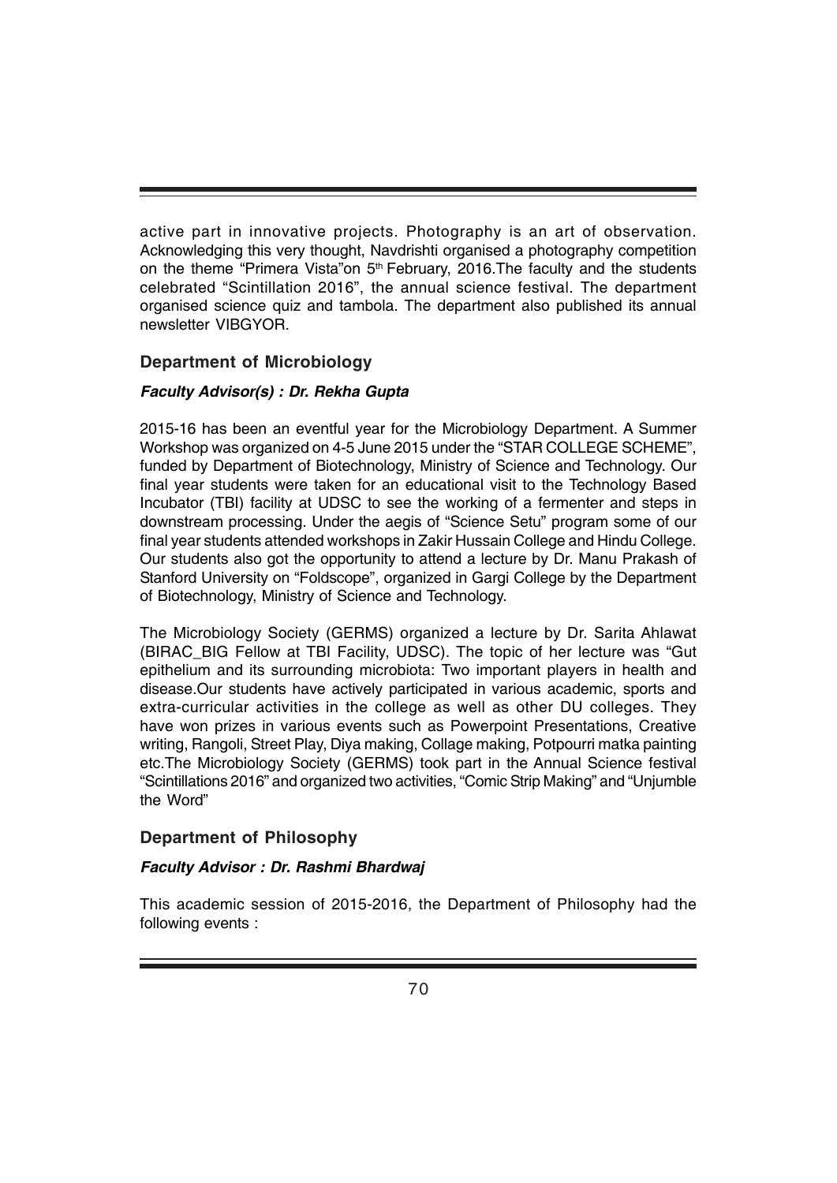active part in innovative projects. Photography is an art of observation. Acknowledging this very thought, Navdrishti organised a photography competition on the theme "Primera Vista"on 5th February, 2016.The faculty and the students celebrated "Scintillation 2016", the annual science festival. The department organised science quiz and tambola. The department also published its annual newsletter VIBGYOR.

## Department of Microbiology

### *Faculty Advisor(s) : Dr. Rekha Gupta*

2015-16 has been an eventful year for the Microbiology Department. A Summer Workshop was organized on 4-5 June 2015 under the "STAR COLLEGE SCHEME", funded by Department of Biotechnology, Ministry of Science and Technology. Our final year students were taken for an educational visit to the Technology Based Incubator (TBI) facility at UDSC to see the working of a fermenter and steps in downstream processing. Under the aegis of "Science Setu" program some of our final year students attended workshops in Zakir Hussain College and Hindu College. Our students also got the opportunity to attend a lecture by Dr. Manu Prakash of Stanford University on "Foldscope", organized in Gargi College by the Department of Biotechnology, Ministry of Science and Technology.

The Microbiology Society (GERMS) organized a lecture by Dr. Sarita Ahlawat (BIRAC_BIG Fellow at TBI Facility, UDSC). The topic of her lecture was "Gut epithelium and its surrounding microbiota: Two important players in health and disease.Our students have actively participated in various academic, sports and extra-curricular activities in the college as well as other DU colleges. They have won prizes in various events such as Powerpoint Presentations, Creative writing, Rangoli, Street Play, Diya making, Collage making, Potpourri matka painting etc.The Microbiology Society (GERMS) took part in the Annual Science festival "Scintillations 2016" and organized two activities, "Comic Strip Making" and "Unjumble the Word"

## Department of Philosophy

### *Faculty Advisor : Dr. Rashmi Bhardwaj*

This academic session of 2015-2016, the Department of Philosophy had the following events :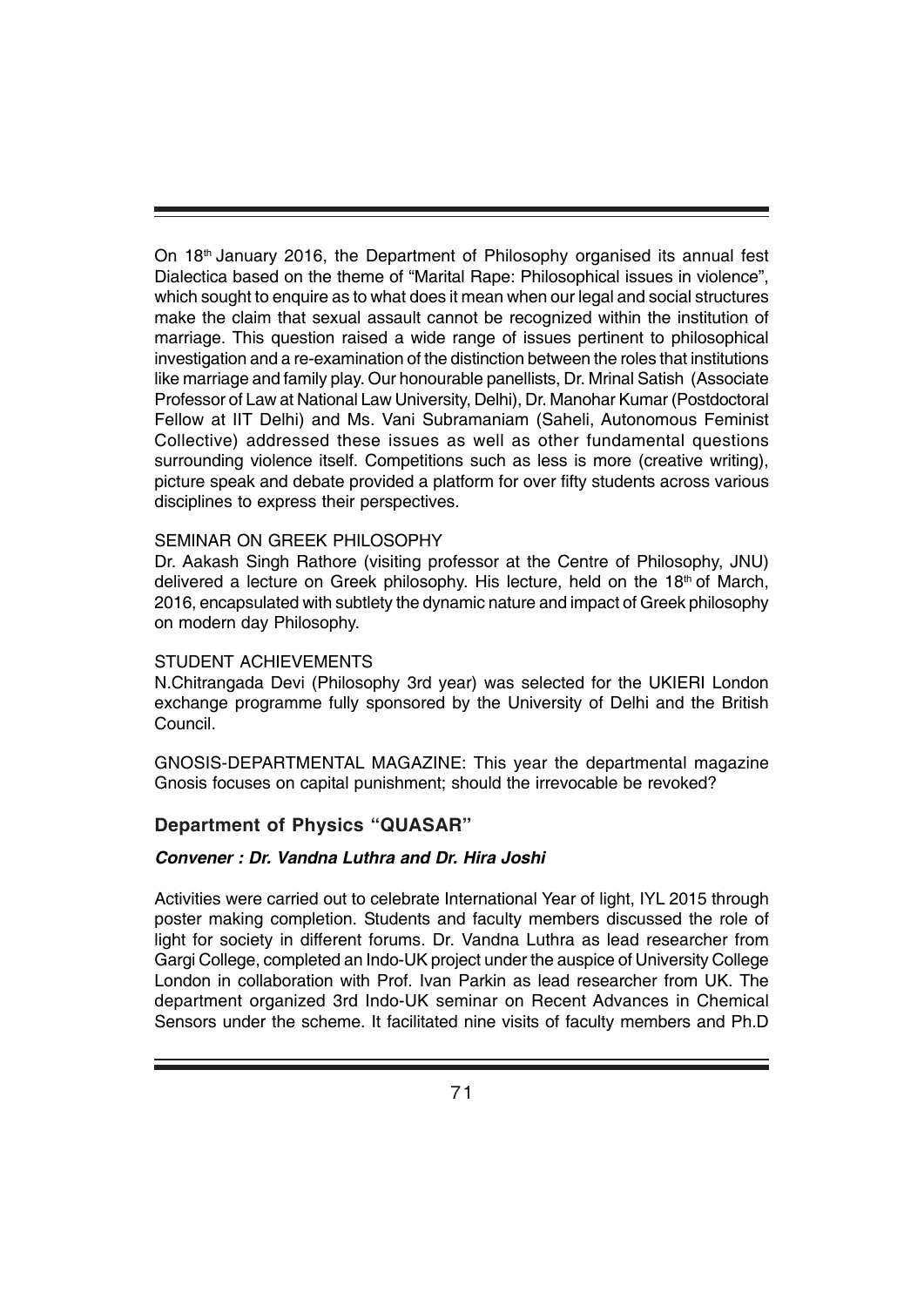On 18th January 2016, the Department of Philosophy organised its annual fest Dialectica based on the theme of "Marital Rape: Philosophical issues in violence", which sought to enquire as to what does it mean when our legal and social structures make the claim that sexual assault cannot be recognized within the institution of marriage. This question raised a wide range of issues pertinent to philosophical investigation and a re-examination of the distinction between the roles that institutions like marriage and family play. Our honourable panellists, Dr. Mrinal Satish (Associate Professor of Law at National Law University, Delhi), Dr. Manohar Kumar (Postdoctoral Fellow at IIT Delhi) and Ms. Vani Subramaniam (Saheli, Autonomous Feminist Collective) addressed these issues as well as other fundamental questions surrounding violence itself. Competitions such as less is more (creative writing), picture speak and debate provided a platform for over fifty students across various disciplines to express their perspectives.

SEMINAR ON GREEK PHILOSOPHY

Dr. Aakash Singh Rathore (visiting professor at the Centre of Philosophy, JNU) delivered a lecture on Greek philosophy. His lecture, held on the 18th of March, 2016, encapsulated with subtlety the dynamic nature and impact of Greek philosophy on modern day Philosophy.

STUDENT ACHIEVEMENTS

N.Chitrangada Devi (Philosophy 3rd year) was selected for the UKIERI London exchange programme fully sponsored by the University of Delhi and the British Council.

GNOSIS-DEPARTMENTAL MAGAZINE: This year the departmental magazine Gnosis focuses on capital punishment; should the irrevocable be revoked?

### Department of Physics "QUASAR"

***Convener : Dr. Vandna Luthra and Dr. Hira Joshi***

Activities were carried out to celebrate International Year of light, IYL 2015 through poster making completion. Students and faculty members discussed the role of light for society in different forums. Dr. Vandna Luthra as lead researcher from Gargi College, completed an Indo-UK project under the auspice of University College London in collaboration with Prof. Ivan Parkin as lead researcher from UK. The department organized 3rd Indo-UK seminar on Recent Advances in Chemical Sensors under the scheme. It facilitated nine visits of faculty members and Ph.D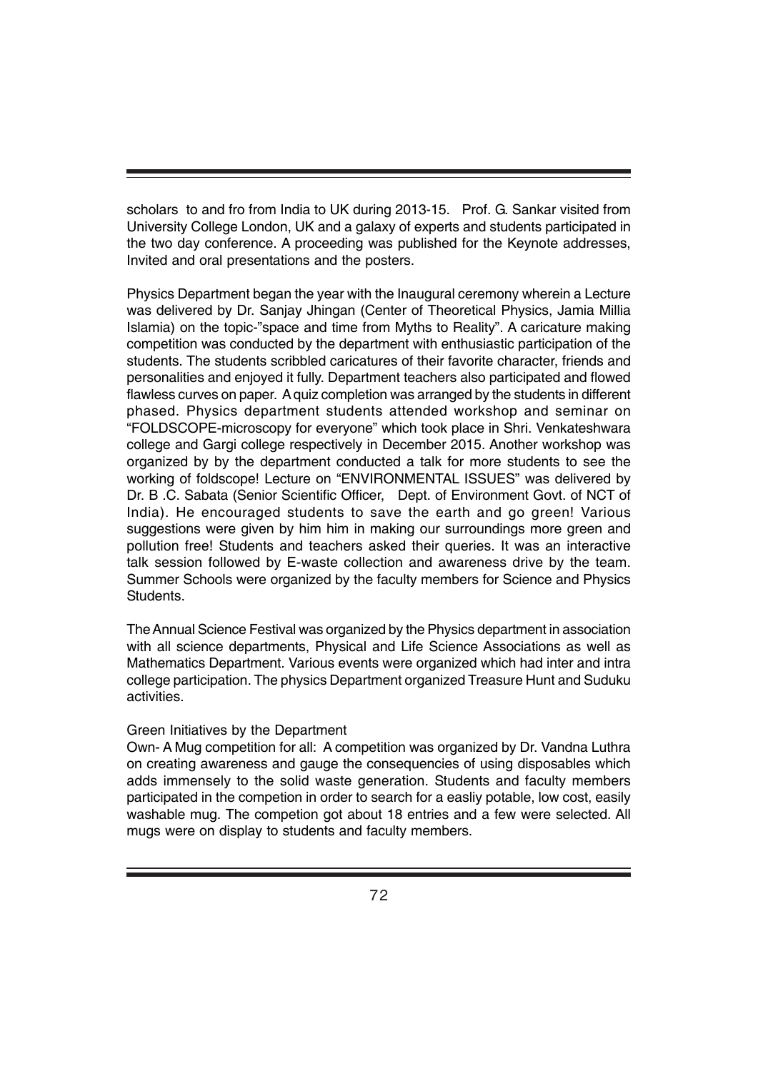scholars to and fro from India to UK during 2013-15. Prof. G. Sankar visited from University College London, UK and a galaxy of experts and students participated in the two day conference. A proceeding was published for the Keynote addresses, Invited and oral presentations and the posters.

Physics Department began the year with the Inaugural ceremony wherein a Lecture was delivered by Dr. Sanjay Jhingan (Center of Theoretical Physics, Jamia Millia Islamia) on the topic-"space and time from Myths to Reality". A caricature making competition was conducted by the department with enthusiastic participation of the students. The students scribbled caricatures of their favorite character, friends and personalities and enjoyed it fully. Department teachers also participated and flowed flawless curves on paper. A quiz completion was arranged by the students in different phased. Physics department students attended workshop and seminar on "FOLDSCOPE-microscopy for everyone" which took place in Shri. Venkateshwara college and Gargi college respectively in December 2015. Another workshop was organized by by the department conducted a talk for more students to see the working of foldscope! Lecture on "ENVIRONMENTAL ISSUES" was delivered by Dr. B .C. Sabata (Senior Scientific Officer, Dept. of Environment Govt. of NCT of India). He encouraged students to save the earth and go green! Various suggestions were given by him him in making our surroundings more green and pollution free! Students and teachers asked their queries. It was an interactive talk session followed by E-waste collection and awareness drive by the team. Summer Schools were organized by the faculty members for Science and Physics Students.

The Annual Science Festival was organized by the Physics department in association with all science departments, Physical and Life Science Associations as well as Mathematics Department. Various events were organized which had inter and intra college participation. The physics Department organized Treasure Hunt and Suduku activities.

Green Initiatives by the Department

Own- A Mug competition for all: A competition was organized by Dr. Vandna Luthra on creating awareness and gauge the consequencies of using disposables which adds immensely to the solid waste generation. Students and faculty members participated in the competion in order to search for a easliy potable, low cost, easily washable mug. The competion got about 18 entries and a few were selected. All mugs were on display to students and faculty members.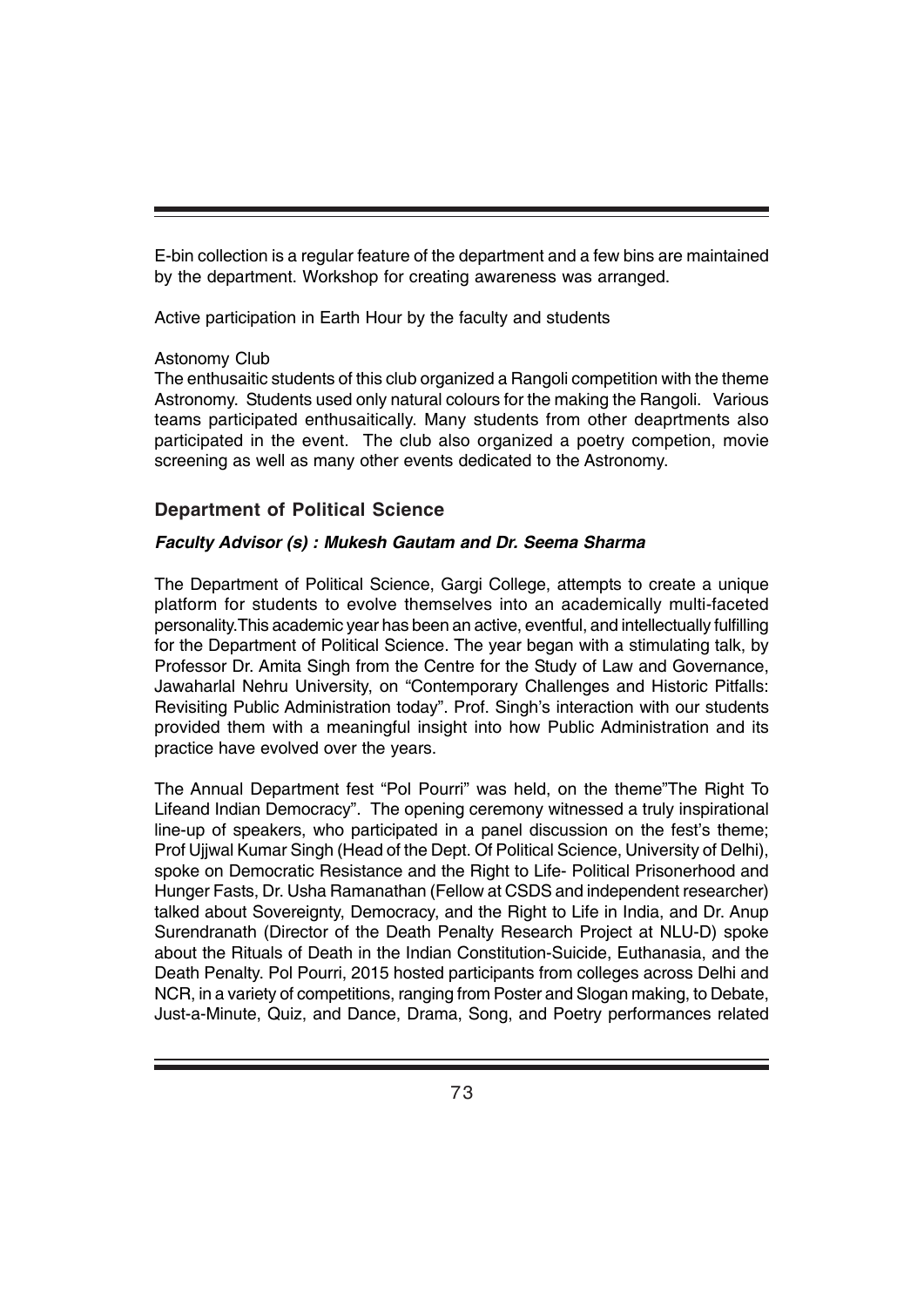E-bin collection is a regular feature of the department and a few bins are maintained by the department. Workshop for creating awareness was arranged.

Active participation in Earth Hour by the faculty and students

Astonomy Club

The enthusaitic students of this club organized a Rangoli competition with the theme Astronomy. Students used only natural colours for the making the Rangoli. Various teams participated enthusaitically. Many students from other deaprtments also participated in the event. The club also organized a poetry competion, movie screening as well as many other events dedicated to the Astronomy.

## Department of Political Science

***Faculty Advisor (s) : Mukesh Gautam and Dr. Seema Sharma***

The Department of Political Science, Gargi College, attempts to create a unique platform for students to evolve themselves into an academically multi-faceted personality.This academic year has been an active, eventful, and intellectually fulfilling for the Department of Political Science. The year began with a stimulating talk, by Professor Dr. Amita Singh from the Centre for the Study of Law and Governance, Jawaharlal Nehru University, on "Contemporary Challenges and Historic Pitfalls: Revisiting Public Administration today". Prof. Singh's interaction with our students provided them with a meaningful insight into how Public Administration and its practice have evolved over the years.

The Annual Department fest "Pol Pourri" was held, on the theme"The Right To Lifeand Indian Democracy". The opening ceremony witnessed a truly inspirational line-up of speakers, who participated in a panel discussion on the fest's theme; Prof Ujjwal Kumar Singh (Head of the Dept. Of Political Science, University of Delhi), spoke on Democratic Resistance and the Right to Life- Political Prisonerhood and Hunger Fasts, Dr. Usha Ramanathan (Fellow at CSDS and independent researcher) talked about Sovereignty, Democracy, and the Right to Life in India, and Dr. Anup Surendranath (Director of the Death Penalty Research Project at NLU-D) spoke about the Rituals of Death in the Indian Constitution-Suicide, Euthanasia, and the Death Penalty. Pol Pourri, 2015 hosted participants from colleges across Delhi and NCR, in a variety of competitions, ranging from Poster and Slogan making, to Debate, Just-a-Minute, Quiz, and Dance, Drama, Song, and Poetry performances related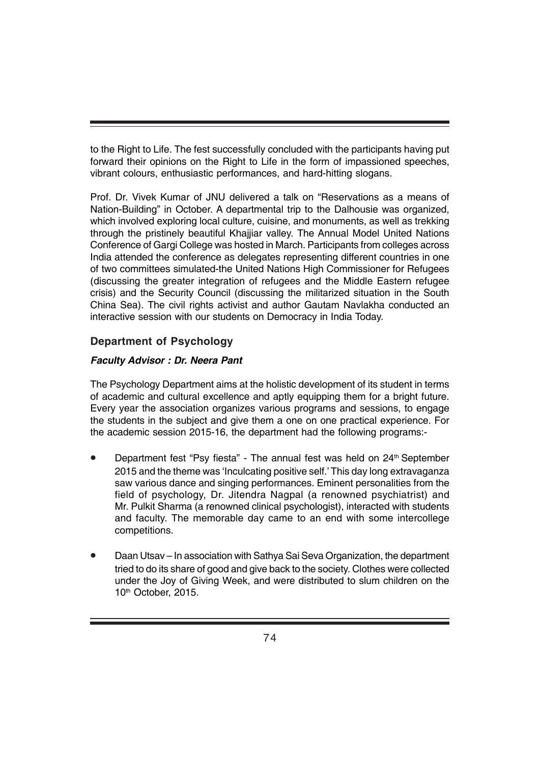to the Right to Life. The fest successfully concluded with the participants having put forward their opinions on the Right to Life in the form of impassioned speeches, vibrant colours, enthusiastic performances, and hard-hitting slogans.

Prof. Dr. Vivek Kumar of JNU delivered a talk on "Reservations as a means of Nation-Building" in October. A departmental trip to the Dalhousie was organized, which involved exploring local culture, cuisine, and monuments, as well as trekking through the pristinely beautiful Khajjiar valley. The Annual Model United Nations Conference of Gargi College was hosted in March. Participants from colleges across India attended the conference as delegates representing different countries in one of two committees simulated-the United Nations High Commissioner for Refugees (discussing the greater integration of refugees and the Middle Eastern refugee crisis) and the Security Council (discussing the militarized situation in the South China Sea). The civil rights activist and author Gautam Navlakha conducted an interactive session with our students on Democracy in India Today.

### Department of Psychology

***Faculty Advisor : Dr. Neera Pant***

The Psychology Department aims at the holistic development of its student in terms of academic and cultural excellence and aptly equipping them for a bright future. Every year the association organizes various programs and sessions, to engage the students in the subject and give them a one on one practical experience. For the academic session 2015-16, the department had the following programs:-

- Department fest "Psy fiesta" - The annual fest was held on 24th September 2015 and the theme was 'Inculcating positive self.' This day long extravaganza saw various dance and singing performances. Eminent personalities from the field of psychology, Dr. Jitendra Nagpal (a renowned psychiatrist) and Mr. Pulkit Sharma (a renowned clinical psychologist), interacted with students and faculty. The memorable day came to an end with some intercollege competitions.

- Daan Utsav – In association with Sathya Sai Seva Organization, the department tried to do its share of good and give back to the society. Clothes were collected under the Joy of Giving Week, and were distributed to slum children on the 10th October, 2015.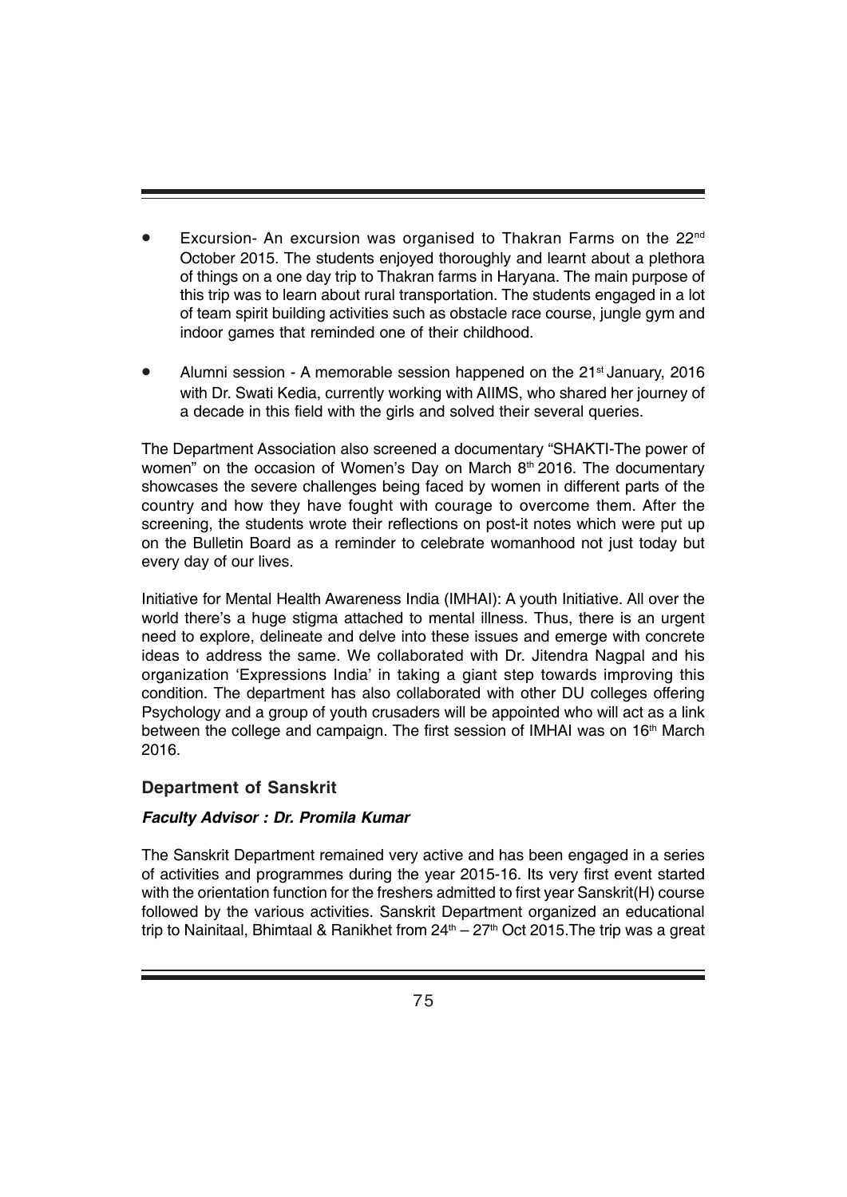- Excursion- An excursion was organised to Thakran Farms on the 22nd October 2015. The students enjoyed thoroughly and learnt about a plethora of things on a one day trip to Thakran farms in Haryana. The main purpose of this trip was to learn about rural transportation. The students engaged in a lot of team spirit building activities such as obstacle race course, jungle gym and indoor games that reminded one of their childhood.

- Alumni session - A memorable session happened on the 21st January, 2016 with Dr. Swati Kedia, currently working with AIIMS, who shared her journey of a decade in this field with the girls and solved their several queries.

The Department Association also screened a documentary "SHAKTI-The power of women" on the occasion of Women's Day on March 8th 2016. The documentary showcases the severe challenges being faced by women in different parts of the country and how they have fought with courage to overcome them. After the screening, the students wrote their reflections on post-it notes which were put up on the Bulletin Board as a reminder to celebrate womanhood not just today but every day of our lives.

Initiative for Mental Health Awareness India (IMHAI): A youth Initiative. All over the world there's a huge stigma attached to mental illness. Thus, there is an urgent need to explore, delineate and delve into these issues and emerge with concrete ideas to address the same. We collaborated with Dr. Jitendra Nagpal and his organization 'Expressions India' in taking a giant step towards improving this condition. The department has also collaborated with other DU colleges offering Psychology and a group of youth crusaders will be appointed who will act as a link between the college and campaign. The first session of IMHAI was on 16th March 2016.

### Department of Sanskrit

***Faculty Advisor : Dr. Promila Kumar***

The Sanskrit Department remained very active and has been engaged in a series of activities and programmes during the year 2015-16. Its very first event started with the orientation function for the freshers admitted to first year Sanskrit(H) course followed by the various activities. Sanskrit Department organized an educational trip to Nainitaal, Bhimtaal & Ranikhet from 24th – 27th Oct 2015.The trip was a great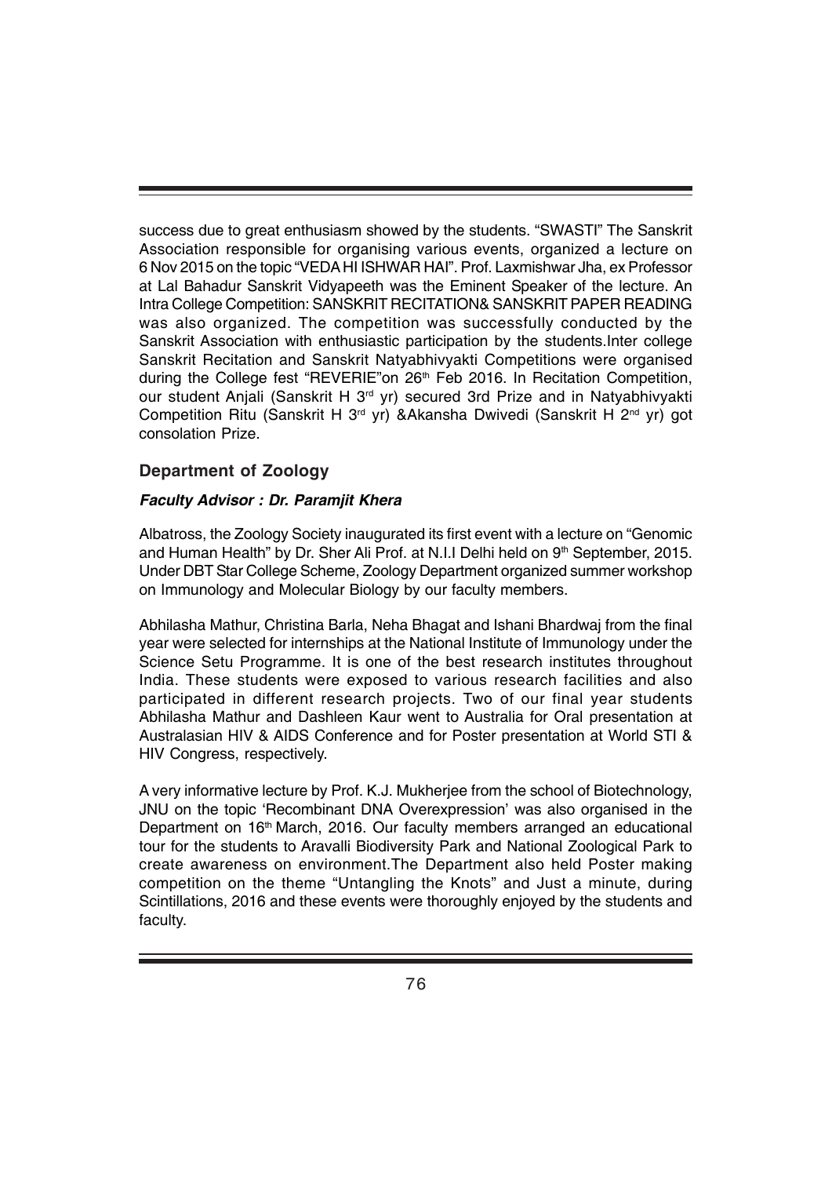success due to great enthusiasm showed by the students. "SWASTI" The Sanskrit Association responsible for organising various events, organized a lecture on 6 Nov 2015 on the topic "VEDA HI ISHWAR HAI". Prof. Laxmishwar Jha, ex Professor at Lal Bahadur Sanskrit Vidyapeeth was the Eminent Speaker of the lecture. An Intra College Competition: SANSKRIT RECITATION& SANSKRIT PAPER READING was also organized. The competition was successfully conducted by the Sanskrit Association with enthusiastic participation by the students.Inter college Sanskrit Recitation and Sanskrit Natyabhivyakti Competitions were organised during the College fest "REVERIE"on 26th Feb 2016. In Recitation Competition, our student Anjali (Sanskrit H 3rd yr) secured 3rd Prize and in Natyabhivyakti Competition Ritu (Sanskrit H 3rd yr) &Akansha Dwivedi (Sanskrit H 2nd yr) got consolation Prize.

## Department of Zoology

***Faculty Advisor : Dr. Paramjit Khera***

Albatross, the Zoology Society inaugurated its first event with a lecture on "Genomic and Human Health" by Dr. Sher Ali Prof. at N.I.I Delhi held on 9th September, 2015. Under DBT Star College Scheme, Zoology Department organized summer workshop on Immunology and Molecular Biology by our faculty members.

Abhilasha Mathur, Christina Barla, Neha Bhagat and Ishani Bhardwaj from the final year were selected for internships at the National Institute of Immunology under the Science Setu Programme. It is one of the best research institutes throughout India. These students were exposed to various research facilities and also participated in different research projects. Two of our final year students Abhilasha Mathur and Dashleen Kaur went to Australia for Oral presentation at Australasian HIV & AIDS Conference and for Poster presentation at World STI & HIV Congress, respectively.

A very informative lecture by Prof. K.J. Mukherjee from the school of Biotechnology, JNU on the topic 'Recombinant DNA Overexpression' was also organised in the Department on 16th March, 2016. Our faculty members arranged an educational tour for the students to Aravalli Biodiversity Park and National Zoological Park to create awareness on environment.The Department also held Poster making competition on the theme "Untangling the Knots" and Just a minute, during Scintillations, 2016 and these events were thoroughly enjoyed by the students and faculty.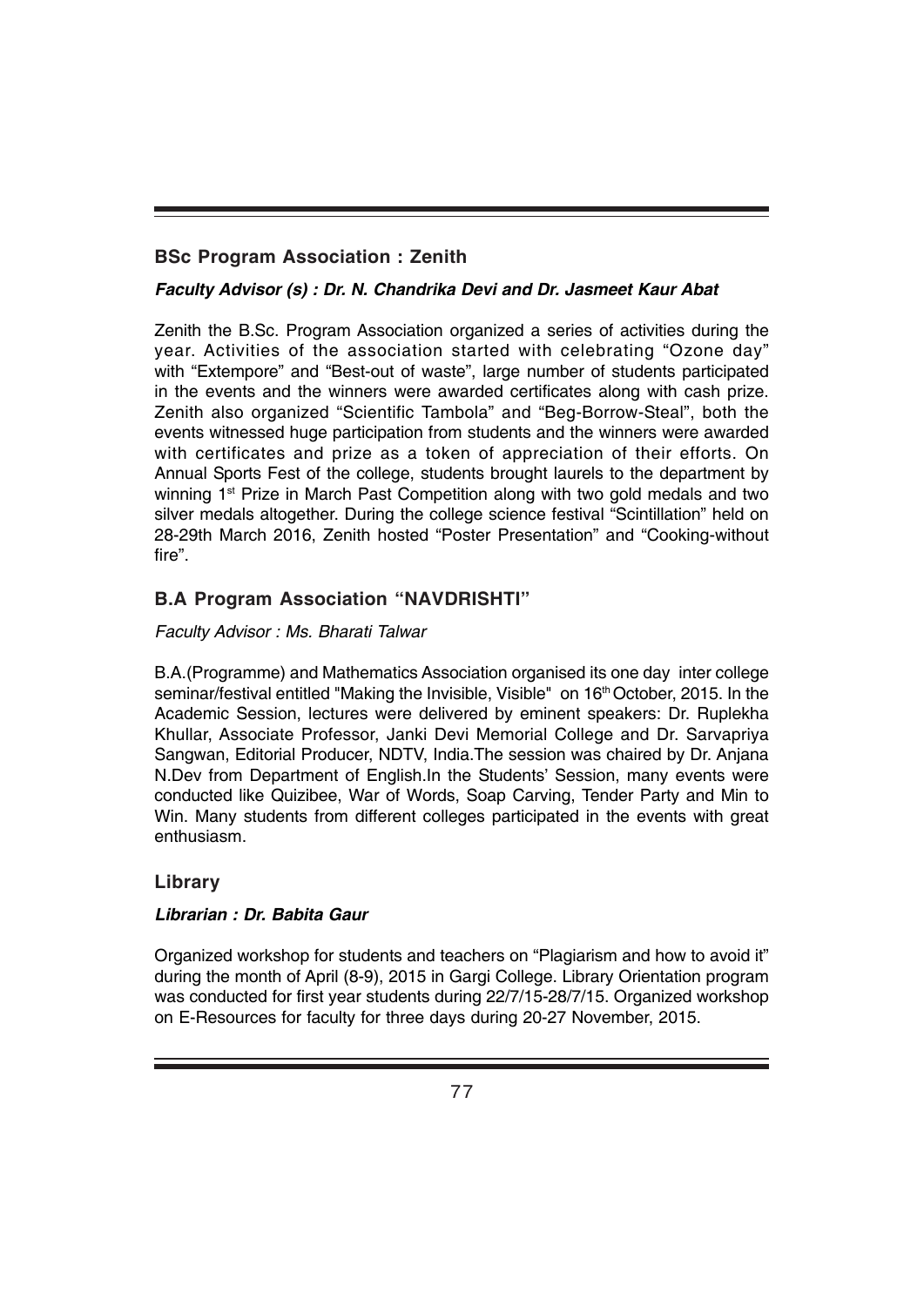## BSc Program Association : Zenith

***Faculty Advisor (s) : Dr. N. Chandrika Devi and Dr. Jasmeet Kaur Abat***

Zenith the B.Sc. Program Association organized a series of activities during the year. Activities of the association started with celebrating "Ozone day" with "Extempore" and "Best-out of waste", large number of students participated in the events and the winners were awarded certificates along with cash prize. Zenith also organized "Scientific Tambola" and "Beg-Borrow-Steal", both the events witnessed huge participation from students and the winners were awarded with certificates and prize as a token of appreciation of their efforts. On Annual Sports Fest of the college, students brought laurels to the department by winning 1st Prize in March Past Competition along with two gold medals and two silver medals altogether. During the college science festival "Scintillation" held on 28-29th March 2016, Zenith hosted "Poster Presentation" and "Cooking-without fire".

## B.A Program Association "NAVDRISHTI"

*Faculty Advisor : Ms. Bharati Talwar*

B.A.(Programme) and Mathematics Association organised its one day inter college seminar/festival entitled "Making the Invisible, Visible" on 16th October, 2015. In the Academic Session, lectures were delivered by eminent speakers: Dr. Ruplekha Khullar, Associate Professor, Janki Devi Memorial College and Dr. Sarvapriya Sangwan, Editorial Producer, NDTV, India.The session was chaired by Dr. Anjana N.Dev from Department of English.In the Students' Session, many events were conducted like Quizibee, War of Words, Soap Carving, Tender Party and Min to Win. Many students from different colleges participated in the events with great enthusiasm.

## Library

***Librarian : Dr. Babita Gaur***

Organized workshop for students and teachers on "Plagiarism and how to avoid it" during the month of April (8-9), 2015 in Gargi College. Library Orientation program was conducted for first year students during 22/7/15-28/7/15. Organized workshop on E-Resources for faculty for three days during 20-27 November, 2015.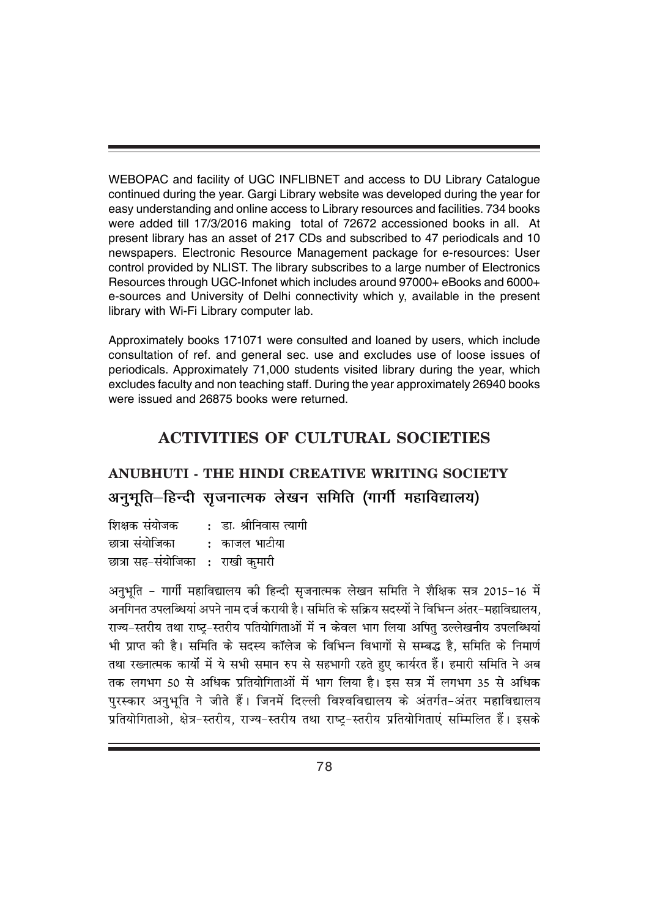WEBOPAC and facility of UGC INFLIBNET and access to DU Library Catalogue continued during the year. Gargi Library website was developed during the year for easy understanding and online access to Library resources and facilities. 734 books were added till 17/3/2016 making total of 72672 accessioned books in all. At present library has an asset of 217 CDs and subscribed to 47 periodicals and 10 newspapers. Electronic Resource Management package for e-resources: User control provided by NLIST. The library subscribes to a large number of Electronics Resources through UGC-Infonet which includes around 97000+ eBooks and 6000+ e-sources and University of Delhi connectivity which y, available in the present library with Wi-Fi Library computer lab.

Approximately books 171071 were consulted and loaned by users, which include consultation of ref. and general sec. use and excludes use of loose issues of periodicals. Approximately 71,000 students visited library during the year, which excludes faculty and non teaching staff. During the year approximately 26940 books were issued and 26875 books were returned.

## ACTIVITIES OF CULTURAL SOCIETIES

### ANUBHUTI - THE HINDI CREATIVE WRITING SOCIETY

### अनुभूति–हिन्दी सृजनात्मक लेखन समिति (गार्गी महाविद्यालय)

शिक्षक संयोजक : डा. श्रीनिवास त्यागी

छात्रा संयोजिका : काजल भाटीया

छात्रा सह-संयोजिका : राखी कुमारी

अनुभूति - गार्गी महाविद्यालय की हिन्दी सृजनात्मक लेखन समिति ने शैक्षिक सत्र 2015-16 में अनगिनत उपलब्धियां अपने नाम दर्ज करायी है। समिति के सक्रिय सदस्यों ने विभिन्न अंतर-महाविद्यालय, राज्य-स्तरीय तथा राष्ट्र-स्तरीय पतियोगिताओं में न केवल भाग लिया अपितु उल्लेखनीय उपलब्धियां भी प्राप्त की है। समिति के सदस्य कॉलेज के विभिन्न विभागों से सम्बद्ध है, समिति के निमार्ण तथा रख्नात्मक कार्यों में ये सभी समान रुप से सहभागी रहते हुए कार्यरत हैं। हमारी समिति ने अब तक लगभग 50 से अधिक प्रतियोगिताओं में भाग लिया है। इस सत्र में लगभग 35 से अधिक पुरस्कार अनुभूति ने जीते हैं। जिनमें दिल्ली विश्वविद्यालय के अंतर्गत-अंतर महाविद्यालय प्रतियोगिताओ, क्षेत्र-स्तरीय, राज्य-स्तरीय तथा राष्ट्र-स्तरीय प्रतियोगिताएं सम्मिलित हैं। इसके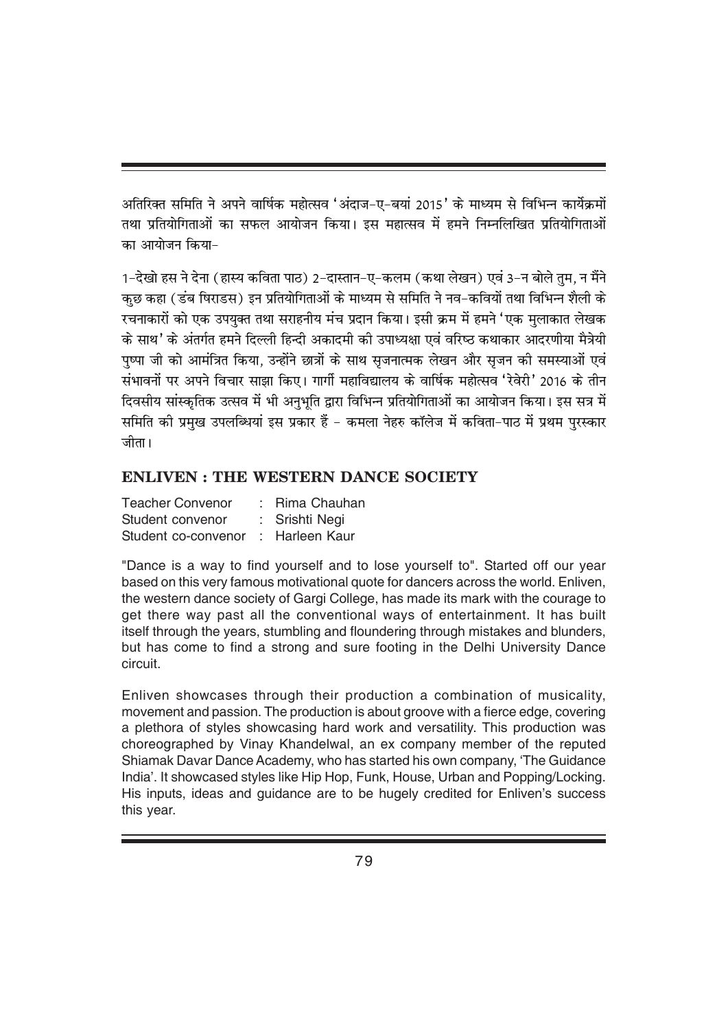अतिरिक्त समिति ने अपने वार्षिक महोत्सव 'अंदाज-ए-बयां 2015' के माध्यम से विभिन्न कार्यक्रमों तथा प्रतियोगिताओं का सफल आयोजन किया। इस महात्सव में हमने निम्नलिखित प्रतियोगिताओं का आयोजन किया-

1-देखो हस ने देना (हास्य कविता पाठ) 2-दास्तान-ए-कलम (कथा लेखन) एवं 3-न बोले तुम, न मैंने कुछ कहा (डंब षिराडस) इन प्रतियोगिताओं के माध्यम से समिति ने नव-कवियों तथा विभिन्न शैली के रचनाकारों को एक उपयुक्त तथा सराहनीय मंच प्रदान किया। इसी क्रम में हमने 'एक मुलाकात लेखक के साथ' के अंतर्गत हमने दिल्ली हिन्दी अकादमी की उपाध्यक्षा एवं वरिष्ठ कथाकार आदरणीया मैत्रेयी पुष्पा जी को आमंत्रित किया, उन्होंने छात्रों के साथ सृजनात्मक लेखन और सृजन की समस्याओं एवं संभावनों पर अपने विचार साझा किए। गार्गी महाविद्यालय के वार्षिक महोत्सव 'रेवेरी' 2016 के तीन दिवसीय सांस्कृतिक उत्सव में भी अनुभूति द्वारा विभिन्न प्रतियोगिताओं का आयोजन किया। इस सत्र में समिति की प्रमुख उपलब्धियां इस प्रकार हैं - कमला नेहरु कॉलेज में कविता-पाठ में प्रथम पुरस्कार जीता।

## ENLIVEN : THE WESTERN DANCE SOCIETY

Teacher Convenor : Rima Chauhan
Student convenor : Srishti Negi
Student co-convenor : Harleen Kaur

"Dance is a way to find yourself and to lose yourself to". Started off our year based on this very famous motivational quote for dancers across the world. Enliven, the western dance society of Gargi College, has made its mark with the courage to get there way past all the conventional ways of entertainment. It has built itself through the years, stumbling and floundering through mistakes and blunders, but has come to find a strong and sure footing in the Delhi University Dance circuit.

Enliven showcases through their production a combination of musicality, movement and passion. The production is about groove with a fierce edge, covering a plethora of styles showcasing hard work and versatility. This production was choreographed by Vinay Khandelwal, an ex company member of the reputed Shiamak Davar Dance Academy, who has started his own company, 'The Guidance India'. It showcased styles like Hip Hop, Funk, House, Urban and Popping/Locking. His inputs, ideas and guidance are to be hugely credited for Enliven's success this year.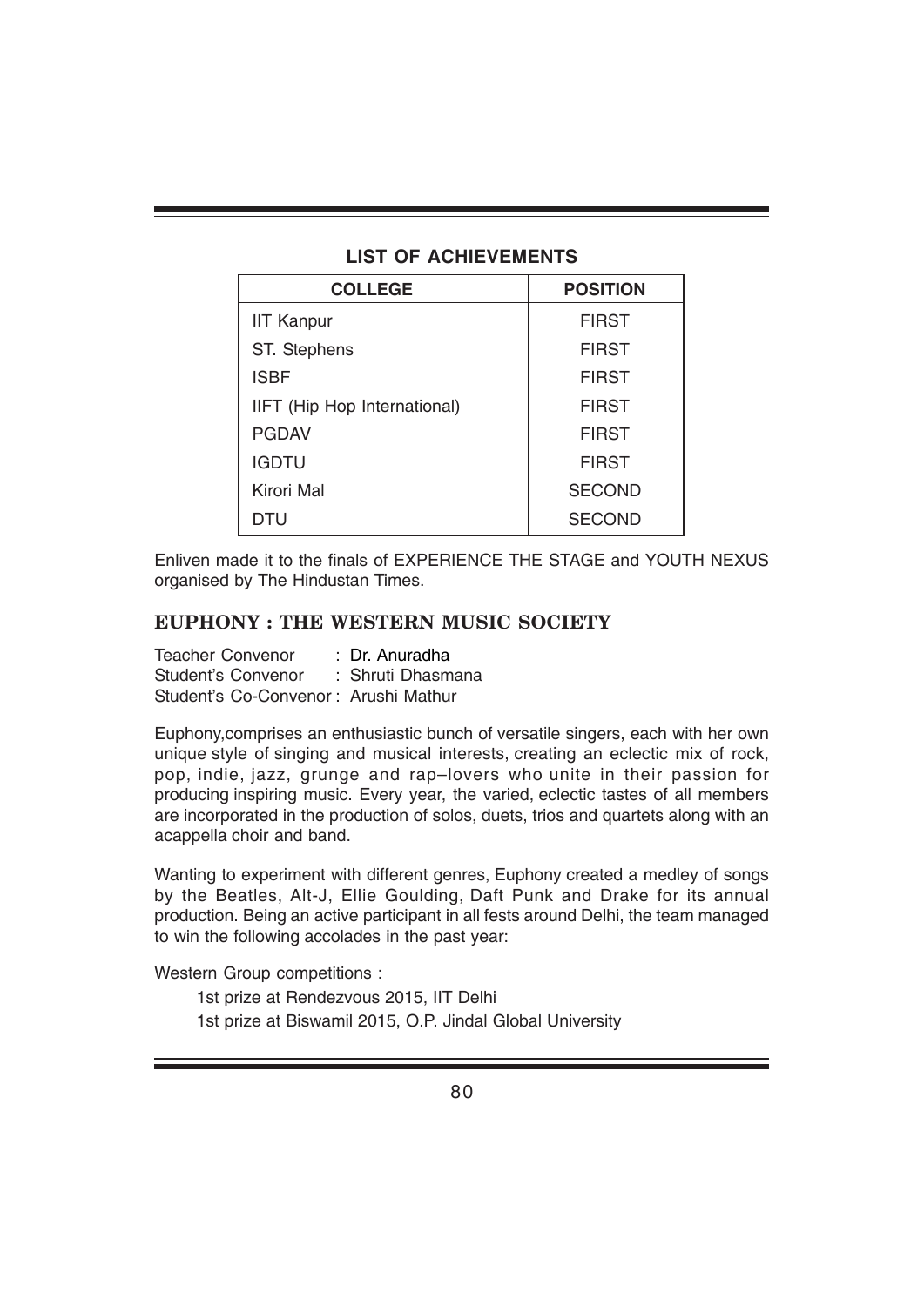## LIST OF ACHIEVEMENTS

| COLLEGE | POSITION |
|---|---|
| IIT Kanpur | FIRST |
| ST. Stephens | FIRST |
| ISBF | FIRST |
| IIFT (Hip Hop International) | FIRST |
| PGDAV | FIRST |
| IGDTU | FIRST |
| Kirori Mal | SECOND |
| DTU | SECOND |

Enliven made it to the finals of EXPERIENCE THE STAGE and YOUTH NEXUS organised by The Hindustan Times.

## EUPHONY : THE WESTERN MUSIC SOCIETY

Teacher Convenor : Dr. Anuradha
Student's Convenor : Shruti Dhasmana
Student's Co-Convenor : Arushi Mathur

Euphony,comprises an enthusiastic bunch of versatile singers, each with her own unique style of singing and musical interests, creating an eclectic mix of rock, pop, indie, jazz, grunge and rap–lovers who unite in their passion for producing inspiring music. Every year, the varied, eclectic tastes of all members are incorporated in the production of solos, duets, trios and quartets along with an acappella choir and band.

Wanting to experiment with different genres, Euphony created a medley of songs by the Beatles, Alt-J, Ellie Goulding, Daft Punk and Drake for its annual production. Being an active participant in all fests around Delhi, the team managed to win the following accolades in the past year:

Western Group competitions :

1st prize at Rendezvous 2015, IIT Delhi

1st prize at Biswamil 2015, O.P. Jindal Global University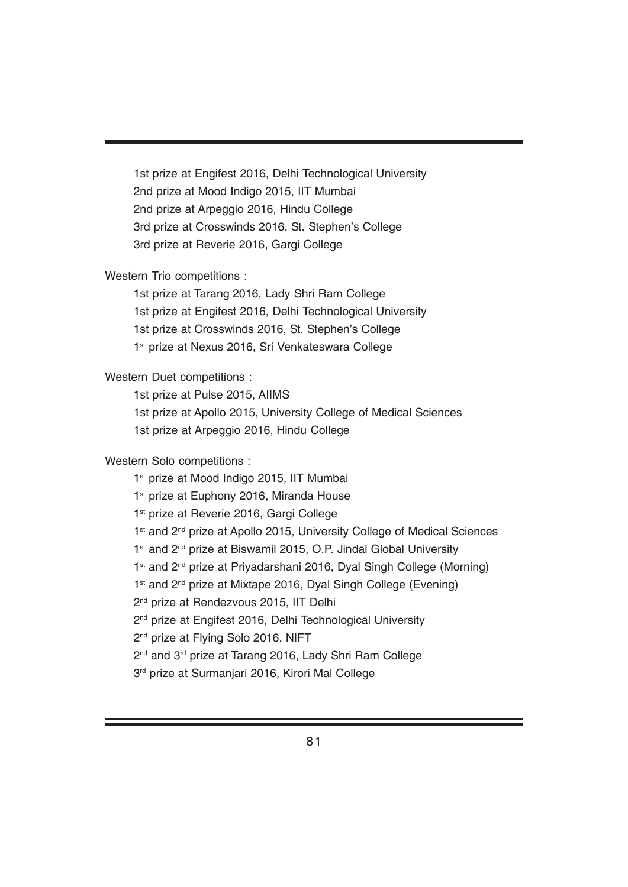1st prize at Engifest 2016, Delhi Technological University
2nd prize at Mood Indigo 2015, IIT Mumbai
2nd prize at Arpeggio 2016, Hindu College
3rd prize at Crosswinds 2016, St. Stephen's College
3rd prize at Reverie 2016, Gargi College

Western Trio competitions :

1st prize at Tarang 2016, Lady Shri Ram College
1st prize at Engifest 2016, Delhi Technological University
1st prize at Crosswinds 2016, St. Stephen's College
1st prize at Nexus 2016, Sri Venkateswara College

Western Duet competitions :

1st prize at Pulse 2015, AIIMS
1st prize at Apollo 2015, University College of Medical Sciences
1st prize at Arpeggio 2016, Hindu College

Western Solo competitions :

1st prize at Mood Indigo 2015, IIT Mumbai
1st prize at Euphony 2016, Miranda House
1st prize at Reverie 2016, Gargi College
1st and 2nd prize at Apollo 2015, University College of Medical Sciences
1st and 2nd prize at Biswamil 2015, O.P. Jindal Global University
1st and 2nd prize at Priyadarshani 2016, Dyal Singh College (Morning)
1st and 2nd prize at Mixtape 2016, Dyal Singh College (Evening)
2nd prize at Rendezvous 2015, IIT Delhi
2nd prize at Engifest 2016, Delhi Technological University
2nd prize at Flying Solo 2016, NIFT
2nd and 3rd prize at Tarang 2016, Lady Shri Ram College
3rd prize at Surmanjari 2016, Kirori Mal College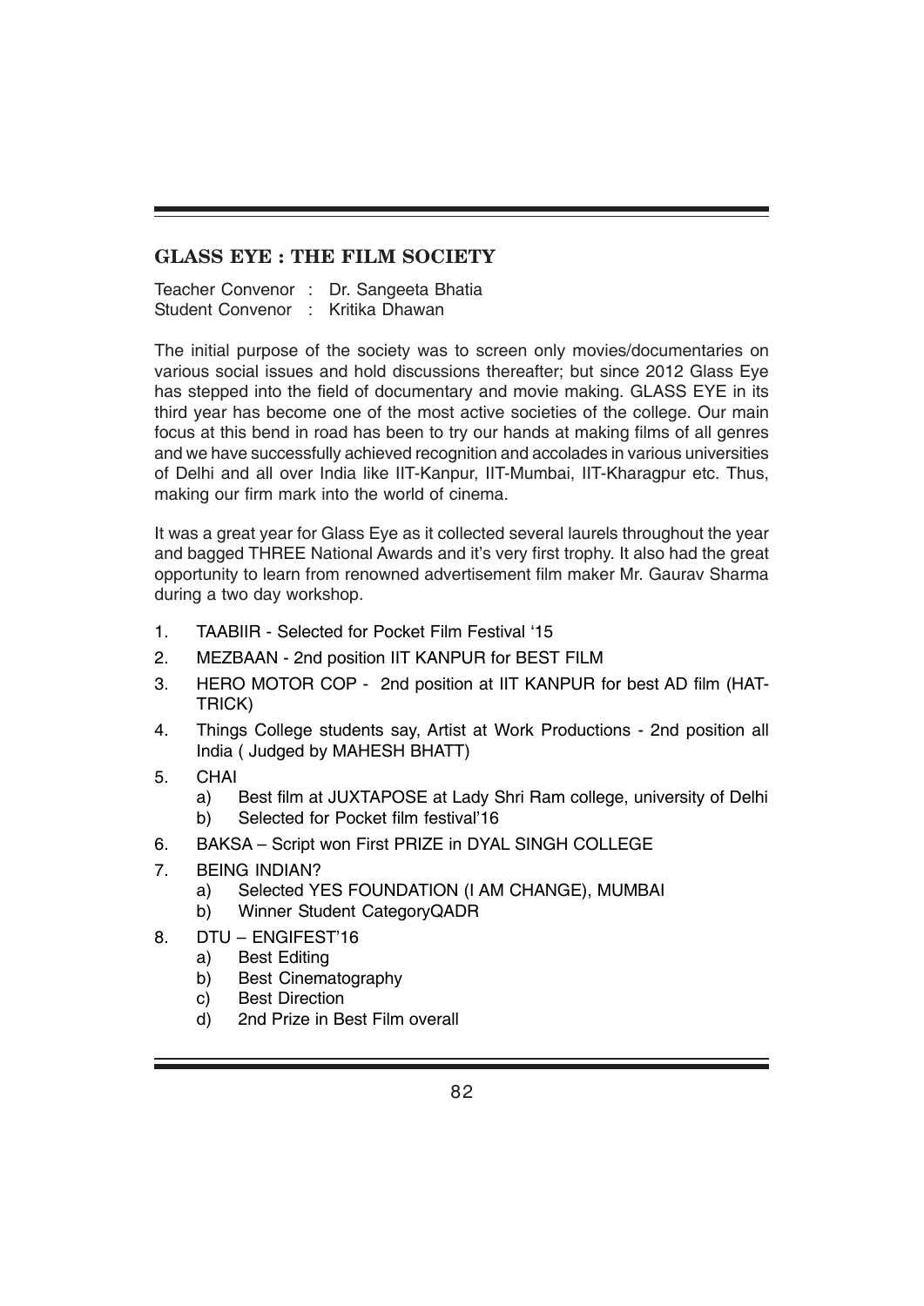## GLASS EYE : THE FILM SOCIETY

Teacher Convenor : Dr. Sangeeta Bhatia
Student Convenor : Kritika Dhawan

The initial purpose of the society was to screen only movies/documentaries on various social issues and hold discussions thereafter; but since 2012 Glass Eye has stepped into the field of documentary and movie making. GLASS EYE in its third year has become one of the most active societies of the college. Our main focus at this bend in road has been to try our hands at making films of all genres and we have successfully achieved recognition and accolades in various universities of Delhi and all over India like IIT-Kanpur, IIT-Mumbai, IIT-Kharagpur etc. Thus, making our firm mark into the world of cinema.

It was a great year for Glass Eye as it collected several laurels throughout the year and bagged THREE National Awards and it's very first trophy. It also had the great opportunity to learn from renowned advertisement film maker Mr. Gaurav Sharma during a two day workshop.

1. TAABIIR - Selected for Pocket Film Festival '15
2. MEZBAAN - 2nd position IIT KANPUR for BEST FILM
3. HERO MOTOR COP - 2nd position at IIT KANPUR for best AD film (HAT-TRICK)
4. Things College students say, Artist at Work Productions - 2nd position all India ( Judged by MAHESH BHATT)
5. CHAI
   a) Best film at JUXTAPOSE at Lady Shri Ram college, university of Delhi
   b) Selected for Pocket film festival'16
6. BAKSA – Script won First PRIZE in DYAL SINGH COLLEGE
7. BEING INDIAN?
   a) Selected YES FOUNDATION (I AM CHANGE), MUMBAI
   b) Winner Student CategoryQADR
8. DTU – ENGIFEST'16
   a) Best Editing
   b) Best Cinematography
   c) Best Direction
   d) 2nd Prize in Best Film overall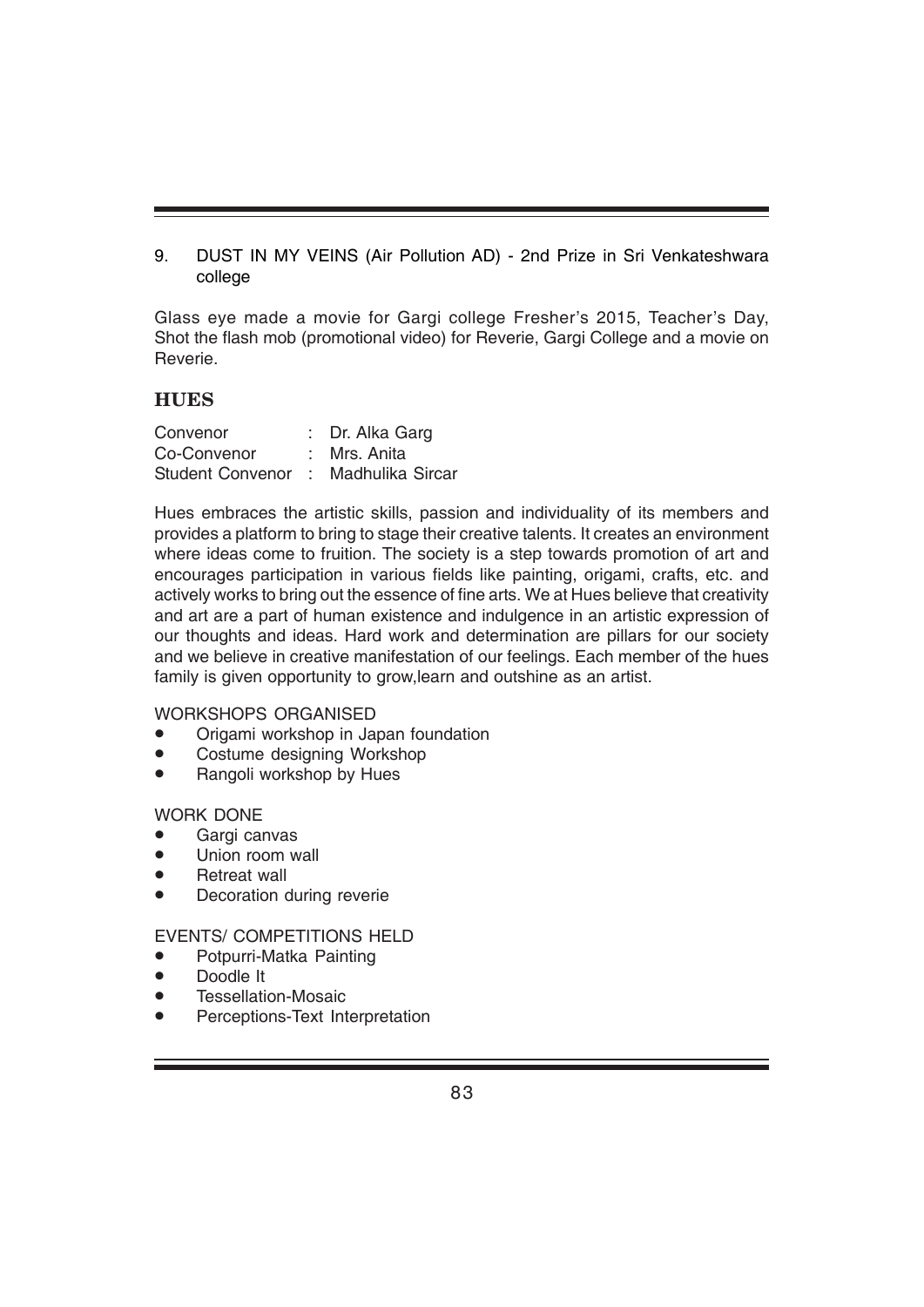9. DUST IN MY VEINS (Air Pollution AD) - 2nd Prize in Sri Venkateshwara college

Glass eye made a movie for Gargi college Fresher's 2015, Teacher's Day, Shot the flash mob (promotional video) for Reverie, Gargi College and a movie on Reverie.

## HUES

Convenor : Dr. Alka Garg
Co-Convenor : Mrs. Anita
Student Convenor : Madhulika Sircar

Hues embraces the artistic skills, passion and individuality of its members and provides a platform to bring to stage their creative talents. It creates an environment where ideas come to fruition. The society is a step towards promotion of art and encourages participation in various fields like painting, origami, crafts, etc. and actively works to bring out the essence of fine arts. We at Hues believe that creativity and art are a part of human existence and indulgence in an artistic expression of our thoughts and ideas. Hard work and determination are pillars for our society and we believe in creative manifestation of our feelings. Each member of the hues family is given opportunity to grow,learn and outshine as an artist.

WORKSHOPS ORGANISED

- Origami workshop in Japan foundation
- Costume designing Workshop
- Rangoli workshop by Hues

WORK DONE

- Gargi canvas
- Union room wall
- Retreat wall
- Decoration during reverie

EVENTS/ COMPETITIONS HELD

- Potpurri-Matka Painting
- Doodle It
- Tessellation-Mosaic
- Perceptions-Text Interpretation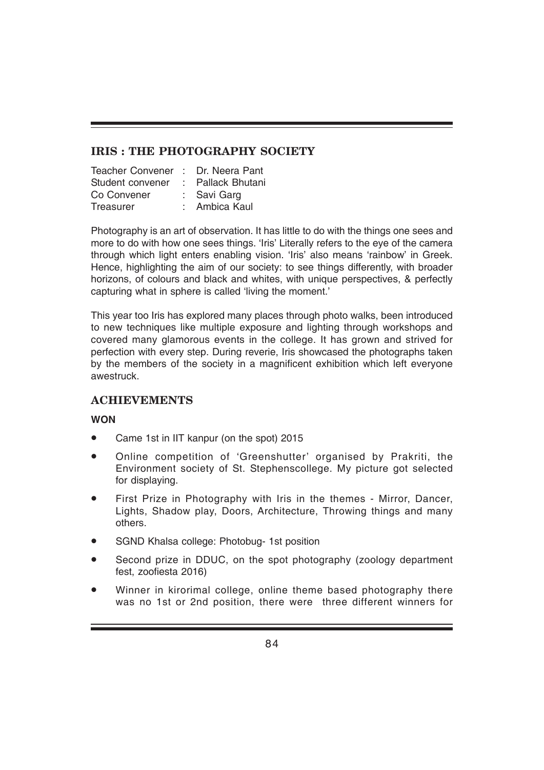## IRIS : THE PHOTOGRAPHY SOCIETY

Teacher Convener : Dr. Neera Pant
Student convener : Pallack Bhutani
Co Convener : Savi Garg
Treasurer : Ambica Kaul

Photography is an art of observation. It has little to do with the things one sees and more to do with how one sees things. 'Iris' Literally refers to the eye of the camera through which light enters enabling vision. 'Iris' also means 'rainbow' in Greek. Hence, highlighting the aim of our society: to see things differently, with broader horizons, of colours and black and whites, with unique perspectives, & perfectly capturing what in sphere is called 'living the moment.'

This year too Iris has explored many places through photo walks, been introduced to new techniques like multiple exposure and lighting through workshops and covered many glamorous events in the college. It has grown and strived for perfection with every step. During reverie, Iris showcased the photographs taken by the members of the society in a magnificent exhibition which left everyone awestruck.

## ACHIEVEMENTS

**WON**

- Came 1st in IIT kanpur (on the spot) 2015
- Online competition of 'Greenshutter' organised by Prakriti, the Environment society of St. Stephenscollege. My picture got selected for displaying.
- First Prize in Photography with Iris in the themes - Mirror, Dancer, Lights, Shadow play, Doors, Architecture, Throwing things and many others.
- SGND Khalsa college: Photobug- 1st position
- Second prize in DDUC, on the spot photography (zoology department fest, zoofiesta 2016)
- Winner in kirorimal college, online theme based photography there was no 1st or 2nd position, there were three different winners for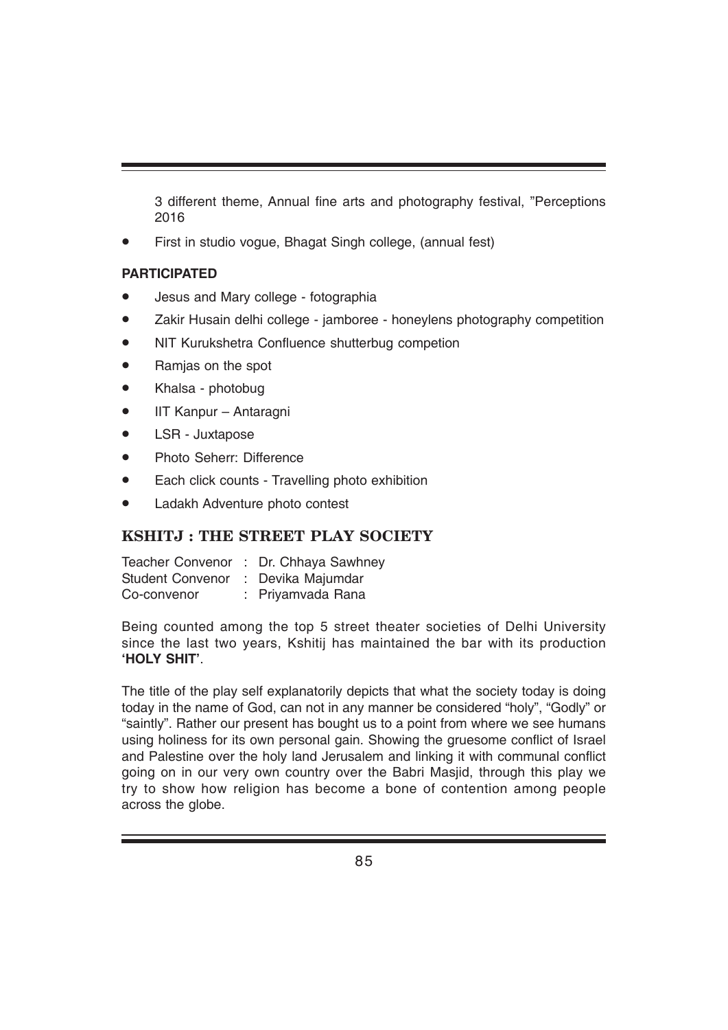3 different theme, Annual fine arts and photography festival, "Perceptions 2016

- First in studio vogue, Bhagat Singh college, (annual fest)

**PARTICIPATED**

- Jesus and Mary college - fotographia
- Zakir Husain delhi college - jamboree - honeylens photography competition
- NIT Kurukshetra Confluence shutterbug competion
- Ramjas on the spot
- Khalsa - photobug
- IIT Kanpur – Antaragni
- LSR - Juxtapose
- Photo Seherr: Difference
- Each click counts - Travelling photo exhibition
- Ladakh Adventure photo contest

## KSHITJ : THE STREET PLAY SOCIETY

Teacher Convenor : Dr. Chhaya Sawhney
Student Convenor : Devika Majumdar
Co-convenor : Priyamvada Rana

Being counted among the top 5 street theater societies of Delhi University since the last two years, Kshitij has maintained the bar with its production **'HOLY SHIT'**.

The title of the play self explanatorily depicts that what the society today is doing today in the name of God, can not in any manner be considered "holy", "Godly" or "saintly". Rather our present has bought us to a point from where we see humans using holiness for its own personal gain. Showing the gruesome conflict of Israel and Palestine over the holy land Jerusalem and linking it with communal conflict going on in our very own country over the Babri Masjid, through this play we try to show how religion has become a bone of contention among people across the globe.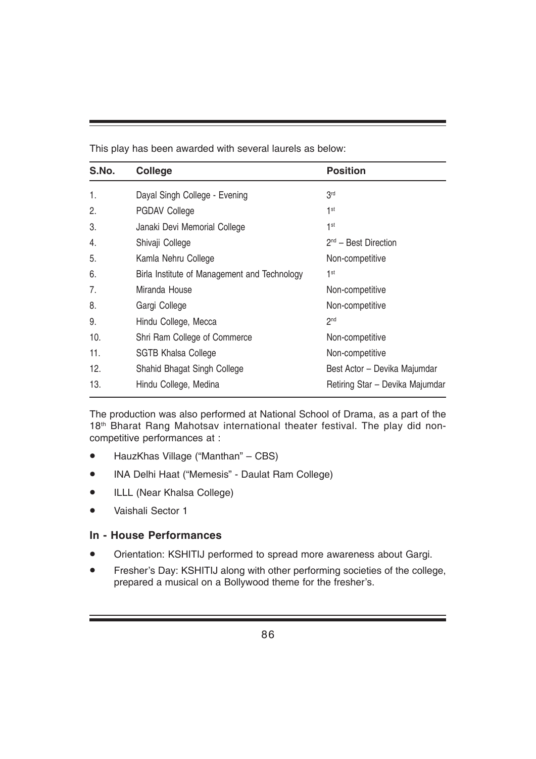This play has been awarded with several laurels as below:

| S.No. | College | Position |
|---|---|---|
| 1. | Dayal Singh College - Evening | 3rd |
| 2. | PGDAV College | 1st |
| 3. | Janaki Devi Memorial College | 1st |
| 4. | Shivaji College | 2nd – Best Direction |
| 5. | Kamla Nehru College | Non-competitive |
| 6. | Birla Institute of Management and Technology | 1st |
| 7. | Miranda House | Non-competitive |
| 8. | Gargi College | Non-competitive |
| 9. | Hindu College, Mecca | 2nd |
| 10. | Shri Ram College of Commerce | Non-competitive |
| 11. | SGTB Khalsa College | Non-competitive |
| 12. | Shahid Bhagat Singh College | Best Actor – Devika Majumdar |
| 13. | Hindu College, Medina | Retiring Star – Devika Majumdar |

The production was also performed at National School of Drama, as a part of the 18th Bharat Rang Mahotsav international theater festival. The play did non-competitive performances at :

- HauzKhas Village ("Manthan" – CBS)
- INA Delhi Haat ("Memesis" - Daulat Ram College)
- ILLL (Near Khalsa College)
- Vaishali Sector 1

### In - House Performances

- Orientation: KSHITIJ performed to spread more awareness about Gargi.
- Fresher's Day: KSHITIJ along with other performing societies of the college, prepared a musical on a Bollywood theme for the fresher's.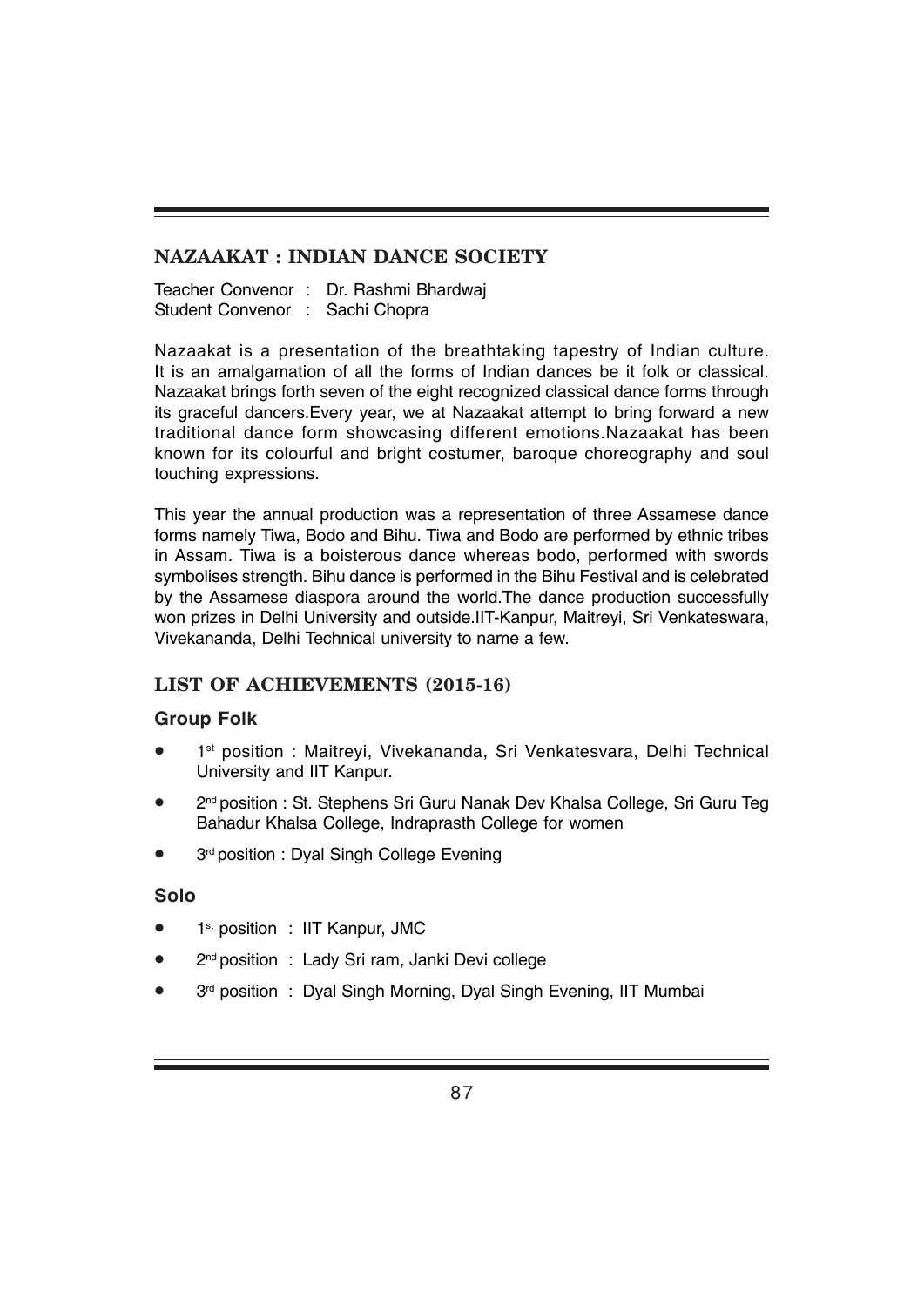## NAZAAKAT : INDIAN DANCE SOCIETY

Teacher Convenor : Dr. Rashmi Bhardwaj
Student Convenor : Sachi Chopra

Nazaakat is a presentation of the breathtaking tapestry of Indian culture. It is an amalgamation of all the forms of Indian dances be it folk or classical. Nazaakat brings forth seven of the eight recognized classical dance forms through its graceful dancers.Every year, we at Nazaakat attempt to bring forward a new traditional dance form showcasing different emotions.Nazaakat has been known for its colourful and bright costumer, baroque choreography and soul touching expressions.

This year the annual production was a representation of three Assamese dance forms namely Tiwa, Bodo and Bihu. Tiwa and Bodo are performed by ethnic tribes in Assam. Tiwa is a boisterous dance whereas bodo, performed with swords symbolises strength. Bihu dance is performed in the Bihu Festival and is celebrated by the Assamese diaspora around the world.The dance production successfully won prizes in Delhi University and outside.IIT-Kanpur, Maitreyi, Sri Venkateswara, Vivekananda, Delhi Technical university to name a few.

## LIST OF ACHIEVEMENTS (2015-16)

### Group Folk

- 1st position : Maitreyi, Vivekananda, Sri Venkatesvara, Delhi Technical University and IIT Kanpur.
- 2nd position : St. Stephens Sri Guru Nanak Dev Khalsa College, Sri Guru Teg Bahadur Khalsa College, Indraprasth College for women
- 3rd position : Dyal Singh College Evening

### Solo

- 1st position : IIT Kanpur, JMC
- 2nd position : Lady Sri ram, Janki Devi college
- 3rd position : Dyal Singh Morning, Dyal Singh Evening, IIT Mumbai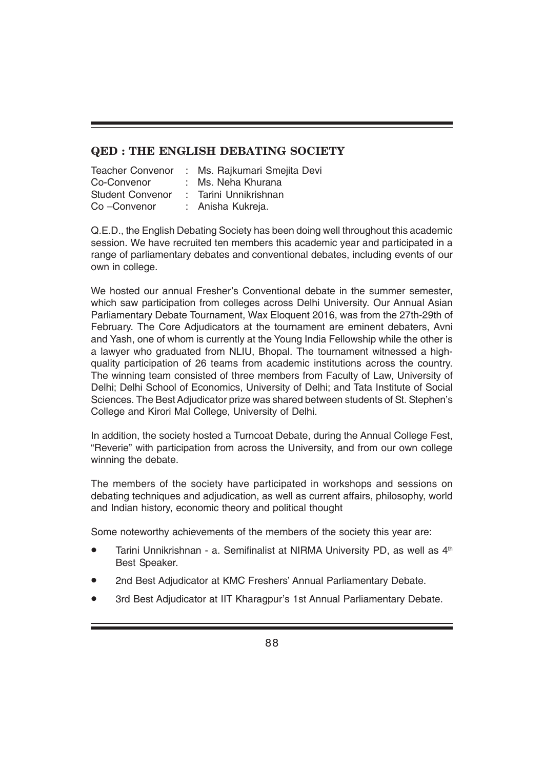## QED : THE ENGLISH DEBATING SOCIETY

Teacher Convenor : Ms. Rajkumari Smejita Devi
Co-Convenor : Ms. Neha Khurana
Student Convenor : Tarini Unnikrishnan
Co –Convenor : Anisha Kukreja.

Q.E.D., the English Debating Society has been doing well throughout this academic session. We have recruited ten members this academic year and participated in a range of parliamentary debates and conventional debates, including events of our own in college.

We hosted our annual Fresher's Conventional debate in the summer semester, which saw participation from colleges across Delhi University. Our Annual Asian Parliamentary Debate Tournament, Wax Eloquent 2016, was from the 27th-29th of February. The Core Adjudicators at the tournament are eminent debaters, Avni and Yash, one of whom is currently at the Young India Fellowship while the other is a lawyer who graduated from NLIU, Bhopal. The tournament witnessed a high-quality participation of 26 teams from academic institutions across the country. The winning team consisted of three members from Faculty of Law, University of Delhi; Delhi School of Economics, University of Delhi; and Tata Institute of Social Sciences. The Best Adjudicator prize was shared between students of St. Stephen's College and Kirori Mal College, University of Delhi.

In addition, the society hosted a Turncoat Debate, during the Annual College Fest, "Reverie" with participation from across the University, and from our own college winning the debate.

The members of the society have participated in workshops and sessions on debating techniques and adjudication, as well as current affairs, philosophy, world and Indian history, economic theory and political thought

Some noteworthy achievements of the members of the society this year are:

- Tarini Unnikrishnan - a. Semifinalist at NIRMA University PD, as well as 4th Best Speaker.
- 2nd Best Adjudicator at KMC Freshers' Annual Parliamentary Debate.
- 3rd Best Adjudicator at IIT Kharagpur's 1st Annual Parliamentary Debate.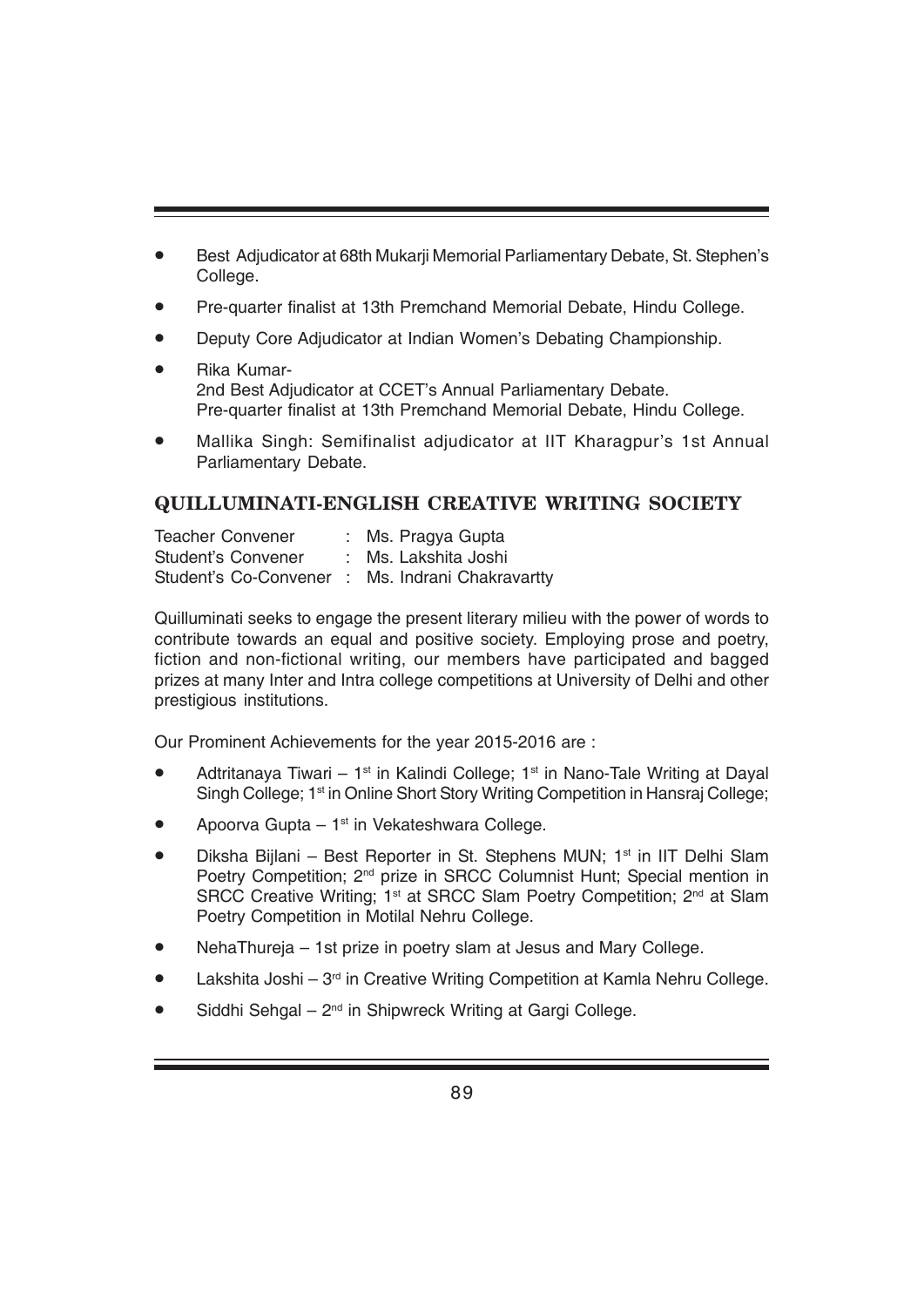- Best Adjudicator at 68th Mukarji Memorial Parliamentary Debate, St. Stephen's College.
- Pre-quarter finalist at 13th Premchand Memorial Debate, Hindu College.
- Deputy Core Adjudicator at Indian Women's Debating Championship.
- Rika Kumar-
  2nd Best Adjudicator at CCET's Annual Parliamentary Debate.
  Pre-quarter finalist at 13th Premchand Memorial Debate, Hindu College.
- Mallika Singh: Semifinalist adjudicator at IIT Kharagpur's 1st Annual Parliamentary Debate.

## QUILLUMINATI-ENGLISH CREATIVE WRITING SOCIETY

Teacher Convener : Ms. Pragya Gupta
Student's Convener : Ms. Lakshita Joshi
Student's Co-Convener : Ms. Indrani Chakravartty

Quilluminati seeks to engage the present literary milieu with the power of words to contribute towards an equal and positive society. Employing prose and poetry, fiction and non-fictional writing, our members have participated and bagged prizes at many Inter and Intra college competitions at University of Delhi and other prestigious institutions.

Our Prominent Achievements for the year 2015-2016 are :

- Adtritanaya Tiwari – 1st in Kalindi College; 1st in Nano-Tale Writing at Dayal Singh College; 1st in Online Short Story Writing Competition in Hansraj College;
- Apoorva Gupta – 1st in Vekateshwara College.
- Diksha Bijlani – Best Reporter in St. Stephens MUN; 1st in IIT Delhi Slam Poetry Competition; 2nd prize in SRCC Columnist Hunt; Special mention in SRCC Creative Writing; 1st at SRCC Slam Poetry Competition; 2nd at Slam Poetry Competition in Motilal Nehru College.
- NehaThureja – 1st prize in poetry slam at Jesus and Mary College.
- Lakshita Joshi – 3rd in Creative Writing Competition at Kamla Nehru College.
- Siddhi Sehgal – 2nd in Shipwreck Writing at Gargi College.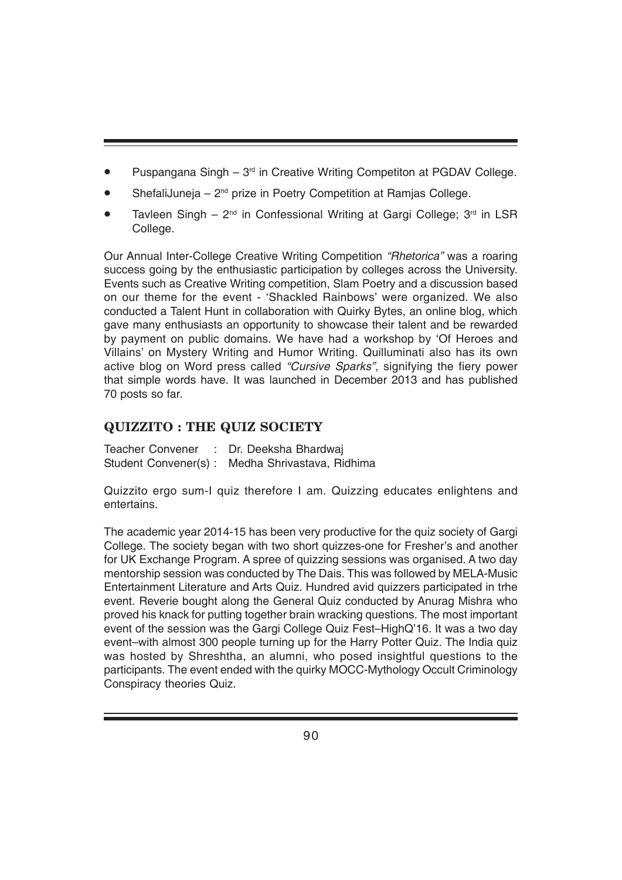- Puspangana Singh – 3rd in Creative Writing Competiton at PGDAV College.
- ShefaliJuneja – 2nd prize in Poetry Competition at Ramjas College.
- Tavleen Singh – 2nd in Confessional Writing at Gargi College; 3rd in LSR College.

Our Annual Inter-College Creative Writing Competition *"Rhetorica"* was a roaring success going by the enthusiastic participation by colleges across the University. Events such as Creative Writing competition, Slam Poetry and a discussion based on our theme for the event - 'Shackled Rainbows' were organized. We also conducted a Talent Hunt in collaboration with Quirky Bytes, an online blog, which gave many enthusiasts an opportunity to showcase their talent and be rewarded by payment on public domains. We have had a workshop by 'Of Heroes and Villains' on Mystery Writing and Humor Writing. Quilluminati also has its own active blog on Word press called *"Cursive Sparks"*, signifying the fiery power that simple words have. It was launched in December 2013 and has published 70 posts so far.

## QUIZZITO : THE QUIZ SOCIETY

Teacher Convener : Dr. Deeksha Bhardwaj
Student Convener(s) : Medha Shrivastava, Ridhima

Quizzito ergo sum-I quiz therefore I am. Quizzing educates enlightens and entertains.

The academic year 2014-15 has been very productive for the quiz society of Gargi College. The society began with two short quizzes-one for Fresher's and another for UK Exchange Program. A spree of quizzing sessions was organised. A two day mentorship session was conducted by The Dais. This was followed by MELA-Music Entertainment Literature and Arts Quiz. Hundred avid quizzers participated in trhe event. Reverie bought along the General Quiz conducted by Anurag Mishra who proved his knack for putting together brain wracking questions. The most important event of the session was the Gargi College Quiz Fest–HighQ'16. It was a two day event–with almost 300 people turning up for the Harry Potter Quiz. The India quiz was hosted by Shreshtha, an alumni, who posed insightful questions to the participants. The event ended with the quirky MOCC-Mythology Occult Criminology Conspiracy theories Quiz.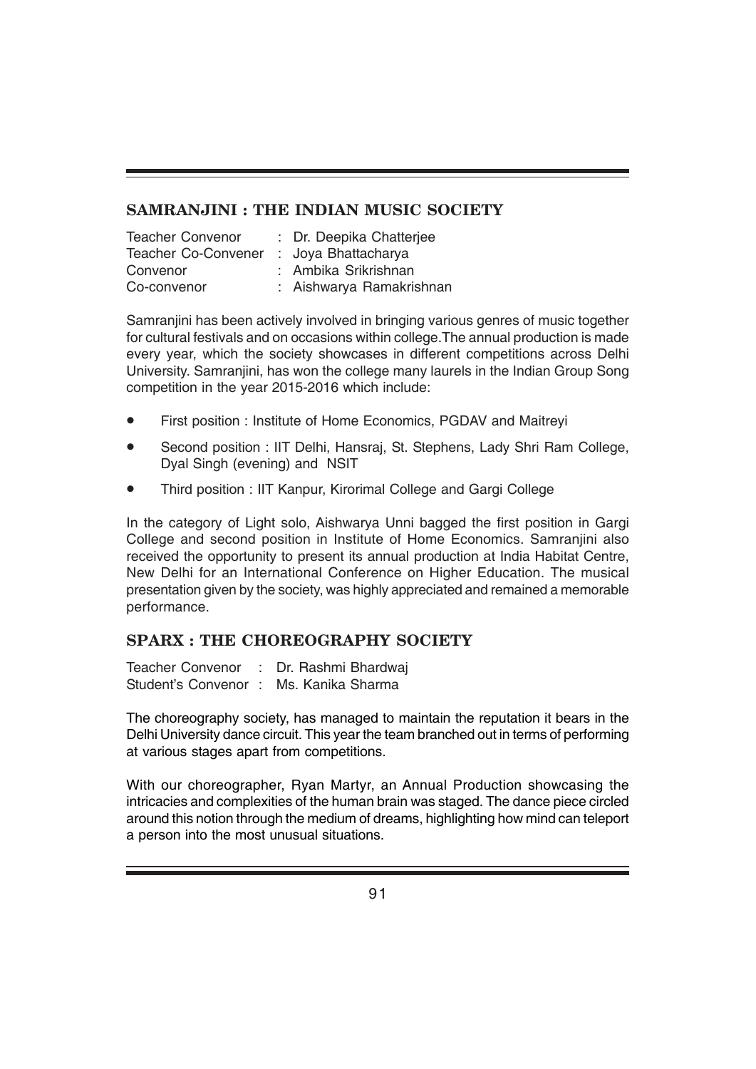## SAMRANJINI : THE INDIAN MUSIC SOCIETY

Teacher Convenor : Dr. Deepika Chatterjee
Teacher Co-Convener : Joya Bhattacharya
Convenor : Ambika Srikrishnan
Co-convenor : Aishwarya Ramakrishnan

Samranjini has been actively involved in bringing various genres of music together for cultural festivals and on occasions within college.The annual production is made every year, which the society showcases in different competitions across Delhi University. Samranjini, has won the college many laurels in the Indian Group Song competition in the year 2015-2016 which include:

- First position : Institute of Home Economics, PGDAV and Maitreyi
- Second position : IIT Delhi, Hansraj, St. Stephens, Lady Shri Ram College, Dyal Singh (evening) and NSIT
- Third position : IIT Kanpur, Kirorimal College and Gargi College

In the category of Light solo, Aishwarya Unni bagged the first position in Gargi College and second position in Institute of Home Economics. Samranjini also received the opportunity to present its annual production at India Habitat Centre, New Delhi for an International Conference on Higher Education. The musical presentation given by the society, was highly appreciated and remained a memorable performance.

## SPARX : THE CHOREOGRAPHY SOCIETY

Teacher Convenor : Dr. Rashmi Bhardwaj
Student's Convenor : Ms. Kanika Sharma

The choreography society, has managed to maintain the reputation it bears in the Delhi University dance circuit. This year the team branched out in terms of performing at various stages apart from competitions.

With our choreographer, Ryan Martyr, an Annual Production showcasing the intricacies and complexities of the human brain was staged. The dance piece circled around this notion through the medium of dreams, highlighting how mind can teleport a person into the most unusual situations.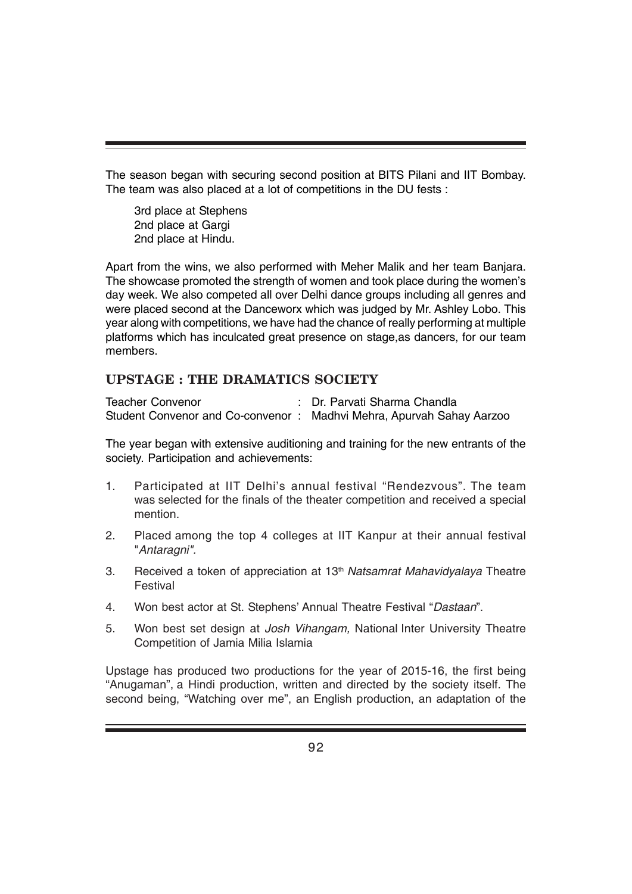The season began with securing second position at BITS Pilani and IIT Bombay. The team was also placed at a lot of competitions in the DU fests :

3rd place at Stephens
2nd place at Gargi
2nd place at Hindu.

Apart from the wins, we also performed with Meher Malik and her team Banjara. The showcase promoted the strength of women and took place during the women's day week. We also competed all over Delhi dance groups including all genres and were placed second at the Danceworx which was judged by Mr. Ashley Lobo. This year along with competitions, we have had the chance of really performing at multiple platforms which has inculcated great presence on stage,as dancers, for our team members.

## UPSTAGE : THE DRAMATICS SOCIETY

Teacher Convenor : Dr. Parvati Sharma Chandla
Student Convenor and Co-convenor : Madhvi Mehra, Apurvah Sahay Aarzoo

The year began with extensive auditioning and training for the new entrants of the society. Participation and achievements:

1. Participated at IIT Delhi's annual festival "Rendezvous". The team was selected for the finals of the theater competition and received a special mention.
2. Placed among the top 4 colleges at IIT Kanpur at their annual festival "*Antaragni*".
3. Received a token of appreciation at 13th *Natsamrat Mahavidyalaya* Theatre Festival
4. Won best actor at St. Stephens' Annual Theatre Festival "*Dastaan*".
5. Won best set design at *Josh Vihangam,* National Inter University Theatre Competition of Jamia Milia Islamia

Upstage has produced two productions for the year of 2015-16, the first being "Anugaman", a Hindi production, written and directed by the society itself. The second being, "Watching over me", an English production, an adaptation of the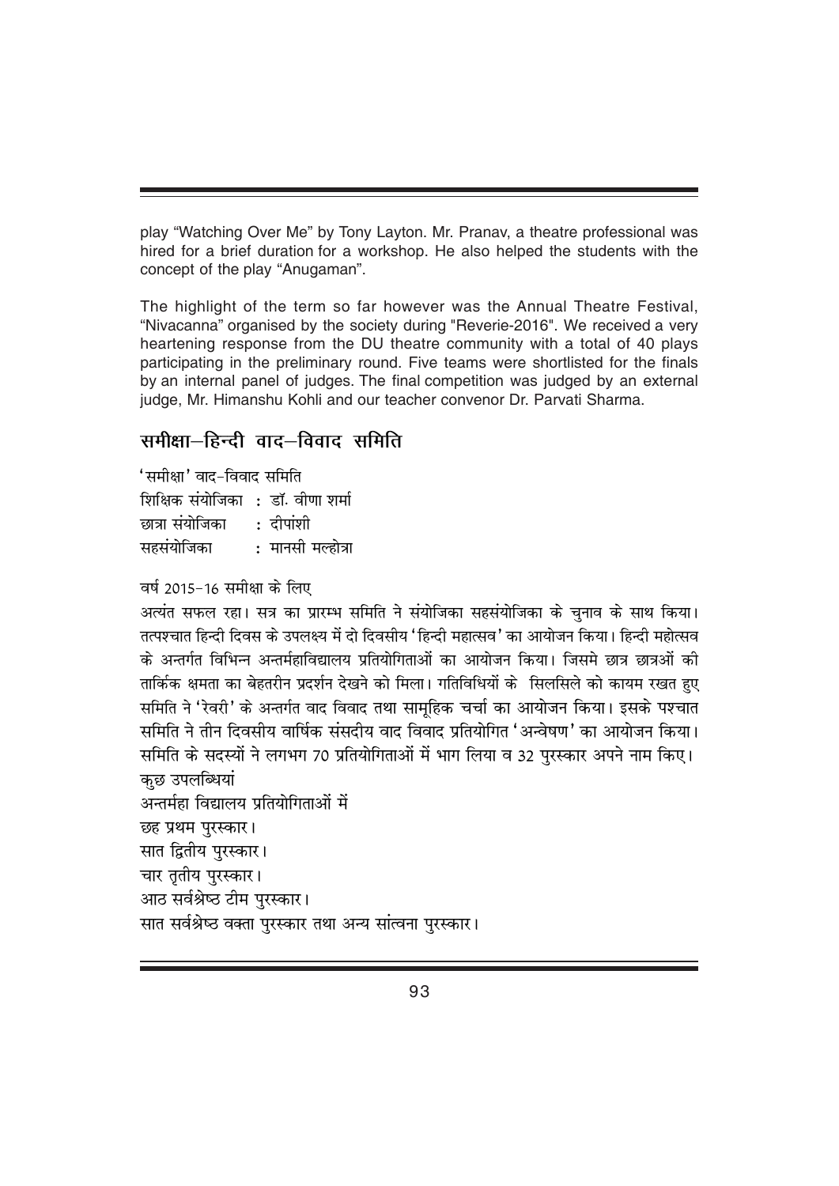play “Watching Over Me” by Tony Layton. Mr. Pranav, a theatre professional was hired for a brief duration for a workshop. He also helped the students with the concept of the play “Anugaman”.

The highlight of the term so far however was the Annual Theatre Festival, “Nivacanna” organised by the society during "Reverie-2016". We received a very heartening response from the DU theatre community with a total of 40 plays participating in the preliminary round. Five teams were shortlisted for the finals by an internal panel of judges. The final competition was judged by an external judge, Mr. Himanshu Kohli and our teacher convenor Dr. Parvati Sharma.

## समीक्षा–हिन्दी वाद–विवाद समिति

'समीक्षा' वाद-विवाद समिति
शिक्षिक संयोजिका : डॉ. वीणा शर्मा
छात्रा संयोजिका : दीपांशी
सहसंयोजिका : मानसी मल्होत्रा

वर्ष 2015-16 समीक्षा के लिए
अत्यंत सफल रहा। सत्र का प्रारम्भ समिति ने संयोजिका सहसंयोजिका के चुनाव के साथ किया। तत्पश्चात हिन्दी दिवस के उपलक्ष्य में दो दिवसीय 'हिन्दी महात्सव' का आयोजन किया। हिन्दी महोत्सव के अन्तर्गत विभिन्न अन्तर्महाविद्यालय प्रतियोगिताओं का आयोजन किया। जिसमे छात्र छात्रओं की तार्किक क्षमता का बेहतरीन प्रदर्शन देखने को मिला। गतिविधियों के सिलसिले को कायम रखत हुए समिति ने 'रेवरी' के अन्तर्गत वाद विवाद तथा सामूहिक चर्चा का आयोजन किया। इसके पश्चात समिति ने तीन दिवसीय वार्षिक संसदीय वाद विवाद प्रतियोगित 'अन्वेषण' का आयोजन किया। समिति के सदस्यों ने लगभग 70 प्रतियोगिताओं में भाग लिया व 32 पुरस्कार अपने नाम किए।
कुछ उपलब्धियां
अन्तर्महा विद्यालय प्रतियोगिताओं में
छह प्रथम पुरस्कार।
सात द्वितीय पुरस्कार।
चार तृतीय पुरस्कार।
आठ सर्वश्रेष्ठ टीम पुरस्कार।
सात सर्वश्रेष्ठ वक्ता पुरस्कार तथा अन्य सांत्वना पुरस्कार।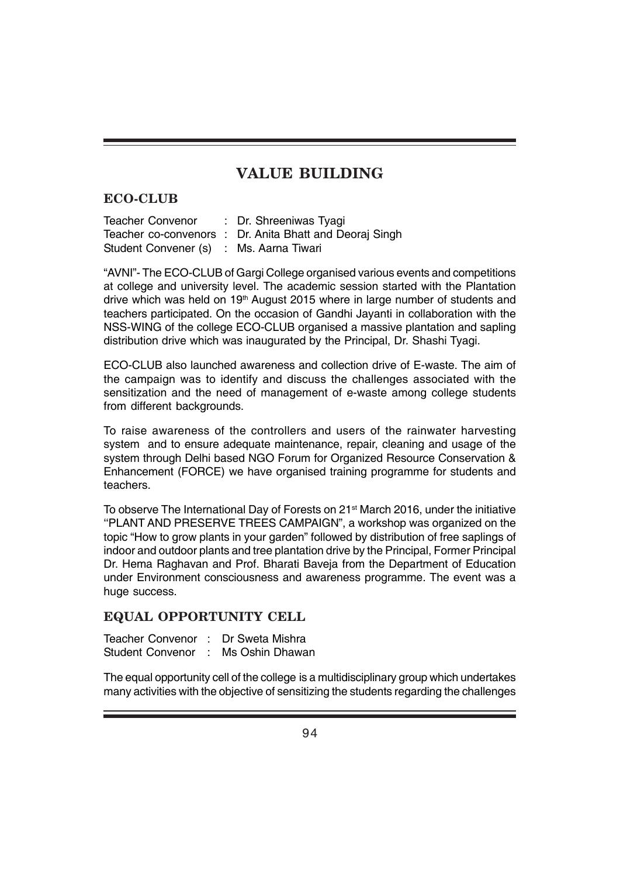# VALUE BUILDING

## ECO-CLUB

Teacher Convenor : Dr. Shreeniwas Tyagi
Teacher co-convenors : Dr. Anita Bhatt and Deoraj Singh
Student Convener (s) : Ms. Aarna Tiwari

"AVNI"- The ECO-CLUB of Gargi College organised various events and competitions at college and university level. The academic session started with the Plantation drive which was held on 19th August 2015 where in large number of students and teachers participated. On the occasion of Gandhi Jayanti in collaboration with the NSS-WING of the college ECO-CLUB organised a massive plantation and sapling distribution drive which was inaugurated by the Principal, Dr. Shashi Tyagi.

ECO-CLUB also launched awareness and collection drive of E-waste. The aim of the campaign was to identify and discuss the challenges associated with the sensitization and the need of management of e-waste among college students from different backgrounds.

To raise awareness of the controllers and users of the rainwater harvesting system and to ensure adequate maintenance, repair, cleaning and usage of the system through Delhi based NGO Forum for Organized Resource Conservation & Enhancement (FORCE) we have organised training programme for students and teachers.

To observe The International Day of Forests on 21st March 2016, under the initiative ''PLANT AND PRESERVE TREES CAMPAIGN", a workshop was organized on the topic "How to grow plants in your garden" followed by distribution of free saplings of indoor and outdoor plants and tree plantation drive by the Principal, Former Principal Dr. Hema Raghavan and Prof. Bharati Baveja from the Department of Education under Environment consciousness and awareness programme. The event was a huge success.

## EQUAL OPPORTUNITY CELL

Teacher Convenor : Dr Sweta Mishra
Student Convenor : Ms Oshin Dhawan

The equal opportunity cell of the college is a multidisciplinary group which undertakes many activities with the objective of sensitizing the students regarding the challenges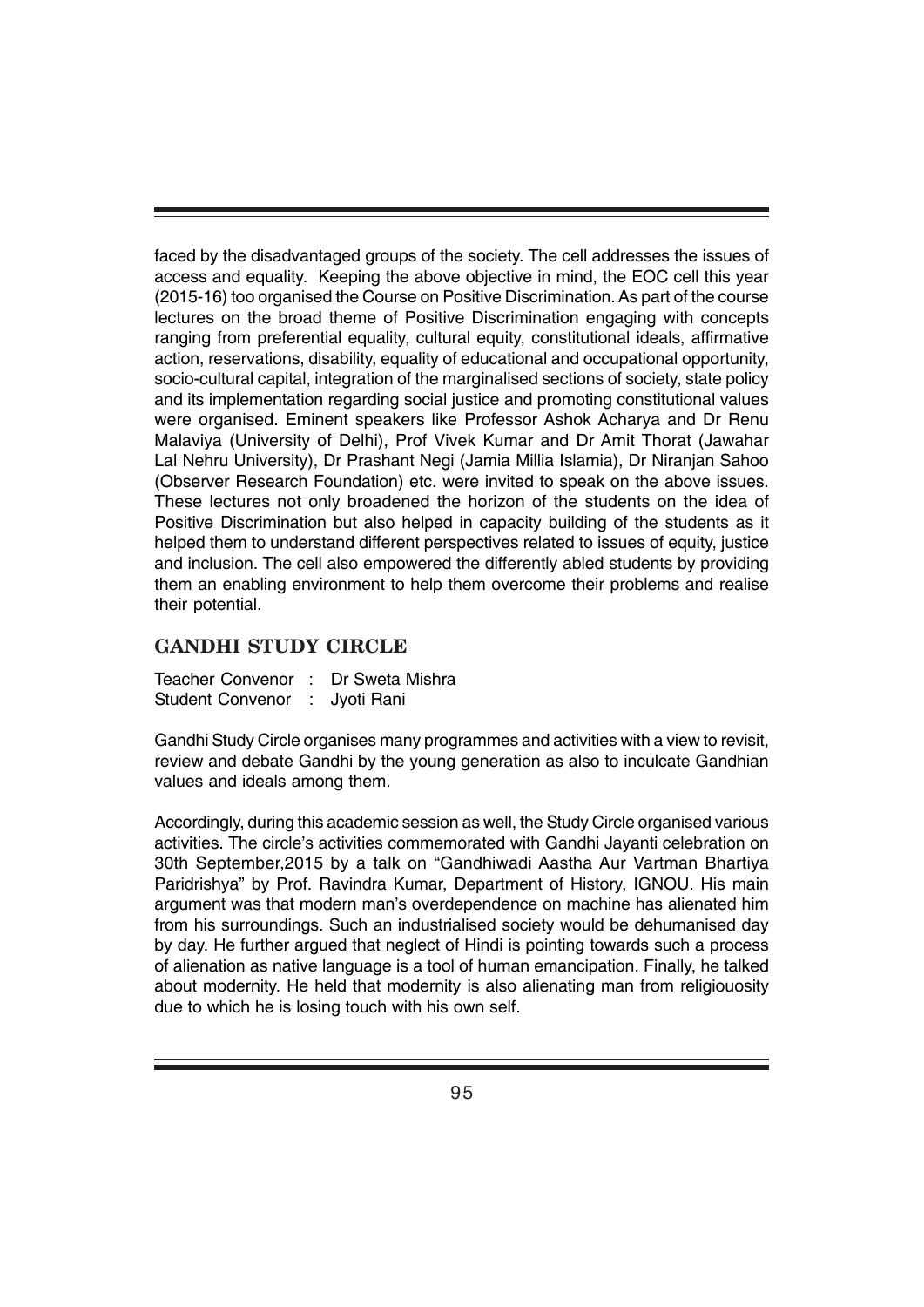faced by the disadvantaged groups of the society. The cell addresses the issues of access and equality. Keeping the above objective in mind, the EOC cell this year (2015-16) too organised the Course on Positive Discrimination. As part of the course lectures on the broad theme of Positive Discrimination engaging with concepts ranging from preferential equality, cultural equity, constitutional ideals, affirmative action, reservations, disability, equality of educational and occupational opportunity, socio-cultural capital, integration of the marginalised sections of society, state policy and its implementation regarding social justice and promoting constitutional values were organised. Eminent speakers like Professor Ashok Acharya and Dr Renu Malaviya (University of Delhi), Prof Vivek Kumar and Dr Amit Thorat (Jawahar Lal Nehru University), Dr Prashant Negi (Jamia Millia Islamia), Dr Niranjan Sahoo (Observer Research Foundation) etc. were invited to speak on the above issues. These lectures not only broadened the horizon of the students on the idea of Positive Discrimination but also helped in capacity building of the students as it helped them to understand different perspectives related to issues of equity, justice and inclusion. The cell also empowered the differently abled students by providing them an enabling environment to help them overcome their problems and realise their potential.

## GANDHI STUDY CIRCLE

Teacher Convenor : Dr Sweta Mishra
Student Convenor : Jyoti Rani

Gandhi Study Circle organises many programmes and activities with a view to revisit, review and debate Gandhi by the young generation as also to inculcate Gandhian values and ideals among them.

Accordingly, during this academic session as well, the Study Circle organised various activities. The circle's activities commemorated with Gandhi Jayanti celebration on 30th September,2015 by a talk on "Gandhiwadi Aastha Aur Vartman Bhartiya Paridrishya" by Prof. Ravindra Kumar, Department of History, IGNOU. His main argument was that modern man's overdependence on machine has alienated him from his surroundings. Such an industrialised society would be dehumanised day by day. He further argued that neglect of Hindi is pointing towards such a process of alienation as native language is a tool of human emancipation. Finally, he talked about modernity. He held that modernity is also alienating man from religiouosity due to which he is losing touch with his own self.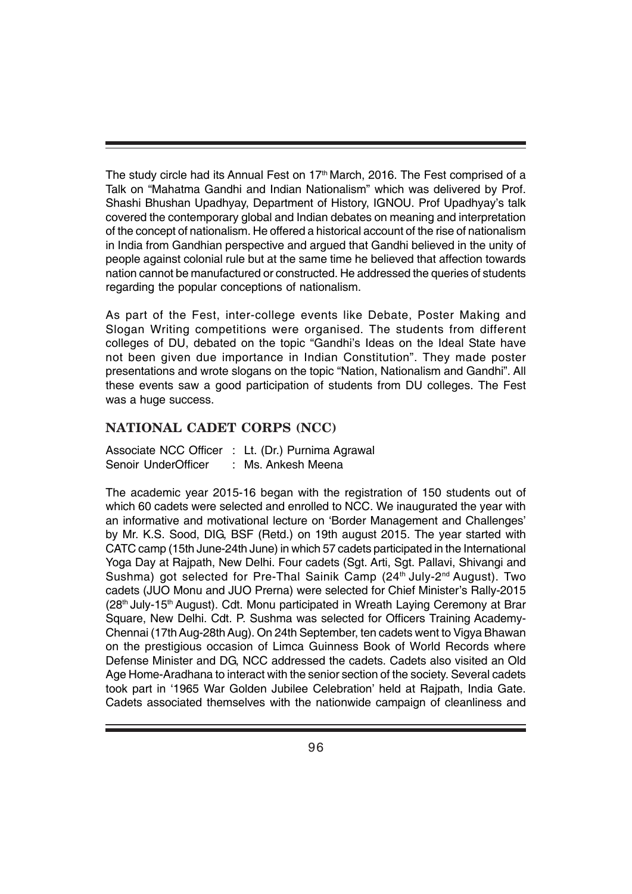The study circle had its Annual Fest on 17th March, 2016. The Fest comprised of a Talk on "Mahatma Gandhi and Indian Nationalism" which was delivered by Prof. Shashi Bhushan Upadhyay, Department of History, IGNOU. Prof Upadhyay's talk covered the contemporary global and Indian debates on meaning and interpretation of the concept of nationalism. He offered a historical account of the rise of nationalism in India from Gandhian perspective and argued that Gandhi believed in the unity of people against colonial rule but at the same time he believed that affection towards nation cannot be manufactured or constructed. He addressed the queries of students regarding the popular conceptions of nationalism.

As part of the Fest, inter-college events like Debate, Poster Making and Slogan Writing competitions were organised. The students from different colleges of DU, debated on the topic "Gandhi's Ideas on the Ideal State have not been given due importance in Indian Constitution". They made poster presentations and wrote slogans on the topic "Nation, Nationalism and Gandhi". All these events saw a good participation of students from DU colleges. The Fest was a huge success.

## NATIONAL CADET CORPS (NCC)

Associate NCC Officer : Lt. (Dr.) Purnima Agrawal
Senoir UnderOfficer : Ms. Ankesh Meena

The academic year 2015-16 began with the registration of 150 students out of which 60 cadets were selected and enrolled to NCC. We inaugurated the year with an informative and motivational lecture on 'Border Management and Challenges' by Mr. K.S. Sood, DIG, BSF (Retd.) on 19th august 2015. The year started with CATC camp (15th June-24th June) in which 57 cadets participated in the International Yoga Day at Rajpath, New Delhi. Four cadets (Sgt. Arti, Sgt. Pallavi, Shivangi and Sushma) got selected for Pre-Thal Sainik Camp (24th July-2nd August). Two cadets (JUO Monu and JUO Prerna) were selected for Chief Minister's Rally-2015 (28th July-15th August). Cdt. Monu participated in Wreath Laying Ceremony at Brar Square, New Delhi. Cdt. P. Sushma was selected for Officers Training Academy-Chennai (17th Aug-28th Aug). On 24th September, ten cadets went to Vigya Bhawan on the prestigious occasion of Limca Guinness Book of World Records where Defense Minister and DG, NCC addressed the cadets. Cadets also visited an Old Age Home-Aradhana to interact with the senior section of the society. Several cadets took part in '1965 War Golden Jubilee Celebration' held at Rajpath, India Gate. Cadets associated themselves with the nationwide campaign of cleanliness and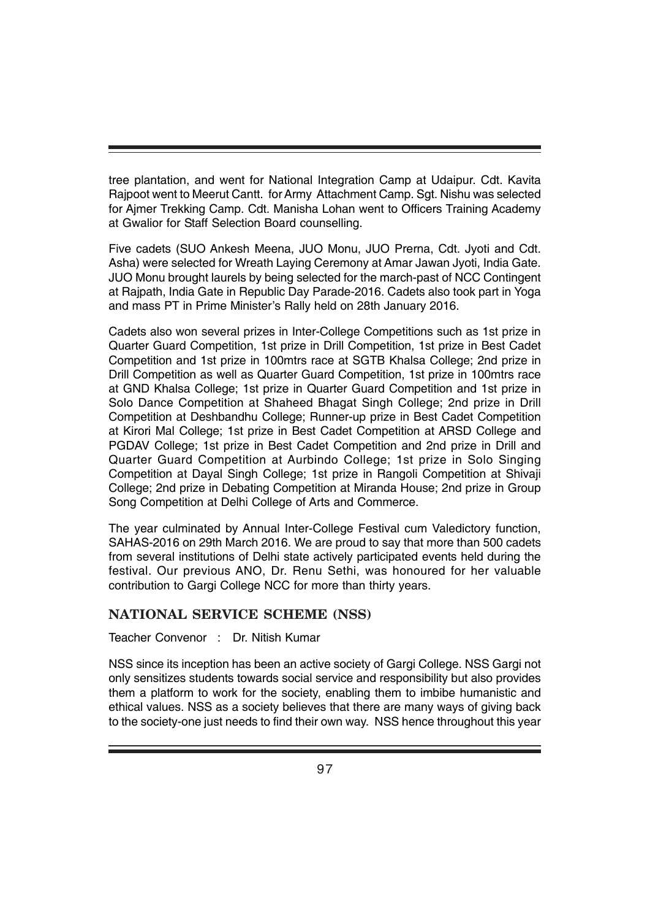tree plantation, and went for National Integration Camp at Udaipur. Cdt. Kavita Rajpoot went to Meerut Cantt. for Army Attachment Camp. Sgt. Nishu was selected for Ajmer Trekking Camp. Cdt. Manisha Lohan went to Officers Training Academy at Gwalior for Staff Selection Board counselling.

Five cadets (SUO Ankesh Meena, JUO Monu, JUO Prerna, Cdt. Jyoti and Cdt. Asha) were selected for Wreath Laying Ceremony at Amar Jawan Jyoti, India Gate. JUO Monu brought laurels by being selected for the march-past of NCC Contingent at Rajpath, India Gate in Republic Day Parade-2016. Cadets also took part in Yoga and mass PT in Prime Minister's Rally held on 28th January 2016.

Cadets also won several prizes in Inter-College Competitions such as 1st prize in Quarter Guard Competition, 1st prize in Drill Competition, 1st prize in Best Cadet Competition and 1st prize in 100mtrs race at SGTB Khalsa College; 2nd prize in Drill Competition as well as Quarter Guard Competition, 1st prize in 100mtrs race at GND Khalsa College; 1st prize in Quarter Guard Competition and 1st prize in Solo Dance Competition at Shaheed Bhagat Singh College; 2nd prize in Drill Competition at Deshbandhu College; Runner-up prize in Best Cadet Competition at Kirori Mal College; 1st prize in Best Cadet Competition at ARSD College and PGDAV College; 1st prize in Best Cadet Competition and 2nd prize in Drill and Quarter Guard Competition at Aurbindo College; 1st prize in Solo Singing Competition at Dayal Singh College; 1st prize in Rangoli Competition at Shivaji College; 2nd prize in Debating Competition at Miranda House; 2nd prize in Group Song Competition at Delhi College of Arts and Commerce.

The year culminated by Annual Inter-College Festival cum Valedictory function, SAHAS-2016 on 29th March 2016. We are proud to say that more than 500 cadets from several institutions of Delhi state actively participated events held during the festival. Our previous ANO, Dr. Renu Sethi, was honoured for her valuable contribution to Gargi College NCC for more than thirty years.

## NATIONAL SERVICE SCHEME (NSS)

Teacher Convenor : Dr. Nitish Kumar

NSS since its inception has been an active society of Gargi College. NSS Gargi not only sensitizes students towards social service and responsibility but also provides them a platform to work for the society, enabling them to imbibe humanistic and ethical values. NSS as a society believes that there are many ways of giving back to the society-one just needs to find their own way. NSS hence throughout this year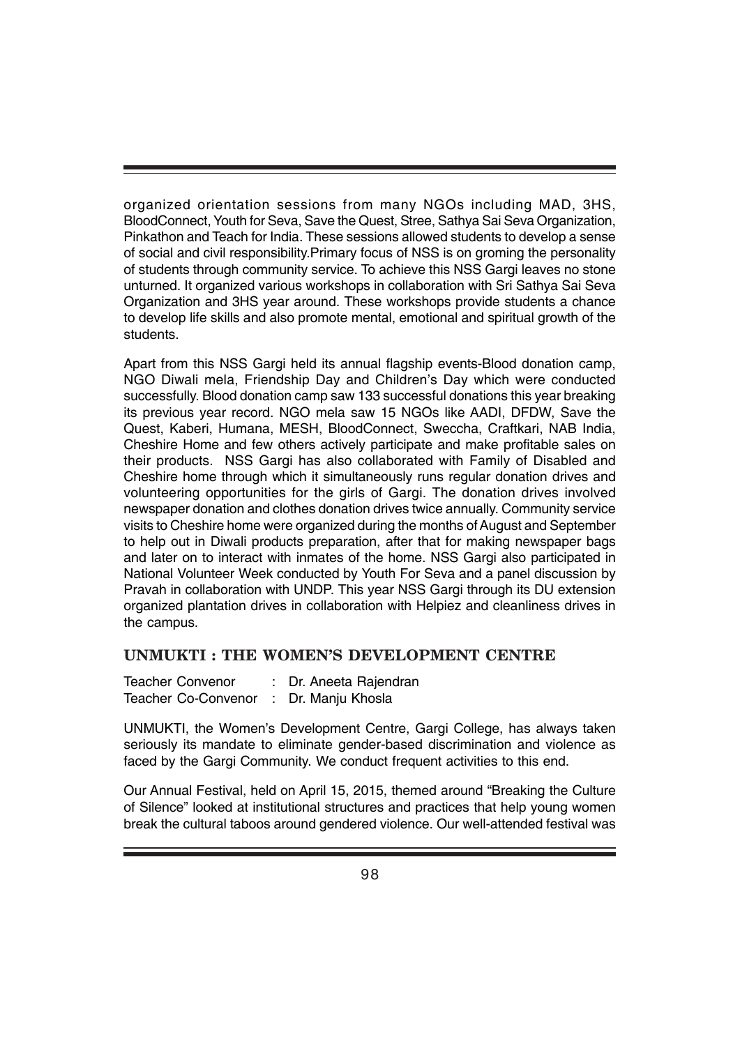organized orientation sessions from many NGOs including MAD, 3HS, BloodConnect, Youth for Seva, Save the Quest, Stree, Sathya Sai Seva Organization, Pinkathon and Teach for India. These sessions allowed students to develop a sense of social and civil responsibility.Primary focus of NSS is on groming the personality of students through community service. To achieve this NSS Gargi leaves no stone unturned. It organized various workshops in collaboration with Sri Sathya Sai Seva Organization and 3HS year around. These workshops provide students a chance to develop life skills and also promote mental, emotional and spiritual growth of the students.

Apart from this NSS Gargi held its annual flagship events-Blood donation camp, NGO Diwali mela, Friendship Day and Children's Day which were conducted successfully. Blood donation camp saw 133 successful donations this year breaking its previous year record. NGO mela saw 15 NGOs like AADI, DFDW, Save the Quest, Kaberi, Humana, MESH, BloodConnect, Sweccha, Craftkari, NAB India, Cheshire Home and few others actively participate and make profitable sales on their products. NSS Gargi has also collaborated with Family of Disabled and Cheshire home through which it simultaneously runs regular donation drives and volunteering opportunities for the girls of Gargi. The donation drives involved newspaper donation and clothes donation drives twice annually. Community service visits to Cheshire home were organized during the months of August and September to help out in Diwali products preparation, after that for making newspaper bags and later on to interact with inmates of the home. NSS Gargi also participated in National Volunteer Week conducted by Youth For Seva and a panel discussion by Pravah in collaboration with UNDP. This year NSS Gargi through its DU extension organized plantation drives in collaboration with Helpiez and cleanliness drives in the campus.

## UNMUKTI : THE WOMEN'S DEVELOPMENT CENTRE

Teacher Convenor : Dr. Aneeta Rajendran
Teacher Co-Convenor : Dr. Manju Khosla

UNMUKTI, the Women's Development Centre, Gargi College, has always taken seriously its mandate to eliminate gender-based discrimination and violence as faced by the Gargi Community. We conduct frequent activities to this end.

Our Annual Festival, held on April 15, 2015, themed around "Breaking the Culture of Silence" looked at institutional structures and practices that help young women break the cultural taboos around gendered violence. Our well-attended festival was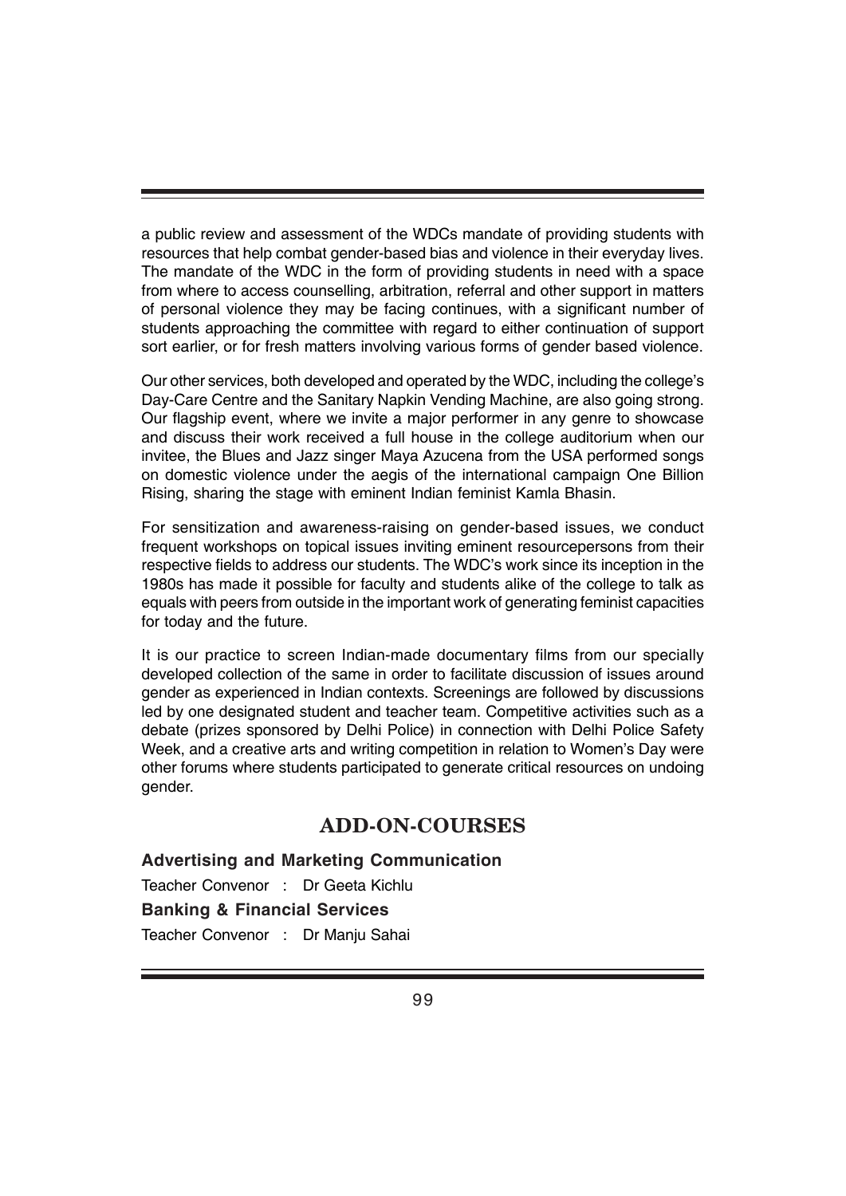a public review and assessment of the WDCs mandate of providing students with resources that help combat gender-based bias and violence in their everyday lives. The mandate of the WDC in the form of providing students in need with a space from where to access counselling, arbitration, referral and other support in matters of personal violence they may be facing continues, with a significant number of students approaching the committee with regard to either continuation of support sort earlier, or for fresh matters involving various forms of gender based violence.

Our other services, both developed and operated by the WDC, including the college's Day-Care Centre and the Sanitary Napkin Vending Machine, are also going strong. Our flagship event, where we invite a major performer in any genre to showcase and discuss their work received a full house in the college auditorium when our invitee, the Blues and Jazz singer Maya Azucena from the USA performed songs on domestic violence under the aegis of the international campaign One Billion Rising, sharing the stage with eminent Indian feminist Kamla Bhasin.

For sensitization and awareness-raising on gender-based issues, we conduct frequent workshops on topical issues inviting eminent resourcepersons from their respective fields to address our students. The WDC's work since its inception in the 1980s has made it possible for faculty and students alike of the college to talk as equals with peers from outside in the important work of generating feminist capacities for today and the future.

It is our practice to screen Indian-made documentary films from our specially developed collection of the same in order to facilitate discussion of issues around gender as experienced in Indian contexts. Screenings are followed by discussions led by one designated student and teacher team. Competitive activities such as a debate (prizes sponsored by Delhi Police) in connection with Delhi Police Safety Week, and a creative arts and writing competition in relation to Women's Day were other forums where students participated to generate critical resources on undoing gender.

## ADD-ON-COURSES

**Advertising and Marketing Communication**

Teacher Convenor : Dr Geeta Kichlu

**Banking & Financial Services**

Teacher Convenor : Dr Manju Sahai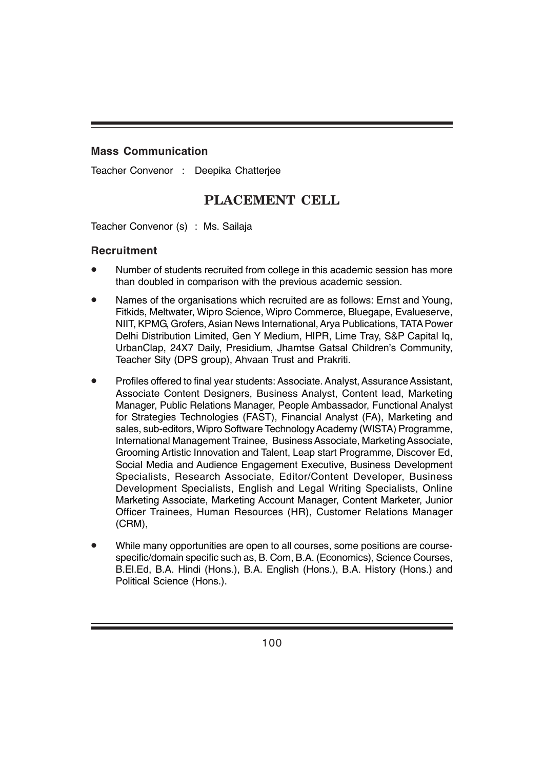### Mass Communication

Teacher Convenor : Deepika Chatterjee

## PLACEMENT CELL

Teacher Convenor (s) : Ms. Sailaja

### Recruitment

- Number of students recruited from college in this academic session has more than doubled in comparison with the previous academic session.
- Names of the organisations which recruited are as follows: Ernst and Young, Fitkids, Meltwater, Wipro Science, Wipro Commerce, Bluegape, Evalueserve, NIIT, KPMG, Grofers, Asian News International, Arya Publications, TATA Power Delhi Distribution Limited, Gen Y Medium, HIPR, Lime Tray, S&P Capital Iq, UrbanClap, 24X7 Daily, Presidium, Jhamtse Gatsal Children's Community, Teacher Sity (DPS group), Ahvaan Trust and Prakriti.
- Profiles offered to final year students: Associate. Analyst, Assurance Assistant, Associate Content Designers, Business Analyst, Content lead, Marketing Manager, Public Relations Manager, People Ambassador, Functional Analyst for Strategies Technologies (FAST), Financial Analyst (FA), Marketing and sales, sub-editors, Wipro Software Technology Academy (WISTA) Programme, International Management Trainee, Business Associate, Marketing Associate, Grooming Artistic Innovation and Talent, Leap start Programme, Discover Ed, Social Media and Audience Engagement Executive, Business Development Specialists, Research Associate, Editor/Content Developer, Business Development Specialists, English and Legal Writing Specialists, Online Marketing Associate, Marketing Account Manager, Content Marketer, Junior Officer Trainees, Human Resources (HR), Customer Relations Manager (CRM),
- While many opportunities are open to all courses, some positions are course-specific/domain specific such as, B. Com, B.A. (Economics), Science Courses, B.El.Ed, B.A. Hindi (Hons.), B.A. English (Hons.), B.A. History (Hons.) and Political Science (Hons.).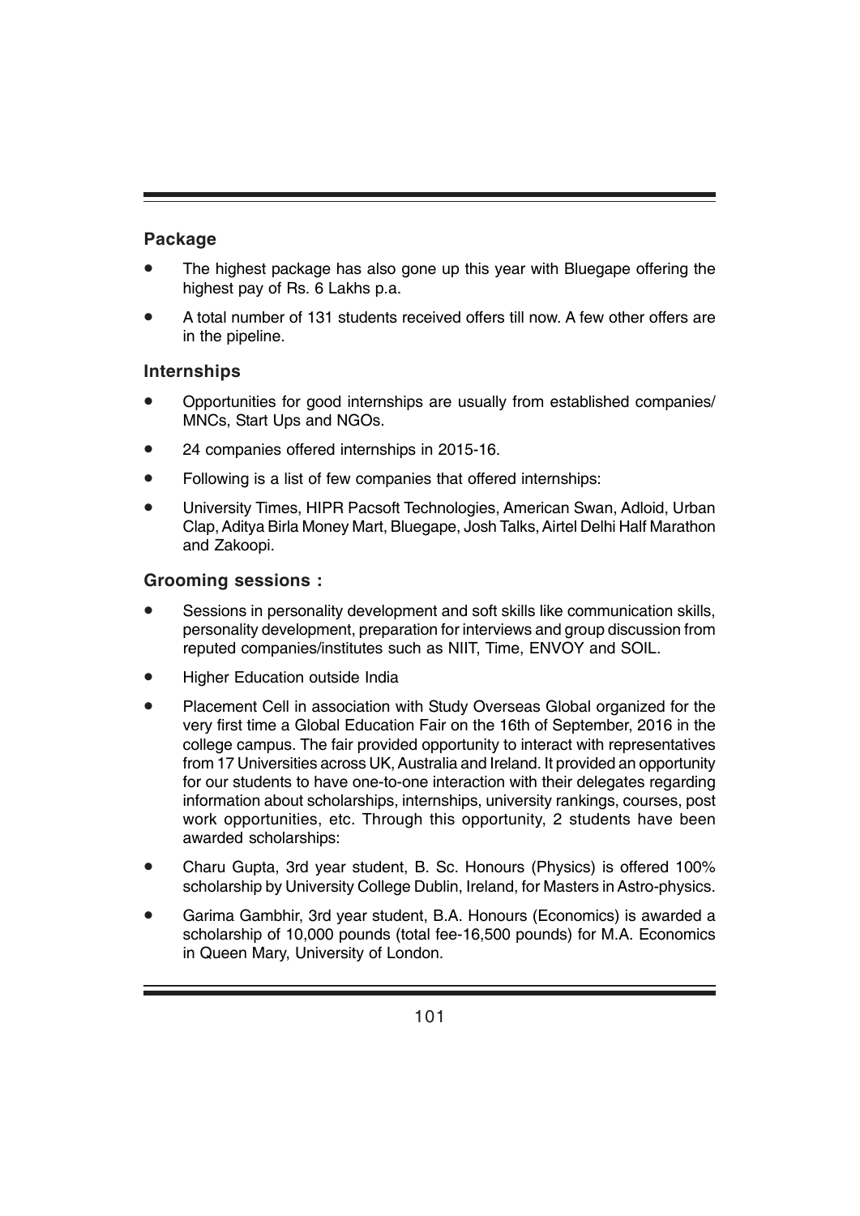### Package

- The highest package has also gone up this year with Bluegape offering the highest pay of Rs. 6 Lakhs p.a.
- A total number of 131 students received offers till now. A few other offers are in the pipeline.

### Internships

- Opportunities for good internships are usually from established companies/ MNCs, Start Ups and NGOs.
- 24 companies offered internships in 2015-16.
- Following is a list of few companies that offered internships:
- University Times, HIPR Pacsoft Technologies, American Swan, Adloid, Urban Clap, Aditya Birla Money Mart, Bluegape, Josh Talks, Airtel Delhi Half Marathon and Zakoopi.

### Grooming sessions :

- Sessions in personality development and soft skills like communication skills, personality development, preparation for interviews and group discussion from reputed companies/institutes such as NIIT, Time, ENVOY and SOIL.
- Higher Education outside India
- Placement Cell in association with Study Overseas Global organized for the very first time a Global Education Fair on the 16th of September, 2016 in the college campus. The fair provided opportunity to interact with representatives from 17 Universities across UK, Australia and Ireland. It provided an opportunity for our students to have one-to-one interaction with their delegates regarding information about scholarships, internships, university rankings, courses, post work opportunities, etc. Through this opportunity, 2 students have been awarded scholarships:
- Charu Gupta, 3rd year student, B. Sc. Honours (Physics) is offered 100% scholarship by University College Dublin, Ireland, for Masters in Astro-physics.
- Garima Gambhir, 3rd year student, B.A. Honours (Economics) is awarded a scholarship of 10,000 pounds (total fee-16,500 pounds) for M.A. Economics in Queen Mary, University of London.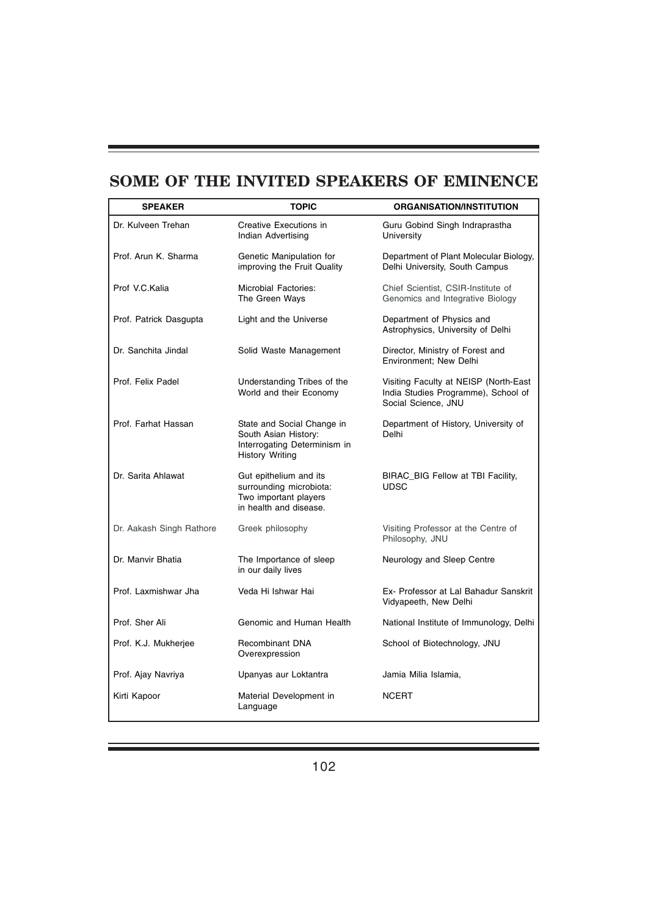# SOME OF THE INVITED SPEAKERS OF EMINENCE

| SPEAKER | TOPIC | ORGANISATION/INSTITUTION |
|---|---|---|
| Dr. Kulveen Trehan | Creative Executions in Indian Advertising | Guru Gobind Singh Indraprastha University |
| Prof. Arun K. Sharma | Genetic Manipulation for improving the Fruit Quality | Department of Plant Molecular Biology, Delhi University, South Campus |
| Prof V.C.Kalia | Microbial Factories: The Green Ways | Chief Scientist, CSIR-Institute of Genomics and Integrative Biology |
| Prof. Patrick Dasgupta | Light and the Universe | Department of Physics and Astrophysics, University of Delhi |
| Dr. Sanchita Jindal | Solid Waste Management | Director, Ministry of Forest and Environment; New Delhi |
| Prof. Felix Padel | Understanding Tribes of the World and their Economy | Visiting Faculty at NEISP (North-East India Studies Programme), School of Social Science, JNU |
| Prof. Farhat Hassan | State and Social Change in South Asian History: Interrogating Determinism in History Writing | Department of History, University of Delhi |
| Dr. Sarita Ahlawat | Gut epithelium and its surrounding microbiota: Two important players in health and disease. | BIRAC_BIG Fellow at TBI Facility, UDSC |
| Dr. Aakash Singh Rathore | Greek philosophy | Visiting Professor at the Centre of Philosophy, JNU |
| Dr. Manvir Bhatia | The Importance of sleep in our daily lives | Neurology and Sleep Centre |
| Prof. Laxmishwar Jha | Veda Hi Ishwar Hai | Ex- Professor at Lal Bahadur Sanskrit Vidyapeeth, New Delhi |
| Prof. Sher Ali | Genomic and Human Health | National Institute of Immunology, Delhi |
| Prof. K.J. Mukherjee | Recombinant DNA Overexpression | School of Biotechnology, JNU |
| Prof. Ajay Navriya | Upanyas aur Loktantra | Jamia Milia Islamia, |
| Kirti Kapoor | Material Development in Language | NCERT |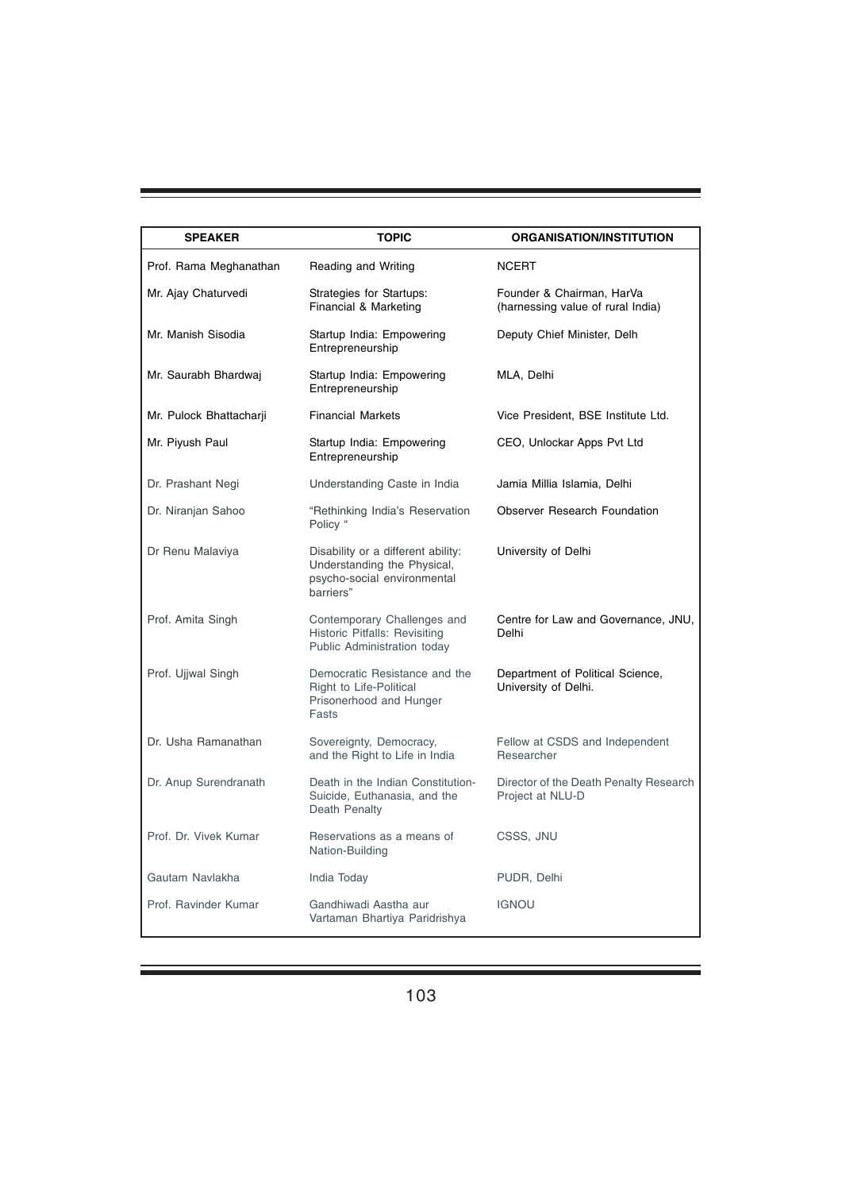| SPEAKER | TOPIC | ORGANISATION/INSTITUTION |
| --- | --- | --- |
| Prof. Rama Meghanathan | Reading and Writing | NCERT |
| Mr. Ajay Chaturvedi | Strategies for Startups: Financial & Marketing | Founder & Chairman, HarVa (harnessing value of rural India) |
| Mr. Manish Sisodia | Startup India: Empowering Entrepreneurship | Deputy Chief Minister, Delh |
| Mr. Saurabh Bhardwaj | Startup India: Empowering Entrepreneurship | MLA, Delhi |
| Mr. Pulock Bhattacharji | Financial Markets | Vice President, BSE Institute Ltd. |
| Mr. Piyush Paul | Startup India: Empowering Entrepreneurship | CEO, Unlockar Apps Pvt Ltd |
| Dr. Prashant Negi | Understanding Caste in India | Jamia Millia Islamia, Delhi |
| Dr. Niranjan Sahoo | "Rethinking India's Reservation Policy " | Observer Research Foundation |
| Dr Renu Malaviya | Disability or a different ability: Understanding the Physical, psycho-social environmental barriers" | University of Delhi |
| Prof. Amita Singh | Contemporary Challenges and Historic Pitfalls: Revisiting Public Administration today | Centre for Law and Governance, JNU, Delhi |
| Prof. Ujjwal Singh | Democratic Resistance and the Right to Life-Political Prisonerhood and Hunger Fasts | Department of Political Science, University of Delhi. |
| Dr. Usha Ramanathan | Sovereignty, Democracy, and the Right to Life in India | Fellow at CSDS and Independent Researcher |
| Dr. Anup Surendranath | Death in the Indian Constitution-Suicide, Euthanasia, and the Death Penalty | Director of the Death Penalty Research Project at NLU-D |
| Prof. Dr. Vivek Kumar | Reservations as a means of Nation-Building | CSSS, JNU |
| Gautam Navlakha | India Today | PUDR, Delhi |
| Prof. Ravinder Kumar | Gandhiwadi Aastha aur Vartaman Bhartiya Paridrishya | IGNOU |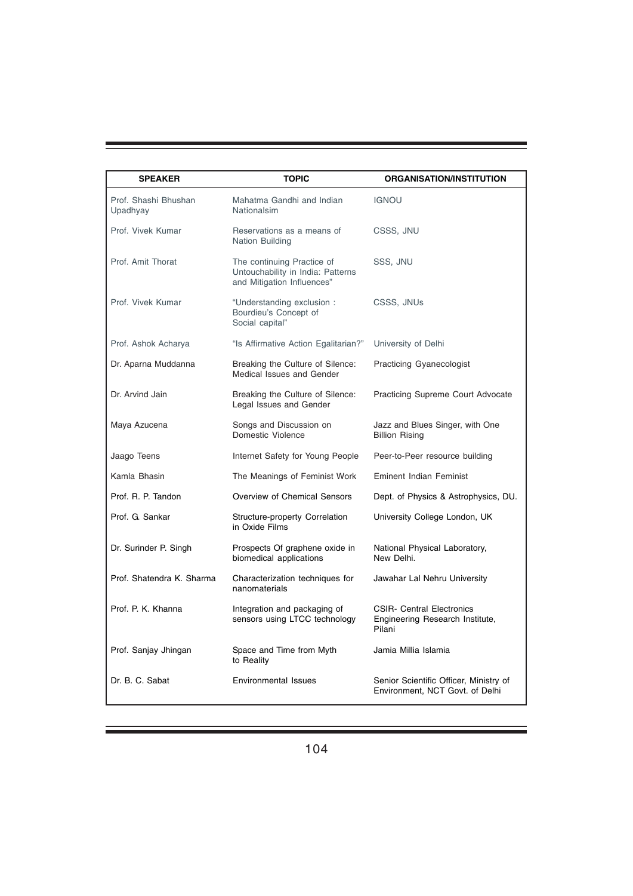| SPEAKER | TOPIC | ORGANISATION/INSTITUTION |
| --- | --- | --- |
| Prof. Shashi Bhushan Upadhyay | Mahatma Gandhi and Indian Nationalsim | IGNOU |
| Prof. Vivek Kumar | Reservations as a means of Nation Building | CSSS, JNU |
| Prof. Amit Thorat | The continuing Practice of Untouchability in India: Patterns and Mitigation Influences" | SSS, JNU |
| Prof. Vivek Kumar | "Understanding exclusion : Bourdieu's Concept of Social capital" | CSSS, JNUs |
| Prof. Ashok Acharya | "Is Affirmative Action Egalitarian?" | University of Delhi |
| Dr. Aparna Muddanna | Breaking the Culture of Silence: Medical Issues and Gender | Practicing Gyanecologist |
| Dr. Arvind Jain | Breaking the Culture of Silence: Legal Issues and Gender | Practicing Supreme Court Advocate |
| Maya Azucena | Songs and Discussion on Domestic Violence | Jazz and Blues Singer, with One Billion Rising |
| Jaago Teens | Internet Safety for Young People | Peer-to-Peer resource building |
| Kamla Bhasin | The Meanings of Feminist Work | Eminent Indian Feminist |
| Prof. R. P. Tandon | Overview of Chemical Sensors | Dept. of Physics & Astrophysics, DU. |
| Prof. G. Sankar | Structure-property Correlation in Oxide Films | University College London, UK |
| Dr. Surinder P. Singh | Prospects Of graphene oxide in biomedical applications | National Physical Laboratory, New Delhi. |
| Prof. Shatendra K. Sharma | Characterization techniques for nanomaterials | Jawahar Lal Nehru University |
| Prof. P. K. Khanna | Integration and packaging of sensors using LTCC technology | CSIR- Central Electronics Engineering Research Institute, Pilani |
| Prof. Sanjay Jhingan | Space and Time from Myth to Reality | Jamia Millia Islamia |
| Dr. B. C. Sabat | Environmental Issues | Senior Scientific Officer, Ministry of Environment, NCT Govt. of Delhi |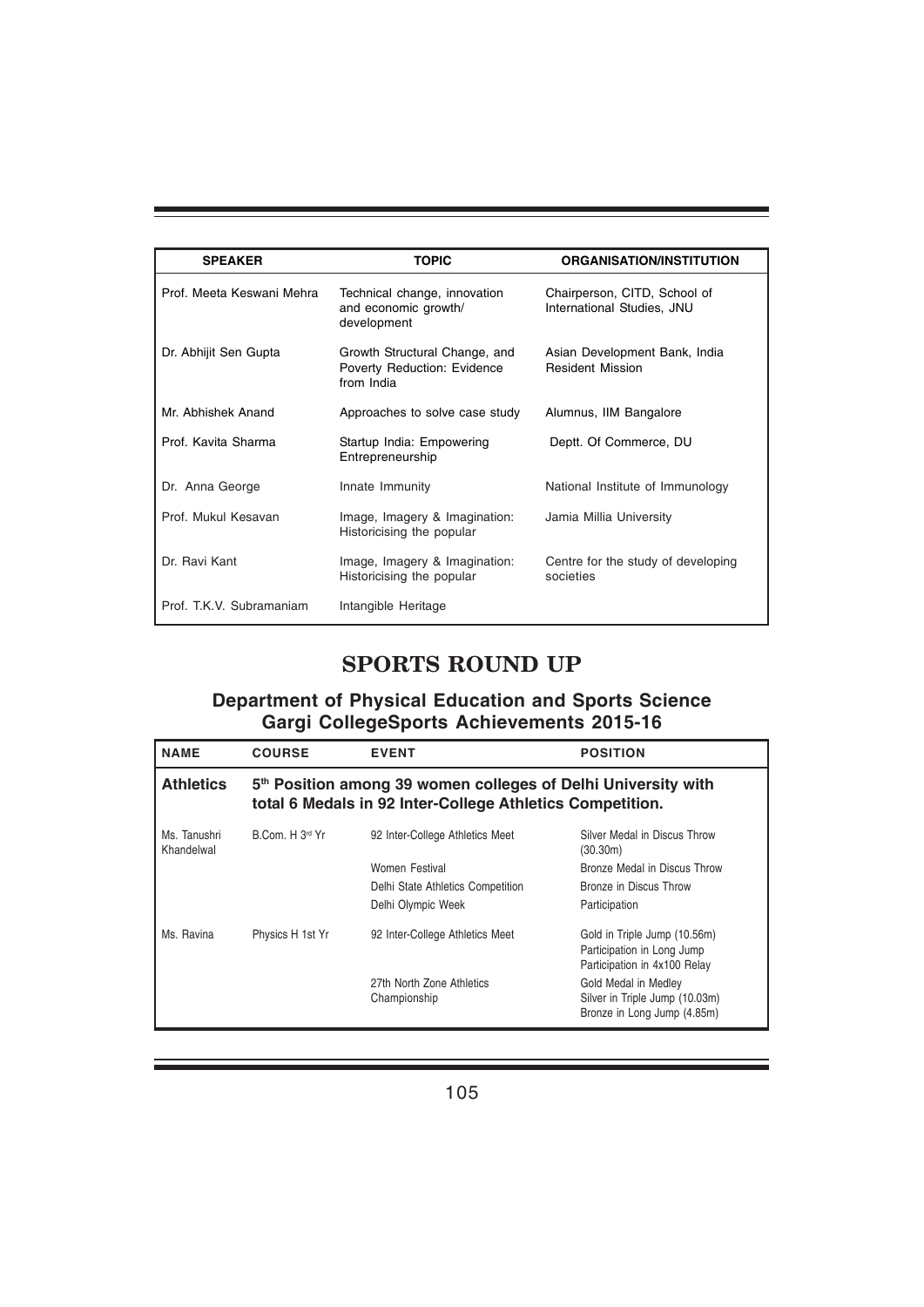| SPEAKER | TOPIC | ORGANISATION/INSTITUTION |
|---|---|---|
| Prof. Meeta Keswani Mehra | Technical change, innovation and economic growth/ development | Chairperson, CITD, School of International Studies, JNU |
| Dr. Abhijit Sen Gupta | Growth Structural Change, and Poverty Reduction: Evidence from India | Asian Development Bank, India Resident Mission |
| Mr. Abhishek Anand | Approaches to solve case study | Alumnus, IIM Bangalore |
| Prof. Kavita Sharma | Startup India: Empowering Entrepreneurship | Deptt. Of Commerce, DU |
| Dr. Anna George | Innate Immunity | National Institute of Immunology |
| Prof. Mukul Kesavan | Image, Imagery & Imagination: Historicising the popular | Jamia Millia University |
| Dr. Ravi Kant | Image, Imagery & Imagination: Historicising the popular | Centre for the study of developing societies |
| Prof. T.K.V. Subramaniam | Intangible Heritage | |

# SPORTS ROUND UP

## Department of Physical Education and Sports Science Gargi CollegeSports Achievements 2015-16

| NAME | COURSE | EVENT | POSITION |
|---|---|---|---|
| **Athletics** | **5th Position among 39 women colleges of Delhi University with total 6 Medals in 92 Inter-College Athletics Competition.** | | |
| Ms. Tanushri Khandelwal | B.Com. H 3rd Yr | 92 Inter-College Athletics Meet | Silver Medal in Discus Throw (30.30m) |
| | | Women Festival | Bronze Medal in Discus Throw |
| | | Delhi State Athletics Competition | Bronze in Discus Throw |
| | | Delhi Olympic Week | Participation |
| Ms. Ravina | Physics H 1st Yr | 92 Inter-College Athletics Meet | Gold in Triple Jump (10.56m)<br>Participation in Long Jump<br>Participation in 4x100 Relay |
| | | 27th North Zone Athletics Championship | Gold Medal in Medley<br>Silver in Triple Jump (10.03m)<br>Bronze in Long Jump (4.85m) |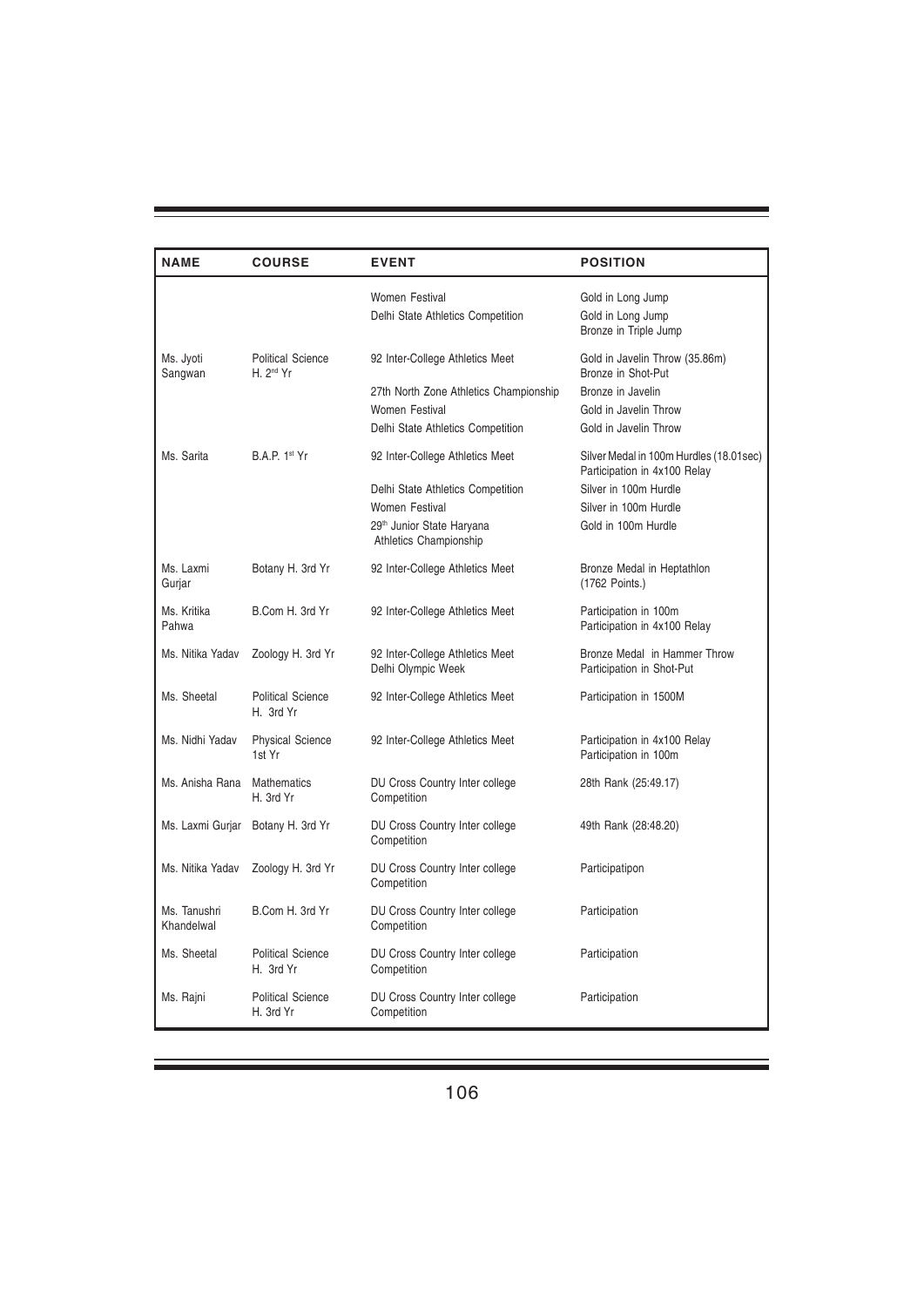| NAME | COURSE | EVENT | POSITION |
|---|---|---|---|
| | | Women Festival | Gold in Long Jump |
| | | Delhi State Athletics Competition | Gold in Long Jump<br>Bronze in Triple Jump |
| Ms. Jyoti Sangwan | Political Science H. 2nd Yr | 92 Inter-College Athletics Meet | Gold in Javelin Throw (35.86m)<br>Bronze in Shot-Put |
| | | 27th North Zone Athletics Championship | Bronze in Javelin |
| | | Women Festival | Gold in Javelin Throw |
| | | Delhi State Athletics Competition | Gold in Javelin Throw |
| Ms. Sarita | B.A.P. 1st Yr | 92 Inter-College Athletics Meet | Silver Medal in 100m Hurdles (18.01sec)<br>Participation in 4x100 Relay |
| | | Delhi State Athletics Competition | Silver in 100m Hurdle |
| | | Women Festival | Silver in 100m Hurdle |
| | | 29th Junior State Haryana Athletics Championship | Gold in 100m Hurdle |
| Ms. Laxmi Gurjar | Botany H. 3rd Yr | 92 Inter-College Athletics Meet | Bronze Medal in Heptathlon (1762 Points.) |
| Ms. Kritika Pahwa | B.Com H. 3rd Yr | 92 Inter-College Athletics Meet | Participation in 100m<br>Participation in 4x100 Relay |
| Ms. Nitika Yadav | Zoology H. 3rd Yr | 92 Inter-College Athletics Meet<br>Delhi Olympic Week | Bronze Medal in Hammer Throw<br>Participation in Shot-Put |
| Ms. Sheetal | Political Science H. 3rd Yr | 92 Inter-College Athletics Meet | Participation in 1500M |
| Ms. Nidhi Yadav | Physical Science 1st Yr | 92 Inter-College Athletics Meet | Participation in 4x100 Relay<br>Participation in 100m |
| Ms. Anisha Rana | Mathematics H. 3rd Yr | DU Cross Country Inter college Competition | 28th Rank (25:49.17) |
| Ms. Laxmi Gurjar | Botany H. 3rd Yr | DU Cross Country Inter college Competition | 49th Rank (28:48.20) |
| Ms. Nitika Yadav | Zoology H. 3rd Yr | DU Cross Country Inter college Competition | Participatipon |
| Ms. Tanushri Khandelwal | B.Com H. 3rd Yr | DU Cross Country Inter college Competition | Participation |
| Ms. Sheetal | Political Science H. 3rd Yr | DU Cross Country Inter college Competition | Participation |
| Ms. Rajni | Political Science H. 3rd Yr | DU Cross Country Inter college Competition | Participation |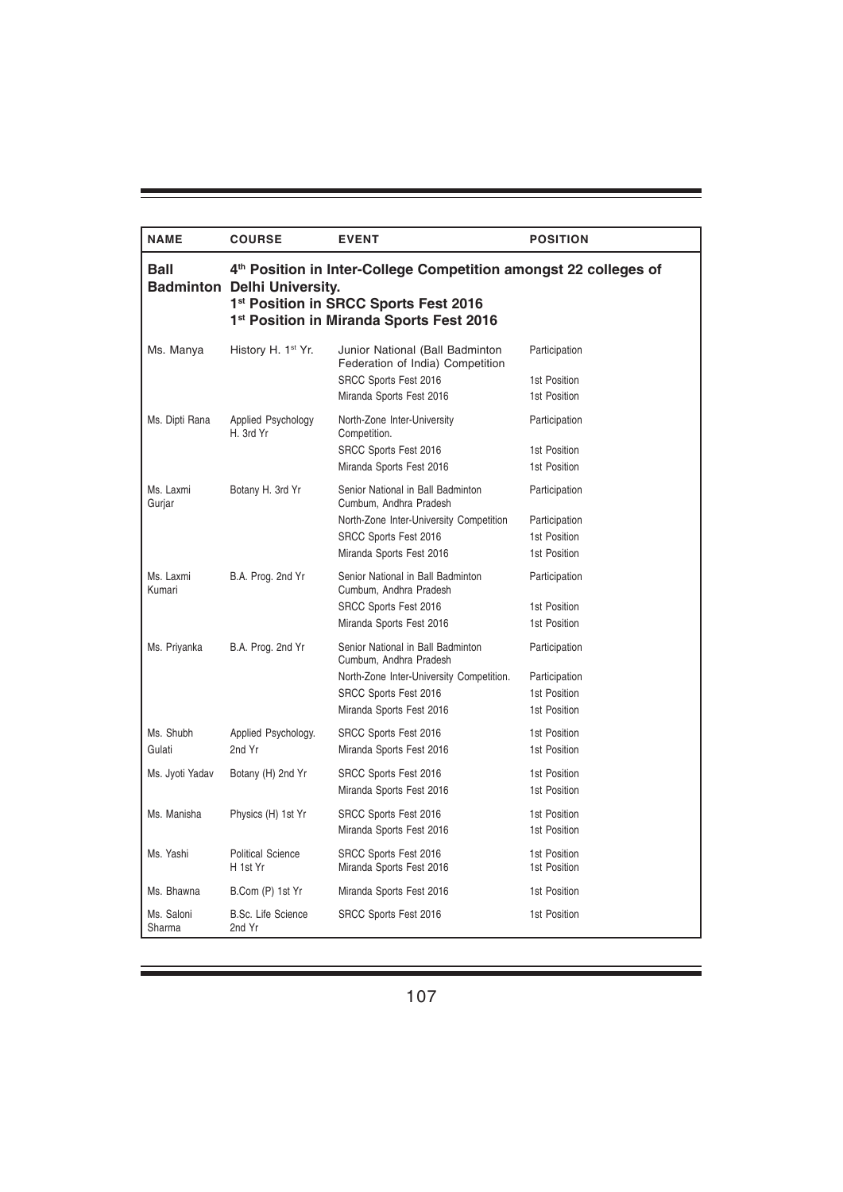| NAME | COURSE | EVENT | POSITION |
|---|---|---|---|
| **Ball Badminton** | **4th Position in Inter-College Competition amongst 22 colleges of Delhi University. 1st Position in SRCC Sports Fest 2016 1st Position in Miranda Sports Fest 2016** | | |
| Ms. Manya | History H. 1st Yr. | Junior National (Ball Badminton Federation of India) Competition | Participation |
| | | SRCC Sports Fest 2016 | 1st Position |
| | | Miranda Sports Fest 2016 | 1st Position |
| Ms. Dipti Rana | Applied Psychology H. 3rd Yr | North-Zone Inter-University Competition. | Participation |
| | | SRCC Sports Fest 2016 | 1st Position |
| | | Miranda Sports Fest 2016 | 1st Position |
| Ms. Laxmi Gurjar | Botany H. 3rd Yr | Senior National in Ball Badminton Cumbum, Andhra Pradesh | Participation |
| | | North-Zone Inter-University Competition | Participation |
| | | SRCC Sports Fest 2016 | 1st Position |
| | | Miranda Sports Fest 2016 | 1st Position |
| Ms. Laxmi Kumari | B.A. Prog. 2nd Yr | Senior National in Ball Badminton Cumbum, Andhra Pradesh | Participation |
| | | SRCC Sports Fest 2016 | 1st Position |
| | | Miranda Sports Fest 2016 | 1st Position |
| Ms. Priyanka | B.A. Prog. 2nd Yr | Senior National in Ball Badminton Cumbum, Andhra Pradesh | Participation |
| | | North-Zone Inter-University Competition. | Participation |
| | | SRCC Sports Fest 2016 | 1st Position |
| | | Miranda Sports Fest 2016 | 1st Position |
| Ms. Shubh Gulati | Applied Psychology. 2nd Yr | SRCC Sports Fest 2016 | 1st Position |
| | | Miranda Sports Fest 2016 | 1st Position |
| Ms. Jyoti Yadav | Botany (H) 2nd Yr | SRCC Sports Fest 2016 | 1st Position |
| | | Miranda Sports Fest 2016 | 1st Position |
| Ms. Manisha | Physics (H) 1st Yr | SRCC Sports Fest 2016 | 1st Position |
| | | Miranda Sports Fest 2016 | 1st Position |
| Ms. Yashi | Political Science H 1st Yr | SRCC Sports Fest 2016 | 1st Position |
| | | Miranda Sports Fest 2016 | 1st Position |
| Ms. Bhawna | B.Com (P) 1st Yr | Miranda Sports Fest 2016 | 1st Position |
| Ms. Saloni Sharma | B.Sc. Life Science 2nd Yr | SRCC Sports Fest 2016 | 1st Position |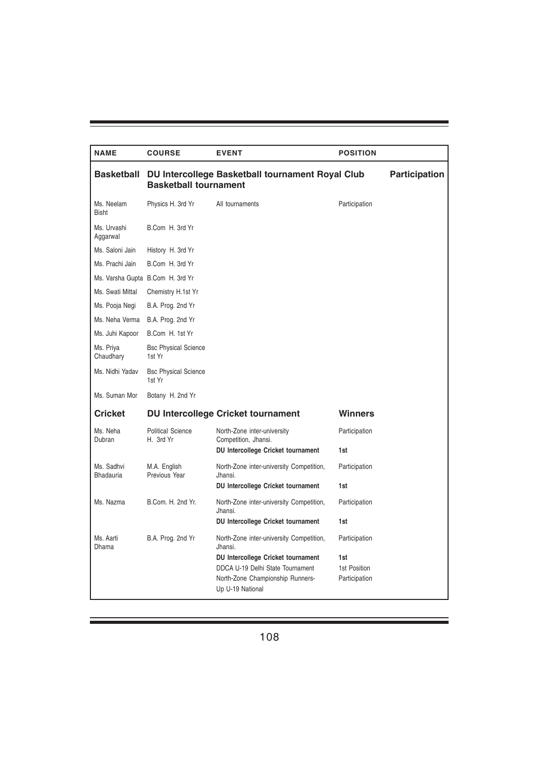| NAME | COURSE | EVENT | POSITION |
|---|---|---|---|
| **Basketball** | **DU Intercollege Basketball tournament Royal Club Basketball tournament** | | **Participation** |
| Ms. Neelam Bisht | Physics H. 3rd Yr | All tournaments | Participation |
| Ms. Urvashi Aggarwal | B.Com H. 3rd Yr | | |
| Ms. Saloni Jain | History H. 3rd Yr | | |
| Ms. Prachi Jain | B.Com H. 3rd Yr | | |
| Ms. Varsha Gupta | B.Com H. 3rd Yr | | |
| Ms. Swati Mittal | Chemistry H.1st Yr | | |
| Ms. Pooja Negi | B.A. Prog. 2nd Yr | | |
| Ms. Neha Verma | B.A. Prog. 2nd Yr | | |
| Ms. Juhi Kapoor | B.Com H. 1st Yr | | |
| Ms. Priya Chaudhary | Bsc Physical Science 1st Yr | | |
| Ms. Nidhi Yadav | Bsc Physical Science 1st Yr | | |
| Ms. Suman Mor | Botany H. 2nd Yr | | |
| **Cricket** | **DU Intercollege Cricket tournament** | | **Winners** |
| Ms. Neha Dubran | Political Science H. 3rd Yr | North-Zone inter-university Competition, Jhansi. | Participation |
| | | **DU Intercollege Cricket tournament** | **1st** |
| Ms. Sadhvi Bhadauria | M.A. English Previous Year | North-Zone inter-university Competition, Jhansi. | Participation |
| | | **DU Intercollege Cricket tournament** | **1st** |
| Ms. Nazma | B.Com. H. 2nd Yr. | North-Zone inter-university Competition, Jhansi. | Participation |
| | | **DU Intercollege Cricket tournament** | **1st** |
| Ms. Aarti Dhama | B.A. Prog. 2nd Yr | North-Zone inter-university Competition, Jhansi. | Participation |
| | | **DU Intercollege Cricket tournament** | **1st** |
| | | DDCA U-19 Delhi State Tournament | 1st Position |
| | | North-Zone Championship Runners-Up U-19 National | Participation |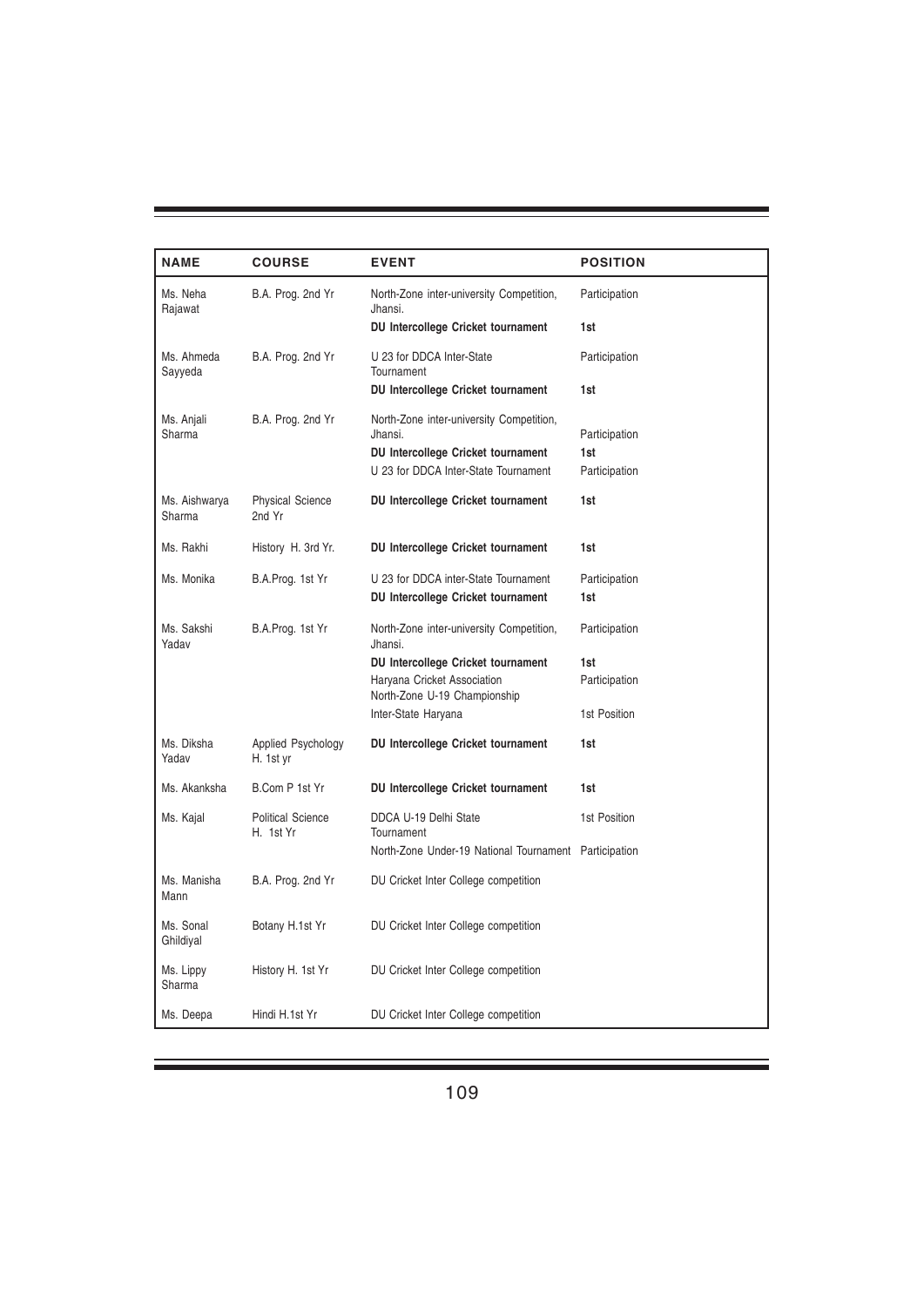| NAME | COURSE | EVENT | POSITION |
|---|---|---|---|
| Ms. Neha Rajawat | B.A. Prog. 2nd Yr | North-Zone inter-university Competition, Jhansi. | Participation |
| | | **DU Intercollege Cricket tournament** | **1st** |
| Ms. Ahmeda Sayyeda | B.A. Prog. 2nd Yr | U 23 for DDCA Inter-State Tournament | Participation |
| | | **DU Intercollege Cricket tournament** | **1st** |
| Ms. Anjali Sharma | B.A. Prog. 2nd Yr | North-Zone inter-university Competition, Jhansi. | Participation |
| | | **DU Intercollege Cricket tournament** | **1st** |
| | | U 23 for DDCA Inter-State Tournament | Participation |
| Ms. Aishwarya Sharma | Physical Science 2nd Yr | **DU Intercollege Cricket tournament** | **1st** |
| Ms. Rakhi | History H. 3rd Yr. | **DU Intercollege Cricket tournament** | **1st** |
| Ms. Monika | B.A.Prog. 1st Yr | U 23 for DDCA inter-State Tournament | Participation |
| | | **DU Intercollege Cricket tournament** | **1st** |
| Ms. Sakshi Yadav | B.A.Prog. 1st Yr | North-Zone inter-university Competition, Jhansi. | Participation |
| | | **DU Intercollege Cricket tournament** | **1st** |
| | | Haryana Cricket Association North-Zone U-19 Championship | Participation |
| | | Inter-State Haryana | 1st Position |
| Ms. Diksha Yadav | Applied Psychology H. 1st yr | **DU Intercollege Cricket tournament** | **1st** |
| Ms. Akanksha | B.Com P 1st Yr | **DU Intercollege Cricket tournament** | **1st** |
| Ms. Kajal | Political Science H. 1st Yr | DDCA U-19 Delhi State Tournament | 1st Position |
| | | North-Zone Under-19 National Tournament | Participation |
| Ms. Manisha Mann | B.A. Prog. 2nd Yr | DU Cricket Inter College competition | |
| Ms. Sonal Ghildiyal | Botany H.1st Yr | DU Cricket Inter College competition | |
| Ms. Lippy Sharma | History H. 1st Yr | DU Cricket Inter College competition | |
| Ms. Deepa | Hindi H.1st Yr | DU Cricket Inter College competition | |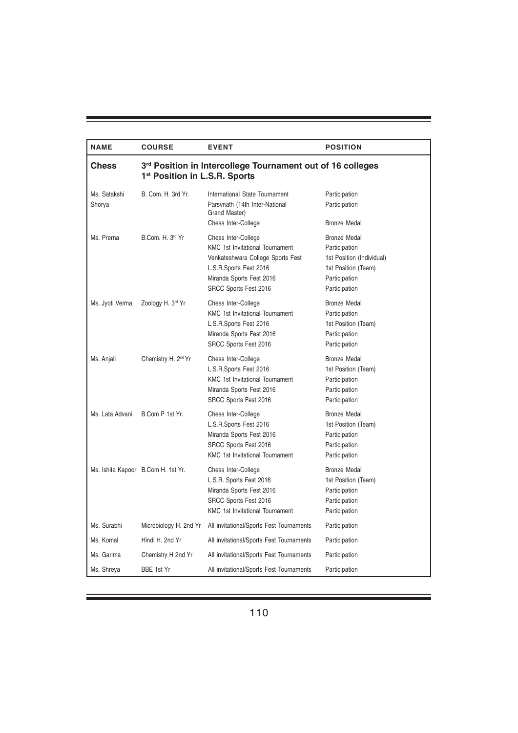| NAME | COURSE | EVENT | POSITION |
|---|---|---|---|
| **Chess** | **3rd Position in Intercollege Tournament out of 16 colleges**<br>**1st Position in L.S.R. Sports** | | |
| Ms. Satakshi Shorya | B. Com. H. 3rd Yr. | International State Tournament<br>Parsvnath (14th Inter-National Grand Master)<br>Chess Inter-College | Participation<br>Participation<br>Bronze Medal |
| Ms. Prerna | B.Com. H. 3rd Yr | Chess Inter-College<br>KMC 1st Invitational Tournament<br>Venkateshwara College Sports Fest<br>L.S.R.Sports Fest 2016<br>Miranda Sports Fest 2016<br>SRCC Sports Fest 2016 | Bronze Medal<br>Participation<br>1st Position (Individual)<br>1st Position (Team)<br>Participation<br>Participation |
| Ms. Jyoti Verma | Zoology H. 3rd Yr | Chess Inter-College<br>KMC 1st Invitational Tournament<br>L.S.R.Sports Fest 2016<br>Miranda Sports Fest 2016<br>SRCC Sports Fest 2016 | Bronze Medal<br>Participation<br>1st Position (Team)<br>Participation<br>Participation |
| Ms. Anjali | Chemistry H. 2nd Yr | Chess Inter-College<br>L.S.R.Sports Fest 2016<br>KMC 1st Invitational Tournament<br>Miranda Sports Fest 2016<br>SRCC Sports Fest 2016 | Bronze Medal<br>1st Position (Team)<br>Participation<br>Participation<br>Participation |
| Ms. Lata Advani | B.Com P 1st Yr. | Chess Inter-College<br>L.S.R.Sports Fest 2016<br>Miranda Sports Fest 2016<br>SRCC Sports Fest 2016<br>KMC 1st Invitational Tournament | Bronze Medal<br>1st Position (Team)<br>Participation<br>Participation<br>Participation |
| Ms. Ishita Kapoor | B.Com H. 1st Yr. | Chess Inter-College<br>L.S.R. Sports Fest 2016<br>Miranda Sports Fest 2016<br>SRCC Sports Fest 2016<br>KMC 1st Invitational Tournament | Bronze Medal<br>1st Position (Team)<br>Participation<br>Participation<br>Participation |
| Ms. Surabhi | Microbiology H. 2nd Yr | All invitational/Sports Fest Tournaments | Participation |
| Ms. Komal | Hindi H. 2nd Yr | All invitational/Sports Fest Tournaments | Participation |
| Ms. Garima | Chemistry H 2nd Yr | All invitational/Sports Fest Tournaments | Participation |
| Ms. Shreya | BBE 1st Yr | All invitational/Sports Fest Tournaments | Participation |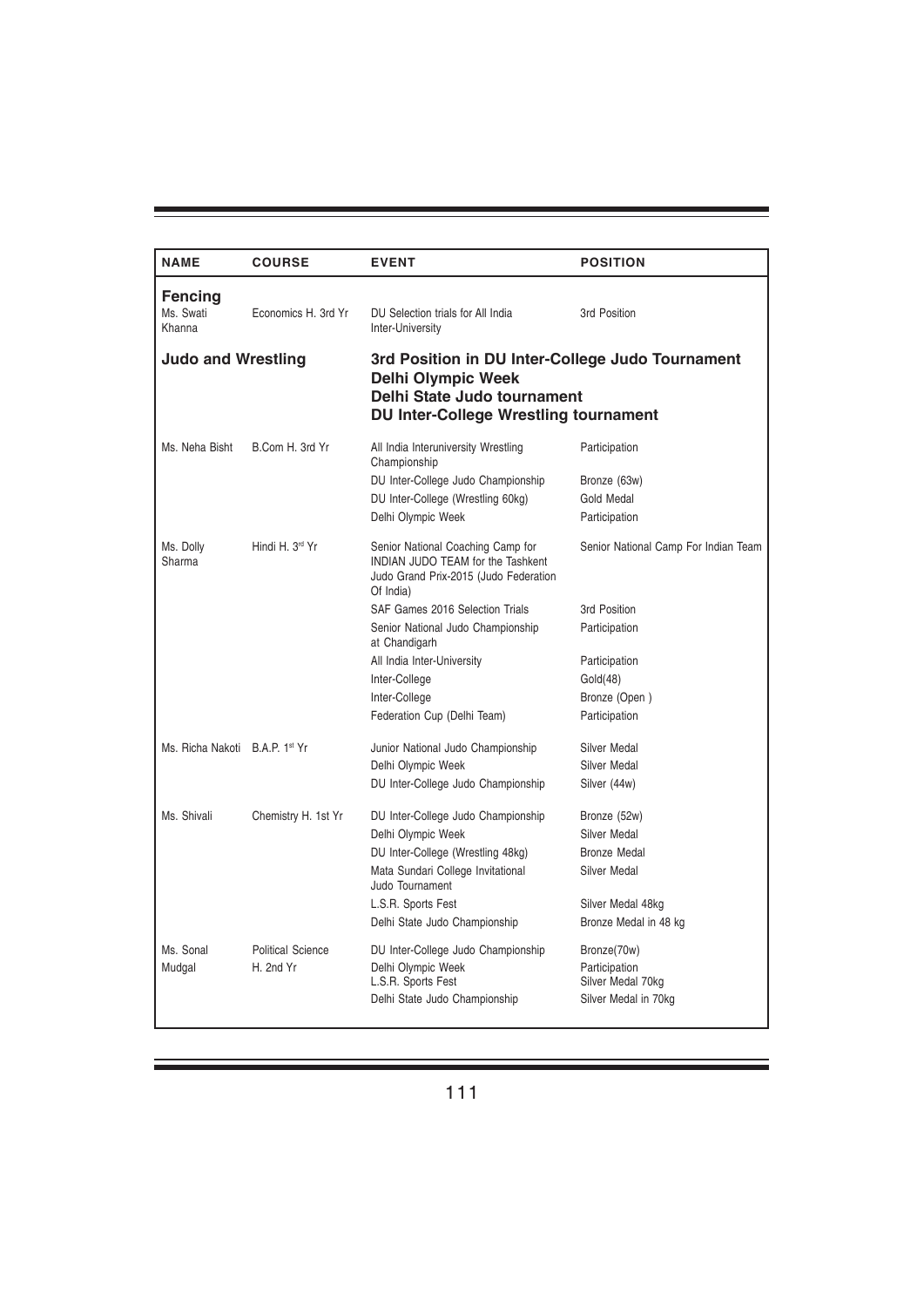| NAME | COURSE | EVENT | POSITION |
|---|---|---|---|
| **Fencing** | | | |
| Ms. Swati Khanna | Economics H. 3rd Yr | DU Selection trials for All India Inter-University | 3rd Position |
| **Judo and Wrestling** | | **3rd Position in DU Inter-College Judo Tournament**<br>**Delhi Olympic Week**<br>**Delhi State Judo tournament**<br>**DU Inter-College Wrestling tournament** | |
| Ms. Neha Bisht | B.Com H. 3rd Yr | All India Interuniversity Wrestling Championship | Participation |
| | | DU Inter-College Judo Championship | Bronze (63w) |
| | | DU Inter-College (Wrestling 60kg) | Gold Medal |
| | | Delhi Olympic Week | Participation |
| Ms. Dolly Sharma | Hindi H. 3rd Yr | Senior National Coaching Camp for INDIAN JUDO TEAM for the Tashkent Judo Grand Prix-2015 (Judo Federation Of India) | Senior National Camp For Indian Team |
| | | SAF Games 2016 Selection Trials | 3rd Position |
| | | Senior National Judo Championship at Chandigarh | Participation |
| | | All India Inter-University | Participation |
| | | Inter-College | Gold(48) |
| | | Inter-College | Bronze (Open ) |
| | | Federation Cup (Delhi Team) | Participation |
| Ms. Richa Nakoti | B.A.P. 1st Yr | Junior National Judo Championship | Silver Medal |
| | | Delhi Olympic Week | Silver Medal |
| | | DU Inter-College Judo Championship | Silver (44w) |
| Ms. Shivali | Chemistry H. 1st Yr | DU Inter-College Judo Championship | Bronze (52w) |
| | | Delhi Olympic Week | Silver Medal |
| | | DU Inter-College (Wrestling 48kg) | Bronze Medal |
| | | Mata Sundari College Invitational Judo Tournament | Silver Medal |
| | | L.S.R. Sports Fest | Silver Medal 48kg |
| | | Delhi State Judo Championship | Bronze Medal in 48 kg |
| Ms. Sonal Mudgal | Political Science H. 2nd Yr | DU Inter-College Judo Championship | Bronze(70w) |
| | | Delhi Olympic Week | Participation |
| | | L.S.R. Sports Fest | Silver Medal 70kg |
| | | Delhi State Judo Championship | Silver Medal in 70kg |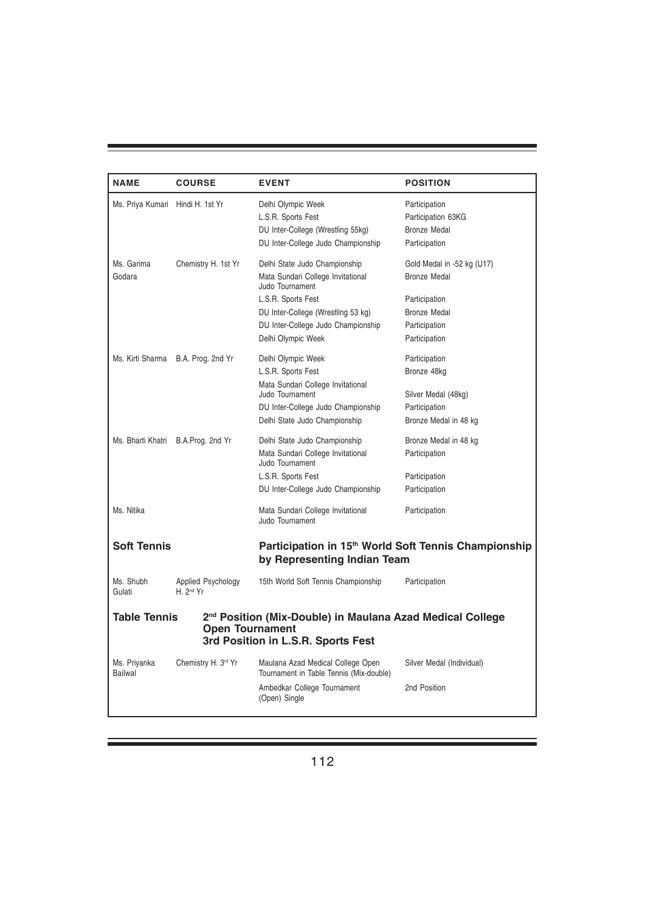| NAME | COURSE | EVENT | POSITION |
|---|---|---|---|
| Ms. Priya Kumari | Hindi H. 1st Yr | Delhi Olympic Week | Participation |
| | | L.S.R. Sports Fest | Participation 63KG |
| | | DU Inter-College (Wrestling 55kg) | Bronze Medal |
| | | DU Inter-College Judo Championship | Participation |
| Ms. Garima Godara | Chemistry H. 1st Yr | Delhi State Judo Championship | Gold Medal in -52 kg (U17) |
| | | Mata Sundari College Invitational Judo Tournament | Bronze Medal |
| | | L.S.R. Sports Fest | Participation |
| | | DU Inter-College (Wrestling 53 kg) | Bronze Medal |
| | | DU Inter-College Judo Championship | Participation |
| | | Delhi Olympic Week | Participation |
| Ms. Kirti Sharma | B.A. Prog. 2nd Yr | Delhi Olympic Week | Participation |
| | | L.S.R. Sports Fest | Bronze 48kg |
| | | Mata Sundari College Invitational Judo Tournament | Silver Medal (48kg) |
| | | DU Inter-College Judo Championship | Participation |
| | | Delhi State Judo Championship | Bronze Medal in 48 kg |
| Ms. Bharti Khatri | B.A.Prog. 2nd Yr | Delhi State Judo Championship | Bronze Medal in 48 kg |
| | | Mata Sundari College Invitational Judo Tournament | Participation |
| | | L.S.R. Sports Fest | Participation |
| | | DU Inter-College Judo Championship | Participation |
| Ms. Nitika | | Mata Sundari College Invitational Judo Tournament | Participation |

### Soft Tennis

**Participation in 15th World Soft Tennis Championship by Representing Indian Team**

| NAME | COURSE | EVENT | POSITION |
|---|---|---|---|
| Ms. Shubh Gulati | Applied Psychology H. 2nd Yr | 15th World Soft Tennis Championship | Participation |

### Table Tennis

**2nd Position (Mix-Double) in Maulana Azad Medical College Open Tournament**

**3rd Position in L.S.R. Sports Fest**

| NAME | COURSE | EVENT | POSITION |
|---|---|---|---|
| Ms. Priyanka Bailwal | Chemistry H. 3rd Yr | Maulana Azad Medical College Open Tournament in Table Tennis (Mix-double) | Silver Medal (Individual) |
| | | Ambedkar College Tournament (Open) Single | 2nd Position |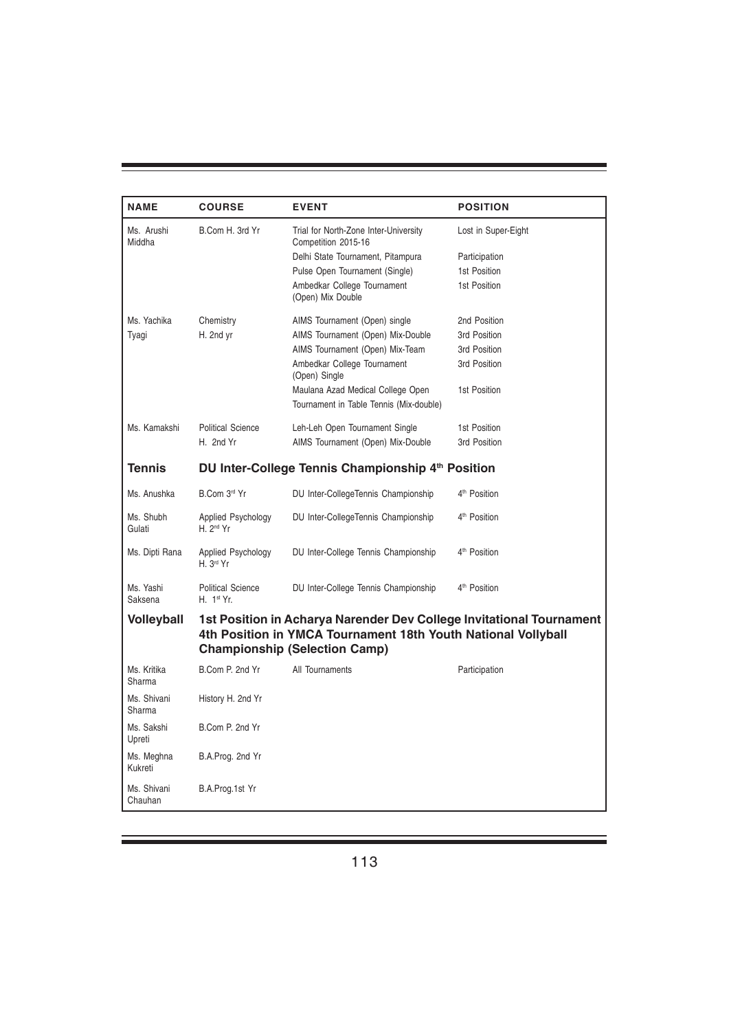| NAME | COURSE | EVENT | POSITION |
|---|---|---|---|
| Ms. Arushi Middha | B.Com H. 3rd Yr | Trial for North-Zone Inter-University Competition 2015-16 | Lost in Super-Eight |
| | | Delhi State Tournament, Pitampura | Participation |
| | | Pulse Open Tournament (Single) | 1st Position |
| | | Ambedkar College Tournament (Open) Mix Double | 1st Position |
| Ms. Yachika Tyagi | Chemistry H. 2nd yr | AIMS Tournament (Open) single | 2nd Position |
| | | AIMS Tournament (Open) Mix-Double | 3rd Position |
| | | AIMS Tournament (Open) Mix-Team | 3rd Position |
| | | Ambedkar College Tournament (Open) Single | 3rd Position |
| | | Maulana Azad Medical College Open Tournament in Table Tennis (Mix-double) | 1st Position |
| Ms. Kamakshi | Political Science H. 2nd Yr | Leh-Leh Open Tournament Single | 1st Position |
| | | AIMS Tournament (Open) Mix-Double | 3rd Position |
| **Tennis** | **DU Inter-College Tennis Championship 4th Position** | | |
| Ms. Anushka | B.Com 3rd Yr | DU Inter-CollegeTennis Championship | 4th Position |
| Ms. Shubh Gulati | Applied Psychology H. 2nd Yr | DU Inter-CollegeTennis Championship | 4th Position |
| Ms. Dipti Rana | Applied Psychology H. 3rd Yr | DU Inter-College Tennis Championship | 4th Position |
| Ms. Yashi Saksena | Political Science H. 1st Yr. | DU Inter-College Tennis Championship | 4th Position |
| **Volleyball** | **1st Position in Acharya Narender Dev College Invitational Tournament 4th Position in YMCA Tournament 18th Youth National Vollyball Championship (Selection Camp)** | | |
| Ms. Kritika Sharma | B.Com P. 2nd Yr | All Tournaments | Participation |
| Ms. Shivani Sharma | History H. 2nd Yr | | |
| Ms. Sakshi Upreti | B.Com P. 2nd Yr | | |
| Ms. Meghna Kukreti | B.A.Prog. 2nd Yr | | |
| Ms. Shivani Chauhan | B.A.Prog.1st Yr | | |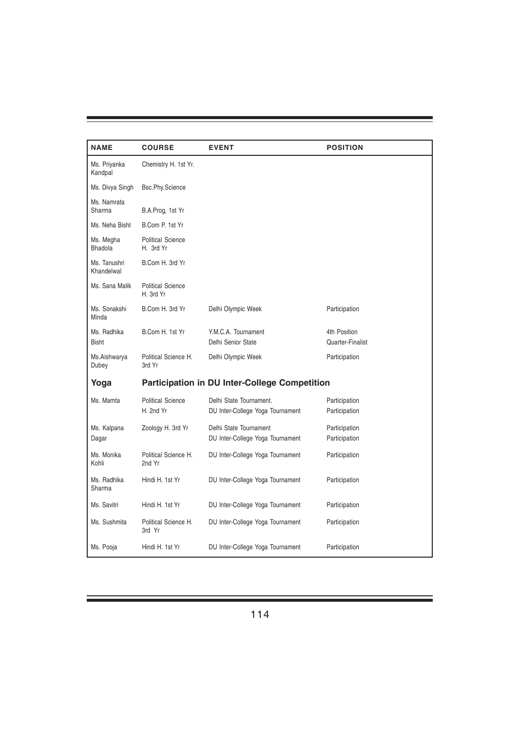| NAME | COURSE | EVENT | POSITION |
|---|---|---|---|
| Ms. Priyanka Kandpal | Chemistry H. 1st Yr. | | |
| Ms. Divya Singh | Bsc.Phy.Science | | |
| Ms. Namrata Sharma | B.A.Prog, 1st Yr | | |
| Ms. Neha Bisht | B.Com P. 1st Yr | | |
| Ms. Megha Bhadola | Political Science H. 3rd Yr | | |
| Ms. Tanushri Khandelwal | B.Com H. 3rd Yr | | |
| Ms. Sana Malik | Political Science H. 3rd Yr | | |
| Ms. Sonakshi Minda | B.Com H. 3rd Yr | Delhi Olympic Week | Participation |
| Ms. Radhika Bisht | B.Com H. 1st Yr | Y.M.C.A. Tournament<br>Delhi Senior State | 4th Position<br>Quarter-Finalist |
| Ms.Aishwarya Dubey | Political Science H. 3rd Yr | Delhi Olympic Week | Participation |
| **Yoga** | **Participation in DU Inter-College Competition** | | |
| Ms. Mamta | Political Science H. 2nd Yr | Delhi State Tournament.<br>DU Inter-College Yoga Tournament | Participation<br>Participation |
| Ms. Kalpana Dagar | Zoology H. 3rd Yr | Delhi State Tournament<br>DU Inter-College Yoga Tournament | Participation<br>Participation |
| Ms. Monika Kohli | Political Science H. 2nd Yr | DU Inter-College Yoga Tournament | Participation |
| Ms. Radhika Sharma | Hindi H. 1st Yr | DU Inter-College Yoga Tournament | Participation |
| Ms. Savitri | Hindi H. 1st Yr | DU Inter-College Yoga Tournament | Participation |
| Ms. Sushmita | Political Science H. 3rd Yr | DU Inter-College Yoga Tournament | Participation |
| Ms. Pooja | Hindi H. 1st Yr | DU Inter-College Yoga Tournament | Participation |